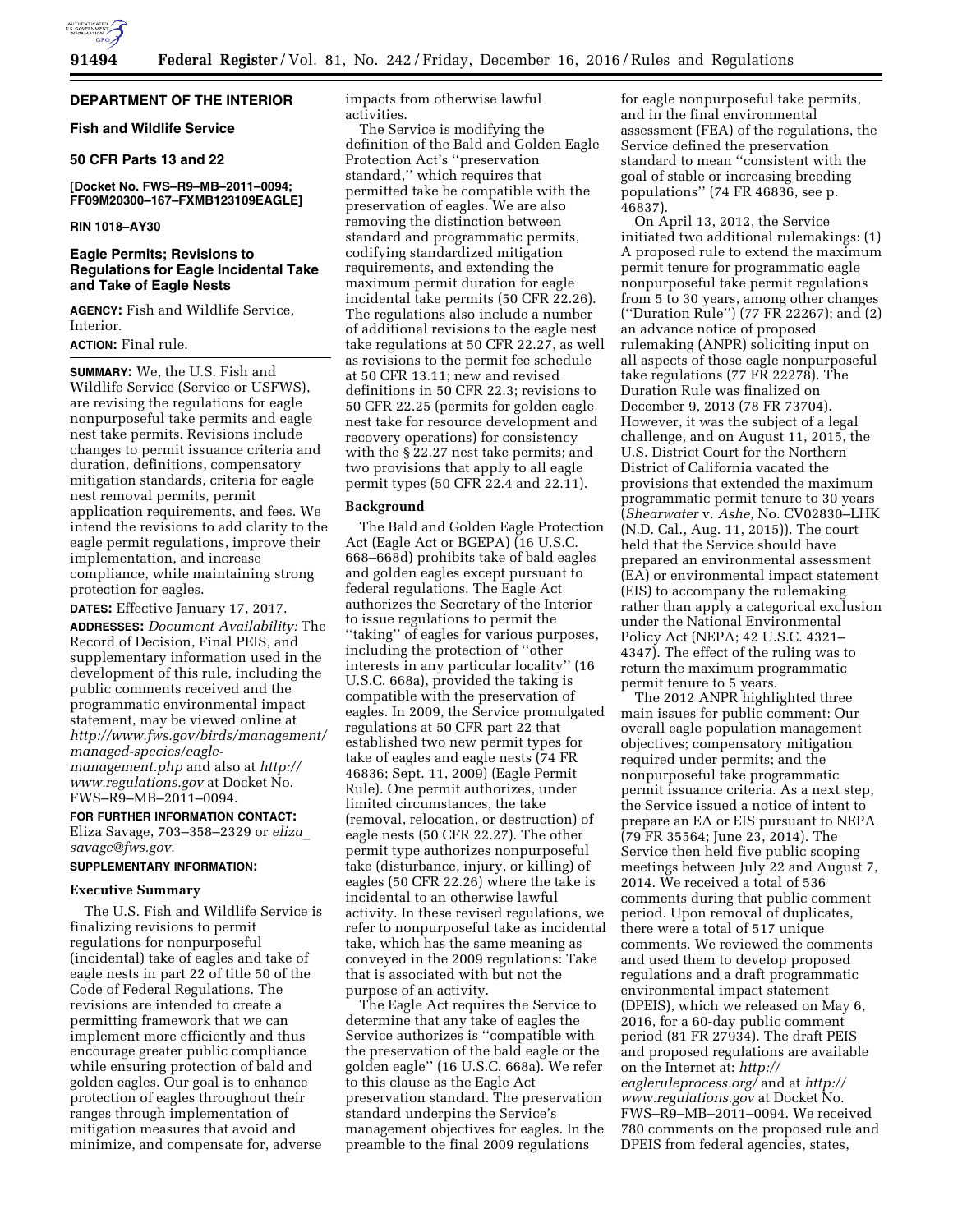## DEPARTMENT OF THE INTERIOR

### Fish and Wildlife Service

### 50 CFR Parts 13 and 22

**[Docket No. FWS–R9–MB–2011–0094; FF09M20300–167–FXMB123109EAGLE]**

**RIN 1018–AY30**

## Eagle Permits; Revisions to Regulations for Eagle Incidental Take and Take of Eagle Nests

**AGENCY:** Fish and Wildlife Service, Interior.

**ACTION:** Final rule.

**SUMMARY:** We, the U.S. Fish and Wildlife Service (Service or USFWS), are revising the regulations for eagle nonpurposeful take permits and eagle nest take permits. Revisions include changes to permit issuance criteria and duration, definitions, compensatory mitigation standards, criteria for eagle nest removal permits, permit application requirements, and fees. We intend the revisions to add clarity to the eagle permit regulations, improve their implementation, and increase compliance, while maintaining strong protection for eagles.

**DATES:** Effective January 17, 2017.

**ADDRESSES:** *Document Availability:* The Record of Decision, Final PEIS, and supplementary information used in the development of this rule, including the public comments received and the programmatic environmental impact statement, may be viewed online at *http://www.fws.gov/birds/management/managed-species/eagle-management.php* and also at *http://www.regulations.gov* at Docket No. FWS–R9–MB–2011–0094.

**FOR FURTHER INFORMATION CONTACT:** Eliza Savage, 703–358–2329 or *eliza_savage@fws.gov.*

**SUPPLEMENTARY INFORMATION:**

### Executive Summary

The U.S. Fish and Wildlife Service is finalizing revisions to permit regulations for nonpurposeful (incidental) take of eagles and take of eagle nests in part 22 of title 50 of the Code of Federal Regulations. The revisions are intended to create a permitting framework that we can implement more efficiently and thus encourage greater public compliance while ensuring protection of bald and golden eagles. Our goal is to enhance protection of eagles throughout their ranges through implementation of mitigation measures that avoid and minimize, and compensate for, adverse impacts from otherwise lawful activities.

The Service is modifying the definition of the Bald and Golden Eagle Protection Act's "preservation standard," which requires that permitted take be compatible with the preservation of eagles. We are also removing the distinction between standard and programmatic permits, codifying standardized mitigation requirements, and extending the maximum permit duration for eagle incidental take permits (50 CFR 22.26). The regulations also include a number of additional revisions to the eagle nest take regulations at 50 CFR 22.27, as well as revisions to the permit fee schedule at 50 CFR 13.11; new and revised definitions in 50 CFR 22.3; revisions to 50 CFR 22.25 (permits for golden eagle nest take for resource development and recovery operations) for consistency with the § 22.27 nest take permits; and two provisions that apply to all eagle permit types (50 CFR 22.4 and 22.11).

### Background

The Bald and Golden Eagle Protection Act (Eagle Act or BGEPA) (16 U.S.C. 668–668d) prohibits take of bald eagles and golden eagles except pursuant to federal regulations. The Eagle Act authorizes the Secretary of the Interior to issue regulations to permit the "taking" of eagles for various purposes, including the protection of "other interests in any particular locality" (16 U.S.C. 668a), provided the taking is compatible with the preservation of eagles. In 2009, the Service promulgated regulations at 50 CFR part 22 that established two new permit types for take of eagles and eagle nests (74 FR 46836; Sept. 11, 2009) (Eagle Permit Rule). One permit authorizes, under limited circumstances, the take (removal, relocation, or destruction) of eagle nests (50 CFR 22.27). The other permit type authorizes nonpurposeful take (disturbance, injury, or killing) of eagles (50 CFR 22.26) where the take is incidental to an otherwise lawful activity. In these revised regulations, we refer to nonpurposeful take as incidental take, which has the same meaning as conveyed in the 2009 regulations: Take that is associated with but not the purpose of an activity.

The Eagle Act requires the Service to determine that any take of eagles the Service authorizes is "compatible with the preservation of the bald eagle or the golden eagle" (16 U.S.C. 668a). We refer to this clause as the Eagle Act preservation standard. The preservation standard underpins the Service's management objectives for eagles. In the preamble to the final 2009 regulations for eagle nonpurposeful take permits, and in the final environmental assessment (FEA) of the regulations, the Service defined the preservation standard to mean "consistent with the goal of stable or increasing breeding populations" (74 FR 46836, see p. 46837).

On April 13, 2012, the Service initiated two additional rulemakings: (1) A proposed rule to extend the maximum permit tenure for programmatic eagle nonpurposeful take permit regulations from 5 to 30 years, among other changes ("Duration Rule") (77 FR 22267); and (2) an advance notice of proposed rulemaking (ANPR) soliciting input on all aspects of those eagle nonpurposeful take regulations (77 FR 22278). The Duration Rule was finalized on December 9, 2013 (78 FR 73704). However, it was the subject of a legal challenge, and on August 11, 2015, the U.S. District Court for the Northern District of California vacated the provisions that extended the maximum programmatic permit tenure to 30 years (*Shearwater* v. *Ashe,* No. CV02830–LHK (N.D. Cal., Aug. 11, 2015)). The court held that the Service should have prepared an environmental assessment (EA) or environmental impact statement (EIS) to accompany the rulemaking rather than apply a categorical exclusion under the National Environmental Policy Act (NEPA; 42 U.S.C. 4321–4347). The effect of the ruling was to return the maximum programmatic permit tenure to 5 years.

The 2012 ANPR highlighted three main issues for public comment: Our overall eagle population management objectives; compensatory mitigation required under permits; and the nonpurposeful take programmatic permit issuance criteria. As a next step, the Service issued a notice of intent to prepare an EA or EIS pursuant to NEPA (79 FR 35564; June 23, 2014). The Service then held five public scoping meetings between July 22 and August 7, 2014. We received a total of 536 comments during that public comment period. Upon removal of duplicates, there were a total of 517 unique comments. We reviewed the comments and used them to develop proposed regulations and a draft programmatic environmental impact statement (DPEIS), which we released on May 6, 2016, for a 60-day public comment period (81 FR 27934). The draft PEIS and proposed regulations are available on the Internet at: *http://eagleruleprocess.org/* and at *http://www.regulations.gov* at Docket No. FWS–R9–MB–2011–0094. We received 780 comments on the proposed rule and DPEIS from federal agencies, states,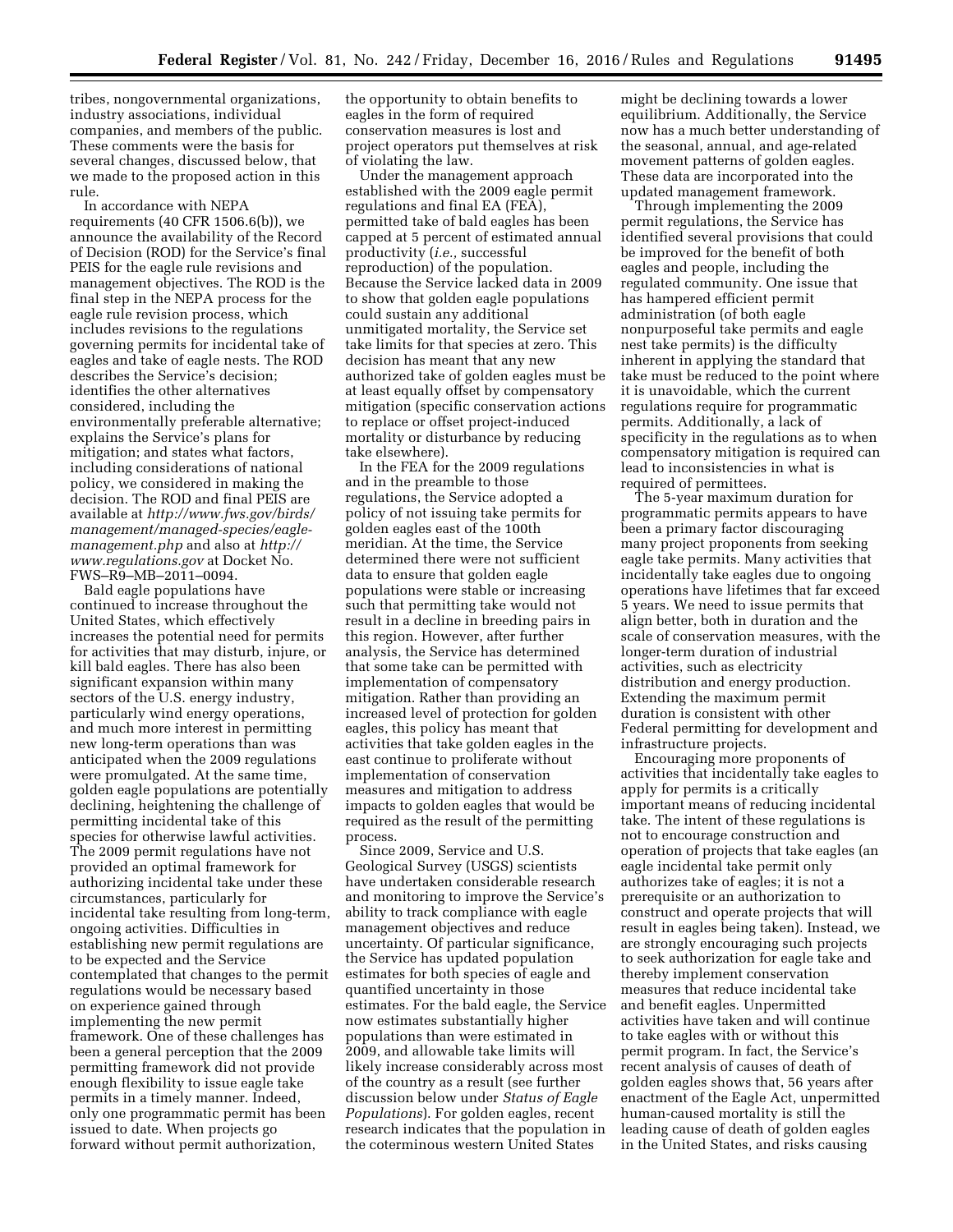tribes, nongovernmental organizations, industry associations, individual companies, and members of the public. These comments were the basis for several changes, discussed below, that we made to the proposed action in this rule.

In accordance with NEPA requirements (40 CFR 1506.6(b)), we announce the availability of the Record of Decision (ROD) for the Service's final PEIS for the eagle rule revisions and management objectives. The ROD is the final step in the NEPA process for the eagle rule revision process, which includes revisions to the regulations governing permits for incidental take of eagles and take of eagle nests. The ROD describes the Service's decision; identifies the other alternatives considered, including the environmentally preferable alternative; explains the Service's plans for mitigation; and states what factors, including considerations of national policy, we considered in making the decision. The ROD and final PEIS are available at *http://www.fws.gov/birds/management/managed-species/eagle-management.php* and also at *http://www.regulations.gov* at Docket No. FWS–R9–MB–2011–0094.

Bald eagle populations have continued to increase throughout the United States, which effectively increases the potential need for permits for activities that may disturb, injure, or kill bald eagles. There has also been significant expansion within many sectors of the U.S. energy industry, particularly wind energy operations, and much more interest in permitting new long-term operations than was anticipated when the 2009 regulations were promulgated. At the same time, golden eagle populations are potentially declining, heightening the challenge of permitting incidental take of this species for otherwise lawful activities. The 2009 permit regulations have not provided an optimal framework for authorizing incidental take under these circumstances, particularly for incidental take resulting from long-term, ongoing activities. Difficulties in establishing new permit regulations are to be expected and the Service contemplated that changes to the permit regulations would be necessary based on experience gained through implementing the new permit framework. One of these challenges has been a general perception that the 2009 permitting framework did not provide enough flexibility to issue eagle take permits in a timely manner. Indeed, only one programmatic permit has been issued to date. When projects go forward without permit authorization, the opportunity to obtain benefits to eagles in the form of required conservation measures is lost and project operators put themselves at risk of violating the law.

Under the management approach established with the 2009 eagle permit regulations and final EA (FEA), permitted take of bald eagles has been capped at 5 percent of estimated annual productivity (*i.e.,* successful reproduction) of the population. Because the Service lacked data in 2009 to show that golden eagle populations could sustain any additional unmitigated mortality, the Service set take limits for that species at zero. This decision has meant that any new authorized take of golden eagles must be at least equally offset by compensatory mitigation (specific conservation actions to replace or offset project-induced mortality or disturbance by reducing take elsewhere).

In the FEA for the 2009 regulations and in the preamble to those regulations, the Service adopted a policy of not issuing take permits for golden eagles east of the 100th meridian. At the time, the Service determined there were not sufficient data to ensure that golden eagle populations were stable or increasing such that permitting take would not result in a decline in breeding pairs in this region. However, after further analysis, the Service has determined that some take can be permitted with implementation of compensatory mitigation. Rather than providing an increased level of protection for golden eagles, this policy has meant that activities that take golden eagles in the east continue to proliferate without implementation of conservation measures and mitigation to address impacts to golden eagles that would be required as the result of the permitting process.

Since 2009, Service and U.S. Geological Survey (USGS) scientists have undertaken considerable research and monitoring to improve the Service's ability to track compliance with eagle management objectives and reduce uncertainty. Of particular significance, the Service has updated population estimates for both species of eagle and quantified uncertainty in those estimates. For the bald eagle, the Service now estimates substantially higher populations than were estimated in 2009, and allowable take limits will likely increase considerably across most of the country as a result (see further discussion below under *Status of Eagle Populations*). For golden eagles, recent research indicates that the population in the coterminous western United States might be declining towards a lower equilibrium. Additionally, the Service now has a much better understanding of the seasonal, annual, and age-related movement patterns of golden eagles. These data are incorporated into the updated management framework.

Through implementing the 2009 permit regulations, the Service has identified several provisions that could be improved for the benefit of both eagles and people, including the regulated community. One issue that has hampered efficient permit administration (of both eagle nonpurposeful take permits and eagle nest take permits) is the difficulty inherent in applying the standard that take must be reduced to the point where it is unavoidable, which the current regulations require for programmatic permits. Additionally, a lack of specificity in the regulations as to when compensatory mitigation is required can lead to inconsistencies in what is required of permittees.

The 5-year maximum duration for programmatic permits appears to have been a primary factor discouraging many project proponents from seeking eagle take permits. Many activities that incidentally take eagles due to ongoing operations have lifetimes that far exceed 5 years. We need to issue permits that align better, both in duration and the scale of conservation measures, with the longer-term duration of industrial activities, such as electricity distribution and energy production. Extending the maximum permit duration is consistent with other Federal permitting for development and infrastructure projects.

Encouraging more proponents of activities that incidentally take eagles to apply for permits is a critically important means of reducing incidental take. The intent of these regulations is not to encourage construction and operation of projects that take eagles (an eagle incidental take permit only authorizes take of eagles; it is not a prerequisite or an authorization to construct and operate projects that will result in eagles being taken). Instead, we are strongly encouraging such projects to seek authorization for eagle take and thereby implement conservation measures that reduce incidental take and benefit eagles. Unpermitted activities have taken and will continue to take eagles with or without this permit program. In fact, the Service's recent analysis of causes of death of golden eagles shows that, 56 years after enactment of the Eagle Act, unpermitted human-caused mortality is still the leading cause of death of golden eagles in the United States, and risks causing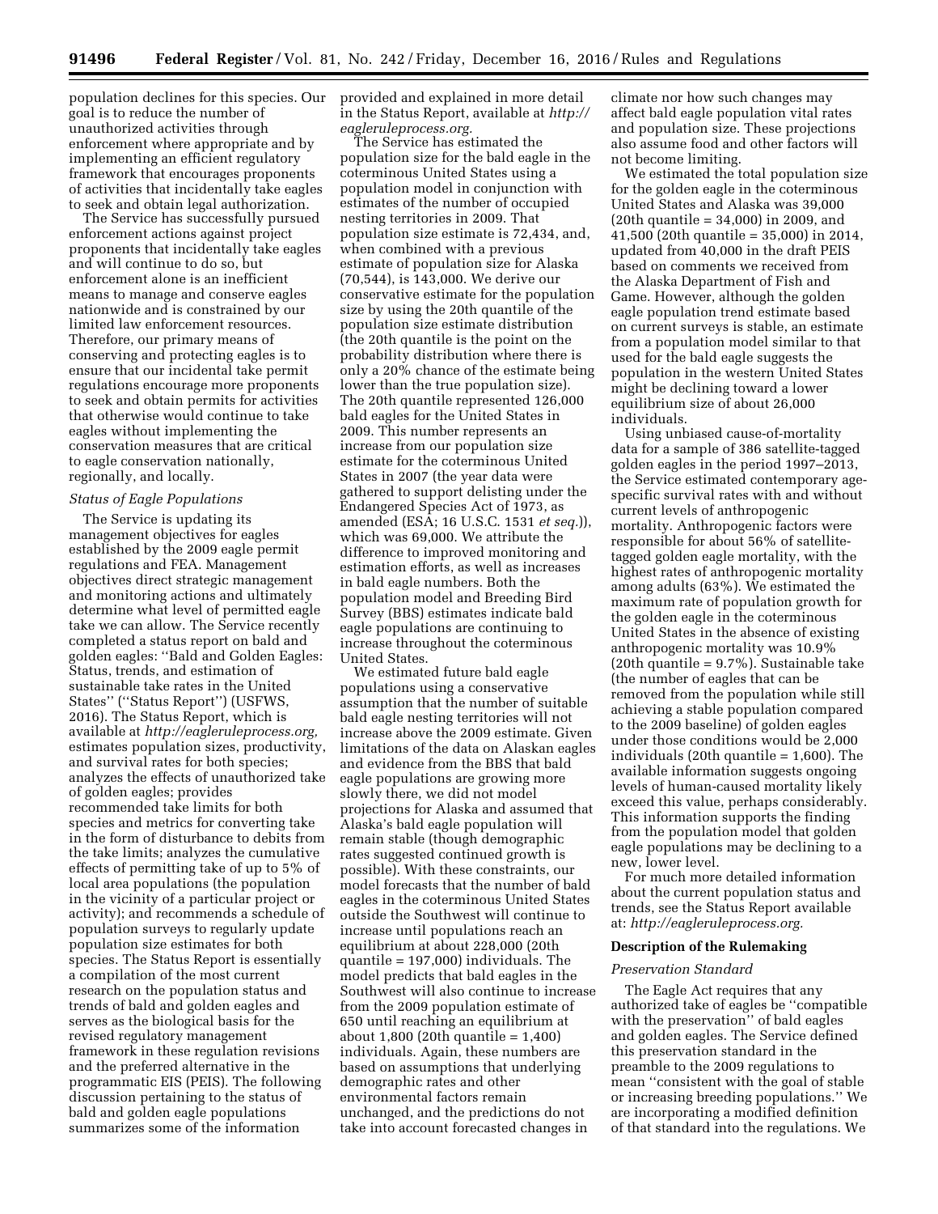population declines for this species. Our goal is to reduce the number of unauthorized activities through enforcement where appropriate and by implementing an efficient regulatory framework that encourages proponents of activities that incidentally take eagles to seek and obtain legal authorization.

The Service has successfully pursued enforcement actions against project proponents that incidentally take eagles and will continue to do so, but enforcement alone is an inefficient means to manage and conserve eagles nationwide and is constrained by our limited law enforcement resources. Therefore, our primary means of conserving and protecting eagles is to ensure that our incidental take permit regulations encourage more proponents to seek and obtain permits for activities that otherwise would continue to take eagles without implementing the conservation measures that are critical to eagle conservation nationally, regionally, and locally.

*Status of Eagle Populations*

The Service is updating its management objectives for eagles established by the 2009 eagle permit regulations and FEA. Management objectives direct strategic management and monitoring actions and ultimately determine what level of permitted eagle take we can allow. The Service recently completed a status report on bald and golden eagles: ''Bald and Golden Eagles: Status, trends, and estimation of sustainable take rates in the United States'' (''Status Report'') (USFWS, 2016). The Status Report, which is available at *http://eagleruleprocess.org,* estimates population sizes, productivity, and survival rates for both species; analyzes the effects of unauthorized take of golden eagles; provides recommended take limits for both species and metrics for converting take in the form of disturbance to debits from the take limits; analyzes the cumulative effects of permitting take of up to 5% of local area populations (the population in the vicinity of a particular project or activity); and recommends a schedule of population surveys to regularly update population size estimates for both species. The Status Report is essentially a compilation of the most current research on the population status and trends of bald and golden eagles and serves as the biological basis for the revised regulatory management framework in these regulation revisions and the preferred alternative in the programmatic EIS (PEIS). The following discussion pertaining to the status of bald and golden eagle populations summarizes some of the information provided and explained in more detail in the Status Report, available at *http://eagleruleprocess.org.*

The Service has estimated the population size for the bald eagle in the coterminous United States using a population model in conjunction with estimates of the number of occupied nesting territories in 2009. That population size estimate is 72,434, and, when combined with a previous estimate of population size for Alaska (70,544), is 143,000. We derive our conservative estimate for the population size by using the 20th quantile of the population size estimate distribution (the 20th quantile is the point on the probability distribution where there is only a 20% chance of the estimate being lower than the true population size). The 20th quantile represented 126,000 bald eagles for the United States in 2009. This number represents an increase from our population size estimate for the coterminous United States in 2007 (the year data were gathered to support delisting under the Endangered Species Act of 1973, as amended (ESA; 16 U.S.C. 1531 *et seq.*)), which was 69,000. We attribute the difference to improved monitoring and estimation efforts, as well as increases in bald eagle numbers. Both the population model and Breeding Bird Survey (BBS) estimates indicate bald eagle populations are continuing to increase throughout the coterminous United States.

We estimated future bald eagle populations using a conservative assumption that the number of suitable bald eagle nesting territories will not increase above the 2009 estimate. Given limitations of the data on Alaskan eagles and evidence from the BBS that bald eagle populations are growing more slowly there, we did not model projections for Alaska and assumed that Alaska's bald eagle population will remain stable (though demographic rates suggested continued growth is possible). With these constraints, our model forecasts that the number of bald eagles in the coterminous United States outside the Southwest will continue to increase until populations reach an equilibrium at about 228,000 (20th quantile = 197,000) individuals. The model predicts that bald eagles in the Southwest will also continue to increase from the 2009 population estimate of 650 until reaching an equilibrium at about 1,800 (20th quantile = 1,400) individuals. Again, these numbers are based on assumptions that underlying demographic rates and other environmental factors remain unchanged, and the predictions do not take into account forecasted changes in climate nor how such changes may affect bald eagle population vital rates and population size. These projections also assume food and other factors will not become limiting.

We estimated the total population size for the golden eagle in the coterminous United States and Alaska was 39,000 (20th quantile = 34,000) in 2009, and 41,500 (20th quantile = 35,000) in 2014, updated from 40,000 in the draft PEIS based on comments we received from the Alaska Department of Fish and Game. However, although the golden eagle population trend estimate based on current surveys is stable, an estimate from a population model similar to that used for the bald eagle suggests the population in the western United States might be declining toward a lower equilibrium size of about 26,000 individuals.

Using unbiased cause-of-mortality data for a sample of 386 satellite-tagged golden eagles in the period 1997–2013, the Service estimated contemporary age-specific survival rates with and without current levels of anthropogenic mortality. Anthropogenic factors were responsible for about 56% of satellite-tagged golden eagle mortality, with the highest rates of anthropogenic mortality among adults (63%). We estimated the maximum rate of population growth for the golden eagle in the coterminous United States in the absence of existing anthropogenic mortality was 10.9% (20th quantile = 9.7%). Sustainable take (the number of eagles that can be removed from the population while still achieving a stable population compared to the 2009 baseline) of golden eagles under those conditions would be 2,000 individuals (20th quantile = 1,600). The available information suggests ongoing levels of human-caused mortality likely exceed this value, perhaps considerably. This information supports the finding from the population model that golden eagle populations may be declining to a new, lower level.

For much more detailed information about the current population status and trends, see the Status Report available at: *http://eagleruleprocess.org.*

## Description of the Rulemaking

*Preservation Standard*

The Eagle Act requires that any authorized take of eagles be ''compatible with the preservation'' of bald eagles and golden eagles. The Service defined this preservation standard in the preamble to the 2009 regulations to mean ''consistent with the goal of stable or increasing breeding populations.'' We are incorporating a modified definition of that standard into the regulations. We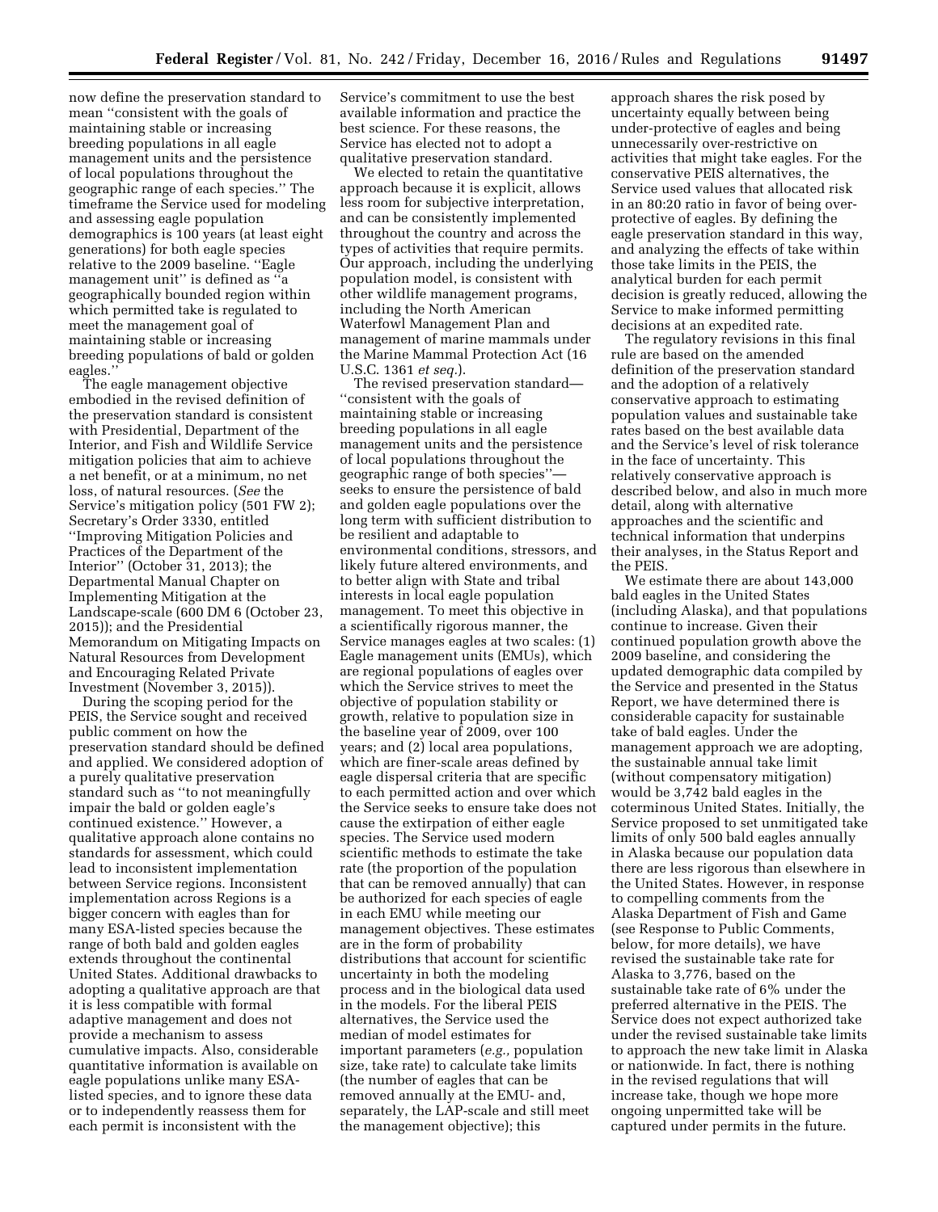now define the preservation standard to mean "consistent with the goals of maintaining stable or increasing breeding populations in all eagle management units and the persistence of local populations throughout the geographic range of each species." The timeframe the Service used for modeling and assessing eagle population demographics is 100 years (at least eight generations) for both eagle species relative to the 2009 baseline. "Eagle management unit" is defined as "a geographically bounded region within which permitted take is regulated to meet the management goal of maintaining stable or increasing breeding populations of bald or golden eagles."

The eagle management objective embodied in the revised definition of the preservation standard is consistent with Presidential, Department of the Interior, and Fish and Wildlife Service mitigation policies that aim to achieve a net benefit, or at a minimum, no net loss, of natural resources. (*See* the Service's mitigation policy (501 FW 2); Secretary's Order 3330, entitled "Improving Mitigation Policies and Practices of the Department of the Interior" (October 31, 2013); the Departmental Manual Chapter on Implementing Mitigation at the Landscape-scale (600 DM 6 (October 23, 2015)); and the Presidential Memorandum on Mitigating Impacts on Natural Resources from Development and Encouraging Related Private Investment (November 3, 2015)).

During the scoping period for the PEIS, the Service sought and received public comment on how the preservation standard should be defined and applied. We considered adoption of a purely qualitative preservation standard such as "to not meaningfully impair the bald or golden eagle's continued existence." However, a qualitative approach alone contains no standards for assessment, which could lead to inconsistent implementation between Service regions. Inconsistent implementation across Regions is a bigger concern with eagles than for many ESA-listed species because the range of both bald and golden eagles extends throughout the continental United States. Additional drawbacks to adopting a qualitative approach are that it is less compatible with formal adaptive management and does not provide a mechanism to assess cumulative impacts. Also, considerable quantitative information is available on eagle populations unlike many ESA-listed species, and to ignore these data or to independently reassess them for each permit is inconsistent with the Service's commitment to use the best available information and practice the best science. For these reasons, the Service has elected not to adopt a qualitative preservation standard.

We elected to retain the quantitative approach because it is explicit, allows less room for subjective interpretation, and can be consistently implemented throughout the country and across the types of activities that require permits. Our approach, including the underlying population model, is consistent with other wildlife management programs, including the North American Waterfowl Management Plan and management of marine mammals under the Marine Mammal Protection Act (16 U.S.C. 1361 *et seq.*).

The revised preservation standard—"consistent with the goals of maintaining stable or increasing breeding populations in all eagle management units and the persistence of local populations throughout the geographic range of both species"—seeks to ensure the persistence of bald and golden eagle populations over the long term with sufficient distribution to be resilient and adaptable to environmental conditions, stressors, and likely future altered environments, and to better align with State and tribal interests in local eagle population management. To meet this objective in a scientifically rigorous manner, the Service manages eagles at two scales: (1) Eagle management units (EMUs), which are regional populations of eagles over which the Service strives to meet the objective of population stability or growth, relative to population size in the baseline year of 2009, over 100 years; and (2) local area populations, which are finer-scale areas defined by eagle dispersal criteria that are specific to each permitted action and over which the Service seeks to ensure take does not cause the extirpation of either eagle species. The Service used modern scientific methods to estimate the take rate (the proportion of the population that can be removed annually) that can be authorized for each species of eagle in each EMU while meeting our management objectives. These estimates are in the form of probability distributions that account for scientific uncertainty in both the modeling process and in the biological data used in the models. For the liberal PEIS alternatives, the Service used the median of model estimates for important parameters (*e.g.,* population size, take rate) to calculate take limits (the number of eagles that can be removed annually at the EMU- and, separately, the LAP-scale and still meet the management objective); this approach shares the risk posed by uncertainty equally between being under-protective of eagles and being unnecessarily over-restrictive on activities that might take eagles. For the conservative PEIS alternatives, the Service used values that allocated risk in an 80:20 ratio in favor of being over-protective of eagles. By defining the eagle preservation standard in this way, and analyzing the effects of take within those take limits in the PEIS, the analytical burden for each permit decision is greatly reduced, allowing the Service to make informed permitting decisions at an expedited rate.

The regulatory revisions in this final rule are based on the amended definition of the preservation standard and the adoption of a relatively conservative approach to estimating population values and sustainable take rates based on the best available data and the Service's level of risk tolerance in the face of uncertainty. This relatively conservative approach is described below, and also in much more detail, along with alternative approaches and the scientific and technical information that underpins their analyses, in the Status Report and the PEIS.

We estimate there are about 143,000 bald eagles in the United States (including Alaska), and that populations continue to increase. Given their continued population growth above the 2009 baseline, and considering the updated demographic data compiled by the Service and presented in the Status Report, we have determined there is considerable capacity for sustainable take of bald eagles. Under the management approach we are adopting, the sustainable annual take limit (without compensatory mitigation) would be 3,742 bald eagles in the coterminous United States. Initially, the Service proposed to set unmitigated take limits of only 500 bald eagles annually in Alaska because our population data there are less rigorous than elsewhere in the United States. However, in response to compelling comments from the Alaska Department of Fish and Game (see Response to Public Comments, below, for more details), we have revised the sustainable take rate for Alaska to 3,776, based on the sustainable take rate of 6% under the preferred alternative in the PEIS. The Service does not expect authorized take under the revised sustainable take limits to approach the new take limit in Alaska or nationwide. In fact, there is nothing in the revised regulations that will increase take, though we hope more ongoing unpermitted take will be captured under permits in the future.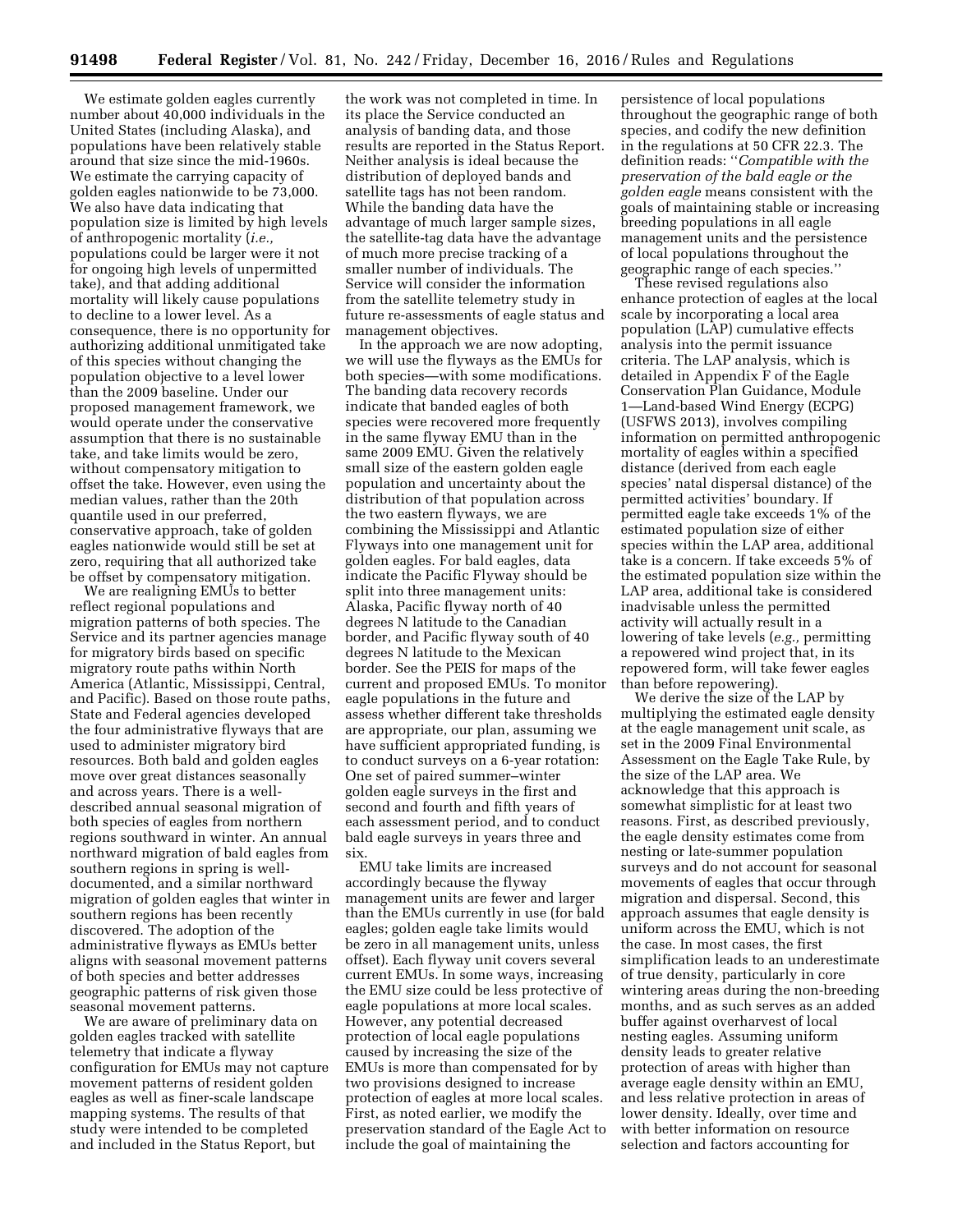We estimate golden eagles currently number about 40,000 individuals in the United States (including Alaska), and populations have been relatively stable around that size since the mid-1960s. We estimate the carrying capacity of golden eagles nationwide to be 73,000. We also have data indicating that population size is limited by high levels of anthropogenic mortality (*i.e.,* populations could be larger were it not for ongoing high levels of unpermitted take), and that adding additional mortality will likely cause populations to decline to a lower level. As a consequence, there is no opportunity for authorizing additional unmitigated take of this species without changing the population objective to a level lower than the 2009 baseline. Under our proposed management framework, we would operate under the conservative assumption that there is no sustainable take, and take limits would be zero, without compensatory mitigation to offset the take. However, even using the median values, rather than the 20th quantile used in our preferred, conservative approach, take of golden eagles nationwide would still be set at zero, requiring that all authorized take be offset by compensatory mitigation.

We are realigning EMUs to better reflect regional populations and migration patterns of both species. The Service and its partner agencies manage for migratory birds based on specific migratory route paths within North America (Atlantic, Mississippi, Central, and Pacific). Based on those route paths, State and Federal agencies developed the four administrative flyways that are used to administer migratory bird resources. Both bald and golden eagles move over great distances seasonally and across years. There is a well-described annual seasonal migration of both species of eagles from northern regions southward in winter. An annual northward migration of bald eagles from southern regions in spring is well-documented, and a similar northward migration of golden eagles that winter in southern regions has been recently discovered. The adoption of the administrative flyways as EMUs better aligns with seasonal movement patterns of both species and better addresses geographic patterns of risk given those seasonal movement patterns.

We are aware of preliminary data on golden eagles tracked with satellite telemetry that indicate a flyway configuration for EMUs may not capture movement patterns of resident golden eagles as well as finer-scale landscape mapping systems. The results of that study were intended to be completed and included in the Status Report, but the work was not completed in time. In its place the Service conducted an analysis of banding data, and those results are reported in the Status Report. Neither analysis is ideal because the distribution of deployed bands and satellite tags has not been random. While the banding data have the advantage of much larger sample sizes, the satellite-tag data have the advantage of much more precise tracking of a smaller number of individuals. The Service will consider the information from the satellite telemetry study in future re-assessments of eagle status and management objectives.

In the approach we are now adopting, we will use the flyways as the EMUs for both species—with some modifications. The banding data recovery records indicate that banded eagles of both species were recovered more frequently in the same flyway EMU than in the same 2009 EMU. Given the relatively small size of the eastern golden eagle population and uncertainty about the distribution of that population across the two eastern flyways, we are combining the Mississippi and Atlantic Flyways into one management unit for golden eagles. For bald eagles, data indicate the Pacific Flyway should be split into three management units: Alaska, Pacific flyway north of 40 degrees N latitude to the Canadian border, and Pacific flyway south of 40 degrees N latitude to the Mexican border. See the PEIS for maps of the current and proposed EMUs. To monitor eagle populations in the future and assess whether different take thresholds are appropriate, our plan, assuming we have sufficient appropriated funding, is to conduct surveys on a 6-year rotation: One set of paired summer–winter golden eagle surveys in the first and second and fourth and fifth years of each assessment period, and to conduct bald eagle surveys in years three and six.

EMU take limits are increased accordingly because the flyway management units are fewer and larger than the EMUs currently in use (for bald eagles; golden eagle take limits would be zero in all management units, unless offset). Each flyway unit covers several current EMUs. In some ways, increasing the EMU size could be less protective of eagle populations at more local scales. However, any potential decreased protection of local eagle populations caused by increasing the size of the EMUs is more than compensated for by two provisions designed to increase protection of eagles at more local scales. First, as noted earlier, we modify the preservation standard of the Eagle Act to include the goal of maintaining the persistence of local populations throughout the geographic range of both species, and codify the new definition in the regulations at 50 CFR 22.3. The definition reads: ''*Compatible with the preservation of the bald eagle or the golden eagle* means consistent with the goals of maintaining stable or increasing breeding populations in all eagle management units and the persistence of local populations throughout the geographic range of each species.''

These revised regulations also enhance protection of eagles at the local scale by incorporating a local area population (LAP) cumulative effects analysis into the permit issuance criteria. The LAP analysis, which is detailed in Appendix F of the Eagle Conservation Plan Guidance, Module 1—Land-based Wind Energy (ECPG) (USFWS 2013), involves compiling information on permitted anthropogenic mortality of eagles within a specified distance (derived from each eagle species' natal dispersal distance) of the permitted activities' boundary. If permitted eagle take exceeds 1% of the estimated population size of either species within the LAP area, additional take is a concern. If take exceeds 5% of the estimated population size within the LAP area, additional take is considered inadvisable unless the permitted activity will actually result in a lowering of take levels (*e.g.,* permitting a repowered wind project that, in its repowered form, will take fewer eagles than before repowering).

We derive the size of the LAP by multiplying the estimated eagle density at the eagle management unit scale, as set in the 2009 Final Environmental Assessment on the Eagle Take Rule, by the size of the LAP area. We acknowledge that this approach is somewhat simplistic for at least two reasons. First, as described previously, the eagle density estimates come from nesting or late-summer population surveys and do not account for seasonal movements of eagles that occur through migration and dispersal. Second, this approach assumes that eagle density is uniform across the EMU, which is not the case. In most cases, the first simplification leads to an underestimate of true density, particularly in core wintering areas during the non-breeding months, and as such serves as an added buffer against overharvest of local nesting eagles. Assuming uniform density leads to greater relative protection of areas with higher than average eagle density within an EMU, and less relative protection in areas of lower density. Ideally, over time and with better information on resource selection and factors accounting for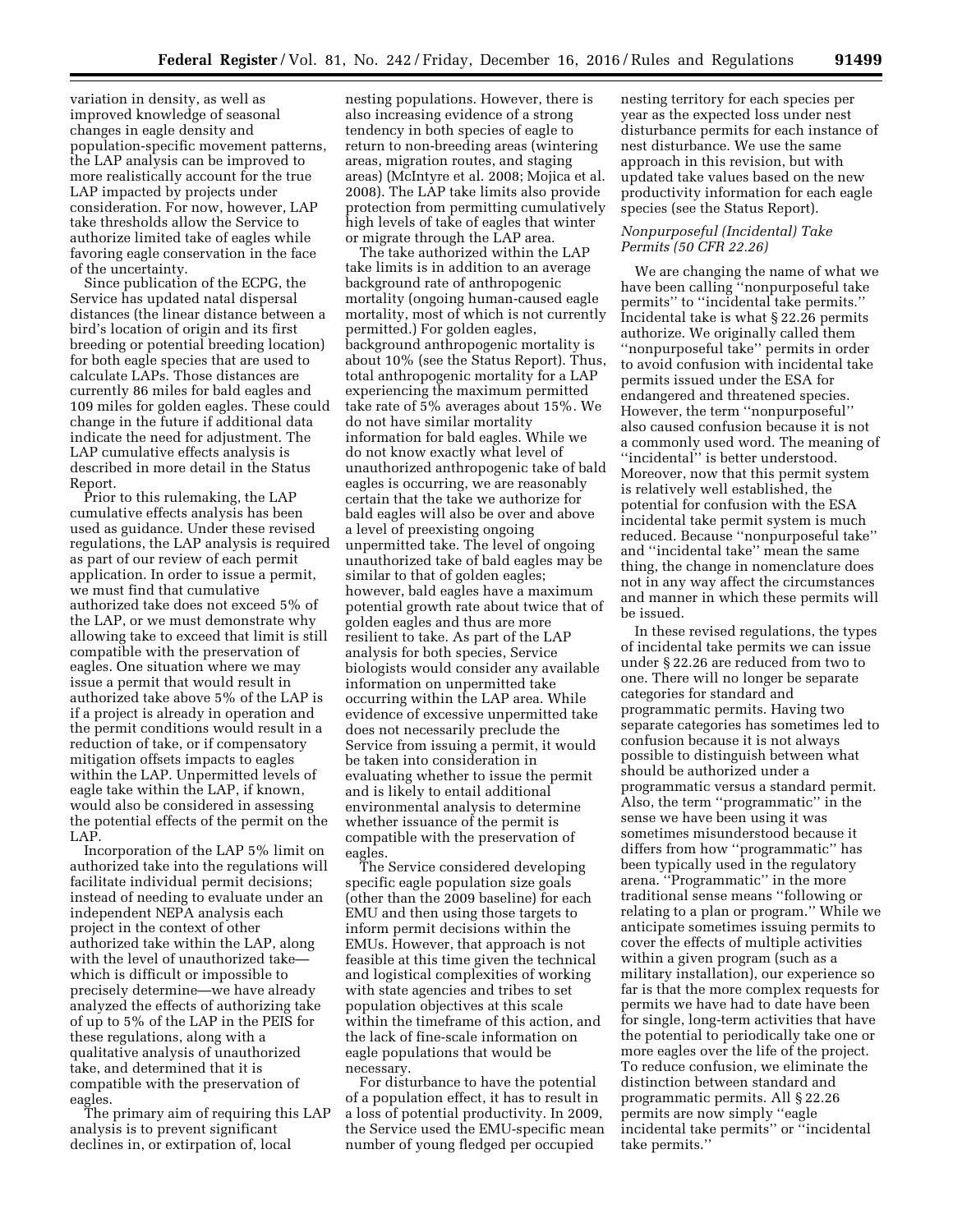variation in density, as well as improved knowledge of seasonal changes in eagle density and population-specific movement patterns, the LAP analysis can be improved to more realistically account for the true LAP impacted by projects under consideration. For now, however, LAP take thresholds allow the Service to authorize limited take of eagles while favoring eagle conservation in the face of the uncertainty.

Since publication of the ECPG, the Service has updated natal dispersal distances (the linear distance between a bird's location of origin and its first breeding or potential breeding location) for both eagle species that are used to calculate LAPs. Those distances are currently 86 miles for bald eagles and 109 miles for golden eagles. These could change in the future if additional data indicate the need for adjustment. The LAP cumulative effects analysis is described in more detail in the Status Report.

Prior to this rulemaking, the LAP cumulative effects analysis has been used as guidance. Under these revised regulations, the LAP analysis is required as part of our review of each permit application. In order to issue a permit, we must find that cumulative authorized take does not exceed 5% of the LAP, or we must demonstrate why allowing take to exceed that limit is still compatible with the preservation of eagles. One situation where we may issue a permit that would result in authorized take above 5% of the LAP is if a project is already in operation and the permit conditions would result in a reduction of take, or if compensatory mitigation offsets impacts to eagles within the LAP. Unpermitted levels of eagle take within the LAP, if known, would also be considered in assessing the potential effects of the permit on the LAP.

Incorporation of the LAP 5% limit on authorized take into the regulations will facilitate individual permit decisions; instead of needing to evaluate under an independent NEPA analysis each project in the context of other authorized take within the LAP, along with the level of unauthorized take—which is difficult or impossible to precisely determine—we have already analyzed the effects of authorizing take of up to 5% of the LAP in the PEIS for these regulations, along with a qualitative analysis of unauthorized take, and determined that it is compatible with the preservation of eagles.

The primary aim of requiring this LAP analysis is to prevent significant declines in, or extirpation of, local nesting populations. However, there is also increasing evidence of a strong tendency in both species of eagle to return to non-breeding areas (wintering areas, migration routes, and staging areas) (McIntyre et al. 2008; Mojica et al. 2008). The LAP take limits also provide protection from permitting cumulatively high levels of take of eagles that winter or migrate through the LAP area.

The take authorized within the LAP take limits is in addition to an average background rate of anthropogenic mortality (ongoing human-caused eagle mortality, most of which is not currently permitted.) For golden eagles, background anthropogenic mortality is about 10% (see the Status Report). Thus, total anthropogenic mortality for a LAP experiencing the maximum permitted take rate of 5% averages about 15%. We do not have similar mortality information for bald eagles. While we do not know exactly what level of unauthorized anthropogenic take of bald eagles is occurring, we are reasonably certain that the take we authorize for bald eagles will also be over and above a level of preexisting ongoing unpermitted take. The level of ongoing unauthorized take of bald eagles may be similar to that of golden eagles; however, bald eagles have a maximum potential growth rate about twice that of golden eagles and thus are more resilient to take. As part of the LAP analysis for both species, Service biologists would consider any available information on unpermitted take occurring within the LAP area. While evidence of excessive unpermitted take does not necessarily preclude the Service from issuing a permit, it would be taken into consideration in evaluating whether to issue the permit and is likely to entail additional environmental analysis to determine whether issuance of the permit is compatible with the preservation of eagles.

The Service considered developing specific eagle population size goals (other than the 2009 baseline) for each EMU and then using those targets to inform permit decisions within the EMUs. However, that approach is not feasible at this time given the technical and logistical complexities of working with state agencies and tribes to set population objectives at this scale within the timeframe of this action, and the lack of fine-scale information on eagle populations that would be necessary.

For disturbance to have the potential of a population effect, it has to result in a loss of potential productivity. In 2009, the Service used the EMU-specific mean number of young fledged per occupied nesting territory for each species per year as the expected loss under nest disturbance permits for each instance of nest disturbance. We use the same approach in this revision, but with updated take values based on the new productivity information for each eagle species (see the Status Report).

*Nonpurposeful (Incidental) Take Permits (50 CFR 22.26)*

We are changing the name of what we have been calling "nonpurposeful take permits" to "incidental take permits." Incidental take is what § 22.26 permits authorize. We originally called them "nonpurposeful take" permits in order to avoid confusion with incidental take permits issued under the ESA for endangered and threatened species. However, the term "nonpurposeful" also caused confusion because it is not a commonly used word. The meaning of "incidental" is better understood. Moreover, now that this permit system is relatively well established, the potential for confusion with the ESA incidental take permit system is much reduced. Because "nonpurposeful take" and "incidental take" mean the same thing, the change in nomenclature does not in any way affect the circumstances and manner in which these permits will be issued.

In these revised regulations, the types of incidental take permits we can issue under § 22.26 are reduced from two to one. There will no longer be separate categories for standard and programmatic permits. Having two separate categories has sometimes led to confusion because it is not always possible to distinguish between what should be authorized under a programmatic versus a standard permit. Also, the term "programmatic" in the sense we have been using it was sometimes misunderstood because it differs from how "programmatic" has been typically used in the regulatory arena. "Programmatic" in the more traditional sense means "following or relating to a plan or program." While we anticipate sometimes issuing permits to cover the effects of multiple activities within a given program (such as a military installation), our experience so far is that the more complex requests for permits we have had to date have been for single, long-term activities that have the potential to periodically take one or more eagles over the life of the project. To reduce confusion, we eliminate the distinction between standard and programmatic permits. All § 22.26 permits are now simply "eagle incidental take permits" or "incidental take permits."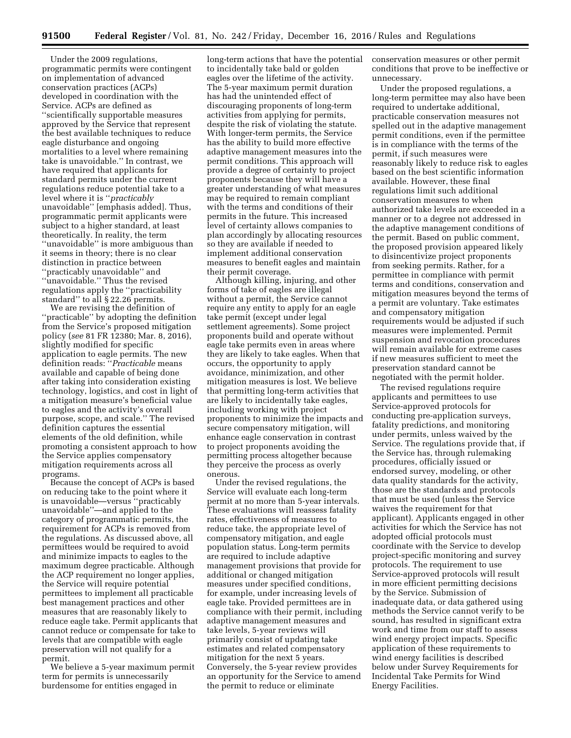Under the 2009 regulations, programmatic permits were contingent on implementation of advanced conservation practices (ACPs) developed in coordination with the Service. ACPs are defined as ''scientifically supportable measures approved by the Service that represent the best available techniques to reduce eagle disturbance and ongoing mortalities to a level where remaining take is unavoidable.'' In contrast, we have required that applicants for standard permits under the current regulations reduce potential take to a level where it is ''*practicably* unavoidable'' [emphasis added]. Thus, programmatic permit applicants were subject to a higher standard, at least theoretically. In reality, the term ''unavoidable'' is more ambiguous than it seems in theory; there is no clear distinction in practice between ''practicably unavoidable'' and ''unavoidable.'' Thus the revised regulations apply the ''practicability standard'' to all § 22.26 permits.

We are revising the definition of ''practicable'' by adopting the definition from the Service's proposed mitigation policy (*see* 81 FR 12380; Mar. 8, 2016), slightly modified for specific application to eagle permits. The new definition reads: ''*Practicable* means available and capable of being done after taking into consideration existing technology, logistics, and cost in light of a mitigation measure's beneficial value to eagles and the activity's overall purpose, scope, and scale.'' The revised definition captures the essential elements of the old definition, while promoting a consistent approach to how the Service applies compensatory mitigation requirements across all programs.

Because the concept of ACPs is based on reducing take to the point where it is unavoidable—versus ''practicably unavoidable''—and applied to the category of programmatic permits, the requirement for ACPs is removed from the regulations. As discussed above, all permittees would be required to avoid and minimize impacts to eagles to the maximum degree practicable. Although the ACP requirement no longer applies, the Service will require potential permittees to implement all practicable best management practices and other measures that are reasonably likely to reduce eagle take. Permit applicants that cannot reduce or compensate for take to levels that are compatible with eagle preservation will not qualify for a permit.

We believe a 5-year maximum permit term for permits is unnecessarily burdensome for entities engaged in long-term actions that have the potential to incidentally take bald or golden eagles over the lifetime of the activity. The 5-year maximum permit duration has had the unintended effect of discouraging proponents of long-term activities from applying for permits, despite the risk of violating the statute. With longer-term permits, the Service has the ability to build more effective adaptive management measures into the permit conditions. This approach will provide a degree of certainty to project proponents because they will have a greater understanding of what measures may be required to remain compliant with the terms and conditions of their permits in the future. This increased level of certainty allows companies to plan accordingly by allocating resources so they are available if needed to implement additional conservation measures to benefit eagles and maintain their permit coverage.

Although killing, injuring, and other forms of take of eagles are illegal without a permit, the Service cannot require any entity to apply for an eagle take permit (except under legal settlement agreements). Some project proponents build and operate without eagle take permits even in areas where they are likely to take eagles. When that occurs, the opportunity to apply avoidance, minimization, and other mitigation measures is lost. We believe that permitting long-term activities that are likely to incidentally take eagles, including working with project proponents to minimize the impacts and secure compensatory mitigation, will enhance eagle conservation in contrast to project proponents avoiding the permitting process altogether because they perceive the process as overly onerous.

Under the revised regulations, the Service will evaluate each long-term permit at no more than 5-year intervals. These evaluations will reassess fatality rates, effectiveness of measures to reduce take, the appropriate level of compensatory mitigation, and eagle population status. Long-term permits are required to include adaptive management provisions that provide for additional or changed mitigation measures under specified conditions, for example, under increasing levels of eagle take. Provided permittees are in compliance with their permit, including adaptive management measures and take levels, 5-year reviews will primarily consist of updating take estimates and related compensatory mitigation for the next 5 years. Conversely, the 5-year review provides an opportunity for the Service to amend the permit to reduce or eliminate conservation measures or other permit conditions that prove to be ineffective or unnecessary.

Under the proposed regulations, a long-term permittee may also have been required to undertake additional, practicable conservation measures not spelled out in the adaptive management permit conditions, even if the permittee is in compliance with the terms of the permit, if such measures were reasonably likely to reduce risk to eagles based on the best scientific information available. However, these final regulations limit such additional conservation measures to when authorized take levels are exceeded in a manner or to a degree not addressed in the adaptive management conditions of the permit. Based on public comment, the proposed provision appeared likely to disincentivize project proponents from seeking permits. Rather, for a permittee in compliance with permit terms and conditions, conservation and mitigation measures beyond the terms of a permit are voluntary. Take estimates and compensatory mitigation requirements would be adjusted if such measures were implemented. Permit suspension and revocation procedures will remain available for extreme cases if new measures sufficient to meet the preservation standard cannot be negotiated with the permit holder.

The revised regulations require applicants and permittees to use Service-approved protocols for conducting pre-application surveys, fatality predictions, and monitoring under permits, unless waived by the Service. The regulations provide that, if the Service has, through rulemaking procedures, officially issued or endorsed survey, modeling, or other data quality standards for the activity, those are the standards and protocols that must be used (unless the Service waives the requirement for that applicant). Applicants engaged in other activities for which the Service has not adopted official protocols must coordinate with the Service to develop project-specific monitoring and survey protocols. The requirement to use Service-approved protocols will result in more efficient permitting decisions by the Service. Submission of inadequate data, or data gathered using methods the Service cannot verify to be sound, has resulted in significant extra work and time from our staff to assess wind energy project impacts. Specific application of these requirements to wind energy facilities is described below under Survey Requirements for Incidental Take Permits for Wind Energy Facilities.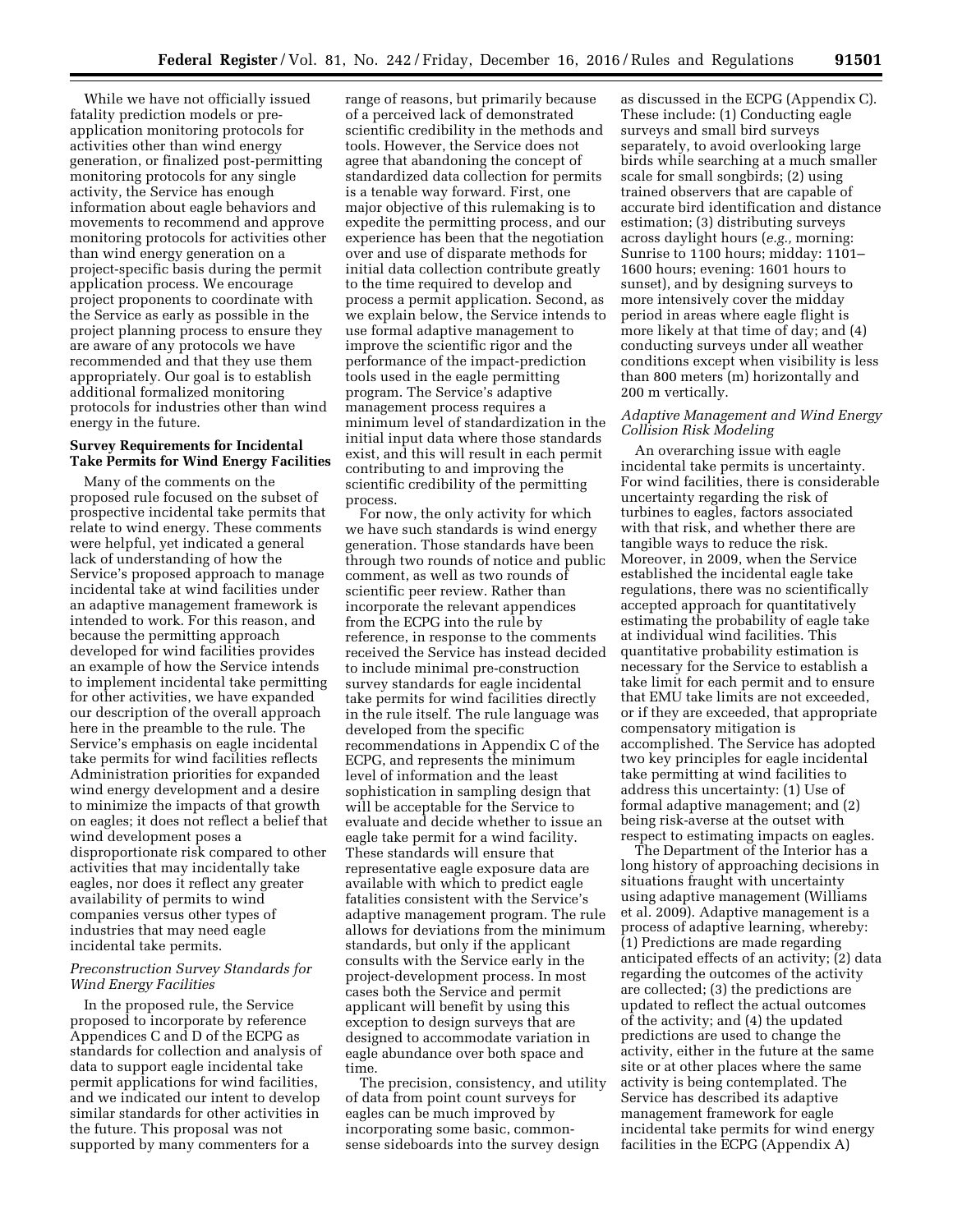While we have not officially issued fatality prediction models or pre-application monitoring protocols for activities other than wind energy generation, or finalized post-permitting monitoring protocols for any single activity, the Service has enough information about eagle behaviors and movements to recommend and approve monitoring protocols for activities other than wind energy generation on a project-specific basis during the permit application process. We encourage project proponents to coordinate with the Service as early as possible in the project planning process to ensure they are aware of any protocols we have recommended and that they use them appropriately. Our goal is to establish additional formalized monitoring protocols for industries other than wind energy in the future.

**Survey Requirements for Incidental Take Permits for Wind Energy Facilities**

Many of the comments on the proposed rule focused on the subset of prospective incidental take permits that relate to wind energy. These comments were helpful, yet indicated a general lack of understanding of how the Service's proposed approach to manage incidental take at wind facilities under an adaptive management framework is intended to work. For this reason, and because the permitting approach developed for wind facilities provides an example of how the Service intends to implement incidental take permitting for other activities, we have expanded our description of the overall approach here in the preamble to the rule. The Service's emphasis on eagle incidental take permits for wind facilities reflects Administration priorities for expanded wind energy development and a desire to minimize the impacts of that growth on eagles; it does not reflect a belief that wind development poses a disproportionate risk compared to other activities that may incidentally take eagles, nor does it reflect any greater availability of permits to wind companies versus other types of industries that may need eagle incidental take permits.

*Preconstruction Survey Standards for Wind Energy Facilities*

In the proposed rule, the Service proposed to incorporate by reference Appendices C and D of the ECPG as standards for collection and analysis of data to support eagle incidental take permit applications for wind facilities, and we indicated our intent to develop similar standards for other activities in the future. This proposal was not supported by many commenters for a range of reasons, but primarily because of a perceived lack of demonstrated scientific credibility in the methods and tools. However, the Service does not agree that abandoning the concept of standardized data collection for permits is a tenable way forward. First, one major objective of this rulemaking is to expedite the permitting process, and our experience has been that the negotiation over and use of disparate methods for initial data collection contribute greatly to the time required to develop and process a permit application. Second, as we explain below, the Service intends to use formal adaptive management to improve the scientific rigor and the performance of the impact-prediction tools used in the eagle permitting program. The Service's adaptive management process requires a minimum level of standardization in the initial input data where those standards exist, and this will result in each permit contributing to and improving the scientific credibility of the permitting process.

For now, the only activity for which we have such standards is wind energy generation. Those standards have been through two rounds of notice and public comment, as well as two rounds of scientific peer review. Rather than incorporate the relevant appendices from the ECPG into the rule by reference, in response to the comments received the Service has instead decided to include minimal pre-construction survey standards for eagle incidental take permits for wind facilities directly in the rule itself. The rule language was developed from the specific recommendations in Appendix C of the ECPG, and represents the minimum level of information and the least sophistication in sampling design that will be acceptable for the Service to evaluate and decide whether to issue an eagle take permit for a wind facility. These standards will ensure that representative eagle exposure data are available with which to predict eagle fatalities consistent with the Service's adaptive management program. The rule allows for deviations from the minimum standards, but only if the applicant consults with the Service early in the project-development process. In most cases both the Service and permit applicant will benefit by using this exception to design surveys that are designed to accommodate variation in eagle abundance over both space and time.

The precision, consistency, and utility of data from point count surveys for eagles can be much improved by incorporating some basic, common-sense sideboards into the survey design as discussed in the ECPG (Appendix C). These include: (1) Conducting eagle surveys and small bird surveys separately, to avoid overlooking large birds while searching at a much smaller scale for small songbirds; (2) using trained observers that are capable of accurate bird identification and distance estimation; (3) distributing surveys across daylight hours (*e.g.,* morning: Sunrise to 1100 hours; midday: 1101–1600 hours; evening: 1601 hours to sunset), and by designing surveys to more intensively cover the midday period in areas where eagle flight is more likely at that time of day; and (4) conducting surveys under all weather conditions except when visibility is less than 800 meters (m) horizontally and 200 m vertically.

*Adaptive Management and Wind Energy Collision Risk Modeling*

An overarching issue with eagle incidental take permits is uncertainty. For wind facilities, there is considerable uncertainty regarding the risk of turbines to eagles, factors associated with that risk, and whether there are tangible ways to reduce the risk. Moreover, in 2009, when the Service established the incidental eagle take regulations, there was no scientifically accepted approach for quantitatively estimating the probability of eagle take at individual wind facilities. This quantitative probability estimation is necessary for the Service to establish a take limit for each permit and to ensure that EMU take limits are not exceeded, or if they are exceeded, that appropriate compensatory mitigation is accomplished. The Service has adopted two key principles for eagle incidental take permitting at wind facilities to address this uncertainty: (1) Use of formal adaptive management; and (2) being risk-averse at the outset with respect to estimating impacts on eagles.

The Department of the Interior has a long history of approaching decisions in situations fraught with uncertainty using adaptive management (Williams et al. 2009). Adaptive management is a process of adaptive learning, whereby: (1) Predictions are made regarding anticipated effects of an activity; (2) data regarding the outcomes of the activity are collected; (3) the predictions are updated to reflect the actual outcomes of the activity; and (4) the updated predictions are used to change the activity, either in the future at the same site or at other places where the same activity is being contemplated. The Service has described its adaptive management framework for eagle incidental take permits for wind energy facilities in the ECPG (Appendix A)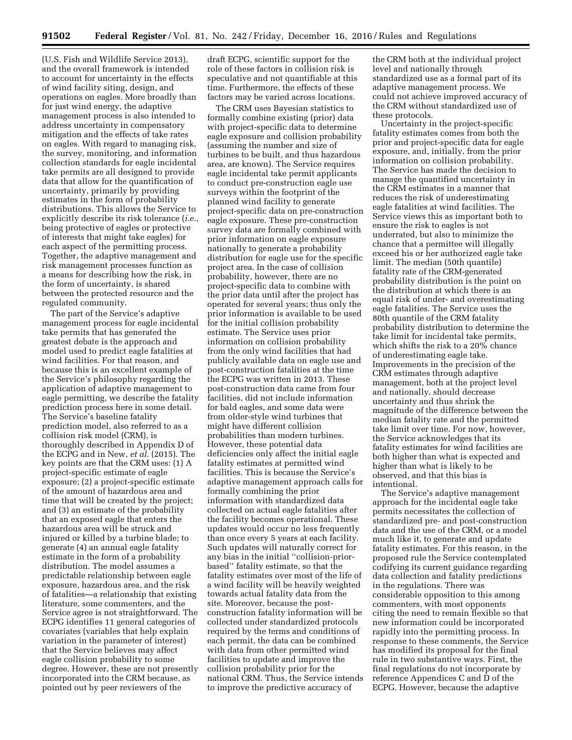(U.S. Fish and Wildlife Service 2013), and the overall framework is intended to account for uncertainty in the effects of wind facility siting, design, and operations on eagles. More broadly than for just wind energy, the adaptive management process is also intended to address uncertainty in compensatory mitigation and the effects of take rates on eagles. With regard to managing risk, the survey, monitoring, and information collection standards for eagle incidental take permits are all designed to provide data that allow for the quantification of uncertainty, primarily by providing estimates in the form of probability distributions. This allows the Service to explicitly describe its risk tolerance (*i.e.,* being protective of eagles or protective of interests that might take eagles) for each aspect of the permitting process. Together, the adaptive management and risk management processes function as a means for describing how the risk, in the form of uncertainty, is shared between the protected resource and the regulated community.

The part of the Service's adaptive management process for eagle incidental take permits that has generated the greatest debate is the approach and model used to predict eagle fatalities at wind facilities. For that reason, and because this is an excellent example of the Service's philosophy regarding the application of adaptive management to eagle permitting, we describe the fatality prediction process here in some detail. The Service's baseline fatality prediction model, also referred to as a collision risk model (CRM), is thoroughly described in Appendix D of the ECPG and in New, *et al.* (2015). The key points are that the CRM uses: (1) A project-specific estimate of eagle exposure; (2) a project-specific estimate of the amount of hazardous area and time that will be created by the project; and (3) an estimate of the probability that an exposed eagle that enters the hazardous area will be struck and injured or killed by a turbine blade; to generate (4) an annual eagle fatality estimate in the form of a probability distribution. The model assumes a predictable relationship between eagle exposure, hazardous area, and the risk of fatalities—a relationship that existing literature, some commenters, and the Service agree is not straightforward. The ECPG identifies 11 general categories of covariates (variables that help explain variation in the parameter of interest) that the Service believes may affect eagle collision probability to some degree. However, these are not presently incorporated into the CRM because, as pointed out by peer reviewers of the draft ECPG, scientific support for the role of these factors in collision risk is speculative and not quantifiable at this time. Furthermore, the effects of these factors may be varied across locations.

The CRM uses Bayesian statistics to formally combine existing (prior) data with project-specific data to determine eagle exposure and collision probability (assuming the number and size of turbines to be built, and thus hazardous area, are known). The Service requires eagle incidental take permit applicants to conduct pre-construction eagle use surveys within the footprint of the planned wind facility to generate project-specific data on pre-construction eagle exposure. These pre-construction survey data are formally combined with prior information on eagle exposure nationally to generate a probability distribution for eagle use for the specific project area. In the case of collision probability, however, there are no project-specific data to combine with the prior data until after the project has operated for several years; thus only the prior information is available to be used for the initial collision probability estimate. The Service uses prior information on collision probability from the only wind facilities that had publicly available data on eagle use and post-construction fatalities at the time the ECPG was written in 2013. These post-construction data came from four facilities, did not include information for bald eagles, and some data were from older-style wind turbines that might have different collision probabilities than modern turbines. However, these potential data deficiencies only affect the initial eagle fatality estimates at permitted wind facilities. This is because the Service's adaptive management approach calls for formally combining the prior information with standardized data collected on actual eagle fatalities after the facility becomes operational. These updates would occur no less frequently than once every 5 years at each facility. Such updates will naturally correct for any bias in the initial ''collision-prior-based'' fatality estimate, so that the fatality estimates over most of the life of a wind facility will be heavily weighted towards actual fatality data from the site. Moreover, because the post-construction fatality information will be collected under standardized protocols required by the terms and conditions of each permit, the data can be combined with data from other permitted wind facilities to update and improve the collision probability prior for the national CRM. Thus, the Service intends to improve the predictive accuracy of the CRM both at the individual project level and nationally through standardized use as a formal part of its adaptive management process. We could not achieve improved accuracy of the CRM without standardized use of these protocols.

Uncertainty in the project-specific fatality estimates comes from both the prior and project-specific data for eagle exposure, and, initially, from the prior information on collision probability. The Service has made the decision to manage the quantified uncertainty in the CRM estimates in a manner that reduces the risk of underestimating eagle fatalities at wind facilities. The Service views this as important both to ensure the risk to eagles is not underrated, but also to minimize the chance that a permittee will illegally exceed his or her authorized eagle take limit. The median (50th quantile) fatality rate of the CRM-generated probability distribution is the point on the distribution at which there is an equal risk of under- and overestimating eagle fatalities. The Service uses the 80th quantile of the CRM fatality probability distribution to determine the take limit for incidental take permits, which shifts the risk to a 20% chance of underestimating eagle take. Improvements in the precision of the CRM estimates through adaptive management, both at the project level and nationally, should decrease uncertainty and thus shrink the magnitude of the difference between the median fatality rate and the permitted take limit over time. For now, however, the Service acknowledges that its fatality estimates for wind facilities are both higher than what is expected and higher than what is likely to be observed, and that this bias is intentional.

The Service's adaptive management approach for the incidental eagle take permits necessitates the collection of standardized pre- and post-construction data and the use of the CRM, or a model much like it, to generate and update fatality estimates. For this reason, in the proposed rule the Service contemplated codifying its current guidance regarding data collection and fatality predictions in the regulations. There was considerable opposition to this among commenters, with most opponents citing the need to remain flexible so that new information could be incorporated rapidly into the permitting process. In response to these comments, the Service has modified its proposal for the final rule in two substantive ways. First, the final regulations do not incorporate by reference Appendices C and D of the ECPG. However, because the adaptive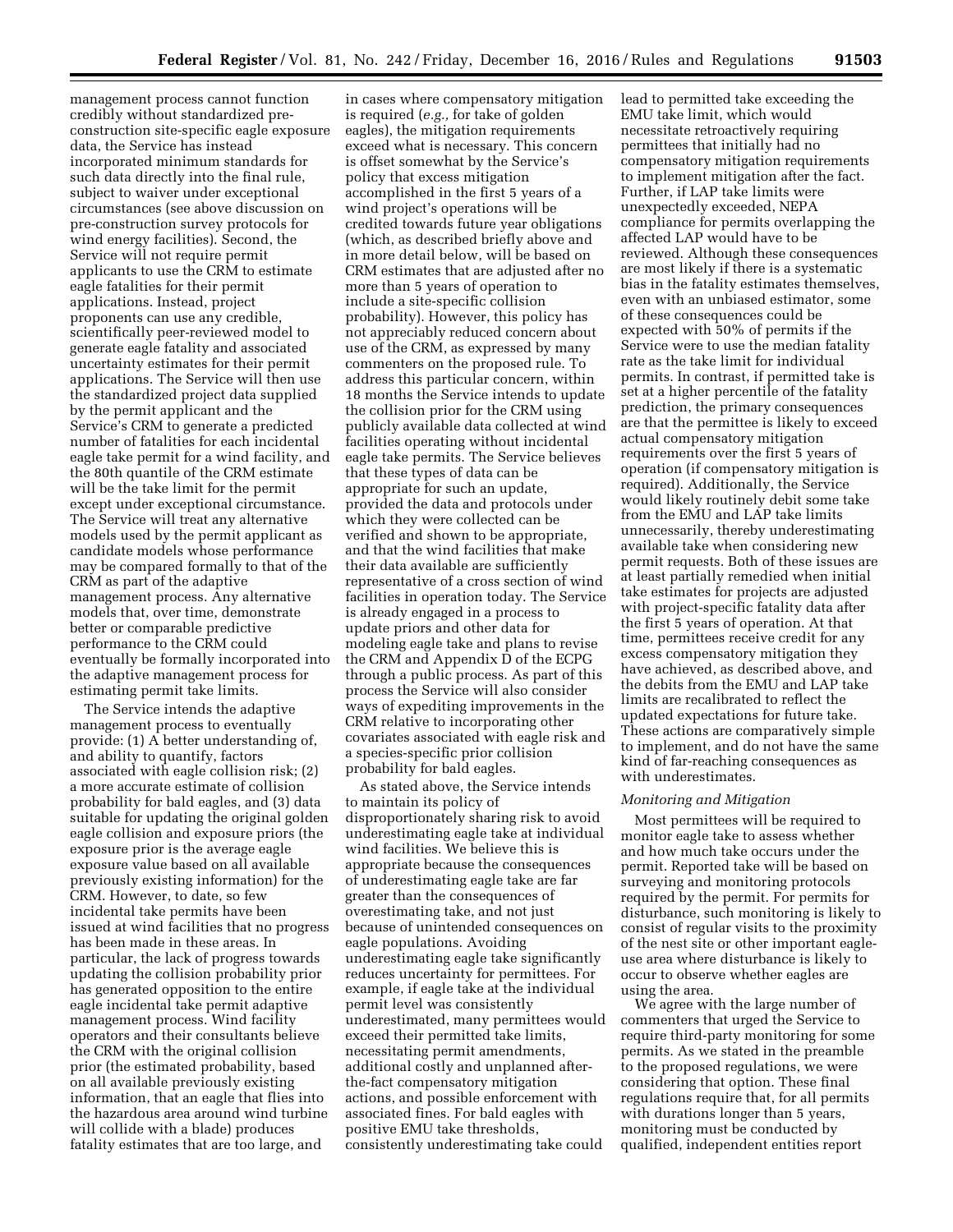management process cannot function credibly without standardized pre-construction site-specific eagle exposure data, the Service has instead incorporated minimum standards for such data directly into the final rule, subject to waiver under exceptional circumstances (see above discussion on pre-construction survey protocols for wind energy facilities). Second, the Service will not require permit applicants to use the CRM to estimate eagle fatalities for their permit applications. Instead, project proponents can use any credible, scientifically peer-reviewed model to generate eagle fatality and associated uncertainty estimates for their permit applications. The Service will then use the standardized project data supplied by the permit applicant and the Service's CRM to generate a predicted number of fatalities for each incidental eagle take permit for a wind facility, and the 80th quantile of the CRM estimate will be the take limit for the permit except under exceptional circumstance. The Service will treat any alternative models used by the permit applicant as candidate models whose performance may be compared formally to that of the CRM as part of the adaptive management process. Any alternative models that, over time, demonstrate better or comparable predictive performance to the CRM could eventually be formally incorporated into the adaptive management process for estimating permit take limits.

The Service intends the adaptive management process to eventually provide: (1) A better understanding of, and ability to quantify, factors associated with eagle collision risk; (2) a more accurate estimate of collision probability for bald eagles, and (3) data suitable for updating the original golden eagle collision and exposure priors (the exposure prior is the average eagle exposure value based on all available previously existing information) for the CRM. However, to date, so few incidental take permits have been issued at wind facilities that no progress has been made in these areas. In particular, the lack of progress towards updating the collision probability prior has generated opposition to the entire eagle incidental take permit adaptive management process. Wind facility operators and their consultants believe the CRM with the original collision prior (the estimated probability, based on all available previously existing information, that an eagle that flies into the hazardous area around wind turbine will collide with a blade) produces fatality estimates that are too large, and in cases where compensatory mitigation is required (*e.g.,* for take of golden eagles), the mitigation requirements exceed what is necessary. This concern is offset somewhat by the Service's policy that excess mitigation accomplished in the first 5 years of a wind project's operations will be credited towards future year obligations (which, as described briefly above and in more detail below, will be based on CRM estimates that are adjusted after no more than 5 years of operation to include a site-specific collision probability). However, this policy has not appreciably reduced concern about use of the CRM, as expressed by many commenters on the proposed rule. To address this particular concern, within 18 months the Service intends to update the collision prior for the CRM using publicly available data collected at wind facilities operating without incidental eagle take permits. The Service believes that these types of data can be appropriate for such an update, provided the data and protocols under which they were collected can be verified and shown to be appropriate, and that the wind facilities that make their data available are sufficiently representative of a cross section of wind facilities in operation today. The Service is already engaged in a process to update priors and other data for modeling eagle take and plans to revise the CRM and Appendix D of the ECPG through a public process. As part of this process the Service will also consider ways of expediting improvements in the CRM relative to incorporating other covariates associated with eagle risk and a species-specific prior collision probability for bald eagles.

As stated above, the Service intends to maintain its policy of disproportionately sharing risk to avoid underestimating eagle take at individual wind facilities. We believe this is appropriate because the consequences of underestimating eagle take are far greater than the consequences of overestimating take, and not just because of unintended consequences on eagle populations. Avoiding underestimating eagle take significantly reduces uncertainty for permittees. For example, if eagle take at the individual permit level was consistently underestimated, many permittees would exceed their permitted take limits, necessitating permit amendments, additional costly and unplanned after-the-fact compensatory mitigation actions, and possible enforcement with associated fines. For bald eagles with positive EMU take thresholds, consistently underestimating take could lead to permitted take exceeding the EMU take limit, which would necessitate retroactively requiring permittees that initially had no compensatory mitigation requirements to implement mitigation after the fact. Further, if LAP take limits were unexpectedly exceeded, NEPA compliance for permits overlapping the affected LAP would have to be reviewed. Although these consequences are most likely if there is a systematic bias in the fatality estimates themselves, even with an unbiased estimator, some of these consequences could be expected with 50% of permits if the Service were to use the median fatality rate as the take limit for individual permits. In contrast, if permitted take is set at a higher percentile of the fatality prediction, the primary consequences are that the permittee is likely to exceed actual compensatory mitigation requirements over the first 5 years of operation (if compensatory mitigation is required). Additionally, the Service would likely routinely debit some take from the EMU and LAP take limits unnecessarily, thereby underestimating available take when considering new permit requests. Both of these issues are at least partially remedied when initial take estimates for projects are adjusted with project-specific fatality data after the first 5 years of operation. At that time, permittees receive credit for any excess compensatory mitigation they have achieved, as described above, and the debits from the EMU and LAP take limits are recalibrated to reflect the updated expectations for future take. These actions are comparatively simple to implement, and do not have the same kind of far-reaching consequences as with underestimates.

*Monitoring and Mitigation*

Most permittees will be required to monitor eagle take to assess whether and how much take occurs under the permit. Reported take will be based on surveying and monitoring protocols required by the permit. For permits for disturbance, such monitoring is likely to consist of regular visits to the proximity of the nest site or other important eagle-use area where disturbance is likely to occur to observe whether eagles are using the area.

We agree with the large number of commenters that urged the Service to require third-party monitoring for some permits. As we stated in the preamble to the proposed regulations, we were considering that option. These final regulations require that, for all permits with durations longer than 5 years, monitoring must be conducted by qualified, independent entities report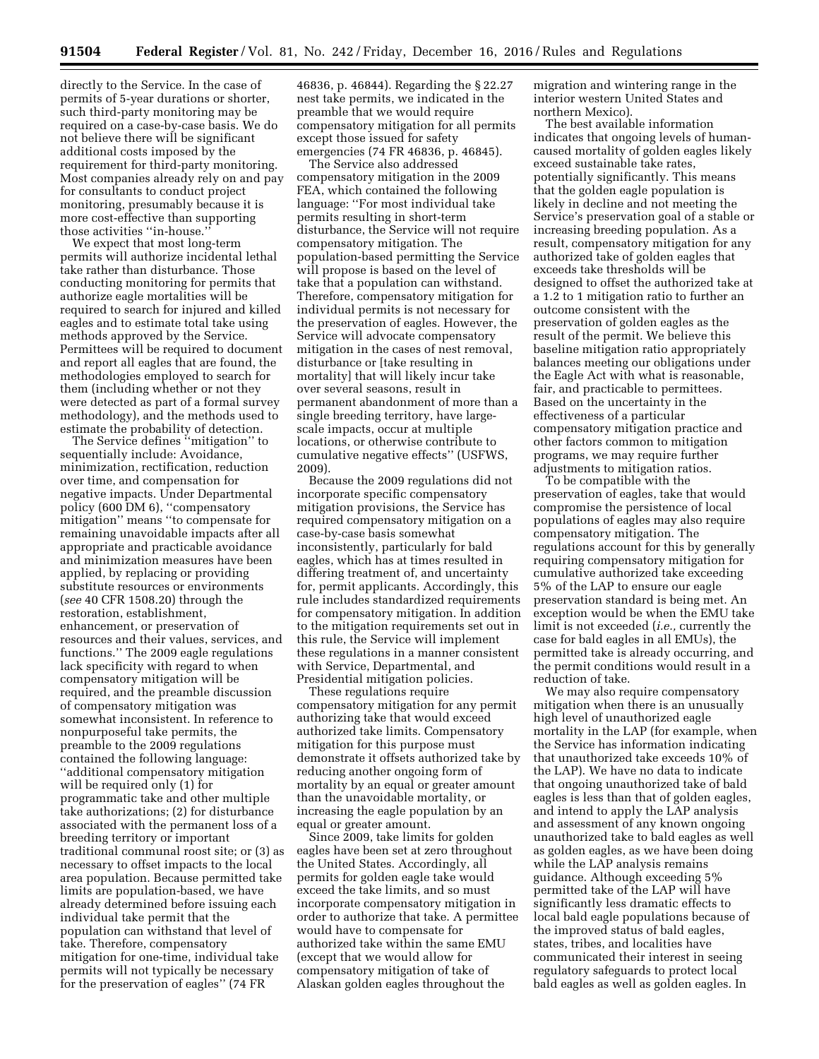directly to the Service. In the case of permits of 5-year durations or shorter, such third-party monitoring may be required on a case-by-case basis. We do not believe there will be significant additional costs imposed by the requirement for third-party monitoring. Most companies already rely on and pay for consultants to conduct project monitoring, presumably because it is more cost-effective than supporting those activities "in-house."

We expect that most long-term permits will authorize incidental lethal take rather than disturbance. Those conducting monitoring for permits that authorize eagle mortalities will be required to search for injured and killed eagles and to estimate total take using methods approved by the Service. Permittees will be required to document and report all eagles that are found, the methodologies employed to search for them (including whether or not they were detected as part of a formal survey methodology), and the methods used to estimate the probability of detection.

The Service defines "mitigation" to sequentially include: Avoidance, minimization, rectification, reduction over time, and compensation for negative impacts. Under Departmental policy (600 DM 6), "compensatory mitigation" means "to compensate for remaining unavoidable impacts after all appropriate and practicable avoidance and minimization measures have been applied, by replacing or providing substitute resources or environments (*see* 40 CFR 1508.20) through the restoration, establishment, enhancement, or preservation of resources and their values, services, and functions." The 2009 eagle regulations lack specificity with regard to when compensatory mitigation will be required, and the preamble discussion of compensatory mitigation was somewhat inconsistent. In reference to nonpurposeful take permits, the preamble to the 2009 regulations contained the following language: "additional compensatory mitigation will be required only (1) for programmatic take and other multiple take authorizations; (2) for disturbance associated with the permanent loss of a breeding territory or important traditional communal roost site; or (3) as necessary to offset impacts to the local area population. Because permitted take limits are population-based, we have already determined before issuing each individual take permit that the population can withstand that level of take. Therefore, compensatory mitigation for one-time, individual take permits will not typically be necessary for the preservation of eagles" (74 FR 46836, p. 46844). Regarding the § 22.27 nest take permits, we indicated in the preamble that we would require compensatory mitigation for all permits except those issued for safety emergencies (74 FR 46836, p. 46845).

The Service also addressed compensatory mitigation in the 2009 FEA, which contained the following language: "For most individual take permits resulting in short-term disturbance, the Service will not require compensatory mitigation. The population-based permitting the Service will propose is based on the level of take that a population can withstand. Therefore, compensatory mitigation for individual permits is not necessary for the preservation of eagles. However, the Service will advocate compensatory mitigation in the cases of nest removal, disturbance or [take resulting in mortality] that will likely incur take over several seasons, result in permanent abandonment of more than a single breeding territory, have large-scale impacts, occur at multiple locations, or otherwise contribute to cumulative negative effects" (USFWS, 2009).

Because the 2009 regulations did not incorporate specific compensatory mitigation provisions, the Service has required compensatory mitigation on a case-by-case basis somewhat inconsistently, particularly for bald eagles, which has at times resulted in differing treatment of, and uncertainty for, permit applicants. Accordingly, this rule includes standardized requirements for compensatory mitigation. In addition to the mitigation requirements set out in this rule, the Service will implement these regulations in a manner consistent with Service, Departmental, and Presidential mitigation policies.

These regulations require compensatory mitigation for any permit authorizing take that would exceed authorized take limits. Compensatory mitigation for this purpose must demonstrate it offsets authorized take by reducing another ongoing form of mortality by an equal or greater amount than the unavoidable mortality, or increasing the eagle population by an equal or greater amount.

Since 2009, take limits for golden eagles have been set at zero throughout the United States. Accordingly, all permits for golden eagle take would exceed the take limits, and so must incorporate compensatory mitigation in order to authorize that take. A permittee would have to compensate for authorized take within the same EMU (except that we would allow for compensatory mitigation of take of Alaskan golden eagles throughout the migration and wintering range in the interior western United States and northern Mexico).

The best available information indicates that ongoing levels of human-caused mortality of golden eagles likely exceed sustainable take rates, potentially significantly. This means that the golden eagle population is likely in decline and not meeting the Service's preservation goal of a stable or increasing breeding population. As a result, compensatory mitigation for any authorized take of golden eagles that exceeds take thresholds will be designed to offset the authorized take at a 1.2 to 1 mitigation ratio to further an outcome consistent with the preservation of golden eagles as the result of the permit. We believe this baseline mitigation ratio appropriately balances meeting our obligations under the Eagle Act with what is reasonable, fair, and practicable to permittees. Based on the uncertainty in the effectiveness of a particular compensatory mitigation practice and other factors common to mitigation programs, we may require further adjustments to mitigation ratios.

To be compatible with the preservation of eagles, take that would compromise the persistence of local populations of eagles may also require compensatory mitigation. The regulations account for this by generally requiring compensatory mitigation for cumulative authorized take exceeding 5% of the LAP to ensure our eagle preservation standard is being met. An exception would be when the EMU take limit is not exceeded (*i.e.,* currently the case for bald eagles in all EMUs), the permitted take is already occurring, and the permit conditions would result in a reduction of take.

We may also require compensatory mitigation when there is an unusually high level of unauthorized eagle mortality in the LAP (for example, when the Service has information indicating that unauthorized take exceeds 10% of the LAP). We have no data to indicate that ongoing unauthorized take of bald eagles is less than that of golden eagles, and intend to apply the LAP analysis and assessment of any known ongoing unauthorized take to bald eagles as well as golden eagles, as we have been doing while the LAP analysis remains guidance. Although exceeding 5% permitted take of the LAP will have significantly less dramatic effects to local bald eagle populations because of the improved status of bald eagles, states, tribes, and localities have communicated their interest in seeing regulatory safeguards to protect local bald eagles as well as golden eagles. In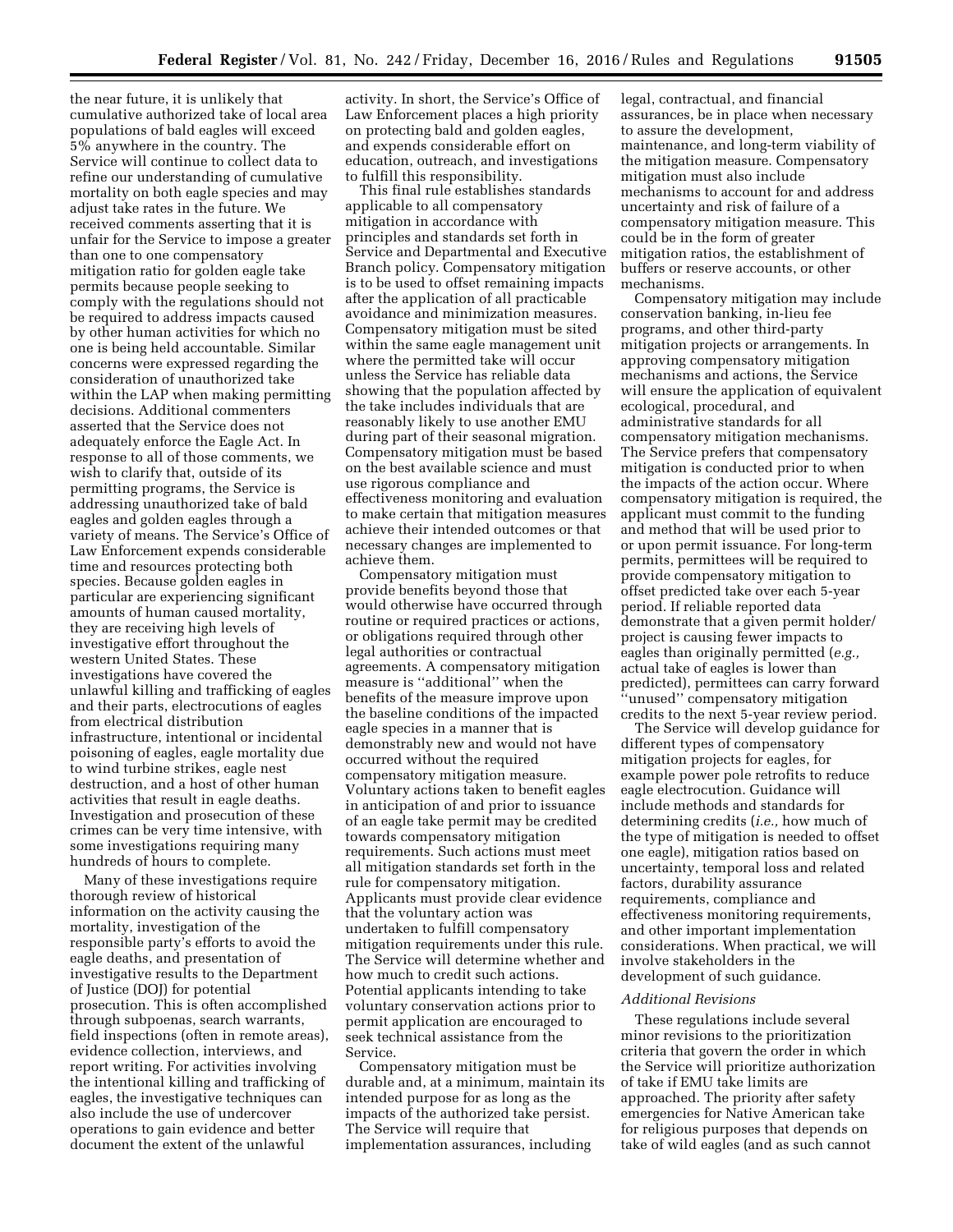the near future, it is unlikely that cumulative authorized take of local area populations of bald eagles will exceed 5% anywhere in the country. The Service will continue to collect data to refine our understanding of cumulative mortality on both eagle species and may adjust take rates in the future. We received comments asserting that it is unfair for the Service to impose a greater than one to one compensatory mitigation ratio for golden eagle take permits because people seeking to comply with the regulations should not be required to address impacts caused by other human activities for which no one is being held accountable. Similar concerns were expressed regarding the consideration of unauthorized take within the LAP when making permitting decisions. Additional commenters asserted that the Service does not adequately enforce the Eagle Act. In response to all of those comments, we wish to clarify that, outside of its permitting programs, the Service is addressing unauthorized take of bald eagles and golden eagles through a variety of means. The Service's Office of Law Enforcement expends considerable time and resources protecting both species. Because golden eagles in particular are experiencing significant amounts of human caused mortality, they are receiving high levels of investigative effort throughout the western United States. These investigations have covered the unlawful killing and trafficking of eagles and their parts, electrocutions of eagles from electrical distribution infrastructure, intentional or incidental poisoning of eagles, eagle mortality due to wind turbine strikes, eagle nest destruction, and a host of other human activities that result in eagle deaths. Investigation and prosecution of these crimes can be very time intensive, with some investigations requiring many hundreds of hours to complete.

Many of these investigations require thorough review of historical information on the activity causing the mortality, investigation of the responsible party's efforts to avoid the eagle deaths, and presentation of investigative results to the Department of Justice (DOJ) for potential prosecution. This is often accomplished through subpoenas, search warrants, field inspections (often in remote areas), evidence collection, interviews, and report writing. For activities involving the intentional killing and trafficking of eagles, the investigative techniques can also include the use of undercover operations to gain evidence and better document the extent of the unlawful activity. In short, the Service's Office of Law Enforcement places a high priority on protecting bald and golden eagles, and expends considerable effort on education, outreach, and investigations to fulfill this responsibility.

This final rule establishes standards applicable to all compensatory mitigation in accordance with principles and standards set forth in Service and Departmental and Executive Branch policy. Compensatory mitigation is to be used to offset remaining impacts after the application of all practicable avoidance and minimization measures. Compensatory mitigation must be sited within the same eagle management unit where the permitted take will occur unless the Service has reliable data showing that the population affected by the take includes individuals that are reasonably likely to use another EMU during part of their seasonal migration. Compensatory mitigation must be based on the best available science and must use rigorous compliance and effectiveness monitoring and evaluation to make certain that mitigation measures achieve their intended outcomes or that necessary changes are implemented to achieve them.

Compensatory mitigation must provide benefits beyond those that would otherwise have occurred through routine or required practices or actions, or obligations required through other legal authorities or contractual agreements. A compensatory mitigation measure is "additional" when the benefits of the measure improve upon the baseline conditions of the impacted eagle species in a manner that is demonstrably new and would not have occurred without the required compensatory mitigation measure. Voluntary actions taken to benefit eagles in anticipation of and prior to issuance of an eagle take permit may be credited towards compensatory mitigation requirements. Such actions must meet all mitigation standards set forth in the rule for compensatory mitigation. Applicants must provide clear evidence that the voluntary action was undertaken to fulfill compensatory mitigation requirements under this rule. The Service will determine whether and how much to credit such actions. Potential applicants intending to take voluntary conservation actions prior to permit application are encouraged to seek technical assistance from the Service.

Compensatory mitigation must be durable and, at a minimum, maintain its intended purpose for as long as the impacts of the authorized take persist. The Service will require that implementation assurances, including legal, contractual, and financial assurances, be in place when necessary to assure the development, maintenance, and long-term viability of the mitigation measure. Compensatory mitigation must also include mechanisms to account for and address uncertainty and risk of failure of a compensatory mitigation measure. This could be in the form of greater mitigation ratios, the establishment of buffers or reserve accounts, or other mechanisms.

Compensatory mitigation may include conservation banking, in-lieu fee programs, and other third-party mitigation projects or arrangements. In approving compensatory mitigation mechanisms and actions, the Service will ensure the application of equivalent ecological, procedural, and administrative standards for all compensatory mitigation mechanisms. The Service prefers that compensatory mitigation is conducted prior to when the impacts of the action occur. Where compensatory mitigation is required, the applicant must commit to the funding and method that will be used prior to or upon permit issuance. For long-term permits, permittees will be required to provide compensatory mitigation to offset predicted take over each 5-year period. If reliable reported data demonstrate that a given permit holder/project is causing fewer impacts to eagles than originally permitted (*e.g.,* actual take of eagles is lower than predicted), permittees can carry forward "unused" compensatory mitigation credits to the next 5-year review period.

The Service will develop guidance for different types of compensatory mitigation projects for eagles, for example power pole retrofits to reduce eagle electrocution. Guidance will include methods and standards for determining credits (*i.e.,* how much of the type of mitigation is needed to offset one eagle), mitigation ratios based on uncertainty, temporal loss and related factors, durability assurance requirements, compliance and effectiveness monitoring requirements, and other important implementation considerations. When practical, we will involve stakeholders in the development of such guidance.

*Additional Revisions*

These regulations include several minor revisions to the prioritization criteria that govern the order in which the Service will prioritize authorization of take if EMU take limits are approached. The priority after safety emergencies for Native American take for religious purposes that depends on take of wild eagles (and as such cannot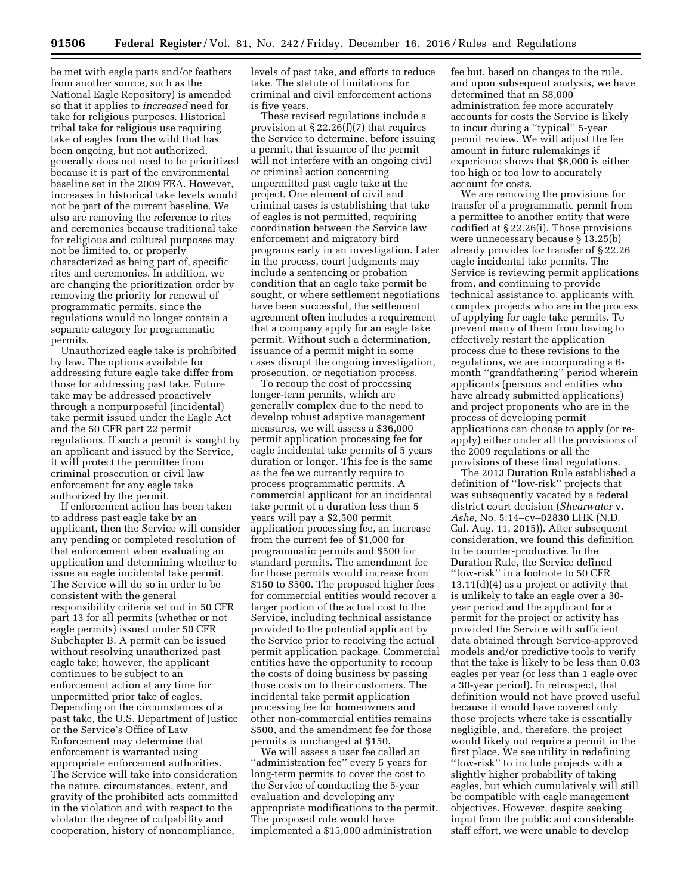be met with eagle parts and/or feathers from another source, such as the National Eagle Repository) is amended so that it applies to *increased* need for take for religious purposes. Historical tribal take for religious use requiring take of eagles from the wild that has been ongoing, but not authorized, generally does not need to be prioritized because it is part of the environmental baseline set in the 2009 FEA. However, increases in historical take levels would not be part of the current baseline. We also are removing the reference to rites and ceremonies because traditional take for religious and cultural purposes may not be limited to, or properly characterized as being part of, specific rites and ceremonies. In addition, we are changing the prioritization order by removing the priority for renewal of programmatic permits, since the regulations would no longer contain a separate category for programmatic permits.

Unauthorized eagle take is prohibited by law. The options available for addressing future eagle take differ from those for addressing past take. Future take may be addressed proactively through a nonpurposeful (incidental) take permit issued under the Eagle Act and the 50 CFR part 22 permit regulations. If such a permit is sought by an applicant and issued by the Service, it will protect the permittee from criminal prosecution or civil law enforcement for any eagle take authorized by the permit.

If enforcement action has been taken to address past eagle take by an applicant, then the Service will consider any pending or completed resolution of that enforcement when evaluating an application and determining whether to issue an eagle incidental take permit. The Service will do so in order to be consistent with the general responsibility criteria set out in 50 CFR part 13 for all permits (whether or not eagle permits) issued under 50 CFR Subchapter B. A permit can be issued without resolving unauthorized past eagle take; however, the applicant continues to be subject to an enforcement action at any time for unpermitted prior take of eagles. Depending on the circumstances of a past take, the U.S. Department of Justice or the Service's Office of Law Enforcement may determine that enforcement is warranted using appropriate enforcement authorities. The Service will take into consideration the nature, circumstances, extent, and gravity of the prohibited acts committed in the violation and with respect to the violator the degree of culpability and cooperation, history of noncompliance, levels of past take, and efforts to reduce take. The statute of limitations for criminal and civil enforcement actions is five years.

These revised regulations include a provision at § 22.26(f)(7) that requires the Service to determine, before issuing a permit, that issuance of the permit will not interfere with an ongoing civil or criminal action concerning unpermitted past eagle take at the project. One element of civil and criminal cases is establishing that take of eagles is not permitted, requiring coordination between the Service law enforcement and migratory bird programs early in an investigation. Later in the process, court judgments may include a sentencing or probation condition that an eagle take permit be sought, or where settlement negotiations have been successful, the settlement agreement often includes a requirement that a company apply for an eagle take permit. Without such a determination, issuance of a permit might in some cases disrupt the ongoing investigation, prosecution, or negotiation process.

To recoup the cost of processing longer-term permits, which are generally complex due to the need to develop robust adaptive management measures, we will assess a $36,000 permit application processing fee for eagle incidental take permits of 5 years duration or longer. This fee is the same as the fee we currently require to process programmatic permits. A commercial applicant for an incidental take permit of a duration less than 5 years will pay a $2,500 permit application processing fee, an increase from the current fee of $1,000 for programmatic permits and $500 for standard permits. The amendment fee for those permits would increase from $150 to $500. The proposed higher fees for commercial entities would recover a larger portion of the actual cost to the Service, including technical assistance provided to the potential applicant by the Service prior to receiving the actual permit application package. Commercial entities have the opportunity to recoup the costs of doing business by passing those costs on to their customers. The incidental take permit application processing fee for homeowners and other non-commercial entities remains $500, and the amendment fee for those permits is unchanged at $150.

We will assess a user fee called an ''administration fee'' every 5 years for long-term permits to cover the cost to the Service of conducting the 5-year evaluation and developing any appropriate modifications to the permit. The proposed rule would have implemented a $15,000 administration fee but, based on changes to the rule, and upon subsequent analysis, we have determined that an $8,000 administration fee more accurately accounts for costs the Service is likely to incur during a ''typical'' 5-year permit review. We will adjust the fee amount in future rulemakings if experience shows that $8,000 is either too high or too low to accurately account for costs.

We are removing the provisions for transfer of a programmatic permit from a permittee to another entity that were codified at § 22.26(i). Those provisions were unnecessary because § 13.25(b) already provides for transfer of § 22.26 eagle incidental take permits. The Service is reviewing permit applications from, and continuing to provide technical assistance to, applicants with complex projects who are in the process of applying for eagle take permits. To prevent many of them from having to effectively restart the application process due to these revisions to the regulations, we are incorporating a 6-month ''grandfathering'' period wherein applicants (persons and entities who have already submitted applications) and project proponents who are in the process of developing permit applications can choose to apply (or re-apply) either under all the provisions of the 2009 regulations or all the provisions of these final regulations.

The 2013 Duration Rule established a definition of ''low-risk'' projects that was subsequently vacated by a federal district court decision (*Shearwater* v. *Ashe,* No. 5:14–cv–02830 LHK (N.D. Cal. Aug. 11, 2015)). After subsequent consideration, we found this definition to be counter-productive. In the Duration Rule, the Service defined ''low-risk'' in a footnote to 50 CFR 13.11(d)(4) as a project or activity that is unlikely to take an eagle over a 30-year period and the applicant for a permit for the project or activity has provided the Service with sufficient data obtained through Service-approved models and/or predictive tools to verify that the take is likely to be less than 0.03 eagles per year (or less than 1 eagle over a 30-year period). In retrospect, that definition would not have proved useful because it would have covered only those projects where take is essentially negligible, and, therefore, the project would likely not require a permit in the first place. We see utility in redefining ''low-risk'' to include projects with a slightly higher probability of taking eagles, but which cumulatively will still be compatible with eagle management objectives. However, despite seeking input from the public and considerable staff effort, we were unable to develop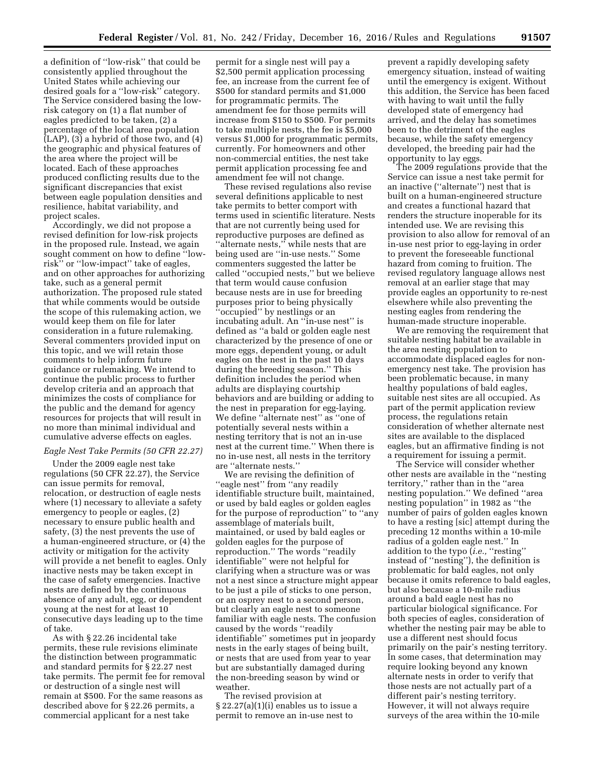a definition of ''low-risk'' that could be consistently applied throughout the United States while achieving our desired goals for a ''low-risk'' category. The Service considered basing the low-risk category on (1) a flat number of eagles predicted to be taken, (2) a percentage of the local area population (LAP), (3) a hybrid of those two, and (4) the geographic and physical features of the area where the project will be located. Each of these approaches produced conflicting results due to the significant discrepancies that exist between eagle population densities and resilience, habitat variability, and project scales.

Accordingly, we did not propose a revised definition for low-risk projects in the proposed rule. Instead, we again sought comment on how to define ''low-risk'' or ''low-impact'' take of eagles, and on other approaches for authorizing take, such as a general permit authorization. The proposed rule stated that while comments would be outside the scope of this rulemaking action, we would keep them on file for later consideration in a future rulemaking. Several commenters provided input on this topic, and we will retain those comments to help inform future guidance or rulemaking. We intend to continue the public process to further develop criteria and an approach that minimizes the costs of compliance for the public and the demand for agency resources for projects that will result in no more than minimal individual and cumulative adverse effects on eagles.

### *Eagle Nest Take Permits (50 CFR 22.27)*

Under the 2009 eagle nest take regulations (50 CFR 22.27), the Service can issue permits for removal, relocation, or destruction of eagle nests where (1) necessary to alleviate a safety emergency to people or eagles, (2) necessary to ensure public health and safety, (3) the nest prevents the use of a human-engineered structure, or (4) the activity or mitigation for the activity will provide a net benefit to eagles. Only inactive nests may be taken except in the case of safety emergencies. Inactive nests are defined by the continuous absence of any adult, egg, or dependent young at the nest for at least 10 consecutive days leading up to the time of take.

As with § 22.26 incidental take permits, these rule revisions eliminate the distinction between programmatic and standard permits for § 22.27 nest take permits. The permit fee for removal or destruction of a single nest will remain at $500. For the same reasons as described above for § 22.26 permits, a commercial applicant for a nest take permit for a single nest will pay a $2,500 permit application processing fee, an increase from the current fee of $500 for standard permits and $1,000 for programmatic permits. The amendment fee for those permits will increase from $150 to $500. For permits to take multiple nests, the fee is $5,000 versus $1,000 for programmatic permits, currently. For homeowners and other non-commercial entities, the nest take permit application processing fee and amendment fee will not change.

These revised regulations also revise several definitions applicable to nest take permits to better comport with terms used in scientific literature. Nests that are not currently being used for reproductive purposes are defined as ''alternate nests,'' while nests that are being used are ''in-use nests.'' Some commenters suggested the latter be called ''occupied nests,'' but we believe that term would cause confusion because nests are in use for breeding purposes prior to being physically ''occupied'' by nestlings or an incubating adult. An ''in-use nest'' is defined as ''a bald or golden eagle nest characterized by the presence of one or more eggs, dependent young, or adult eagles on the nest in the past 10 days during the breeding season.'' This definition includes the period when adults are displaying courtship behaviors and are building or adding to the nest in preparation for egg-laying. We define ''alternate nest'' as ''one of potentially several nests within a nesting territory that is not an in-use nest at the current time.'' When there is no in-use nest, all nests in the territory are ''alternate nests.''

We are revising the definition of ''eagle nest'' from ''any readily identifiable structure built, maintained, or used by bald eagles or golden eagles for the purpose of reproduction'' to ''any assemblage of materials built, maintained, or used by bald eagles or golden eagles for the purpose of reproduction.'' The words ''readily identifiable'' were not helpful for clarifying when a structure was or was not a nest since a structure might appear to be just a pile of sticks to one person, or an osprey nest to a second person, but clearly an eagle nest to someone familiar with eagle nests. The confusion caused by the words ''readily identifiable'' sometimes put in jeopardy nests in the early stages of being built, or nests that are used from year to year but are substantially damaged during the non-breeding season by wind or weather.

The revised provision at § 22.27(a)(1)(i) enables us to issue a permit to remove an in-use nest to prevent a rapidly developing safety emergency situation, instead of waiting until the emergency is exigent. Without this addition, the Service has been faced with having to wait until the fully developed state of emergency had arrived, and the delay has sometimes been to the detriment of the eagles because, while the safety emergency developed, the breeding pair had the opportunity to lay eggs.

The 2009 regulations provide that the Service can issue a nest take permit for an inactive (''alternate'') nest that is built on a human-engineered structure and creates a functional hazard that renders the structure inoperable for its intended use. We are revising this provision to also allow for removal of an in-use nest prior to egg-laying in order to prevent the foreseeable functional hazard from coming to fruition. The revised regulatory language allows nest removal at an earlier stage that may provide eagles an opportunity to re-nest elsewhere while also preventing the nesting eagles from rendering the human-made structure inoperable.

We are removing the requirement that suitable nesting habitat be available in the area nesting population to accommodate displaced eagles for non-emergency nest take. The provision has been problematic because, in many healthy populations of bald eagles, suitable nest sites are all occupied. As part of the permit application review process, the regulations retain consideration of whether alternate nest sites are available to the displaced eagles, but an affirmative finding is not a requirement for issuing a permit.

The Service will consider whether other nests are available in the ''nesting territory,'' rather than in the ''area nesting population.'' We defined ''area nesting population'' in 1982 as ''the number of pairs of golden eagles known to have a resting [sic] attempt during the preceding 12 months within a 10-mile radius of a golden eagle nest.'' In addition to the typo (*i.e.,* ''resting'' instead of ''nesting''), the definition is problematic for bald eagles, not only because it omits reference to bald eagles, but also because a 10-mile radius around a bald eagle nest has no particular biological significance. For both species of eagles, consideration of whether the nesting pair may be able to use a different nest should focus primarily on the pair's nesting territory. In some cases, that determination may require looking beyond any known alternate nests in order to verify that those nests are not actually part of a different pair's nesting territory. However, it will not always require surveys of the area within the 10-mile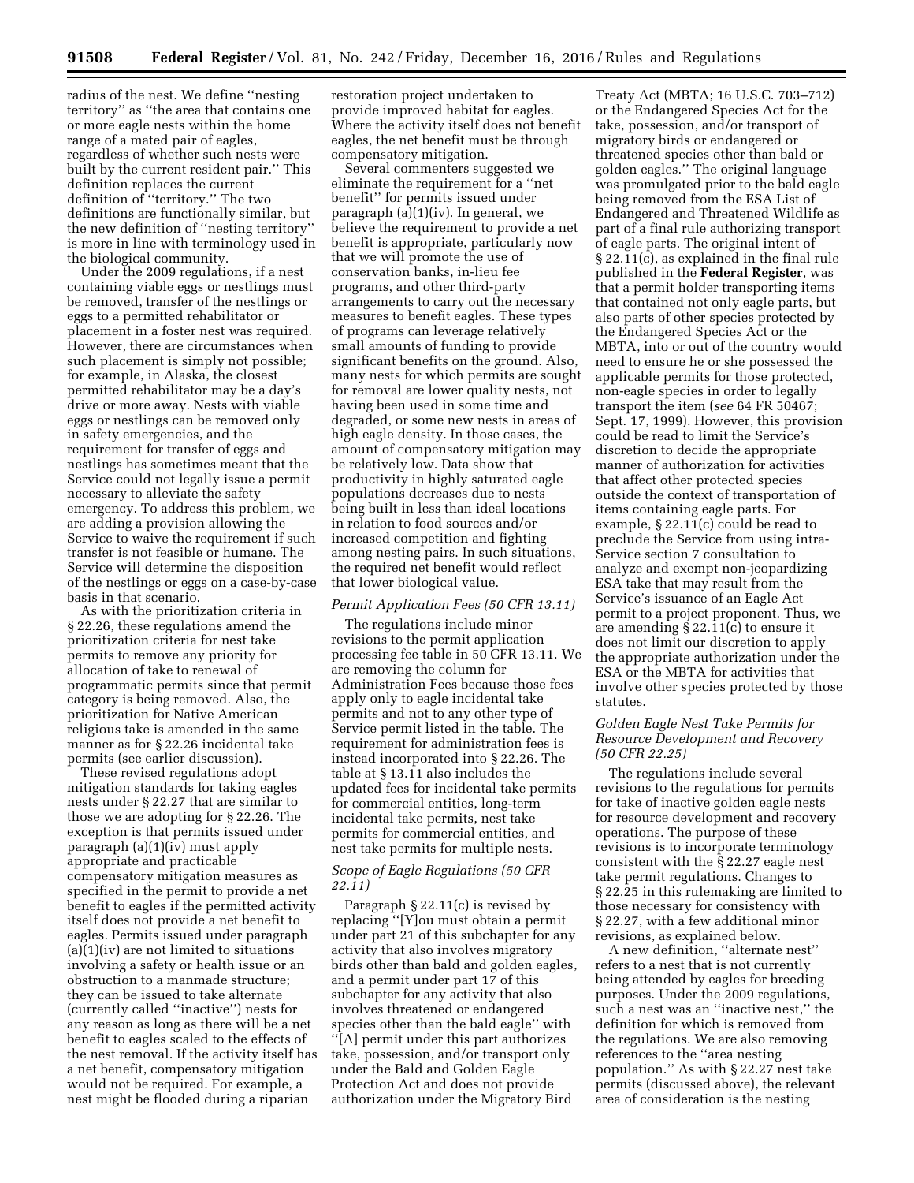radius of the nest. We define ''nesting territory'' as ''the area that contains one or more eagle nests within the home range of a mated pair of eagles, regardless of whether such nests were built by the current resident pair.'' This definition replaces the current definition of ''territory.'' The two definitions are functionally similar, but the new definition of ''nesting territory'' is more in line with terminology used in the biological community.

Under the 2009 regulations, if a nest containing viable eggs or nestlings must be removed, transfer of the nestlings or eggs to a permitted rehabilitator or placement in a foster nest was required. However, there are circumstances when such placement is simply not possible; for example, in Alaska, the closest permitted rehabilitator may be a day's drive or more away. Nests with viable eggs or nestlings can be removed only in safety emergencies, and the requirement for transfer of eggs and nestlings has sometimes meant that the Service could not legally issue a permit necessary to alleviate the safety emergency. To address this problem, we are adding a provision allowing the Service to waive the requirement if such transfer is not feasible or humane. The Service will determine the disposition of the nestlings or eggs on a case-by-case basis in that scenario.

As with the prioritization criteria in § 22.26, these regulations amend the prioritization criteria for nest take permits to remove any priority for allocation of take to renewal of programmatic permits since that permit category is being removed. Also, the prioritization for Native American religious take is amended in the same manner as for § 22.26 incidental take permits (see earlier discussion).

These revised regulations adopt mitigation standards for taking eagles nests under § 22.27 that are similar to those we are adopting for § 22.26. The exception is that permits issued under paragraph (a)(1)(iv) must apply appropriate and practicable compensatory mitigation measures as specified in the permit to provide a net benefit to eagles if the permitted activity itself does not provide a net benefit to eagles. Permits issued under paragraph (a)(1)(iv) are not limited to situations involving a safety or health issue or an obstruction to a manmade structure; they can be issued to take alternate (currently called ''inactive'') nests for any reason as long as there will be a net benefit to eagles scaled to the effects of the nest removal. If the activity itself has a net benefit, compensatory mitigation would not be required. For example, a nest might be flooded during a riparian restoration project undertaken to provide improved habitat for eagles. Where the activity itself does not benefit eagles, the net benefit must be through compensatory mitigation.

Several commenters suggested we eliminate the requirement for a ''net benefit'' for permits issued under paragraph (a)(1)(iv). In general, we believe the requirement to provide a net benefit is appropriate, particularly now that we will promote the use of conservation banks, in-lieu fee programs, and other third-party arrangements to carry out the necessary measures to benefit eagles. These types of programs can leverage relatively small amounts of funding to provide significant benefits on the ground. Also, many nests for which permits are sought for removal are lower quality nests, not having been used in some time and degraded, or some new nests in areas of high eagle density. In those cases, the amount of compensatory mitigation may be relatively low. Data show that productivity in highly saturated eagle populations decreases due to nests being built in less than ideal locations in relation to food sources and/or increased competition and fighting among nesting pairs. In such situations, the required net benefit would reflect that lower biological value.

*Permit Application Fees (50 CFR 13.11)*

The regulations include minor revisions to the permit application processing fee table in 50 CFR 13.11. We are removing the column for Administration Fees because those fees apply only to eagle incidental take permits and not to any other type of Service permit listed in the table. The requirement for administration fees is instead incorporated into § 22.26. The table at § 13.11 also includes the updated fees for incidental take permits for commercial entities, long-term incidental take permits, nest take permits for commercial entities, and nest take permits for multiple nests.

*Scope of Eagle Regulations (50 CFR 22.11)*

Paragraph § 22.11(c) is revised by replacing ''[Y]ou must obtain a permit under part 21 of this subchapter for any activity that also involves migratory birds other than bald and golden eagles, and a permit under part 17 of this subchapter for any activity that also involves threatened or endangered species other than the bald eagle'' with ''[A] permit under this part authorizes take, possession, and/or transport only under the Bald and Golden Eagle Protection Act and does not provide authorization under the Migratory Bird Treaty Act (MBTA; 16 U.S.C. 703–712) or the Endangered Species Act for the take, possession, and/or transport of migratory birds or endangered or threatened species other than bald or golden eagles.'' The original language was promulgated prior to the bald eagle being removed from the ESA List of Endangered and Threatened Wildlife as part of a final rule authorizing transport of eagle parts. The original intent of § 22.11(c), as explained in the final rule published in the **Federal Register**, was that a permit holder transporting items that contained not only eagle parts, but also parts of other species protected by the Endangered Species Act or the MBTA, into or out of the country would need to ensure he or she possessed the applicable permits for those protected, non-eagle species in order to legally transport the item (*see* 64 FR 50467; Sept. 17, 1999). However, this provision could be read to limit the Service's discretion to decide the appropriate manner of authorization for activities that affect other protected species outside the context of transportation of items containing eagle parts. For example, § 22.11(c) could be read to preclude the Service from using intra-Service section 7 consultation to analyze and exempt non-jeopardizing ESA take that may result from the Service's issuance of an Eagle Act permit to a project proponent. Thus, we are amending § 22.11(c) to ensure it does not limit our discretion to apply the appropriate authorization under the ESA or the MBTA for activities that involve other species protected by those statutes.

*Golden Eagle Nest Take Permits for Resource Development and Recovery (50 CFR 22.25)*

The regulations include several revisions to the regulations for permits for take of inactive golden eagle nests for resource development and recovery operations. The purpose of these revisions is to incorporate terminology consistent with the § 22.27 eagle nest take permit regulations. Changes to § 22.25 in this rulemaking are limited to those necessary for consistency with § 22.27, with a few additional minor revisions, as explained below.

A new definition, ''alternate nest'' refers to a nest that is not currently being attended by eagles for breeding purposes. Under the 2009 regulations, such a nest was an ''inactive nest,'' the definition for which is removed from the regulations. We are also removing references to the ''area nesting population.'' As with § 22.27 nest take permits (discussed above), the relevant area of consideration is the nesting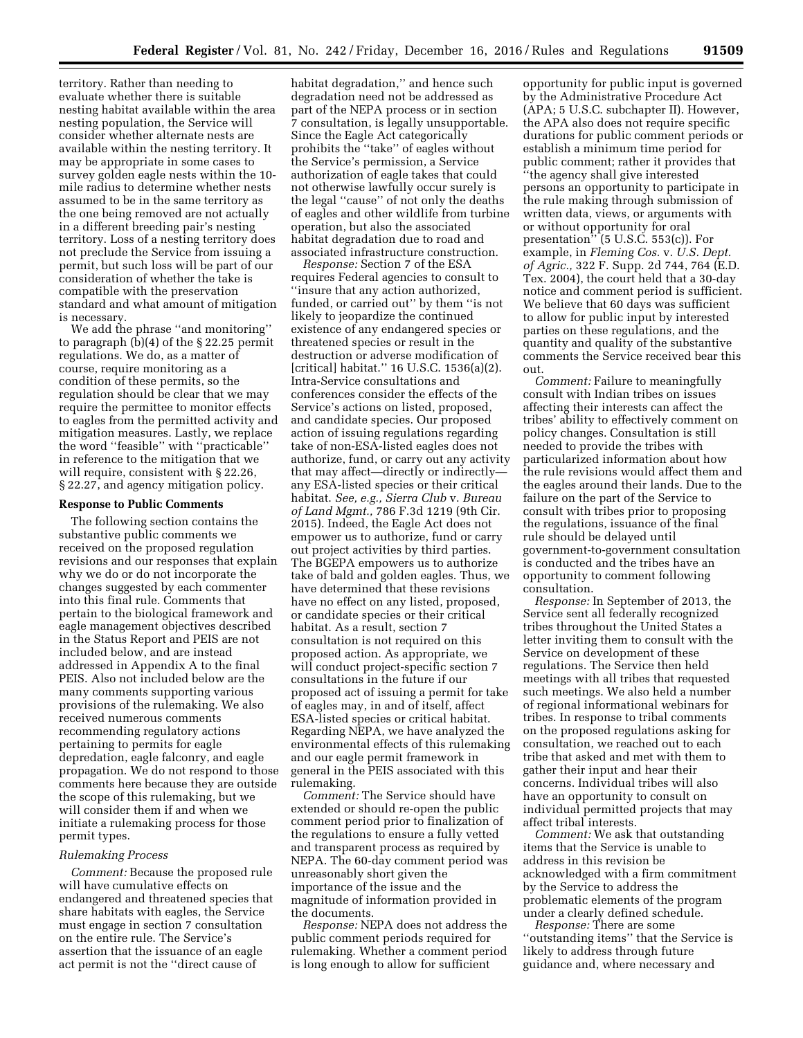territory. Rather than needing to evaluate whether there is suitable nesting habitat available within the area nesting population, the Service will consider whether alternate nests are available within the nesting territory. It may be appropriate in some cases to survey golden eagle nests within the 10-mile radius to determine whether nests assumed to be in the same territory as the one being removed are not actually in a different breeding pair's nesting territory. Loss of a nesting territory does not preclude the Service from issuing a permit, but such loss will be part of our consideration of whether the take is compatible with the preservation standard and what amount of mitigation is necessary.

We add the phrase ''and monitoring'' to paragraph (b)(4) of the § 22.25 permit regulations. We do, as a matter of course, require monitoring as a condition of these permits, so the regulation should be clear that we may require the permittee to monitor effects to eagles from the permitted activity and mitigation measures. Lastly, we replace the word ''feasible'' with ''practicable'' in reference to the mitigation that we will require, consistent with § 22.26, § 22.27, and agency mitigation policy.

## Response to Public Comments

The following section contains the substantive public comments we received on the proposed regulation revisions and our responses that explain why we do or do not incorporate the changes suggested by each commenter into this final rule. Comments that pertain to the biological framework and eagle management objectives described in the Status Report and PEIS are not included below, and are instead addressed in Appendix A to the final PEIS. Also not included below are the many comments supporting various provisions of the rulemaking. We also received numerous comments recommending regulatory actions pertaining to permits for eagle depredation, eagle falconry, and eagle propagation. We do not respond to those comments here because they are outside the scope of this rulemaking, but we will consider them if and when we initiate a rulemaking process for those permit types.

### *Rulemaking Process*

*Comment:* Because the proposed rule will have cumulative effects on endangered and threatened species that share habitats with eagles, the Service must engage in section 7 consultation on the entire rule. The Service's assertion that the issuance of an eagle act permit is not the ''direct cause of habitat degradation,'' and hence such degradation need not be addressed as part of the NEPA process or in section 7 consultation, is legally unsupportable. Since the Eagle Act categorically prohibits the ''take'' of eagles without the Service's permission, a Service authorization of eagle takes that could not otherwise lawfully occur surely is the legal ''cause'' of not only the deaths of eagles and other wildlife from turbine operation, but also the associated habitat degradation due to road and associated infrastructure construction.

*Response:* Section 7 of the ESA requires Federal agencies to consult to ''insure that any action authorized, funded, or carried out'' by them ''is not likely to jeopardize the continued existence of any endangered species or threatened species or result in the destruction or adverse modification of [critical] habitat.'' 16 U.S.C. 1536(a)(2). Intra-Service consultations and conferences consider the effects of the Service's actions on listed, proposed, and candidate species. Our proposed action of issuing regulations regarding take of non-ESA-listed eagles does not authorize, fund, or carry out any activity that may affect—directly or indirectly—any ESA-listed species or their critical habitat. *See, e.g., Sierra Club* v. *Bureau of Land Mgmt.,* 786 F.3d 1219 (9th Cir. 2015). Indeed, the Eagle Act does not empower us to authorize, fund or carry out project activities by third parties. The BGEPA empowers us to authorize take of bald and golden eagles. Thus, we have determined that these revisions have no effect on any listed, proposed, or candidate species or their critical habitat. As a result, section 7 consultation is not required on this proposed action. As appropriate, we will conduct project-specific section 7 consultations in the future if our proposed act of issuing a permit for take of eagles may, in and of itself, affect ESA-listed species or critical habitat. Regarding NEPA, we have analyzed the environmental effects of this rulemaking and our eagle permit framework in general in the PEIS associated with this rulemaking.

*Comment:* The Service should have extended or should re-open the public comment period prior to finalization of the regulations to ensure a fully vetted and transparent process as required by NEPA. The 60-day comment period was unreasonably short given the importance of the issue and the magnitude of information provided in the documents.

*Response:* NEPA does not address the public comment periods required for rulemaking. Whether a comment period is long enough to allow for sufficient opportunity for public input is governed by the Administrative Procedure Act (APA; 5 U.S.C. subchapter II). However, the APA also does not require specific durations for public comment periods or establish a minimum time period for public comment; rather it provides that ''the agency shall give interested persons an opportunity to participate in the rule making through submission of written data, views, or arguments with or without opportunity for oral presentation'' (5 U.S.C. 553(c)). For example, in *Fleming Cos.* v. *U.S. Dept. of Agric.,* 322 F. Supp. 2d 744, 764 (E.D. Tex. 2004), the court held that a 30-day notice and comment period is sufficient. We believe that 60 days was sufficient to allow for public input by interested parties on these regulations, and the quantity and quality of the substantive comments the Service received bear this out.

*Comment:* Failure to meaningfully consult with Indian tribes on issues affecting their interests can affect the tribes' ability to effectively comment on policy changes. Consultation is still needed to provide the tribes with particularized information about how the rule revisions would affect them and the eagles around their lands. Due to the failure on the part of the Service to consult with tribes prior to proposing the regulations, issuance of the final rule should be delayed until government-to-government consultation is conducted and the tribes have an opportunity to comment following consultation.

*Response:* In September of 2013, the Service sent all federally recognized tribes throughout the United States a letter inviting them to consult with the Service on development of these regulations. The Service then held meetings with all tribes that requested such meetings. We also held a number of regional informational webinars for tribes. In response to tribal comments on the proposed regulations asking for consultation, we reached out to each tribe that asked and met with them to gather their input and hear their concerns. Individual tribes will also have an opportunity to consult on individual permitted projects that may affect tribal interests.

*Comment:* We ask that outstanding items that the Service is unable to address in this revision be acknowledged with a firm commitment by the Service to address the problematic elements of the program under a clearly defined schedule.

*Response:* There are some ''outstanding items'' that the Service is likely to address through future guidance and, where necessary and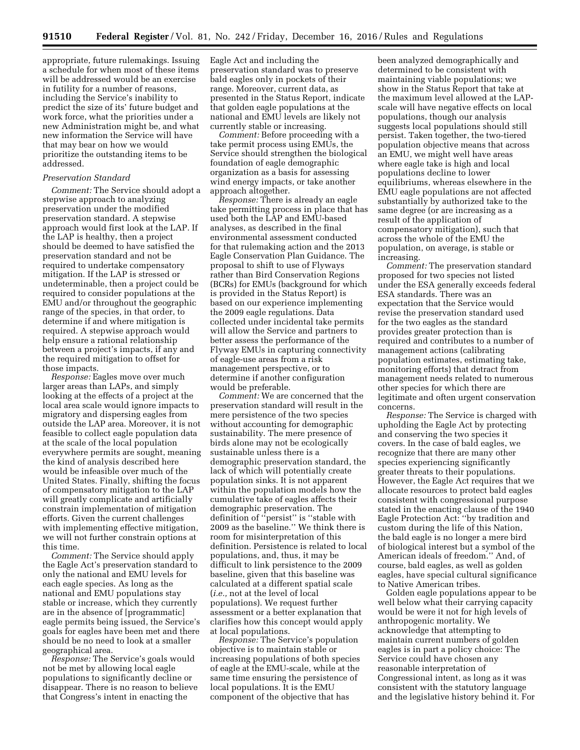appropriate, future rulemakings. Issuing a schedule for when most of these items will be addressed would be an exercise in futility for a number of reasons, including the Service's inability to predict the size of its' future budget and work force, what the priorities under a new Administration might be, and what new information the Service will have that may bear on how we would prioritize the outstanding items to be addressed.

*Preservation Standard*

*Comment:* The Service should adopt a stepwise approach to analyzing preservation under the modified preservation standard. A stepwise approach would first look at the LAP. If the LAP is healthy, then a project should be deemed to have satisfied the preservation standard and not be required to undertake compensatory mitigation. If the LAP is stressed or undeterminable, then a project could be required to consider populations at the EMU and/or throughout the geographic range of the species, in that order, to determine if and where mitigation is required. A stepwise approach would help ensure a rational relationship between a project's impacts, if any and the required mitigation to offset for those impacts.

*Response:* Eagles move over much larger areas than LAPs, and simply looking at the effects of a project at the local area scale would ignore impacts to migratory and dispersing eagles from outside the LAP area. Moreover, it is not feasible to collect eagle population data at the scale of the local population everywhere permits are sought, meaning the kind of analysis described here would be infeasible over much of the United States. Finally, shifting the focus of compensatory mitigation to the LAP will greatly complicate and artificially constrain implementation of mitigation efforts. Given the current challenges with implementing effective mitigation, we will not further constrain options at this time.

*Comment:* The Service should apply the Eagle Act's preservation standard to only the national and EMU levels for each eagle species. As long as the national and EMU populations stay stable or increase, which they currently are in the absence of [programmatic] eagle permits being issued, the Service's goals for eagles have been met and there should be no need to look at a smaller geographical area.

*Response:* The Service's goals would not be met by allowing local eagle populations to significantly decline or disappear. There is no reason to believe that Congress's intent in enacting the Eagle Act and including the preservation standard was to preserve bald eagles only in pockets of their range. Moreover, current data, as presented in the Status Report, indicate that golden eagle populations at the national and EMU levels are likely not currently stable or increasing.

*Comment:* Before proceeding with a take permit process using EMUs, the Service should strengthen the biological foundation of eagle demographic organization as a basis for assessing wind energy impacts, or take another approach altogether.

*Response:* There is already an eagle take permitting process in place that has used both the LAP and EMU-based analyses, as described in the final environmental assessment conducted for that rulemaking action and the 2013 Eagle Conservation Plan Guidance. The proposal to shift to use of Flyways rather than Bird Conservation Regions (BCRs) for EMUs (background for which is provided in the Status Report) is based on our experience implementing the 2009 eagle regulations. Data collected under incidental take permits will allow the Service and partners to better assess the performance of the Flyway EMUs in capturing connectivity of eagle-use areas from a risk management perspective, or to determine if another configuration would be preferable.

*Comment:* We are concerned that the preservation standard will result in the mere persistence of the two species without accounting for demographic sustainability. The mere presence of birds alone may not be ecologically sustainable unless there is a demographic preservation standard, the lack of which will potentially create population sinks. It is not apparent within the population models how the cumulative take of eagles affects their demographic preservation. The definition of ''persist'' is ''stable with 2009 as the baseline.'' We think there is room for misinterpretation of this definition. Persistence is related to local populations, and, thus, it may be difficult to link persistence to the 2009 baseline, given that this baseline was calculated at a different spatial scale (*i.e.,* not at the level of local populations). We request further assessment or a better explanation that clarifies how this concept would apply at local populations.

*Response:* The Service's population objective is to maintain stable or increasing populations of both species of eagle at the EMU-scale, while at the same time ensuring the persistence of local populations. It is the EMU component of the objective that has been analyzed demographically and determined to be consistent with maintaining viable populations; we show in the Status Report that take at the maximum level allowed at the LAP-scale will have negative effects on local populations, though our analysis suggests local populations should still persist. Taken together, the two-tiered population objective means that across an EMU, we might well have areas where eagle take is high and local populations decline to lower equilibriums, whereas elsewhere in the EMU eagle populations are not affected substantially by authorized take to the same degree (or are increasing as a result of the application of compensatory mitigation), such that across the whole of the EMU the population, on average, is stable or increasing.

*Comment:* The preservation standard proposed for two species not listed under the ESA generally exceeds federal ESA standards. There was an expectation that the Service would revise the preservation standard used for the two eagles as the standard provides greater protection than is required and contributes to a number of management actions (calibrating population estimates, estimating take, monitoring efforts) that detract from management needs related to numerous other species for which there are legitimate and often urgent conservation concerns.

*Response:* The Service is charged with upholding the Eagle Act by protecting and conserving the two species it covers. In the case of bald eagles, we recognize that there are many other species experiencing significantly greater threats to their populations. However, the Eagle Act requires that we allocate resources to protect bald eagles consistent with congressional purpose stated in the enacting clause of the 1940 Eagle Protection Act: ''by tradition and custom during the life of this Nation, the bald eagle is no longer a mere bird of biological interest but a symbol of the American ideals of freedom.'' And, of course, bald eagles, as well as golden eagles, have special cultural significance to Native American tribes.

Golden eagle populations appear to be well below what their carrying capacity would be were it not for high levels of anthropogenic mortality. We acknowledge that attempting to maintain current numbers of golden eagles is in part a policy choice: The Service could have chosen any reasonable interpretation of Congressional intent, as long as it was consistent with the statutory language and the legislative history behind it. For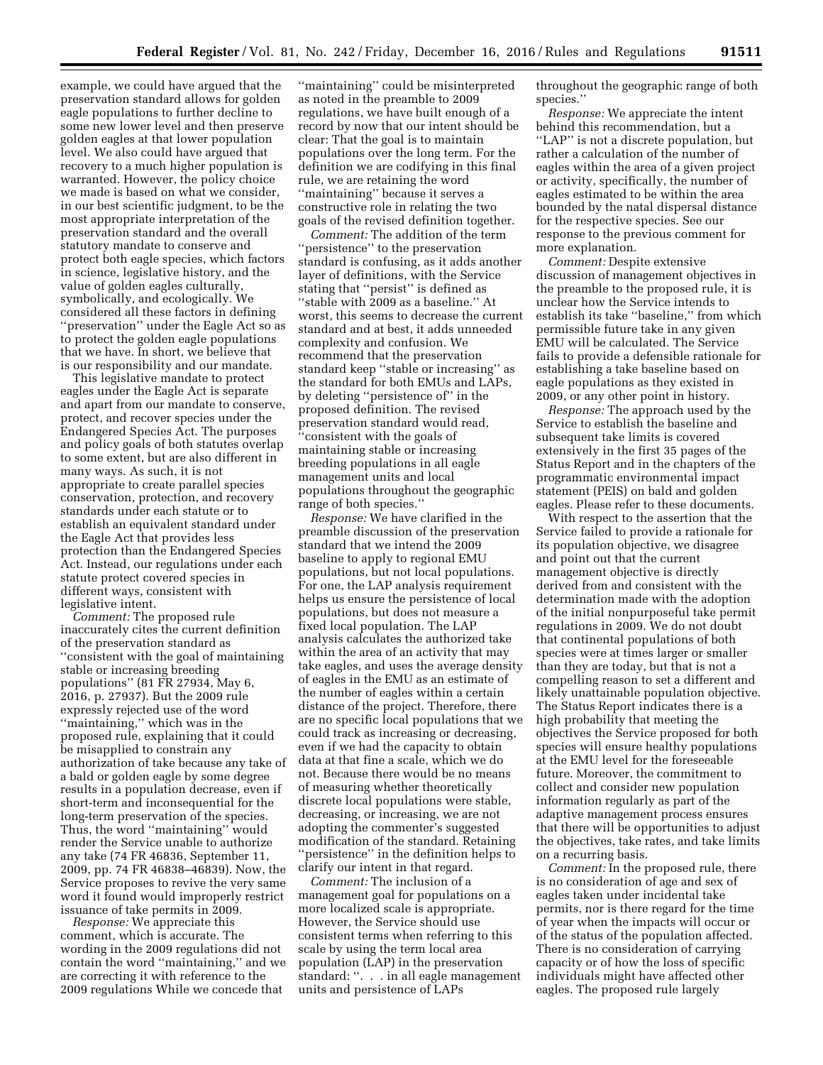example, we could have argued that the preservation standard allows for golden eagle populations to further decline to some new lower level and then preserve golden eagles at that lower population level. We also could have argued that recovery to a much higher population is warranted. However, the policy choice we made is based on what we consider, in our best scientific judgment, to be the most appropriate interpretation of the preservation standard and the overall statutory mandate to conserve and protect both eagle species, which factors in science, legislative history, and the value of golden eagles culturally, symbolically, and ecologically. We considered all these factors in defining "preservation" under the Eagle Act so as to protect the golden eagle populations that we have. In short, we believe that is our responsibility and our mandate.

This legislative mandate to protect eagles under the Eagle Act is separate and apart from our mandate to conserve, protect, and recover species under the Endangered Species Act. The purposes and policy goals of both statutes overlap to some extent, but are also different in many ways. As such, it is not appropriate to create parallel species conservation, protection, and recovery standards under each statute or to establish an equivalent standard under the Eagle Act that provides less protection than the Endangered Species Act. Instead, our regulations under each statute protect covered species in different ways, consistent with legislative intent.

*Comment:* The proposed rule inaccurately cites the current definition of the preservation standard as "consistent with the goal of maintaining stable or increasing breeding populations" (81 FR 27934, May 6, 2016, p. 27937). But the 2009 rule expressly rejected use of the word "maintaining," which was in the proposed rule, explaining that it could be misapplied to constrain any authorization of take because any take of a bald or golden eagle by some degree results in a population decrease, even if short-term and inconsequential for the long-term preservation of the species. Thus, the word "maintaining" would render the Service unable to authorize any take (74 FR 46836, September 11, 2009, pp. 74 FR 46838–46839). Now, the Service proposes to revive the very same word it found would improperly restrict issuance of take permits in 2009.

*Response:* We appreciate this comment, which is accurate. The wording in the 2009 regulations did not contain the word "maintaining," and we are correcting it with reference to the 2009 regulations While we concede that "maintaining" could be misinterpreted as noted in the preamble to 2009 regulations, we have built enough of a record by now that our intent should be clear: That the goal is to maintain populations over the long term. For the definition we are codifying in this final rule, we are retaining the word "maintaining" because it serves a constructive role in relating the two goals of the revised definition together.

*Comment:* The addition of the term "persistence" to the preservation standard is confusing, as it adds another layer of definitions, with the Service stating that "persist" is defined as "stable with 2009 as a baseline." At worst, this seems to decrease the current standard and at best, it adds unneeded complexity and confusion. We recommend that the preservation standard keep "stable or increasing" as the standard for both EMUs and LAPs, by deleting "persistence of" in the proposed definition. The revised preservation standard would read, "consistent with the goals of maintaining stable or increasing breeding populations in all eagle management units and local populations throughout the geographic range of both species."

*Response:* We have clarified in the preamble discussion of the preservation standard that we intend the 2009 baseline to apply to regional EMU populations, but not local populations. For one, the LAP analysis requirement helps us ensure the persistence of local populations, but does not measure a fixed local population. The LAP analysis calculates the authorized take within the area of an activity that may take eagles, and uses the average density of eagles in the EMU as an estimate of the number of eagles within a certain distance of the project. Therefore, there are no specific local populations that we could track as increasing or decreasing, even if we had the capacity to obtain data at that fine a scale, which we do not. Because there would be no means of measuring whether theoretically discrete local populations were stable, decreasing, or increasing, we are not adopting the commenter's suggested modification of the standard. Retaining "persistence" in the definition helps to clarify our intent in that regard.

*Comment:* The inclusion of a management goal for populations on a more localized scale is appropriate. However, the Service should use consistent terms when referring to this scale by using the term local area population (LAP) in the preservation standard: ". . . in all eagle management units and persistence of LAPs throughout the geographic range of both species."

*Response:* We appreciate the intent behind this recommendation, but a "LAP" is not a discrete population, but rather a calculation of the number of eagles within the area of a given project or activity, specifically, the number of eagles estimated to be within the area bounded by the natal dispersal distance for the respective species. See our response to the previous comment for more explanation.

*Comment:* Despite extensive discussion of management objectives in the preamble to the proposed rule, it is unclear how the Service intends to establish its take "baseline," from which permissible future take in any given EMU will be calculated. The Service fails to provide a defensible rationale for establishing a take baseline based on eagle populations as they existed in 2009, or any other point in history.

*Response:* The approach used by the Service to establish the baseline and subsequent take limits is covered extensively in the first 35 pages of the Status Report and in the chapters of the programmatic environmental impact statement (PEIS) on bald and golden eagles. Please refer to these documents.

With respect to the assertion that the Service failed to provide a rationale for its population objective, we disagree and point out that the current management objective is directly derived from and consistent with the determination made with the adoption of the initial nonpurposeful take permit regulations in 2009. We do not doubt that continental populations of both species were at times larger or smaller than they are today, but that is not a compelling reason to set a different and likely unattainable population objective. The Status Report indicates there is a high probability that meeting the objectives the Service proposed for both species will ensure healthy populations at the EMU level for the foreseeable future. Moreover, the commitment to collect and consider new population information regularly as part of the adaptive management process ensures that there will be opportunities to adjust the objectives, take rates, and take limits on a recurring basis.

*Comment:* In the proposed rule, there is no consideration of age and sex of eagles taken under incidental take permits, nor is there regard for the time of year when the impacts will occur or of the status of the population affected. There is no consideration of carrying capacity or of how the loss of specific individuals might have affected other eagles. The proposed rule largely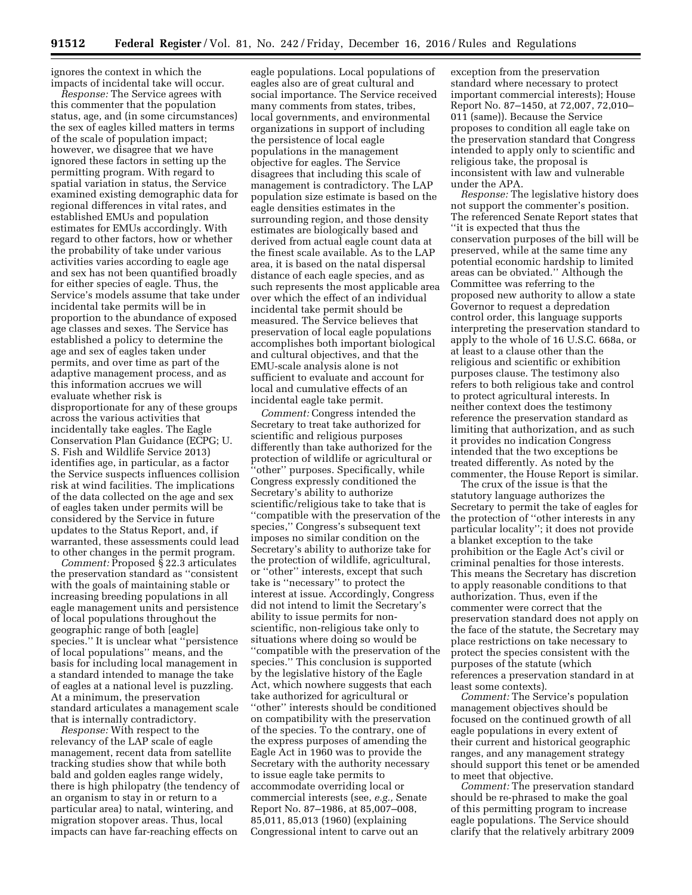ignores the context in which the impacts of incidental take will occur.

*Response:* The Service agrees with this commenter that the population status, age, and (in some circumstances) the sex of eagles killed matters in terms of the scale of population impact; however, we disagree that we have ignored these factors in setting up the permitting program. With regard to spatial variation in status, the Service examined existing demographic data for regional differences in vital rates, and established EMUs and population estimates for EMUs accordingly. With regard to other factors, how or whether the probability of take under various activities varies according to eagle age and sex has not been quantified broadly for either species of eagle. Thus, the Service's models assume that take under incidental take permits will be in proportion to the abundance of exposed age classes and sexes. The Service has established a policy to determine the age and sex of eagles taken under permits, and over time as part of the adaptive management process, and as this information accrues we will evaluate whether risk is disproportionate for any of these groups across the various activities that incidentally take eagles. The Eagle Conservation Plan Guidance (ECPG; U. S. Fish and Wildlife Service 2013) identifies age, in particular, as a factor the Service suspects influences collision risk at wind facilities. The implications of the data collected on the age and sex of eagles taken under permits will be considered by the Service in future updates to the Status Report, and, if warranted, these assessments could lead to other changes in the permit program.

*Comment:* Proposed § 22.3 articulates the preservation standard as ''consistent with the goals of maintaining stable or increasing breeding populations in all eagle management units and persistence of local populations throughout the geographic range of both [eagle] species.'' It is unclear what ''persistence of local populations'' means, and the basis for including local management in a standard intended to manage the take of eagles at a national level is puzzling. At a minimum, the preservation standard articulates a management scale that is internally contradictory.

*Response:* With respect to the relevancy of the LAP scale of eagle management, recent data from satellite tracking studies show that while both bald and golden eagles range widely, there is high philopatry (the tendency of an organism to stay in or return to a particular area) to natal, wintering, and migration stopover areas. Thus, local impacts can have far-reaching effects on eagle populations. Local populations of eagles also are of great cultural and social importance. The Service received many comments from states, tribes, local governments, and environmental organizations in support of including the persistence of local eagle populations in the management objective for eagles. The Service disagrees that including this scale of management is contradictory. The LAP population size estimate is based on the eagle densities estimates in the surrounding region, and those density estimates are biologically based and derived from actual eagle count data at the finest scale available. As to the LAP area, it is based on the natal dispersal distance of each eagle species, and as such represents the most applicable area over which the effect of an individual incidental take permit should be measured. The Service believes that preservation of local eagle populations accomplishes both important biological and cultural objectives, and that the EMU-scale analysis alone is not sufficient to evaluate and account for local and cumulative effects of an incidental eagle take permit.

*Comment:* Congress intended the Secretary to treat take authorized for scientific and religious purposes differently than take authorized for the protection of wildlife or agricultural or ''other'' purposes. Specifically, while Congress expressly conditioned the Secretary's ability to authorize scientific/religious take to take that is ''compatible with the preservation of the species,'' Congress's subsequent text imposes no similar condition on the Secretary's ability to authorize take for the protection of wildlife, agricultural, or ''other'' interests, except that such take is ''necessary'' to protect the interest at issue. Accordingly, Congress did not intend to limit the Secretary's ability to issue permits for non-scientific, non-religious take only to situations where doing so would be ''compatible with the preservation of the species.'' This conclusion is supported by the legislative history of the Eagle Act, which nowhere suggests that each take authorized for agricultural or ''other'' interests should be conditioned on compatibility with the preservation of the species. To the contrary, one of the express purposes of amending the Eagle Act in 1960 was to provide the Secretary with the authority necessary to issue eagle take permits to accommodate overriding local or commercial interests (see, *e.g.,* Senate Report No. 87–1986, at 85,007–008, 85,011, 85,013 (1960) (explaining Congressional intent to carve out an exception from the preservation standard where necessary to protect important commercial interests); House Report No. 87–1450, at 72,007, 72,010–011 (same)). Because the Service proposes to condition all eagle take on the preservation standard that Congress intended to apply only to scientific and religious take, the proposal is inconsistent with law and vulnerable under the APA.

*Response:* The legislative history does not support the commenter's position. The referenced Senate Report states that ''it is expected that thus the conservation purposes of the bill will be preserved, while at the same time any potential economic hardship to limited areas can be obviated.'' Although the Committee was referring to the proposed new authority to allow a state Governor to request a depredation control order, this language supports interpreting the preservation standard to apply to the whole of 16 U.S.C. 668a, or at least to a clause other than the religious and scientific or exhibition purposes clause. The testimony also refers to both religious take and control to protect agricultural interests. In neither context does the testimony reference the preservation standard as limiting that authorization, and as such it provides no indication Congress intended that the two exceptions be treated differently. As noted by the commenter, the House Report is similar.

The crux of the issue is that the statutory language authorizes the Secretary to permit the take of eagles for the protection of ''other interests in any particular locality''; it does not provide a blanket exception to the take prohibition or the Eagle Act's civil or criminal penalties for those interests. This means the Secretary has discretion to apply reasonable conditions to that authorization. Thus, even if the commenter were correct that the preservation standard does not apply on the face of the statute, the Secretary may place restrictions on take necessary to protect the species consistent with the purposes of the statute (which references a preservation standard in at least some contexts).

*Comment:* The Service's population management objectives should be focused on the continued growth of all eagle populations in every extent of their current and historical geographic ranges, and any management strategy should support this tenet or be amended to meet that objective.

*Comment:* The preservation standard should be re-phrased to make the goal of this permitting program to increase eagle populations. The Service should clarify that the relatively arbitrary 2009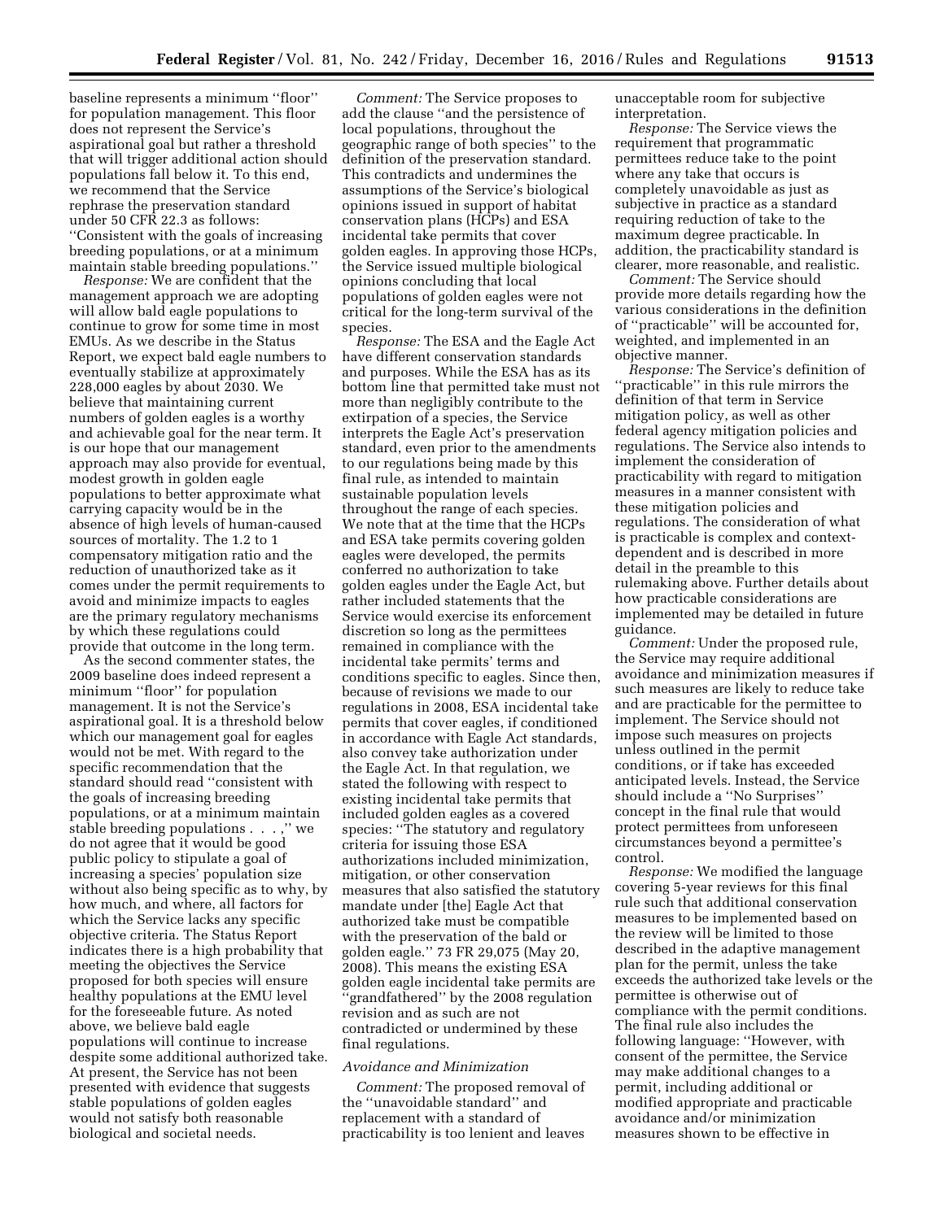baseline represents a minimum ''floor'' for population management. This floor does not represent the Service's aspirational goal but rather a threshold that will trigger additional action should populations fall below it. To this end, we recommend that the Service rephrase the preservation standard under 50 CFR 22.3 as follows: ''Consistent with the goals of increasing breeding populations, or at a minimum maintain stable breeding populations.''

*Response:* We are confident that the management approach we are adopting will allow bald eagle populations to continue to grow for some time in most EMUs. As we describe in the Status Report, we expect bald eagle numbers to eventually stabilize at approximately 228,000 eagles by about 2030. We believe that maintaining current numbers of golden eagles is a worthy and achievable goal for the near term. It is our hope that our management approach may also provide for eventual, modest growth in golden eagle populations to better approximate what carrying capacity would be in the absence of high levels of human-caused sources of mortality. The 1.2 to 1 compensatory mitigation ratio and the reduction of unauthorized take as it comes under the permit requirements to avoid and minimize impacts to eagles are the primary regulatory mechanisms by which these regulations could provide that outcome in the long term.

As the second commenter states, the 2009 baseline does indeed represent a minimum ''floor'' for population management. It is not the Service's aspirational goal. It is a threshold below which our management goal for eagles would not be met. With regard to the specific recommendation that the standard should read ''consistent with the goals of increasing breeding populations, or at a minimum maintain stable breeding populations . . . ,'' we do not agree that it would be good public policy to stipulate a goal of increasing a species' population size without also being specific as to why, by how much, and where, all factors for which the Service lacks any specific objective criteria. The Status Report indicates there is a high probability that meeting the objectives the Service proposed for both species will ensure healthy populations at the EMU level for the foreseeable future. As noted above, we believe bald eagle populations will continue to increase despite some additional authorized take. At present, the Service has not been presented with evidence that suggests stable populations of golden eagles would not satisfy both reasonable biological and societal needs.

*Comment:* The Service proposes to add the clause ''and the persistence of local populations, throughout the geographic range of both species'' to the definition of the preservation standard. This contradicts and undermines the assumptions of the Service's biological opinions issued in support of habitat conservation plans (HCPs) and ESA incidental take permits that cover golden eagles. In approving those HCPs, the Service issued multiple biological opinions concluding that local populations of golden eagles were not critical for the long-term survival of the species.

*Response:* The ESA and the Eagle Act have different conservation standards and purposes. While the ESA has as its bottom line that permitted take must not more than negligibly contribute to the extirpation of a species, the Service interprets the Eagle Act's preservation standard, even prior to the amendments to our regulations being made by this final rule, as intended to maintain sustainable population levels throughout the range of each species. We note that at the time that the HCPs and ESA take permits covering golden eagles were developed, the permits conferred no authorization to take golden eagles under the Eagle Act, but rather included statements that the Service would exercise its enforcement discretion so long as the permittees remained in compliance with the incidental take permits' terms and conditions specific to eagles. Since then, because of revisions we made to our regulations in 2008, ESA incidental take permits that cover eagles, if conditioned in accordance with Eagle Act standards, also convey take authorization under the Eagle Act. In that regulation, we stated the following with respect to existing incidental take permits that included golden eagles as a covered species: ''The statutory and regulatory criteria for issuing those ESA authorizations included minimization, mitigation, or other conservation measures that also satisfied the statutory mandate under [the] Eagle Act that authorized take must be compatible with the preservation of the bald or golden eagle.'' 73 FR 29,075 (May 20, 2008). This means the existing ESA golden eagle incidental take permits are ''grandfathered'' by the 2008 regulation revision and as such are not contradicted or undermined by these final regulations.

### Avoidance and Minimization

*Comment:* The proposed removal of the ''unavoidable standard'' and replacement with a standard of practicability is too lenient and leaves unacceptable room for subjective interpretation.

*Response:* The Service views the requirement that programmatic permittees reduce take to the point where any take that occurs is completely unavoidable as just as subjective in practice as a standard requiring reduction of take to the maximum degree practicable. In addition, the practicability standard is clearer, more reasonable, and realistic.

*Comment:* The Service should provide more details regarding how the various considerations in the definition of ''practicable'' will be accounted for, weighted, and implemented in an objective manner.

*Response:* The Service's definition of ''practicable'' in this rule mirrors the definition of that term in Service mitigation policy, as well as other federal agency mitigation policies and regulations. The Service also intends to implement the consideration of practicability with regard to mitigation measures in a manner consistent with these mitigation policies and regulations. The consideration of what is practicable is complex and context-dependent and is described in more detail in the preamble to this rulemaking above. Further details about how practicable considerations are implemented may be detailed in future guidance.

*Comment:* Under the proposed rule, the Service may require additional avoidance and minimization measures if such measures are likely to reduce take and are practicable for the permittee to implement. The Service should not impose such measures on projects unless outlined in the permit conditions, or if take has exceeded anticipated levels. Instead, the Service should include a ''No Surprises'' concept in the final rule that would protect permittees from unforeseen circumstances beyond a permittee's control.

*Response:* We modified the language covering 5-year reviews for this final rule such that additional conservation measures to be implemented based on the review will be limited to those described in the adaptive management plan for the permit, unless the take exceeds the authorized take levels or the permittee is otherwise out of compliance with the permit conditions. The final rule also includes the following language: ''However, with consent of the permittee, the Service may make additional changes to a permit, including additional or modified appropriate and practicable avoidance and/or minimization measures shown to be effective in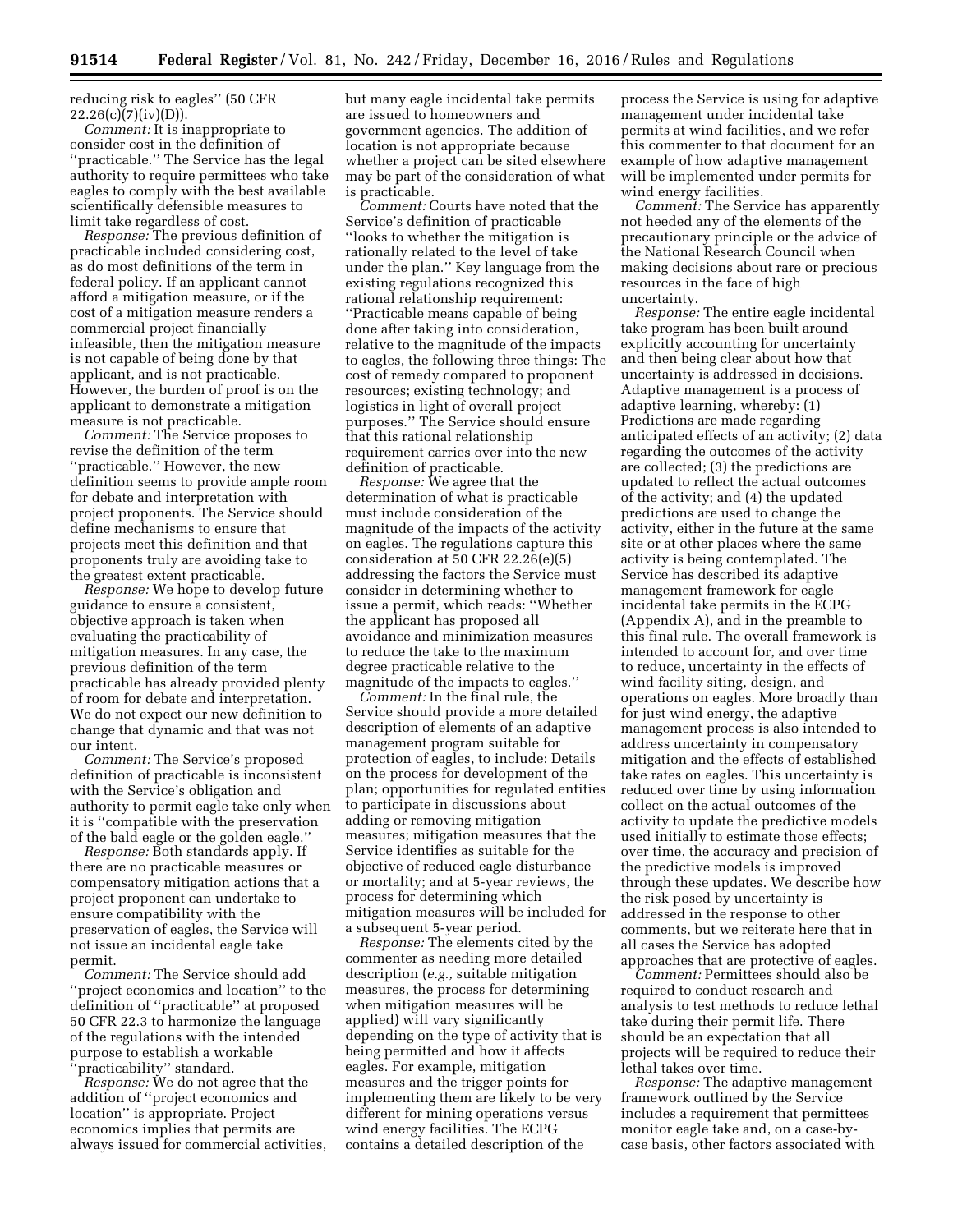reducing risk to eagles'' (50 CFR 22.26(c)(7)(iv)(D)).

*Comment:* It is inappropriate to consider cost in the definition of ''practicable.'' The Service has the legal authority to require permittees who take eagles to comply with the best available scientifically defensible measures to limit take regardless of cost.

*Response:* The previous definition of practicable included considering cost, as do most definitions of the term in federal policy. If an applicant cannot afford a mitigation measure, or if the cost of a mitigation measure renders a commercial project financially infeasible, then the mitigation measure is not capable of being done by that applicant, and is not practicable. However, the burden of proof is on the applicant to demonstrate a mitigation measure is not practicable.

*Comment:* The Service proposes to revise the definition of the term ''practicable.'' However, the new definition seems to provide ample room for debate and interpretation with project proponents. The Service should define mechanisms to ensure that projects meet this definition and that proponents truly are avoiding take to the greatest extent practicable.

*Response:* We hope to develop future guidance to ensure a consistent, objective approach is taken when evaluating the practicability of mitigation measures. In any case, the previous definition of the term practicable has already provided plenty of room for debate and interpretation. We do not expect our new definition to change that dynamic and that was not our intent.

*Comment:* The Service's proposed definition of practicable is inconsistent with the Service's obligation and authority to permit eagle take only when it is ''compatible with the preservation of the bald eagle or the golden eagle.''

*Response:* Both standards apply. If there are no practicable measures or compensatory mitigation actions that a project proponent can undertake to ensure compatibility with the preservation of eagles, the Service will not issue an incidental eagle take permit.

*Comment:* The Service should add ''project economics and location'' to the definition of ''practicable'' at proposed 50 CFR 22.3 to harmonize the language of the regulations with the intended purpose to establish a workable ''practicability'' standard.

*Response:* We do not agree that the addition of ''project economics and location'' is appropriate. Project economics implies that permits are always issued for commercial activities, but many eagle incidental take permits are issued to homeowners and government agencies. The addition of location is not appropriate because whether a project can be sited elsewhere may be part of the consideration of what is practicable.

*Comment:* Courts have noted that the Service's definition of practicable ''looks to whether the mitigation is rationally related to the level of take under the plan.'' Key language from the existing regulations recognized this rational relationship requirement: ''Practicable means capable of being done after taking into consideration, relative to the magnitude of the impacts to eagles, the following three things: The cost of remedy compared to proponent resources; existing technology; and logistics in light of overall project purposes.'' The Service should ensure that this rational relationship requirement carries over into the new definition of practicable.

*Response:* We agree that the determination of what is practicable must include consideration of the magnitude of the impacts of the activity on eagles. The regulations capture this consideration at 50 CFR 22.26(e)(5) addressing the factors the Service must consider in determining whether to issue a permit, which reads: ''Whether the applicant has proposed all avoidance and minimization measures to reduce the take to the maximum degree practicable relative to the magnitude of the impacts to eagles.''

*Comment:* In the final rule, the Service should provide a more detailed description of elements of an adaptive management program suitable for protection of eagles, to include: Details on the process for development of the plan; opportunities for regulated entities to participate in discussions about adding or removing mitigation measures; mitigation measures that the Service identifies as suitable for the objective of reduced eagle disturbance or mortality; and at 5-year reviews, the process for determining which mitigation measures will be included for a subsequent 5-year period.

*Response:* The elements cited by the commenter as needing more detailed description (*e.g.,* suitable mitigation measures, the process for determining when mitigation measures will be applied) will vary significantly depending on the type of activity that is being permitted and how it affects eagles. For example, mitigation measures and the trigger points for implementing them are likely to be very different for mining operations versus wind energy facilities. The ECPG contains a detailed description of the process the Service is using for adaptive management under incidental take permits at wind facilities, and we refer this commenter to that document for an example of how adaptive management will be implemented under permits for wind energy facilities.

*Comment:* The Service has apparently not heeded any of the elements of the precautionary principle or the advice of the National Research Council when making decisions about rare or precious resources in the face of high uncertainty.

*Response:* The entire eagle incidental take program has been built around explicitly accounting for uncertainty and then being clear about how that uncertainty is addressed in decisions. Adaptive management is a process of adaptive learning, whereby: (1) Predictions are made regarding anticipated effects of an activity; (2) data regarding the outcomes of the activity are collected; (3) the predictions are updated to reflect the actual outcomes of the activity; and (4) the updated predictions are used to change the activity, either in the future at the same site or at other places where the same activity is being contemplated. The Service has described its adaptive management framework for eagle incidental take permits in the ECPG (Appendix A), and in the preamble to this final rule. The overall framework is intended to account for, and over time to reduce, uncertainty in the effects of wind facility siting, design, and operations on eagles. More broadly than for just wind energy, the adaptive management process is also intended to address uncertainty in compensatory mitigation and the effects of established take rates on eagles. This uncertainty is reduced over time by using information collect on the actual outcomes of the activity to update the predictive models used initially to estimate those effects; over time, the accuracy and precision of the predictive models is improved through these updates. We describe how the risk posed by uncertainty is addressed in the response to other comments, but we reiterate here that in all cases the Service has adopted approaches that are protective of eagles.

*Comment:* Permittees should also be required to conduct research and analysis to test methods to reduce lethal take during their permit life. There should be an expectation that all projects will be required to reduce their lethal takes over time.

*Response:* The adaptive management framework outlined by the Service includes a requirement that permittees monitor eagle take and, on a case-by-case basis, other factors associated with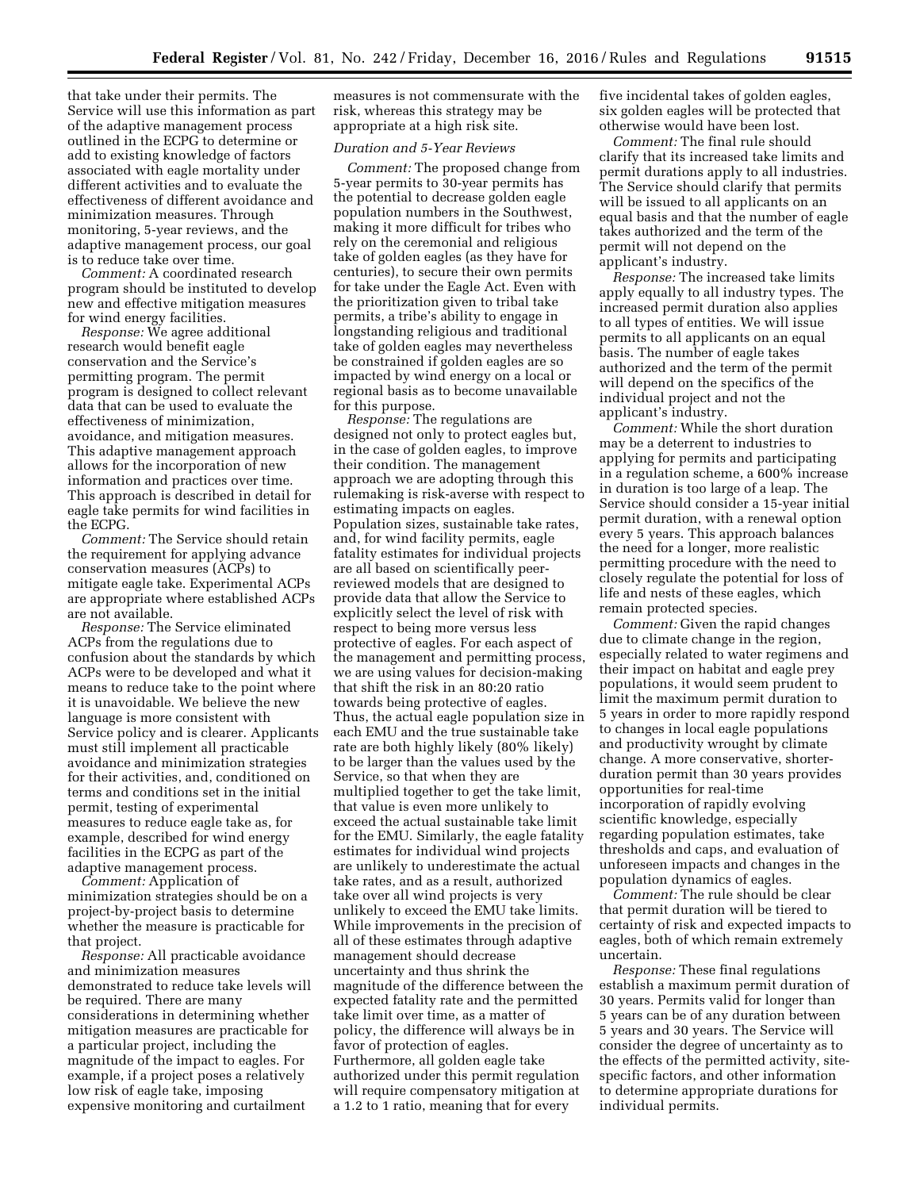that take under their permits. The Service will use this information as part of the adaptive management process outlined in the ECPG to determine or add to existing knowledge of factors associated with eagle mortality under different activities and to evaluate the effectiveness of different avoidance and minimization measures. Through monitoring, 5-year reviews, and the adaptive management process, our goal is to reduce take over time.

*Comment:* A coordinated research program should be instituted to develop new and effective mitigation measures for wind energy facilities.

*Response:* We agree additional research would benefit eagle conservation and the Service's permitting program. The permit program is designed to collect relevant data that can be used to evaluate the effectiveness of minimization, avoidance, and mitigation measures. This adaptive management approach allows for the incorporation of new information and practices over time. This approach is described in detail for eagle take permits for wind facilities in the ECPG.

*Comment:* The Service should retain the requirement for applying advance conservation measures (ACPs) to mitigate eagle take. Experimental ACPs are appropriate where established ACPs are not available.

*Response:* The Service eliminated ACPs from the regulations due to confusion about the standards by which ACPs were to be developed and what it means to reduce take to the point where it is unavoidable. We believe the new language is more consistent with Service policy and is clearer. Applicants must still implement all practicable avoidance and minimization strategies for their activities, and, conditioned on terms and conditions set in the initial permit, testing of experimental measures to reduce eagle take as, for example, described for wind energy facilities in the ECPG as part of the adaptive management process.

*Comment:* Application of minimization strategies should be on a project-by-project basis to determine whether the measure is practicable for that project.

*Response:* All practicable avoidance and minimization measures demonstrated to reduce take levels will be required. There are many considerations in determining whether mitigation measures are practicable for a particular project, including the magnitude of the impact to eagles. For example, if a project poses a relatively low risk of eagle take, imposing expensive monitoring and curtailment measures is not commensurate with the risk, whereas this strategy may be appropriate at a high risk site.

## *Duration and 5-Year Reviews*

*Comment:* The proposed change from 5-year permits to 30-year permits has the potential to decrease golden eagle population numbers in the Southwest, making it more difficult for tribes who rely on the ceremonial and religious take of golden eagles (as they have for centuries), to secure their own permits for take under the Eagle Act. Even with the prioritization given to tribal take permits, a tribe's ability to engage in longstanding religious and traditional take of golden eagles may nevertheless be constrained if golden eagles are so impacted by wind energy on a local or regional basis as to become unavailable for this purpose.

*Response:* The regulations are designed not only to protect eagles but, in the case of golden eagles, to improve their condition. The management approach we are adopting through this rulemaking is risk-averse with respect to estimating impacts on eagles. Population sizes, sustainable take rates, and, for wind facility permits, eagle fatality estimates for individual projects are all based on scientifically peer-reviewed models that are designed to provide data that allow the Service to explicitly select the level of risk with respect to being more versus less protective of eagles. For each aspect of the management and permitting process, we are using values for decision-making that shift the risk in an 80:20 ratio towards being protective of eagles. Thus, the actual eagle population size in each EMU and the true sustainable take rate are both highly likely (80% likely) to be larger than the values used by the Service, so that when they are multiplied together to get the take limit, that value is even more unlikely to exceed the actual sustainable take limit for the EMU. Similarly, the eagle fatality estimates for individual wind projects are unlikely to underestimate the actual take rates, and as a result, authorized take over all wind projects is very unlikely to exceed the EMU take limits. While improvements in the precision of all of these estimates through adaptive management should decrease uncertainty and thus shrink the magnitude of the difference between the expected fatality rate and the permitted take limit over time, as a matter of policy, the difference will always be in favor of protection of eagles. Furthermore, all golden eagle take authorized under this permit regulation will require compensatory mitigation at a 1.2 to 1 ratio, meaning that for every five incidental takes of golden eagles, six golden eagles will be protected that otherwise would have been lost.

*Comment:* The final rule should clarify that its increased take limits and permit durations apply to all industries. The Service should clarify that permits will be issued to all applicants on an equal basis and that the number of eagle takes authorized and the term of the permit will not depend on the applicant's industry.

*Response:* The increased take limits apply equally to all industry types. The increased permit duration also applies to all types of entities. We will issue permits to all applicants on an equal basis. The number of eagle takes authorized and the term of the permit will depend on the specifics of the individual project and not the applicant's industry.

*Comment:* While the short duration may be a deterrent to industries to applying for permits and participating in a regulation scheme, a 600% increase in duration is too large of a leap. The Service should consider a 15-year initial permit duration, with a renewal option every 5 years. This approach balances the need for a longer, more realistic permitting procedure with the need to closely regulate the potential for loss of life and nests of these eagles, which remain protected species.

*Comment:* Given the rapid changes due to climate change in the region, especially related to water regimens and their impact on habitat and eagle prey populations, it would seem prudent to limit the maximum permit duration to 5 years in order to more rapidly respond to changes in local eagle populations and productivity wrought by climate change. A more conservative, shorter-duration permit than 30 years provides opportunities for real-time incorporation of rapidly evolving scientific knowledge, especially regarding population estimates, take thresholds and caps, and evaluation of unforeseen impacts and changes in the population dynamics of eagles.

*Comment:* The rule should be clear that permit duration will be tiered to certainty of risk and expected impacts to eagles, both of which remain extremely uncertain.

*Response:* These final regulations establish a maximum permit duration of 30 years. Permits valid for longer than 5 years can be of any duration between 5 years and 30 years. The Service will consider the degree of uncertainty as to the effects of the permitted activity, site-specific factors, and other information to determine appropriate durations for individual permits.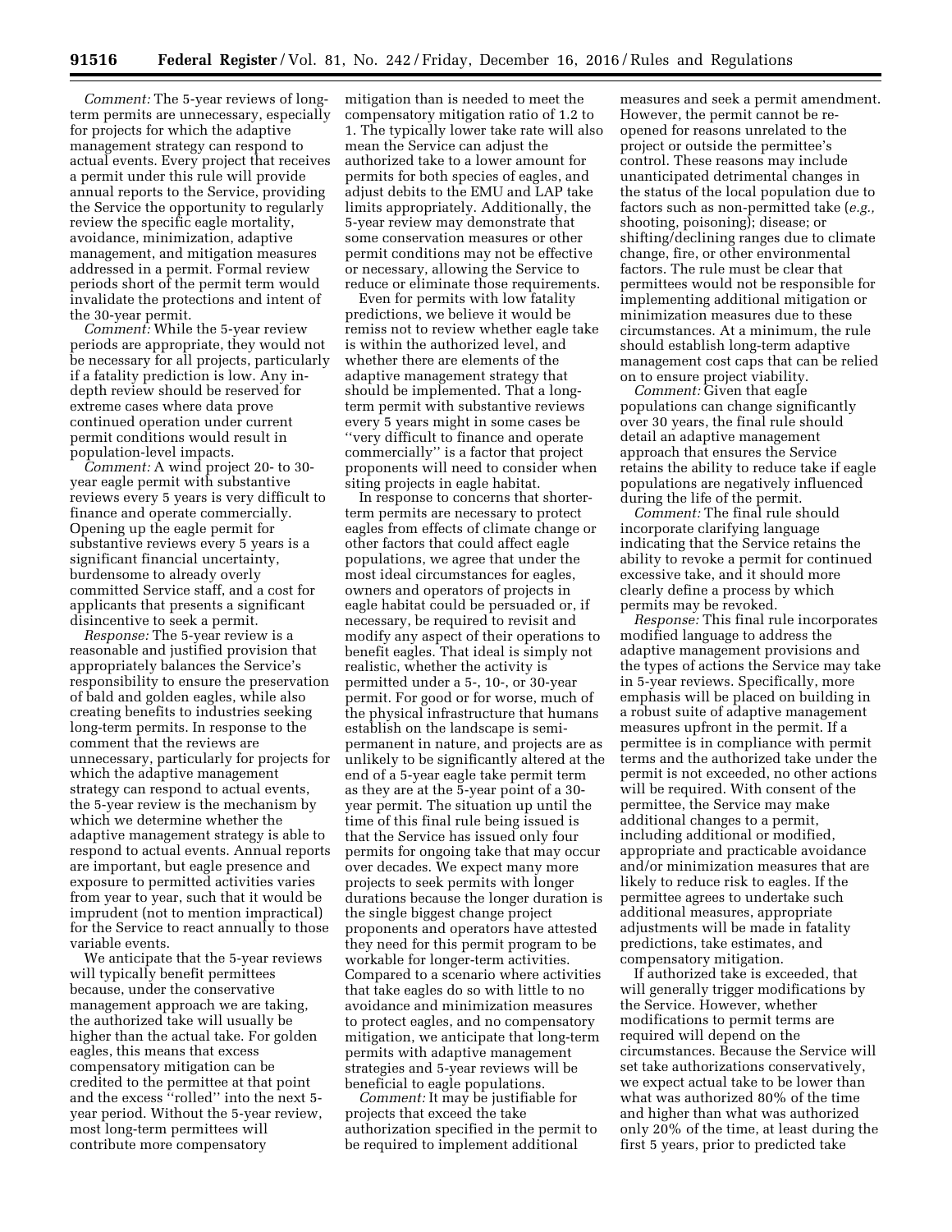*Comment:* The 5-year reviews of long-term permits are unnecessary, especially for projects for which the adaptive management strategy can respond to actual events. Every project that receives a permit under this rule will provide annual reports to the Service, providing the Service the opportunity to regularly review the specific eagle mortality, avoidance, minimization, adaptive management, and mitigation measures addressed in a permit. Formal review periods short of the permit term would invalidate the protections and intent of the 30-year permit.

*Comment:* While the 5-year review periods are appropriate, they would not be necessary for all projects, particularly if a fatality prediction is low. Any in-depth review should be reserved for extreme cases where data prove continued operation under current permit conditions would result in population-level impacts.

*Comment:* A wind project 20- to 30-year eagle permit with substantive reviews every 5 years is very difficult to finance and operate commercially. Opening up the eagle permit for substantive reviews every 5 years is a significant financial uncertainty, burdensome to already overly committed Service staff, and a cost for applicants that presents a significant disincentive to seek a permit.

*Response:* The 5-year review is a reasonable and justified provision that appropriately balances the Service's responsibility to ensure the preservation of bald and golden eagles, while also creating benefits to industries seeking long-term permits. In response to the comment that the reviews are unnecessary, particularly for projects for which the adaptive management strategy can respond to actual events, the 5-year review is the mechanism by which we determine whether the adaptive management strategy is able to respond to actual events. Annual reports are important, but eagle presence and exposure to permitted activities varies from year to year, such that it would be imprudent (not to mention impractical) for the Service to react annually to those variable events.

We anticipate that the 5-year reviews will typically benefit permittees because, under the conservative management approach we are taking, the authorized take will usually be higher than the actual take. For golden eagles, this means that excess compensatory mitigation can be credited to the permittee at that point and the excess "rolled" into the next 5-year period. Without the 5-year review, most long-term permittees will contribute more compensatory mitigation than is needed to meet the compensatory mitigation ratio of 1.2 to 1. The typically lower take rate will also mean the Service can adjust the authorized take to a lower amount for permits for both species of eagles, and adjust debits to the EMU and LAP take limits appropriately. Additionally, the 5-year review may demonstrate that some conservation measures or other permit conditions may not be effective or necessary, allowing the Service to reduce or eliminate those requirements.

Even for permits with low fatality predictions, we believe it would be remiss not to review whether eagle take is within the authorized level, and whether there are elements of the adaptive management strategy that should be implemented. That a long-term permit with substantive reviews every 5 years might in some cases be "very difficult to finance and operate commercially" is a factor that project proponents will need to consider when siting projects in eagle habitat.

In response to concerns that shorter-term permits are necessary to protect eagles from effects of climate change or other factors that could affect eagle populations, we agree that under the most ideal circumstances for eagles, owners and operators of projects in eagle habitat could be persuaded or, if necessary, be required to revisit and modify any aspect of their operations to benefit eagles. That ideal is simply not realistic, whether the activity is permitted under a 5-, 10-, or 30-year permit. For good or for worse, much of the physical infrastructure that humans establish on the landscape is semi-permanent in nature, and projects are as unlikely to be significantly altered at the end of a 5-year eagle take permit term as they are at the 5-year point of a 30-year permit. The situation up until the time of this final rule being issued is that the Service has issued only four permits for ongoing take that may occur over decades. We expect many more projects to seek permits with longer durations because the longer duration is the single biggest change project proponents and operators have attested they need for this permit program to be workable for longer-term activities. Compared to a scenario where activities that take eagles do so with little to no avoidance and minimization measures to protect eagles, and no compensatory mitigation, we anticipate that long-term permits with adaptive management strategies and 5-year reviews will be beneficial to eagle populations.

*Comment:* It may be justifiable for projects that exceed the take authorization specified in the permit to be required to implement additional measures and seek a permit amendment. However, the permit cannot be re-opened for reasons unrelated to the project or outside the permittee's control. These reasons may include unanticipated detrimental changes in the status of the local population due to factors such as non-permitted take (*e.g.,* shooting, poisoning); disease; or shifting/declining ranges due to climate change, fire, or other environmental factors. The rule must be clear that permittees would not be responsible for implementing additional mitigation or minimization measures due to these circumstances. At a minimum, the rule should establish long-term adaptive management cost caps that can be relied on to ensure project viability.

*Comment:* Given that eagle populations can change significantly over 30 years, the final rule should detail an adaptive management approach that ensures the Service retains the ability to reduce take if eagle populations are negatively influenced during the life of the permit.

*Comment:* The final rule should incorporate clarifying language indicating that the Service retains the ability to revoke a permit for continued excessive take, and it should more clearly define a process by which permits may be revoked.

*Response:* This final rule incorporates modified language to address the adaptive management provisions and the types of actions the Service may take in 5-year reviews. Specifically, more emphasis will be placed on building in a robust suite of adaptive management measures upfront in the permit. If a permittee is in compliance with permit terms and the authorized take under the permit is not exceeded, no other actions will be required. With consent of the permittee, the Service may make additional changes to a permit, including additional or modified, appropriate and practicable avoidance and/or minimization measures that are likely to reduce risk to eagles. If the permittee agrees to undertake such additional measures, appropriate adjustments will be made in fatality predictions, take estimates, and compensatory mitigation.

If authorized take is exceeded, that will generally trigger modifications by the Service. However, whether modifications to permit terms are required will depend on the circumstances. Because the Service will set take authorizations conservatively, we expect actual take to be lower than what was authorized 80% of the time and higher than what was authorized only 20% of the time, at least during the first 5 years, prior to predicted take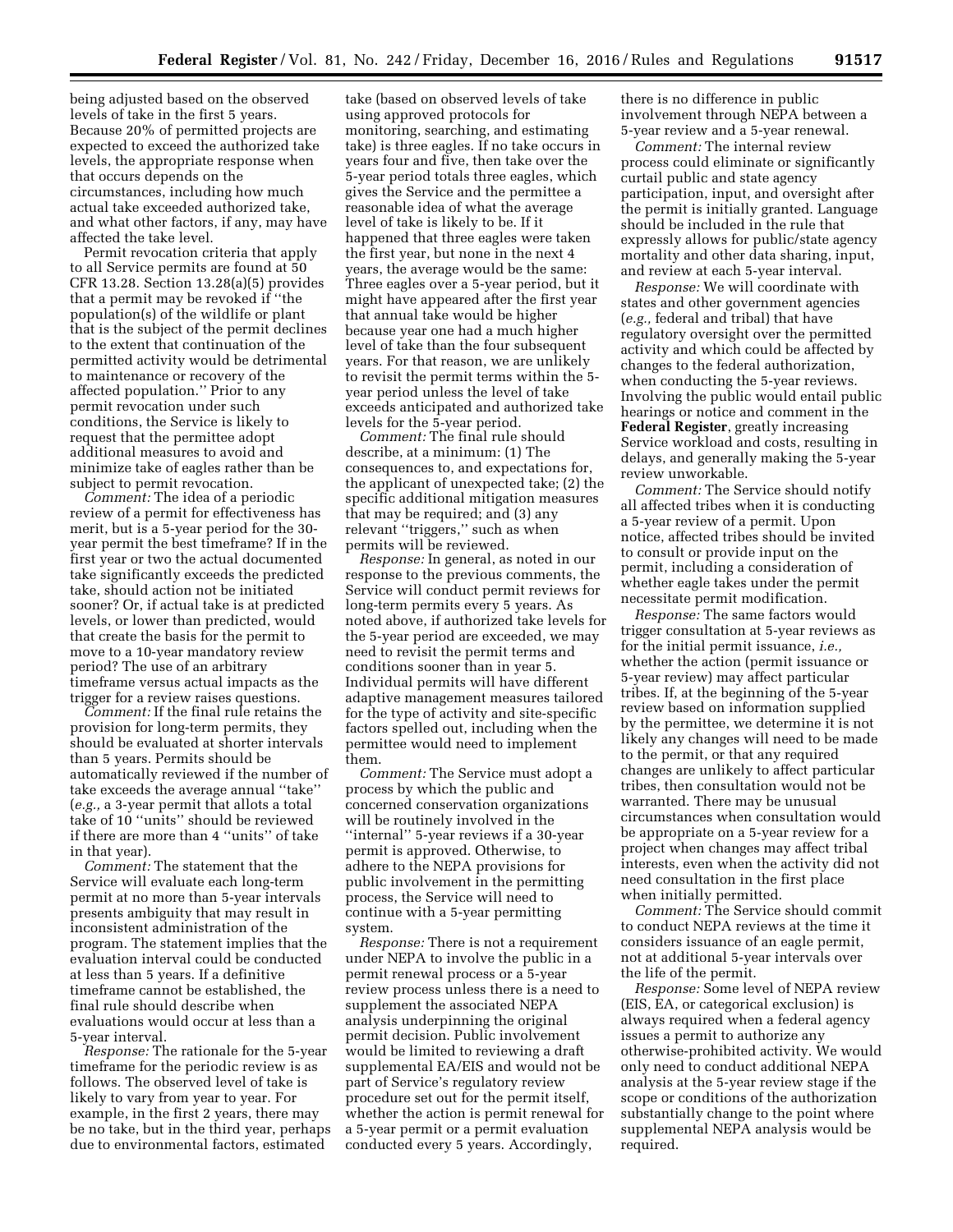being adjusted based on the observed levels of take in the first 5 years. Because 20% of permitted projects are expected to exceed the authorized take levels, the appropriate response when that occurs depends on the circumstances, including how much actual take exceeded authorized take, and what other factors, if any, may have affected the take level.

Permit revocation criteria that apply to all Service permits are found at 50 CFR 13.28. Section 13.28(a)(5) provides that a permit may be revoked if ''the population(s) of the wildlife or plant that is the subject of the permit declines to the extent that continuation of the permitted activity would be detrimental to maintenance or recovery of the affected population.'' Prior to any permit revocation under such conditions, the Service is likely to request that the permittee adopt additional measures to avoid and minimize take of eagles rather than be subject to permit revocation.

*Comment:* The idea of a periodic review of a permit for effectiveness has merit, but is a 5-year period for the 30-year permit the best timeframe? If in the first year or two the actual documented take significantly exceeds the predicted take, should action not be initiated sooner? Or, if actual take is at predicted levels, or lower than predicted, would that create the basis for the permit to move to a 10-year mandatory review period? The use of an arbitrary timeframe versus actual impacts as the trigger for a review raises questions.

*Comment:* If the final rule retains the provision for long-term permits, they should be evaluated at shorter intervals than 5 years. Permits should be automatically reviewed if the number of take exceeds the average annual ''take'' (*e.g.,* a 3-year permit that allots a total take of 10 ''units'' should be reviewed if there are more than 4 ''units'' of take in that year).

*Comment:* The statement that the Service will evaluate each long-term permit at no more than 5-year intervals presents ambiguity that may result in inconsistent administration of the program. The statement implies that the evaluation interval could be conducted at less than 5 years. If a definitive timeframe cannot be established, the final rule should describe when evaluations would occur at less than a 5-year interval.

*Response:* The rationale for the 5-year timeframe for the periodic review is as follows. The observed level of take is likely to vary from year to year. For example, in the first 2 years, there may be no take, but in the third year, perhaps due to environmental factors, estimated take (based on observed levels of take using approved protocols for monitoring, searching, and estimating take) is three eagles. If no take occurs in years four and five, then take over the 5-year period totals three eagles, which gives the Service and the permittee a reasonable idea of what the average level of take is likely to be. If it happened that three eagles were taken the first year, but none in the next 4 years, the average would be the same: Three eagles over a 5-year period, but it might have appeared after the first year that annual take would be higher because year one had a much higher level of take than the four subsequent years. For that reason, we are unlikely to revisit the permit terms within the 5-year period unless the level of take exceeds anticipated and authorized take levels for the 5-year period.

*Comment:* The final rule should describe, at a minimum: (1) The consequences to, and expectations for, the applicant of unexpected take; (2) the specific additional mitigation measures that may be required; and (3) any relevant ''triggers,'' such as when permits will be reviewed.

*Response:* In general, as noted in our response to the previous comments, the Service will conduct permit reviews for long-term permits every 5 years. As noted above, if authorized take levels for the 5-year period are exceeded, we may need to revisit the permit terms and conditions sooner than in year 5. Individual permits will have different adaptive management measures tailored for the type of activity and site-specific factors spelled out, including when the permittee would need to implement them.

*Comment:* The Service must adopt a process by which the public and concerned conservation organizations will be routinely involved in the ''internal'' 5-year reviews if a 30-year permit is approved. Otherwise, to adhere to the NEPA provisions for public involvement in the permitting process, the Service will need to continue with a 5-year permitting system.

*Response:* There is not a requirement under NEPA to involve the public in a permit renewal process or a 5-year review process unless there is a need to supplement the associated NEPA analysis underpinning the original permit decision. Public involvement would be limited to reviewing a draft supplemental EA/EIS and would not be part of Service's regulatory review procedure set out for the permit itself, whether the action is permit renewal for a 5-year permit or a permit evaluation conducted every 5 years. Accordingly, there is no difference in public involvement through NEPA between a 5-year review and a 5-year renewal.

*Comment:* The internal review process could eliminate or significantly curtail public and state agency participation, input, and oversight after the permit is initially granted. Language should be included in the rule that expressly allows for public/state agency mortality and other data sharing, input, and review at each 5-year interval.

*Response:* We will coordinate with states and other government agencies (*e.g.,* federal and tribal) that have regulatory oversight over the permitted activity and which could be affected by changes to the federal authorization, when conducting the 5-year reviews. Involving the public would entail public hearings or notice and comment in the **Federal Register**, greatly increasing Service workload and costs, resulting in delays, and generally making the 5-year review unworkable.

*Comment:* The Service should notify all affected tribes when it is conducting a 5-year review of a permit. Upon notice, affected tribes should be invited to consult or provide input on the permit, including a consideration of whether eagle takes under the permit necessitate permit modification.

*Response:* The same factors would trigger consultation at 5-year reviews as for the initial permit issuance, *i.e.,* whether the action (permit issuance or 5-year review) may affect particular tribes. If, at the beginning of the 5-year review based on information supplied by the permittee, we determine it is not likely any changes will need to be made to the permit, or that any required changes are unlikely to affect particular tribes, then consultation would not be warranted. There may be unusual circumstances when consultation would be appropriate on a 5-year review for a project when changes may affect tribal interests, even when the activity did not need consultation in the first place when initially permitted.

*Comment:* The Service should commit to conduct NEPA reviews at the time it considers issuance of an eagle permit, not at additional 5-year intervals over the life of the permit.

*Response:* Some level of NEPA review (EIS, EA, or categorical exclusion) is always required when a federal agency issues a permit to authorize any otherwise-prohibited activity. We would only need to conduct additional NEPA analysis at the 5-year review stage if the scope or conditions of the authorization substantially change to the point where supplemental NEPA analysis would be required.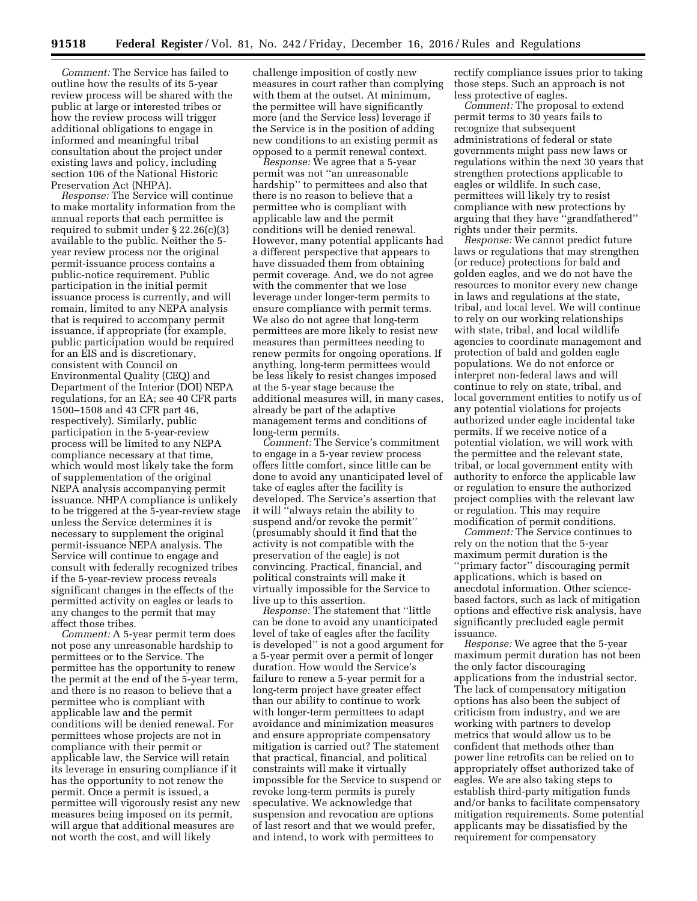*Comment:* The Service has failed to outline how the results of its 5-year review process will be shared with the public at large or interested tribes or how the review process will trigger additional obligations to engage in informed and meaningful tribal consultation about the project under existing laws and policy, including section 106 of the National Historic Preservation Act (NHPA).

*Response:* The Service will continue to make mortality information from the annual reports that each permittee is required to submit under § 22.26(c)(3) available to the public. Neither the 5-year review process nor the original permit-issuance process contains a public-notice requirement. Public participation in the initial permit issuance process is currently, and will remain, limited to any NEPA analysis that is required to accompany permit issuance, if appropriate (for example, public participation would be required for an EIS and is discretionary, consistent with Council on Environmental Quality (CEQ) and Department of the Interior (DOI) NEPA regulations, for an EA; see 40 CFR parts 1500–1508 and 43 CFR part 46, respectively). Similarly, public participation in the 5-year-review process will be limited to any NEPA compliance necessary at that time, which would most likely take the form of supplementation of the original NEPA analysis accompanying permit issuance. NHPA compliance is unlikely to be triggered at the 5-year-review stage unless the Service determines it is necessary to supplement the original permit-issuance NEPA analysis. The Service will continue to engage and consult with federally recognized tribes if the 5-year-review process reveals significant changes in the effects of the permitted activity on eagles or leads to any changes to the permit that may affect those tribes.

*Comment:* A 5-year permit term does not pose any unreasonable hardship to permittees or to the Service. The permittee has the opportunity to renew the permit at the end of the 5-year term, and there is no reason to believe that a permittee who is compliant with applicable law and the permit conditions will be denied renewal. For permittees whose projects are not in compliance with their permit or applicable law, the Service will retain its leverage in ensuring compliance if it has the opportunity to not renew the permit. Once a permit is issued, a permittee will vigorously resist any new measures being imposed on its permit, will argue that additional measures are not worth the cost, and will likely challenge imposition of costly new measures in court rather than complying with them at the outset. At minimum, the permittee will have significantly more (and the Service less) leverage if the Service is in the position of adding new conditions to an existing permit as opposed to a permit renewal context.

*Response:* We agree that a 5-year permit was not ''an unreasonable hardship'' to permittees and also that there is no reason to believe that a permittee who is compliant with applicable law and the permit conditions will be denied renewal. However, many potential applicants had a different perspective that appears to have dissuaded them from obtaining permit coverage. And, we do not agree with the commenter that we lose leverage under longer-term permits to ensure compliance with permit terms. We also do not agree that long-term permittees are more likely to resist new measures than permittees needing to renew permits for ongoing operations. If anything, long-term permittees would be less likely to resist changes imposed at the 5-year stage because the additional measures will, in many cases, already be part of the adaptive management terms and conditions of long-term permits.

*Comment:* The Service's commitment to engage in a 5-year review process offers little comfort, since little can be done to avoid any unanticipated level of take of eagles after the facility is developed. The Service's assertion that it will ''always retain the ability to suspend and/or revoke the permit'' (presumably should it find that the activity is not compatible with the preservation of the eagle) is not convincing. Practical, financial, and political constraints will make it virtually impossible for the Service to live up to this assertion.

*Response:* The statement that ''little can be done to avoid any unanticipated level of take of eagles after the facility is developed'' is not a good argument for a 5-year permit over a permit of longer duration. How would the Service's failure to renew a 5-year permit for a long-term project have greater effect than our ability to continue to work with longer-term permittees to adapt avoidance and minimization measures and ensure appropriate compensatory mitigation is carried out? The statement that practical, financial, and political constraints will make it virtually impossible for the Service to suspend or revoke long-term permits is purely speculative. We acknowledge that suspension and revocation are options of last resort and that we would prefer, and intend, to work with permittees to rectify compliance issues prior to taking those steps. Such an approach is not less protective of eagles.

*Comment:* The proposal to extend permit terms to 30 years fails to recognize that subsequent administrations of federal or state governments might pass new laws or regulations within the next 30 years that strengthen protections applicable to eagles or wildlife. In such case, permittees will likely try to resist compliance with new protections by arguing that they have ''grandfathered'' rights under their permits.

*Response:* We cannot predict future laws or regulations that may strengthen (or reduce) protections for bald and golden eagles, and we do not have the resources to monitor every new change in laws and regulations at the state, tribal, and local level. We will continue to rely on our working relationships with state, tribal, and local wildlife agencies to coordinate management and protection of bald and golden eagle populations. We do not enforce or interpret non-federal laws and will continue to rely on state, tribal, and local government entities to notify us of any potential violations for projects authorized under eagle incidental take permits. If we receive notice of a potential violation, we will work with the permittee and the relevant state, tribal, or local government entity with authority to enforce the applicable law or regulation to ensure the authorized project complies with the relevant law or regulation. This may require modification of permit conditions.

*Comment:* The Service continues to rely on the notion that the 5-year maximum permit duration is the ''primary factor'' discouraging permit applications, which is based on anecdotal information. Other science-based factors, such as lack of mitigation options and effective risk analysis, have significantly precluded eagle permit issuance.

*Response:* We agree that the 5-year maximum permit duration has not been the only factor discouraging applications from the industrial sector. The lack of compensatory mitigation options has also been the subject of criticism from industry, and we are working with partners to develop metrics that would allow us to be confident that methods other than power line retrofits can be relied on to appropriately offset authorized take of eagles. We are also taking steps to establish third-party mitigation funds and/or banks to facilitate compensatory mitigation requirements. Some potential applicants may be dissatisfied by the requirement for compensatory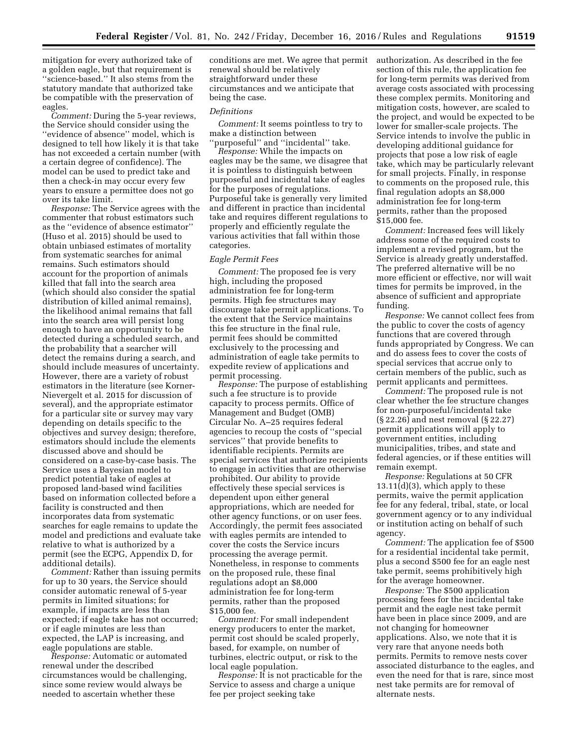mitigation for every authorized take of a golden eagle, but that requirement is ''science-based.'' It also stems from the statutory mandate that authorized take be compatible with the preservation of eagles.

*Comment:* During the 5-year reviews, the Service should consider using the ''evidence of absence'' model, which is designed to tell how likely it is that take has not exceeded a certain number (with a certain degree of confidence). The model can be used to predict take and then a check-in may occur every few years to ensure a permittee does not go over its take limit.

*Response:* The Service agrees with the commenter that robust estimators such as the ''evidence of absence estimator'' (Huso et al. 2015) should be used to obtain unbiased estimates of mortality from systematic searches for animal remains. Such estimators should account for the proportion of animals killed that fall into the search area (which should also consider the spatial distribution of killed animal remains), the likelihood animal remains that fall into the search area will persist long enough to have an opportunity to be detected during a scheduled search, and the probability that a searcher will detect the remains during a search, and should include measures of uncertainty. However, there are a variety of robust estimators in the literature (see Korner-Nievergelt et al. 2015 for discussion of several), and the appropriate estimator for a particular site or survey may vary depending on details specific to the objectives and survey design; therefore, estimators should include the elements discussed above and should be considered on a case-by-case basis. The Service uses a Bayesian model to predict potential take of eagles at proposed land-based wind facilities based on information collected before a facility is constructed and then incorporates data from systematic searches for eagle remains to update the model and predictions and evaluate take relative to what is authorized by a permit (see the ECPG, Appendix D, for additional details).

*Comment:* Rather than issuing permits for up to 30 years, the Service should consider automatic renewal of 5-year permits in limited situations; for example, if impacts are less than expected; if eagle take has not occurred; or if eagle minutes are less than expected, the LAP is increasing, and eagle populations are stable.

*Response:* Automatic or automated renewal under the described circumstances would be challenging, since some review would always be needed to ascertain whether these conditions are met. We agree that permit renewal should be relatively straightforward under these circumstances and we anticipate that being the case.

*Definitions*

*Comment:* It seems pointless to try to make a distinction between ''purposeful'' and ''incidental'' take.

*Response:* While the impacts on eagles may be the same, we disagree that it is pointless to distinguish between purposeful and incidental take of eagles for the purposes of regulations. Purposeful take is generally very limited and different in practice than incidental take and requires different regulations to properly and efficiently regulate the various activities that fall within those categories.

*Eagle Permit Fees*

*Comment:* The proposed fee is very high, including the proposed administration fee for long-term permits. High fee structures may discourage take permit applications. To the extent that the Service maintains this fee structure in the final rule, permit fees should be committed exclusively to the processing and administration of eagle take permits to expedite review of applications and permit processing.

*Response:* The purpose of establishing such a fee structure is to provide capacity to process permits. Office of Management and Budget (OMB) Circular No. A–25 requires federal agencies to recoup the costs of ''special services'' that provide benefits to identifiable recipients. Permits are special services that authorize recipients to engage in activities that are otherwise prohibited. Our ability to provide effectively these special services is dependent upon either general appropriations, which are needed for other agency functions, or on user fees. Accordingly, the permit fees associated with eagles permits are intended to cover the costs the Service incurs processing the average permit. Nonetheless, in response to comments on the proposed rule, these final regulations adopt an $8,000 administration fee for long-term permits, rather than the proposed $15,000 fee.

*Comment:* For small independent energy producers to enter the market, permit cost should be scaled properly, based, for example, on number of turbines, electric output, or risk to the local eagle population.

*Response:* It is not practicable for the Service to assess and charge a unique fee per project seeking take authorization. As described in the fee section of this rule, the application fee for long-term permits was derived from average costs associated with processing these complex permits. Monitoring and mitigation costs, however, are scaled to the project, and would be expected to be lower for smaller-scale projects. The Service intends to involve the public in developing additional guidance for projects that pose a low risk of eagle take, which may be particularly relevant for small projects. Finally, in response to comments on the proposed rule, this final regulation adopts an $8,000 administration fee for long-term permits, rather than the proposed $15,000 fee.

*Comment:* Increased fees will likely address some of the required costs to implement a revised program, but the Service is already greatly understaffed. The preferred alternative will be no more efficient or effective, nor will wait times for permits be improved, in the absence of sufficient and appropriate funding.

*Response:* We cannot collect fees from the public to cover the costs of agency functions that are covered through funds appropriated by Congress. We can and do assess fees to cover the costs of special services that accrue only to certain members of the public, such as permit applicants and permittees.

*Comment:* The proposed rule is not clear whether the fee structure changes for non-purposeful/incidental take (§ 22.26) and nest removal (§ 22.27) permit applications will apply to government entities, including municipalities, tribes, and state and federal agencies, or if these entities will remain exempt.

*Response:* Regulations at 50 CFR 13.11(d)(3), which apply to these permits, waive the permit application fee for any federal, tribal, state, or local government agency or to any individual or institution acting on behalf of such agency.

*Comment:* The application fee of $500 for a residential incidental take permit, plus a second $500 fee for an eagle nest take permit, seems prohibitively high for the average homeowner.

*Response:* The $500 application processing fees for the incidental take permit and the eagle nest take permit have been in place since 2009, and are not changing for homeowner applications. Also, we note that it is very rare that anyone needs both permits. Permits to remove nests cover associated disturbance to the eagles, and even the need for that is rare, since most nest take permits are for removal of alternate nests.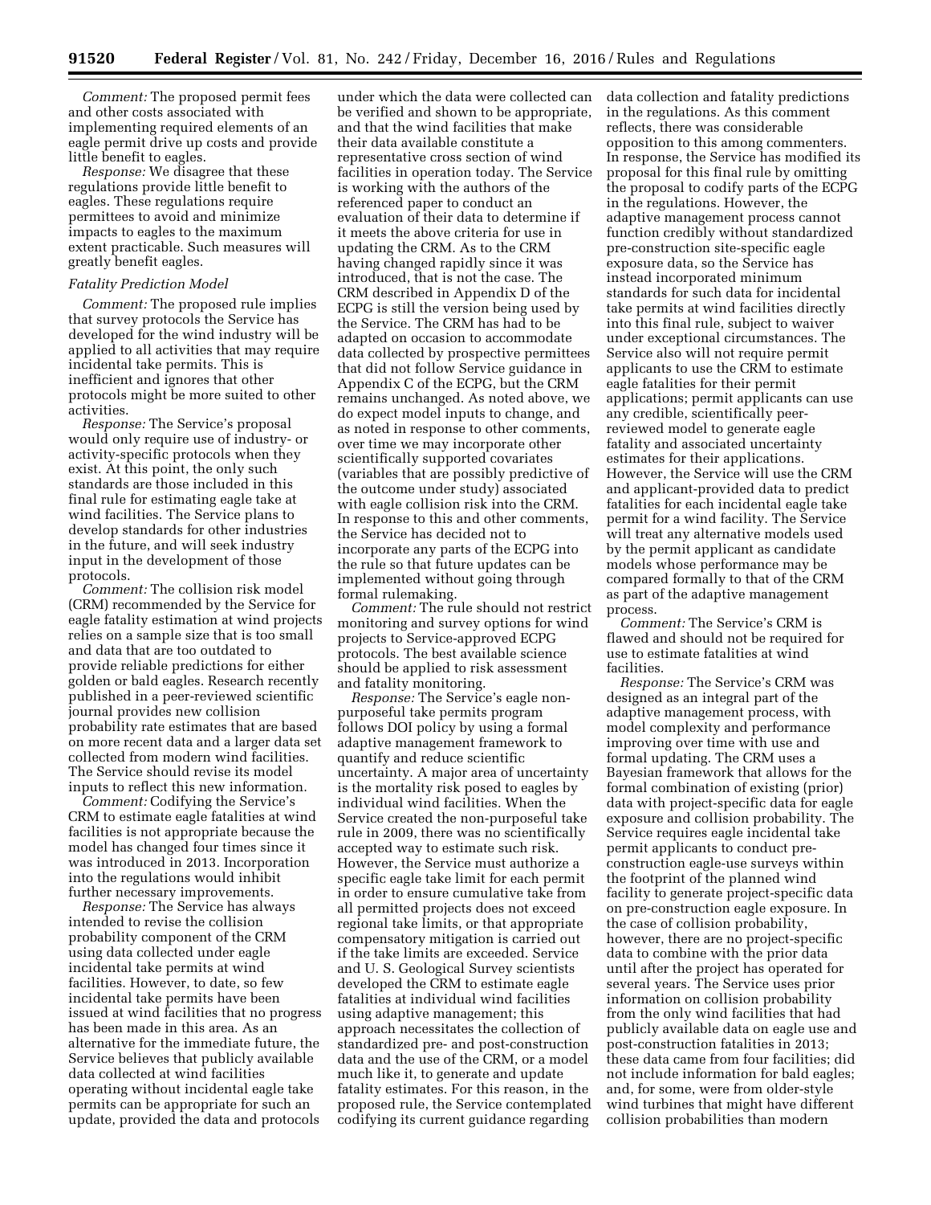*Comment:* The proposed permit fees and other costs associated with implementing required elements of an eagle permit drive up costs and provide little benefit to eagles.

*Response:* We disagree that these regulations provide little benefit to eagles. These regulations require permittees to avoid and minimize impacts to eagles to the maximum extent practicable. Such measures will greatly benefit eagles.

### *Fatality Prediction Model*

*Comment:* The proposed rule implies that survey protocols the Service has developed for the wind industry will be applied to all activities that may require incidental take permits. This is inefficient and ignores that other protocols might be more suited to other activities.

*Response:* The Service's proposal would only require use of industry- or activity-specific protocols when they exist. At this point, the only such standards are those included in this final rule for estimating eagle take at wind facilities. The Service plans to develop standards for other industries in the future, and will seek industry input in the development of those protocols.

*Comment:* The collision risk model (CRM) recommended by the Service for eagle fatality estimation at wind projects relies on a sample size that is too small and data that are too outdated to provide reliable predictions for either golden or bald eagles. Research recently published in a peer-reviewed scientific journal provides new collision probability rate estimates that are based on more recent data and a larger data set collected from modern wind facilities. The Service should revise its model inputs to reflect this new information.

*Comment:* Codifying the Service's CRM to estimate eagle fatalities at wind facilities is not appropriate because the model has changed four times since it was introduced in 2013. Incorporation into the regulations would inhibit further necessary improvements.

*Response:* The Service has always intended to revise the collision probability component of the CRM using data collected under eagle incidental take permits at wind facilities. However, to date, so few incidental take permits have been issued at wind facilities that no progress has been made in this area. As an alternative for the immediate future, the Service believes that publicly available data collected at wind facilities operating without incidental eagle take permits can be appropriate for such an update, provided the data and protocols under which the data were collected can be verified and shown to be appropriate, and that the wind facilities that make their data available constitute a representative cross section of wind facilities in operation today. The Service is working with the authors of the referenced paper to conduct an evaluation of their data to determine if it meets the above criteria for use in updating the CRM. As to the CRM having changed rapidly since it was introduced, that is not the case. The CRM described in Appendix D of the ECPG is still the version being used by the Service. The CRM has had to be adapted on occasion to accommodate data collected by prospective permittees that did not follow Service guidance in Appendix C of the ECPG, but the CRM remains unchanged. As noted above, we do expect model inputs to change, and as noted in response to other comments, over time we may incorporate other scientifically supported covariates (variables that are possibly predictive of the outcome under study) associated with eagle collision risk into the CRM. In response to this and other comments, the Service has decided not to incorporate any parts of the ECPG into the rule so that future updates can be implemented without going through formal rulemaking.

*Comment:* The rule should not restrict monitoring and survey options for wind projects to Service-approved ECPG protocols. The best available science should be applied to risk assessment and fatality monitoring.

*Response:* The Service's eagle non-purposeful take permits program follows DOI policy by using a formal adaptive management framework to quantify and reduce scientific uncertainty. A major area of uncertainty is the mortality risk posed to eagles by individual wind facilities. When the Service created the non-purposeful take rule in 2009, there was no scientifically accepted way to estimate such risk. However, the Service must authorize a specific eagle take limit for each permit in order to ensure cumulative take from all permitted projects does not exceed regional take limits, or that appropriate compensatory mitigation is carried out if the take limits are exceeded. Service and U. S. Geological Survey scientists developed the CRM to estimate eagle fatalities at individual wind facilities using adaptive management; this approach necessitates the collection of standardized pre- and post-construction data and the use of the CRM, or a model much like it, to generate and update fatality estimates. For this reason, in the proposed rule, the Service contemplated codifying its current guidance regarding data collection and fatality predictions in the regulations. As this comment reflects, there was considerable opposition to this among commenters. In response, the Service has modified its proposal for this final rule by omitting the proposal to codify parts of the ECPG in the regulations. However, the adaptive management process cannot function credibly without standardized pre-construction site-specific eagle exposure data, so the Service has instead incorporated minimum standards for such data for incidental take permits at wind facilities directly into this final rule, subject to waiver under exceptional circumstances. The Service also will not require permit applicants to use the CRM to estimate eagle fatalities for their permit applications; permit applicants can use any credible, scientifically peer-reviewed model to generate eagle fatality and associated uncertainty estimates for their applications. However, the Service will use the CRM and applicant-provided data to predict fatalities for each incidental eagle take permit for a wind facility. The Service will treat any alternative models used by the permit applicant as candidate models whose performance may be compared formally to that of the CRM as part of the adaptive management process.

*Comment:* The Service's CRM is flawed and should not be required for use to estimate fatalities at wind facilities.

*Response:* The Service's CRM was designed as an integral part of the adaptive management process, with model complexity and performance improving over time with use and formal updating. The CRM uses a Bayesian framework that allows for the formal combination of existing (prior) data with project-specific data for eagle exposure and collision probability. The Service requires eagle incidental take permit applicants to conduct pre-construction eagle-use surveys within the footprint of the planned wind facility to generate project-specific data on pre-construction eagle exposure. In the case of collision probability, however, there are no project-specific data to combine with the prior data until after the project has operated for several years. The Service uses prior information on collision probability from the only wind facilities that had publicly available data on eagle use and post-construction fatalities in 2013; these data came from four facilities; did not include information for bald eagles; and, for some, were from older-style wind turbines that might have different collision probabilities than modern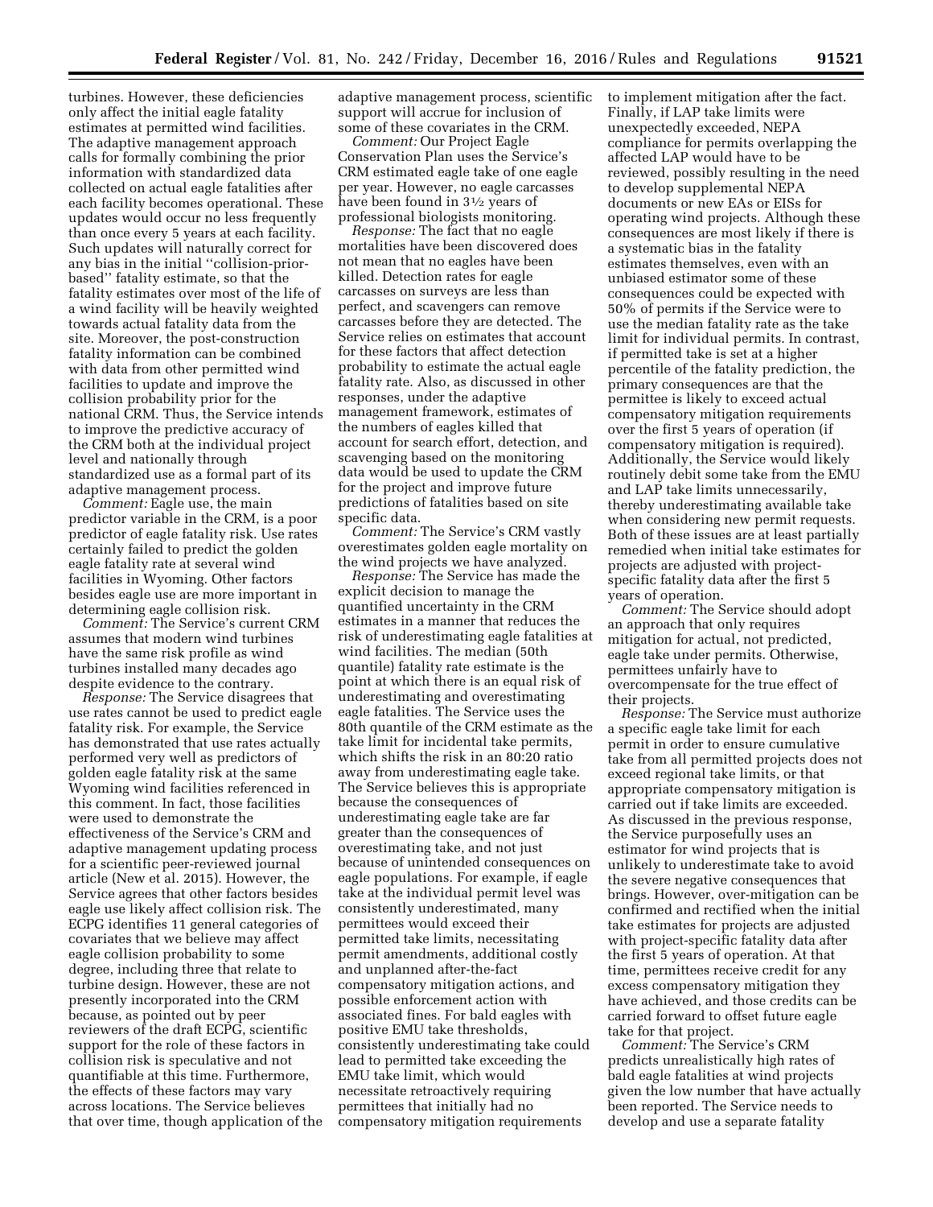turbines. However, these deficiencies only affect the initial eagle fatality estimates at permitted wind facilities. The adaptive management approach calls for formally combining the prior information with standardized data collected on actual eagle fatalities after each facility becomes operational. These updates would occur no less frequently than once every 5 years at each facility. Such updates will naturally correct for any bias in the initial ''collision-prior-based'' fatality estimate, so that the fatality estimates over most of the life of a wind facility will be heavily weighted towards actual fatality data from the site. Moreover, the post-construction fatality information can be combined with data from other permitted wind facilities to update and improve the collision probability prior for the national CRM. Thus, the Service intends to improve the predictive accuracy of the CRM both at the individual project level and nationally through standardized use as a formal part of its adaptive management process.

*Comment:* Eagle use, the main predictor variable in the CRM, is a poor predictor of eagle fatality risk. Use rates certainly failed to predict the golden eagle fatality rate at several wind facilities in Wyoming. Other factors besides eagle use are more important in determining eagle collision risk.

*Comment:* The Service's current CRM assumes that modern wind turbines have the same risk profile as wind turbines installed many decades ago despite evidence to the contrary.

*Response:* The Service disagrees that use rates cannot be used to predict eagle fatality risk. For example, the Service has demonstrated that use rates actually performed very well as predictors of golden eagle fatality risk at the same Wyoming wind facilities referenced in this comment. In fact, those facilities were used to demonstrate the effectiveness of the Service's CRM and adaptive management updating process for a scientific peer-reviewed journal article (New et al. 2015). However, the Service agrees that other factors besides eagle use likely affect collision risk. The ECPG identifies 11 general categories of covariates that we believe may affect eagle collision probability to some degree, including three that relate to turbine design. However, these are not presently incorporated into the CRM because, as pointed out by peer reviewers of the draft ECPG, scientific support for the role of these factors in collision risk is speculative and not quantifiable at this time. Furthermore, the effects of these factors may vary across locations. The Service believes that over time, though application of the adaptive management process, scientific support will accrue for inclusion of some of these covariates in the CRM.

*Comment:* Our Project Eagle Conservation Plan uses the Service's CRM estimated eagle take of one eagle per year. However, no eagle carcasses have been found in 3½ years of professional biologists monitoring.

*Response:* The fact that no eagle mortalities have been discovered does not mean that no eagles have been killed. Detection rates for eagle carcasses on surveys are less than perfect, and scavengers can remove carcasses before they are detected. The Service relies on estimates that account for these factors that affect detection probability to estimate the actual eagle fatality rate. Also, as discussed in other responses, under the adaptive management framework, estimates of the numbers of eagles killed that account for search effort, detection, and scavenging based on the monitoring data would be used to update the CRM for the project and improve future predictions of fatalities based on site specific data.

*Comment:* The Service's CRM vastly overestimates golden eagle mortality on the wind projects we have analyzed.

*Response:* The Service has made the explicit decision to manage the quantified uncertainty in the CRM estimates in a manner that reduces the risk of underestimating eagle fatalities at wind facilities. The median (50th quantile) fatality rate estimate is the point at which there is an equal risk of underestimating and overestimating eagle fatalities. The Service uses the 80th quantile of the CRM estimate as the take limit for incidental take permits, which shifts the risk in an 80:20 ratio away from underestimating eagle take. The Service believes this is appropriate because the consequences of underestimating eagle take are far greater than the consequences of overestimating take, and not just because of unintended consequences on eagle populations. For example, if eagle take at the individual permit level was consistently underestimated, many permittees would exceed their permitted take limits, necessitating permit amendments, additional costly and unplanned after-the-fact compensatory mitigation actions, and possible enforcement action with associated fines. For bald eagles with positive EMU take thresholds, consistently underestimating take could lead to permitted take exceeding the EMU take limit, which would necessitate retroactively requiring permittees that initially had no compensatory mitigation requirements to implement mitigation after the fact. Finally, if LAP take limits were unexpectedly exceeded, NEPA compliance for permits overlapping the affected LAP would have to be reviewed, possibly resulting in the need to develop supplemental NEPA documents or new EAs or EISs for operating wind projects. Although these consequences are most likely if there is a systematic bias in the fatality estimates themselves, even with an unbiased estimator some of these consequences could be expected with 50% of permits if the Service were to use the median fatality rate as the take limit for individual permits. In contrast, if permitted take is set at a higher percentile of the fatality prediction, the primary consequences are that the permittee is likely to exceed actual compensatory mitigation requirements over the first 5 years of operation (if compensatory mitigation is required). Additionally, the Service would likely routinely debit some take from the EMU and LAP take limits unnecessarily, thereby underestimating available take when considering new permit requests. Both of these issues are at least partially remedied when initial take estimates for projects are adjusted with project-specific fatality data after the first 5 years of operation.

*Comment:* The Service should adopt an approach that only requires mitigation for actual, not predicted, eagle take under permits. Otherwise, permittees unfairly have to overcompensate for the true effect of their projects.

*Response:* The Service must authorize a specific eagle take limit for each permit in order to ensure cumulative take from all permitted projects does not exceed regional take limits, or that appropriate compensatory mitigation is carried out if take limits are exceeded. As discussed in the previous response, the Service purposefully uses an estimator for wind projects that is unlikely to underestimate take to avoid the severe negative consequences that brings. However, over-mitigation can be confirmed and rectified when the initial take estimates for projects are adjusted with project-specific fatality data after the first 5 years of operation. At that time, permittees receive credit for any excess compensatory mitigation they have achieved, and those credits can be carried forward to offset future eagle take for that project.

*Comment:* The Service's CRM predicts unrealistically high rates of bald eagle fatalities at wind projects given the low number that have actually been reported. The Service needs to develop and use a separate fatality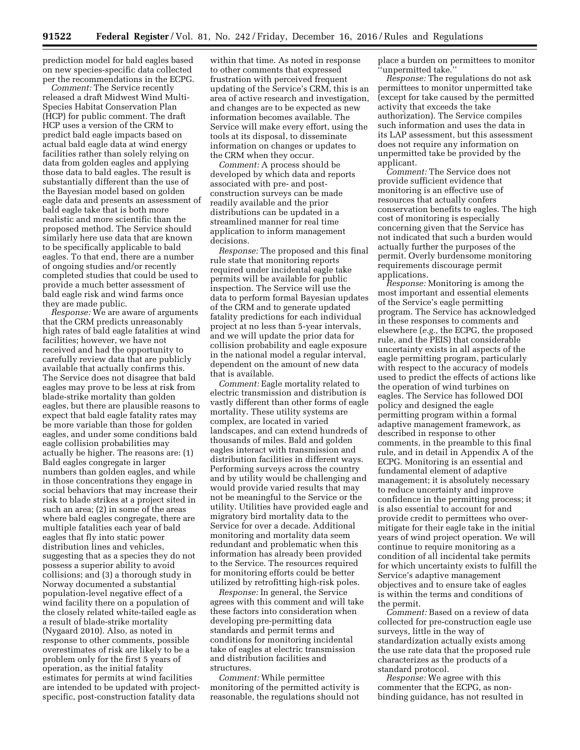prediction model for bald eagles based on new species-specific data collected per the recommendations in the ECPG.

*Comment:* The Service recently released a draft Midwest Wind Multi-Species Habitat Conservation Plan (HCP) for public comment. The draft HCP uses a version of the CRM to predict bald eagle impacts based on actual bald eagle data at wind energy facilities rather than solely relying on data from golden eagles and applying those data to bald eagles. The result is substantially different than the use of the Bayesian model based on golden eagle data and presents an assessment of bald eagle take that is both more realistic and more scientific than the proposed method. The Service should similarly here use data that are known to be specifically applicable to bald eagles. To that end, there are a number of ongoing studies and/or recently completed studies that could be used to provide a much better assessment of bald eagle risk and wind farms once they are made public.

*Response:* We are aware of arguments that the CRM predicts unreasonably high rates of bald eagle fatalities at wind facilities; however, we have not received and had the opportunity to carefully review data that are publicly available that actually confirms this. The Service does not disagree that bald eagles may prove to be less at risk from blade-strike mortality than golden eagles, but there are plausible reasons to expect that bald eagle fatality rates may be more variable than those for golden eagles, and under some conditions bald eagle collision probabilities may actually be higher. The reasons are: (1) Bald eagles congregate in larger numbers than golden eagles, and while in those concentrations they engage in social behaviors that may increase their risk to blade strikes at a project sited in such an area; (2) in some of the areas where bald eagles congregate, there are multiple fatalities each year of bald eagles that fly into static power distribution lines and vehicles, suggesting that as a species they do not possess a superior ability to avoid collisions; and (3) a thorough study in Norway documented a substantial population-level negative effect of a wind facility there on a population of the closely related white-tailed eagle as a result of blade-strike mortality (Nygaard 2010). Also, as noted in response to other comments, possible overestimates of risk are likely to be a problem only for the first 5 years of operation, as the initial fatality estimates for permits at wind facilities are intended to be updated with project-specific, post-construction fatality data within that time. As noted in response to other comments that expressed frustration with perceived frequent updating of the Service's CRM, this is an area of active research and investigation, and changes are to be expected as new information becomes available. The Service will make every effort, using the tools at its disposal, to disseminate information on changes or updates to the CRM when they occur.

*Comment:* A process should be developed by which data and reports associated with pre- and post-construction surveys can be made readily available and the prior distributions can be updated in a streamlined manner for real time application to inform management decisions.

*Response:* The proposed and this final rule state that monitoring reports required under incidental eagle take permits will be available for public inspection. The Service will use the data to perform formal Bayesian updates of the CRM and to generate updated fatality predictions for each individual project at no less than 5-year intervals, and we will update the prior data for collision probability and eagle exposure in the national model a regular interval, dependent on the amount of new data that is available.

*Comment:* Eagle mortality related to electric transmission and distribution is vastly different than other forms of eagle mortality. These utility systems are complex, are located in varied landscapes, and can extend hundreds of thousands of miles. Bald and golden eagles interact with transmission and distribution facilities in different ways. Performing surveys across the country and by utility would be challenging and would provide varied results that may not be meaningful to the Service or the utility. Utilities have provided eagle and migratory bird mortality data to the Service for over a decade. Additional monitoring and mortality data seem redundant and problematic when this information has already been provided to the Service. The resources required for monitoring efforts could be better utilized by retrofitting high-risk poles.

*Response:* In general, the Service agrees with this comment and will take these factors into consideration when developing pre-permitting data standards and permit terms and conditions for monitoring incidental take of eagles at electric transmission and distribution facilities and structures.

*Comment:* While permittee monitoring of the permitted activity is reasonable, the regulations should not place a burden on permittees to monitor "unpermitted take."

*Response:* The regulations do not ask permittees to monitor unpermitted take (except for take caused by the permitted activity that exceeds the take authorization). The Service compiles such information and uses the data in its LAP assessment, but this assessment does not require any information on unpermitted take be provided by the applicant.

*Comment:* The Service does not provide sufficient evidence that monitoring is an effective use of resources that actually confers conservation benefits to eagles. The high cost of monitoring is especially concerning given that the Service has not indicated that such a burden would actually further the purposes of the permit. Overly burdensome monitoring requirements discourage permit applications.

*Response:* Monitoring is among the most important and essential elements of the Service's eagle permitting program. The Service has acknowledged in these responses to comments and elsewhere (*e.g.,* the ECPG, the proposed rule, and the PEIS) that considerable uncertainty exists in all aspects of the eagle permitting program, particularly with respect to the accuracy of models used to predict the effects of actions like the operation of wind turbines on eagles. The Service has followed DOI policy and designed the eagle permitting program within a formal adaptive management framework, as described in response to other comments, in the preamble to this final rule, and in detail in Appendix A of the ECPG. Monitoring is an essential and fundamental element of adaptive management; it is absolutely necessary to reduce uncertainty and improve confidence in the permitting process; it is also essential to account for and provide credit to permittees who over-mitigate for their eagle take in the initial years of wind project operation. We will continue to require monitoring as a condition of all incidental take permits for which uncertainty exists to fulfill the Service's adaptive management objectives and to ensure take of eagles is within the terms and conditions of the permit.

*Comment:* Based on a review of data collected for pre-construction eagle use surveys, little in the way of standardization actually exists among the use rate data that the proposed rule characterizes as the products of a standard protocol.

*Response:* We agree with this commenter that the ECPG, as non-binding guidance, has not resulted in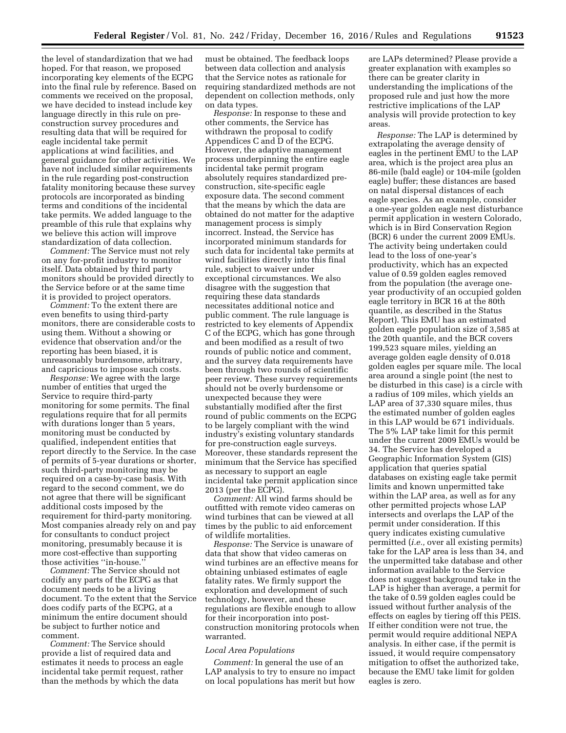the level of standardization that we had hoped. For that reason, we proposed incorporating key elements of the ECPG into the final rule by reference. Based on comments we received on the proposal, we have decided to instead include key language directly in this rule on pre-construction survey procedures and resulting data that will be required for eagle incidental take permit applications at wind facilities, and general guidance for other activities. We have not included similar requirements in the rule regarding post-construction fatality monitoring because these survey protocols are incorporated as binding terms and conditions of the incidental take permits. We added language to the preamble of this rule that explains why we believe this action will improve standardization of data collection.

*Comment:* The Service must not rely on any for-profit industry to monitor itself. Data obtained by third party monitors should be provided directly to the Service before or at the same time it is provided to project operators.

*Comment:* To the extent there are even benefits to using third-party monitors, there are considerable costs to using them. Without a showing or evidence that observation and/or the reporting has been biased, it is unreasonably burdensome, arbitrary, and capricious to impose such costs.

*Response:* We agree with the large number of entities that urged the Service to require third-party monitoring for some permits. The final regulations require that for all permits with durations longer than 5 years, monitoring must be conducted by qualified, independent entities that report directly to the Service. In the case of permits of 5-year durations or shorter, such third-party monitoring may be required on a case-by-case basis. With regard to the second comment, we do not agree that there will be significant additional costs imposed by the requirement for third-party monitoring. Most companies already rely on and pay for consultants to conduct project monitoring, presumably because it is more cost-effective than supporting those activities ''in-house.''

*Comment:* The Service should not codify any parts of the ECPG as that document needs to be a living document. To the extent that the Service does codify parts of the ECPG, at a minimum the entire document should be subject to further notice and comment.

*Comment:* The Service should provide a list of required data and estimates it needs to process an eagle incidental take permit request, rather than the methods by which the data must be obtained. The feedback loops between data collection and analysis that the Service notes as rationale for requiring standardized methods are not dependent on collection methods, only on data types.

*Response:* In response to these and other comments, the Service has withdrawn the proposal to codify Appendices C and D of the ECPG. However, the adaptive management process underpinning the entire eagle incidental take permit program absolutely requires standardized pre-construction, site-specific eagle exposure data. The second comment that the means by which the data are obtained do not matter for the adaptive management process is simply incorrect. Instead, the Service has incorporated minimum standards for such data for incidental take permits at wind facilities directly into this final rule, subject to waiver under exceptional circumstances. We also disagree with the suggestion that requiring these data standards necessitates additional notice and public comment. The rule language is restricted to key elements of Appendix C of the ECPG, which has gone through and been modified as a result of two rounds of public notice and comment, and the survey data requirements have been through two rounds of scientific peer review. These survey requirements should not be overly burdensome or unexpected because they were substantially modified after the first round of public comments on the ECPG to be largely compliant with the wind industry's existing voluntary standards for pre-construction eagle surveys. Moreover, these standards represent the minimum that the Service has specified as necessary to support an eagle incidental take permit application since 2013 (per the ECPG).

*Comment:* All wind farms should be outfitted with remote video cameras on wind turbines that can be viewed at all times by the public to aid enforcement of wildlife mortalities.

*Response:* The Service is unaware of data that show that video cameras on wind turbines are an effective means for obtaining unbiased estimates of eagle fatality rates. We firmly support the exploration and development of such technology, however, and these regulations are flexible enough to allow for their incorporation into post-construction monitoring protocols when warranted.

*Local Area Populations*

*Comment:* In general the use of an LAP analysis to try to ensure no impact on local populations has merit but how are LAPs determined? Please provide a greater explanation with examples so there can be greater clarity in understanding the implications of the proposed rule and just how the more restrictive implications of the LAP analysis will provide protection to key areas.

*Response:* The LAP is determined by extrapolating the average density of eagles in the pertinent EMU to the LAP area, which is the project area plus an 86-mile (bald eagle) or 104-mile (golden eagle) buffer; these distances are based on natal dispersal distances of each eagle species. As an example, consider a one-year golden eagle nest disturbance permit application in western Colorado, which is in Bird Conservation Region (BCR) 6 under the current 2009 EMUs. The activity being undertaken could lead to the loss of one-year's productivity, which has an expected value of 0.59 golden eagles removed from the population (the average one-year productivity of an occupied golden eagle territory in BCR 16 at the 80th quantile, as described in the Status Report). This EMU has an estimated golden eagle population size of 3,585 at the 20th quantile, and the BCR covers 199,523 square miles, yielding an average golden eagle density of 0.018 golden eagles per square mile. The local area around a single point (the nest to be disturbed in this case) is a circle with a radius of 109 miles, which yields an LAP area of 37,330 square miles, thus the estimated number of golden eagles in this LAP would be 671 individuals. The 5% LAP take limit for this permit under the current 2009 EMUs would be 34. The Service has developed a Geographic Information System (GIS) application that queries spatial databases on existing eagle take permit limits and known unpermitted take within the LAP area, as well as for any other permitted projects whose LAP intersects and overlaps the LAP of the permit under consideration. If this query indicates existing cumulative permitted (*i.e.,* over all existing permits) take for the LAP area is less than 34, and the unpermitted take database and other information available to the Service does not suggest background take in the LAP is higher than average, a permit for the take of 0.59 golden eagles could be issued without further analysis of the effects on eagles by tiering off this PEIS. If either condition were not true, the permit would require additional NEPA analysis. In either case, if the permit is issued, it would require compensatory mitigation to offset the authorized take, because the EMU take limit for golden eagles is zero.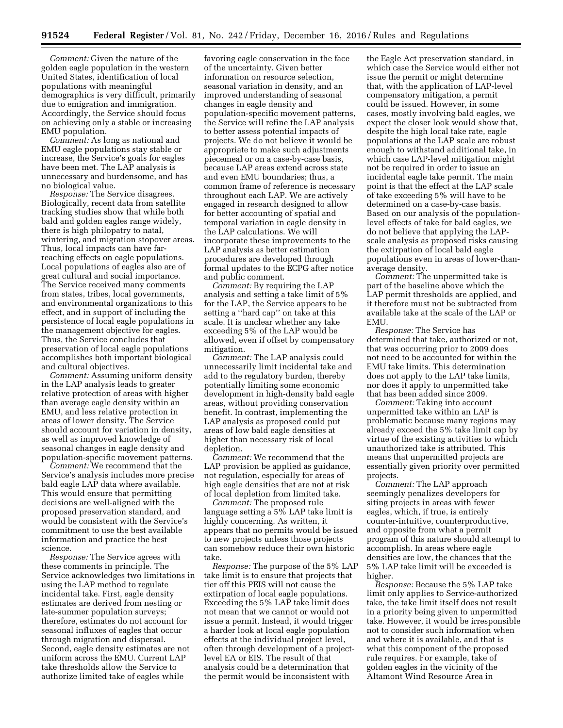*Comment:* Given the nature of the golden eagle population in the western United States, identification of local populations with meaningful demographics is very difficult, primarily due to emigration and immigration. Accordingly, the Service should focus on achieving only a stable or increasing EMU population.

*Comment:* As long as national and EMU eagle populations stay stable or increase, the Service's goals for eagles have been met. The LAP analysis is unnecessary and burdensome, and has no biological value.

*Response:* The Service disagrees. Biologically, recent data from satellite tracking studies show that while both bald and golden eagles range widely, there is high philopatry to natal, wintering, and migration stopover areas. Thus, local impacts can have far-reaching effects on eagle populations. Local populations of eagles also are of great cultural and social importance. The Service received many comments from states, tribes, local governments, and environmental organizations to this effect, and in support of including the persistence of local eagle populations in the management objective for eagles. Thus, the Service concludes that preservation of local eagle populations accomplishes both important biological and cultural objectives.

*Comment:* Assuming uniform density in the LAP analysis leads to greater relative protection of areas with higher than average eagle density within an EMU, and less relative protection in areas of lower density. The Service should account for variation in density, as well as improved knowledge of seasonal changes in eagle density and population-specific movement patterns.

*Comment:* We recommend that the Service's analysis includes more precise bald eagle LAP data where available. This would ensure that permitting decisions are well-aligned with the proposed preservation standard, and would be consistent with the Service's commitment to use the best available information and practice the best science.

*Response:* The Service agrees with these comments in principle. The Service acknowledges two limitations in using the LAP method to regulate incidental take. First, eagle density estimates are derived from nesting or late-summer population surveys; therefore, estimates do not account for seasonal influxes of eagles that occur through migration and dispersal. Second, eagle density estimates are not uniform across the EMU. Current LAP take thresholds allow the Service to authorize limited take of eagles while favoring eagle conservation in the face of the uncertainty. Given better information on resource selection, seasonal variation in density, and an improved understanding of seasonal changes in eagle density and population-specific movement patterns, the Service will refine the LAP analysis to better assess potential impacts of projects. We do not believe it would be appropriate to make such adjustments piecemeal or on a case-by-case basis, because LAP areas extend across state and even EMU boundaries; thus, a common frame of reference is necessary throughout each LAP. We are actively engaged in research designed to allow for better accounting of spatial and temporal variation in eagle density in the LAP calculations. We will incorporate these improvements to the LAP analysis as better estimation procedures are developed through formal updates to the ECPG after notice and public comment.

*Comment:* By requiring the LAP analysis and setting a take limit of 5% for the LAP, the Service appears to be setting a "hard cap" on take at this scale. It is unclear whether any take exceeding 5% of the LAP would be allowed, even if offset by compensatory mitigation.

*Comment:* The LAP analysis could unnecessarily limit incidental take and add to the regulatory burden, thereby potentially limiting some economic development in high-density bald eagle areas, without providing conservation benefit. In contrast, implementing the LAP analysis as proposed could put areas of low bald eagle densities at higher than necessary risk of local depletion.

*Comment:* We recommend that the LAP provision be applied as guidance, not regulation, especially for areas of high eagle densities that are not at risk of local depletion from limited take.

*Comment:* The proposed rule language setting a 5% LAP take limit is highly concerning. As written, it appears that no permits would be issued to new projects unless those projects can somehow reduce their own historic take.

*Response:* The purpose of the 5% LAP take limit is to ensure that projects that tier off this PEIS will not cause the extirpation of local eagle populations. Exceeding the 5% LAP take limit does not mean that we cannot or would not issue a permit. Instead, it would trigger a harder look at local eagle population effects at the individual project level, often through development of a project-level EA or EIS. The result of that analysis could be a determination that the permit would be inconsistent with the Eagle Act preservation standard, in which case the Service would either not issue the permit or might determine that, with the application of LAP-level compensatory mitigation, a permit could be issued. However, in some cases, mostly involving bald eagles, we expect the closer look would show that, despite the high local take rate, eagle populations at the LAP scale are robust enough to withstand additional take, in which case LAP-level mitigation might not be required in order to issue an incidental eagle take permit. The main point is that the effect at the LAP scale of take exceeding 5% will have to be determined on a case-by-case basis. Based on our analysis of the population-level effects of take for bald eagles, we do not believe that applying the LAP-scale analysis as proposed risks causing the extirpation of local bald eagle populations even in areas of lower-than-average density.

*Comment:* The unpermitted take is part of the baseline above which the LAP permit thresholds are applied, and it therefore must not be subtracted from available take at the scale of the LAP or EMU.

*Response:* The Service has determined that take, authorized or not, that was occurring prior to 2009 does not need to be accounted for within the EMU take limits. This determination does not apply to the LAP take limits, nor does it apply to unpermitted take that has been added since 2009.

*Comment:* Taking into account unpermitted take within an LAP is problematic because many regions may already exceed the 5% take limit cap by virtue of the existing activities to which unauthorized take is attributed. This means that unpermitted projects are essentially given priority over permitted projects.

*Comment:* The LAP approach seemingly penalizes developers for siting projects in areas with fewer eagles, which, if true, is entirely counter-intuitive, counterproductive, and opposite from what a permit program of this nature should attempt to accomplish. In areas where eagle densities are low, the chances that the 5% LAP take limit will be exceeded is higher.

*Response:* Because the 5% LAP take limit only applies to Service-authorized take, the take limit itself does not result in a priority being given to unpermitted take. However, it would be irresponsible not to consider such information when and where it is available, and that is what this component of the proposed rule requires. For example, take of golden eagles in the vicinity of the Altamont Wind Resource Area in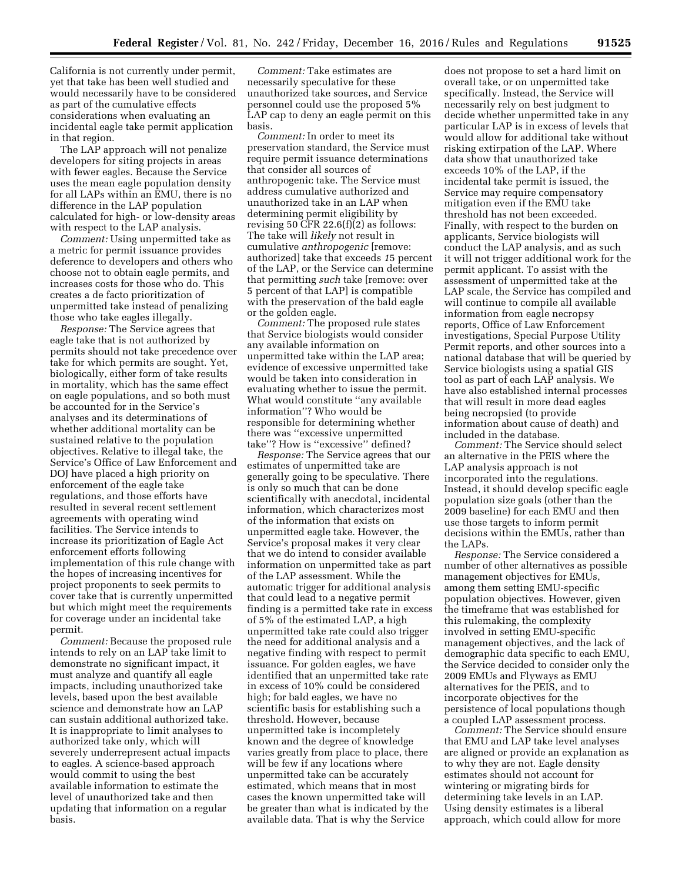California is not currently under permit, yet that take has been well studied and would necessarily have to be considered as part of the cumulative effects considerations when evaluating an incidental eagle take permit application in that region.

The LAP approach will not penalize developers for siting projects in areas with fewer eagles. Because the Service uses the mean eagle population density for all LAPs within an EMU, there is no difference in the LAP population calculated for high- or low-density areas with respect to the LAP analysis.

*Comment:* Using unpermitted take as a metric for permit issuance provides deference to developers and others who choose not to obtain eagle permits, and increases costs for those who do. This creates a de facto prioritization of unpermitted take instead of penalizing those who take eagles illegally.

*Response:* The Service agrees that eagle take that is not authorized by permits should not take precedence over take for which permits are sought. Yet, biologically, either form of take results in mortality, which has the same effect on eagle populations, and so both must be accounted for in the Service's analyses and its determinations of whether additional mortality can be sustained relative to the population objectives. Relative to illegal take, the Service's Office of Law Enforcement and DOJ have placed a high priority on enforcement of the eagle take regulations, and those efforts have resulted in several recent settlement agreements with operating wind facilities. The Service intends to increase its prioritization of Eagle Act enforcement efforts following implementation of this rule change with the hopes of increasing incentives for project proponents to seek permits to cover take that is currently unpermitted but which might meet the requirements for coverage under an incidental take permit.

*Comment:* Because the proposed rule intends to rely on an LAP take limit to demonstrate no significant impact, it must analyze and quantify all eagle impacts, including unauthorized take levels, based upon the best available science and demonstrate how an LAP can sustain additional authorized take. It is inappropriate to limit analyses to authorized take only, which will severely underrepresent actual impacts to eagles. A science-based approach would commit to using the best available information to estimate the level of unauthorized take and then updating that information on a regular basis.

*Comment:* Take estimates are necessarily speculative for these unauthorized take sources, and Service personnel could use the proposed 5% LAP cap to deny an eagle permit on this basis.

*Comment:* In order to meet its preservation standard, the Service must require permit issuance determinations that consider all sources of anthropogenic take. The Service must address cumulative authorized and unauthorized take in an LAP when determining permit eligibility by revising 50 CFR 22.6(f)(2) as follows: The take will *likely* not result in cumulative *anthropogenic* [remove: authorized] take that exceeds *1*5 percent of the LAP, or the Service can determine that permitting *such* take [remove: over 5 percent of that LAP] is compatible with the preservation of the bald eagle or the golden eagle.

*Comment:* The proposed rule states that Service biologists would consider any available information on unpermitted take within the LAP area; evidence of excessive unpermitted take would be taken into consideration in evaluating whether to issue the permit. What would constitute "any available information"? Who would be responsible for determining whether there was "excessive unpermitted take"? How is "excessive" defined?

*Response:* The Service agrees that our estimates of unpermitted take are generally going to be speculative. There is only so much that can be done scientifically with anecdotal, incidental information, which characterizes most of the information that exists on unpermitted eagle take. However, the Service's proposal makes it very clear that we do intend to consider available information on unpermitted take as part of the LAP assessment. While the automatic trigger for additional analysis that could lead to a negative permit finding is a permitted take rate in excess of 5% of the estimated LAP, a high unpermitted take rate could also trigger the need for additional analysis and a negative finding with respect to permit issuance. For golden eagles, we have identified that an unpermitted take rate in excess of 10% could be considered high; for bald eagles, we have no scientific basis for establishing such a threshold. However, because unpermitted take is incompletely known and the degree of knowledge varies greatly from place to place, there will be few if any locations where unpermitted take can be accurately estimated, which means that in most cases the known unpermitted take will be greater than what is indicated by the available data. That is why the Service does not propose to set a hard limit on overall take, or on unpermitted take specifically. Instead, the Service will necessarily rely on best judgment to decide whether unpermitted take in any particular LAP is in excess of levels that would allow for additional take without risking extirpation of the LAP. Where data show that unauthorized take exceeds 10% of the LAP, if the incidental take permit is issued, the Service may require compensatory mitigation even if the EMU take threshold has not been exceeded. Finally, with respect to the burden on applicants, Service biologists will conduct the LAP analysis, and as such it will not trigger additional work for the permit applicant. To assist with the assessment of unpermitted take at the LAP scale, the Service has compiled and will continue to compile all available information from eagle necropsy reports, Office of Law Enforcement investigations, Special Purpose Utility Permit reports, and other sources into a national database that will be queried by Service biologists using a spatial GIS tool as part of each LAP analysis. We have also established internal processes that will result in more dead eagles being necropsied (to provide information about cause of death) and included in the database.

*Comment:* The Service should select an alternative in the PEIS where the LAP analysis approach is not incorporated into the regulations. Instead, it should develop specific eagle population size goals (other than the 2009 baseline) for each EMU and then use those targets to inform permit decisions within the EMUs, rather than the LAPs.

*Response:* The Service considered a number of other alternatives as possible management objectives for EMUs, among them setting EMU-specific population objectives. However, given the timeframe that was established for this rulemaking, the complexity involved in setting EMU-specific management objectives, and the lack of demographic data specific to each EMU, the Service decided to consider only the 2009 EMUs and Flyways as EMU alternatives for the PEIS, and to incorporate objectives for the persistence of local populations though a coupled LAP assessment process.

*Comment:* The Service should ensure that EMU and LAP take level analyses are aligned or provide an explanation as to why they are not. Eagle density estimates should not account for wintering or migrating birds for determining take levels in an LAP. Using density estimates is a liberal approach, which could allow for more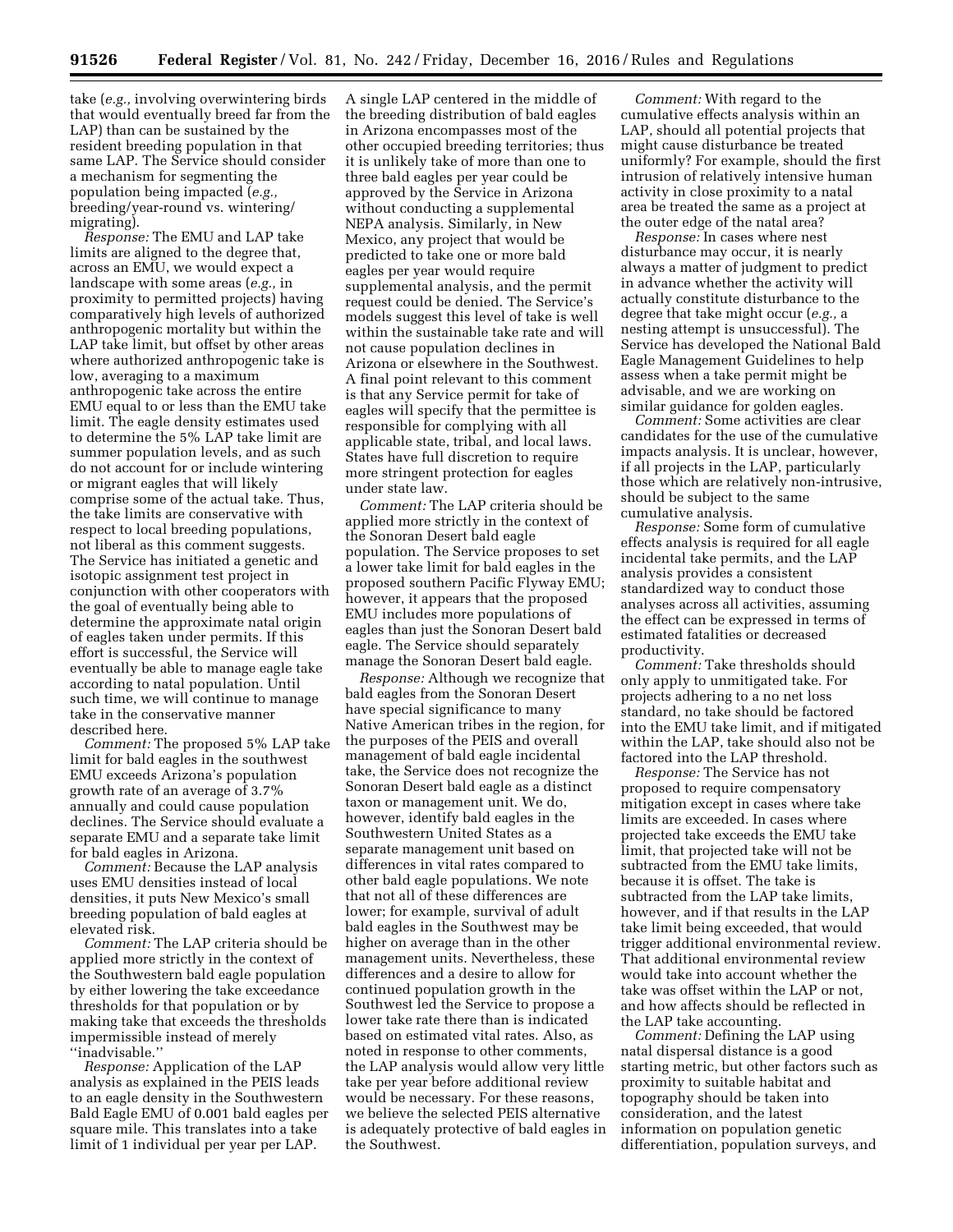take (*e.g.,* involving overwintering birds that would eventually breed far from the LAP) than can be sustained by the resident breeding population in that same LAP. The Service should consider a mechanism for segmenting the population being impacted (*e.g.,* breeding/year-round vs. wintering/migrating).

*Response:* The EMU and LAP take limits are aligned to the degree that, across an EMU, we would expect a landscape with some areas (*e.g.,* in proximity to permitted projects) having comparatively high levels of authorized anthropogenic mortality but within the LAP take limit, but offset by other areas where authorized anthropogenic take is low, averaging to a maximum anthropogenic take across the entire EMU equal to or less than the EMU take limit. The eagle density estimates used to determine the 5% LAP take limit are summer population levels, and as such do not account for or include wintering or migrant eagles that will likely comprise some of the actual take. Thus, the take limits are conservative with respect to local breeding populations, not liberal as this comment suggests. The Service has initiated a genetic and isotopic assignment test project in conjunction with other cooperators with the goal of eventually being able to determine the approximate natal origin of eagles taken under permits. If this effort is successful, the Service will eventually be able to manage eagle take according to natal population. Until such time, we will continue to manage take in the conservative manner described here.

*Comment:* The proposed 5% LAP take limit for bald eagles in the southwest EMU exceeds Arizona's population growth rate of an average of 3.7% annually and could cause population declines. The Service should evaluate a separate EMU and a separate take limit for bald eagles in Arizona.

*Comment:* Because the LAP analysis uses EMU densities instead of local densities, it puts New Mexico's small breeding population of bald eagles at elevated risk.

*Comment:* The LAP criteria should be applied more strictly in the context of the Southwestern bald eagle population by either lowering the take exceedance thresholds for that population or by making take that exceeds the thresholds impermissible instead of merely ''inadvisable.''

*Response:* Application of the LAP analysis as explained in the PEIS leads to an eagle density in the Southwestern Bald Eagle EMU of 0.001 bald eagles per square mile. This translates into a take limit of 1 individual per year per LAP. A single LAP centered in the middle of the breeding distribution of bald eagles in Arizona encompasses most of the other occupied breeding territories; thus it is unlikely take of more than one to three bald eagles per year could be approved by the Service in Arizona without conducting a supplemental NEPA analysis. Similarly, in New Mexico, any project that would be predicted to take one or more bald eagles per year would require supplemental analysis, and the permit request could be denied. The Service's models suggest this level of take is well within the sustainable take rate and will not cause population declines in Arizona or elsewhere in the Southwest. A final point relevant to this comment is that any Service permit for take of eagles will specify that the permittee is responsible for complying with all applicable state, tribal, and local laws. States have full discretion to require more stringent protection for eagles under state law.

*Comment:* The LAP criteria should be applied more strictly in the context of the Sonoran Desert bald eagle population. The Service proposes to set a lower take limit for bald eagles in the proposed southern Pacific Flyway EMU; however, it appears that the proposed EMU includes more populations of eagles than just the Sonoran Desert bald eagle. The Service should separately manage the Sonoran Desert bald eagle.

*Response:* Although we recognize that bald eagles from the Sonoran Desert have special significance to many Native American tribes in the region, for the purposes of the PEIS and overall management of bald eagle incidental take, the Service does not recognize the Sonoran Desert bald eagle as a distinct taxon or management unit. We do, however, identify bald eagles in the Southwestern United States as a separate management unit based on differences in vital rates compared to other bald eagle populations. We note that not all of these differences are lower; for example, survival of adult bald eagles in the Southwest may be higher on average than in the other management units. Nevertheless, these differences and a desire to allow for continued population growth in the Southwest led the Service to propose a lower take rate there than is indicated based on estimated vital rates. Also, as noted in response to other comments, the LAP analysis would allow very little take per year before additional review would be necessary. For these reasons, we believe the selected PEIS alternative is adequately protective of bald eagles in the Southwest.

*Comment:* With regard to the cumulative effects analysis within an LAP, should all potential projects that might cause disturbance be treated uniformly? For example, should the first intrusion of relatively intensive human activity in close proximity to a natal area be treated the same as a project at the outer edge of the natal area?

*Response:* In cases where nest disturbance may occur, it is nearly always a matter of judgment to predict in advance whether the activity will actually constitute disturbance to the degree that take might occur (*e.g.,* a nesting attempt is unsuccessful). The Service has developed the National Bald Eagle Management Guidelines to help assess when a take permit might be advisable, and we are working on similar guidance for golden eagles.

*Comment:* Some activities are clear candidates for the use of the cumulative impacts analysis. It is unclear, however, if all projects in the LAP, particularly those which are relatively non-intrusive, should be subject to the same cumulative analysis.

*Response:* Some form of cumulative effects analysis is required for all eagle incidental take permits, and the LAP analysis provides a consistent standardized way to conduct those analyses across all activities, assuming the effect can be expressed in terms of estimated fatalities or decreased productivity.

*Comment:* Take thresholds should only apply to unmitigated take. For projects adhering to a no net loss standard, no take should be factored into the EMU take limit, and if mitigated within the LAP, take should also not be factored into the LAP threshold.

*Response:* The Service has not proposed to require compensatory mitigation except in cases where take limits are exceeded. In cases where projected take exceeds the EMU take limit, that projected take will not be subtracted from the EMU take limits, because it is offset. The take is subtracted from the LAP take limits, however, and if that results in the LAP take limit being exceeded, that would trigger additional environmental review. That additional environmental review would take into account whether the take was offset within the LAP or not, and how affects should be reflected in the LAP take accounting.

*Comment:* Defining the LAP using natal dispersal distance is a good starting metric, but other factors such as proximity to suitable habitat and topography should be taken into consideration, and the latest information on population genetic differentiation, population surveys, and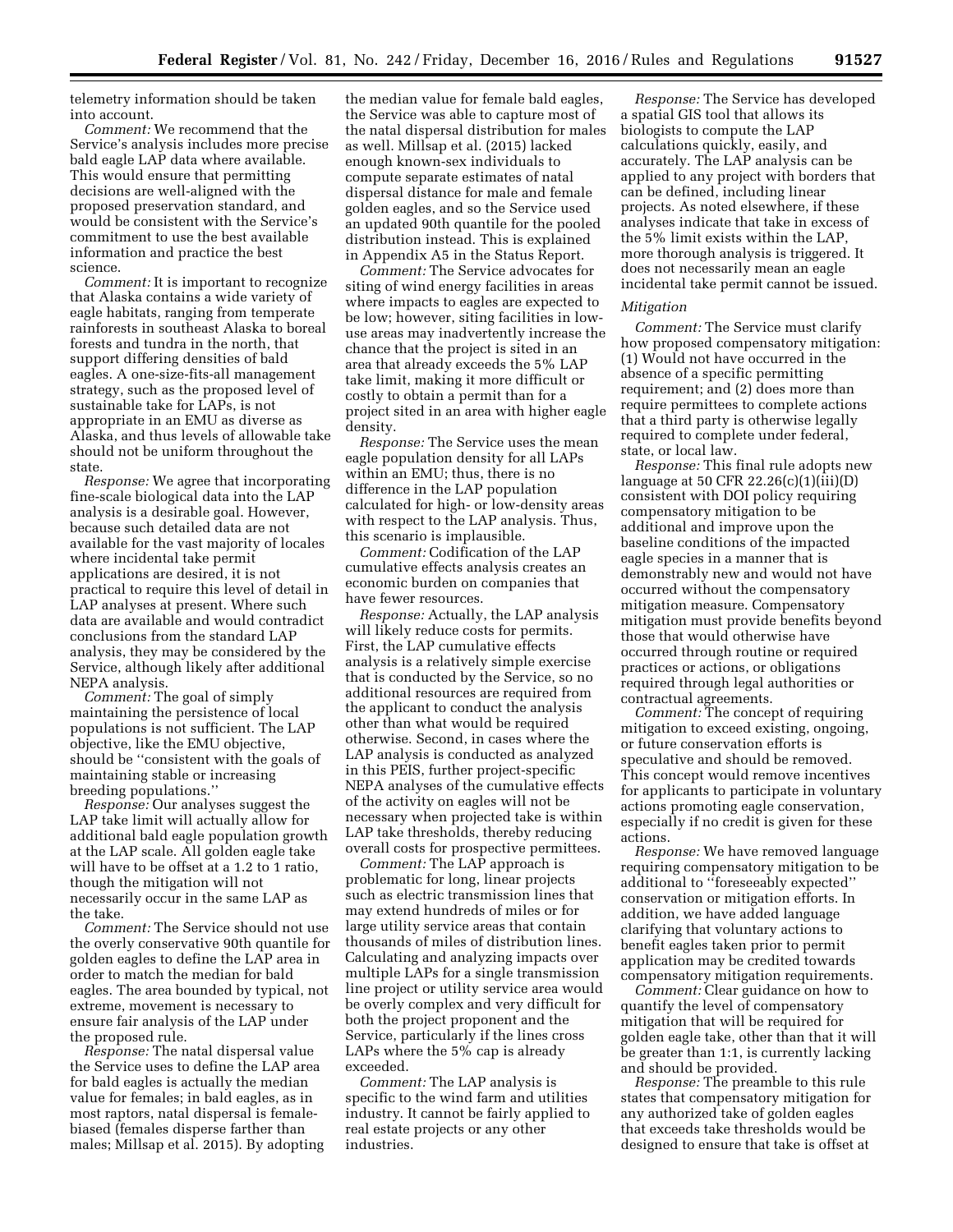telemetry information should be taken into account.

*Comment:* We recommend that the Service's analysis includes more precise bald eagle LAP data where available. This would ensure that permitting decisions are well-aligned with the proposed preservation standard, and would be consistent with the Service's commitment to use the best available information and practice the best science.

*Comment:* It is important to recognize that Alaska contains a wide variety of eagle habitats, ranging from temperate rainforests in southeast Alaska to boreal forests and tundra in the north, that support differing densities of bald eagles. A one-size-fits-all management strategy, such as the proposed level of sustainable take for LAPs, is not appropriate in an EMU as diverse as Alaska, and thus levels of allowable take should not be uniform throughout the state.

*Response:* We agree that incorporating fine-scale biological data into the LAP analysis is a desirable goal. However, because such detailed data are not available for the vast majority of locales where incidental take permit applications are desired, it is not practical to require this level of detail in LAP analyses at present. Where such data are available and would contradict conclusions from the standard LAP analysis, they may be considered by the Service, although likely after additional NEPA analysis.

*Comment:* The goal of simply maintaining the persistence of local populations is not sufficient. The LAP objective, like the EMU objective, should be "consistent with the goals of maintaining stable or increasing breeding populations."

*Response:* Our analyses suggest the LAP take limit will actually allow for additional bald eagle population growth at the LAP scale. All golden eagle take will have to be offset at a 1.2 to 1 ratio, though the mitigation will not necessarily occur in the same LAP as the take.

*Comment:* The Service should not use the overly conservative 90th quantile for golden eagles to define the LAP area in order to match the median for bald eagles. The area bounded by typical, not extreme, movement is necessary to ensure fair analysis of the LAP under the proposed rule.

*Response:* The natal dispersal value the Service uses to define the LAP area for bald eagles is actually the median value for females; in bald eagles, as in most raptors, natal dispersal is female-biased (females disperse farther than males; Millsap et al. 2015). By adopting the median value for female bald eagles, the Service was able to capture most of the natal dispersal distribution for males as well. Millsap et al. (2015) lacked enough known-sex individuals to compute separate estimates of natal dispersal distance for male and female golden eagles, and so the Service used an updated 90th quantile for the pooled distribution instead. This is explained in Appendix A5 in the Status Report.

*Comment:* The Service advocates for siting of wind energy facilities in areas where impacts to eagles are expected to be low; however, siting facilities in low-use areas may inadvertently increase the chance that the project is sited in an area that already exceeds the 5% LAP take limit, making it more difficult or costly to obtain a permit than for a project sited in an area with higher eagle density.

*Response:* The Service uses the mean eagle population density for all LAPs within an EMU; thus, there is no difference in the LAP population calculated for high- or low-density areas with respect to the LAP analysis. Thus, this scenario is implausible.

*Comment:* Codification of the LAP cumulative effects analysis creates an economic burden on companies that have fewer resources.

*Response:* Actually, the LAP analysis will likely reduce costs for permits. First, the LAP cumulative effects analysis is a relatively simple exercise that is conducted by the Service, so no additional resources are required from the applicant to conduct the analysis other than what would be required otherwise. Second, in cases where the LAP analysis is conducted as analyzed in this PEIS, further project-specific NEPA analyses of the cumulative effects of the activity on eagles will not be necessary when projected take is within LAP take thresholds, thereby reducing overall costs for prospective permittees.

*Comment:* The LAP approach is problematic for long, linear projects such as electric transmission lines that may extend hundreds of miles or for large utility service areas that contain thousands of miles of distribution lines. Calculating and analyzing impacts over multiple LAPs for a single transmission line project or utility service area would be overly complex and very difficult for both the project proponent and the Service, particularly if the lines cross LAPs where the 5% cap is already exceeded.

*Comment:* The LAP analysis is specific to the wind farm and utilities industry. It cannot be fairly applied to real estate projects or any other industries.

*Response:* The Service has developed a spatial GIS tool that allows its biologists to compute the LAP calculations quickly, easily, and accurately. The LAP analysis can be applied to any project with borders that can be defined, including linear projects. As noted elsewhere, if these analyses indicate that take in excess of the 5% limit exists within the LAP, more thorough analysis is triggered. It does not necessarily mean an eagle incidental take permit cannot be issued.

### *Mitigation*

*Comment:* The Service must clarify how proposed compensatory mitigation: (1) Would not have occurred in the absence of a specific permitting requirement; and (2) does more than require permittees to complete actions that a third party is otherwise legally required to complete under federal, state, or local law.

*Response:* This final rule adopts new language at 50 CFR 22.26(c)(1)(iii)(D) consistent with DOI policy requiring compensatory mitigation to be additional and improve upon the baseline conditions of the impacted eagle species in a manner that is demonstrably new and would not have occurred without the compensatory mitigation measure. Compensatory mitigation must provide benefits beyond those that would otherwise have occurred through routine or required practices or actions, or obligations required through legal authorities or contractual agreements.

*Comment:* The concept of requiring mitigation to exceed existing, ongoing, or future conservation efforts is speculative and should be removed. This concept would remove incentives for applicants to participate in voluntary actions promoting eagle conservation, especially if no credit is given for these actions.

*Response:* We have removed language requiring compensatory mitigation to be additional to "foreseeably expected" conservation or mitigation efforts. In addition, we have added language clarifying that voluntary actions to benefit eagles taken prior to permit application may be credited towards compensatory mitigation requirements.

*Comment:* Clear guidance on how to quantify the level of compensatory mitigation that will be required for golden eagle take, other than that it will be greater than 1:1, is currently lacking and should be provided.

*Response:* The preamble to this rule states that compensatory mitigation for any authorized take of golden eagles that exceeds take thresholds would be designed to ensure that take is offset at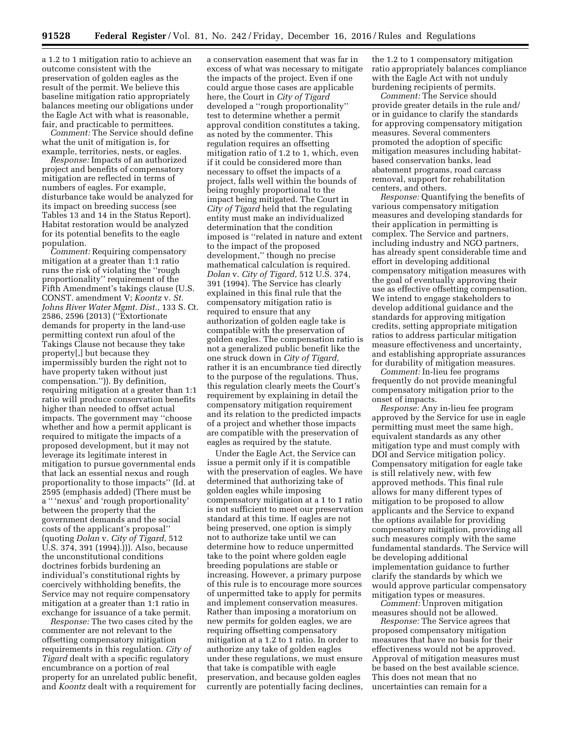a 1.2 to 1 mitigation ratio to achieve an outcome consistent with the preservation of golden eagles as the result of the permit. We believe this baseline mitigation ratio appropriately balances meeting our obligations under the Eagle Act with what is reasonable, fair, and practicable to permittees.

*Comment:* The Service should define what the unit of mitigation is, for example, territories, nests, or eagles.

*Response:* Impacts of an authorized project and benefits of compensatory mitigation are reflected in terms of numbers of eagles. For example, disturbance take would be analyzed for its impact on breeding success (see Tables 13 and 14 in the Status Report). Habitat restoration would be analyzed for its potential benefits to the eagle population.

*Comment:* Requiring compensatory mitigation at a greater than 1:1 ratio runs the risk of violating the ''rough proportionality'' requirement of the Fifth Amendment's takings clause (U.S. CONST. amendment V; *Koontz* v. *St. Johns River Water Mgmt. Dist.,* 133 S. Ct. 2586, 2596 (2013) (''Extortionate demands for property in the land-use permitting context run afoul of the Takings Clause not because they take property[,] but because they impermissibly burden the right not to have property taken without just compensation.'')). By definition, requiring mitigation at a greater than 1:1 ratio will produce conservation benefits higher than needed to offset actual impacts. The government may ''choose whether and how a permit applicant is required to mitigate the impacts of a proposed development, but it may not leverage its legitimate interest in mitigation to pursue governmental ends that lack an essential nexus and rough proportionality to those impacts'' (Id. at 2595 (emphasis added) (There must be a '' 'nexus' and 'rough proportionality' between the property that the government demands and the social costs of the applicant's proposal'' (quoting *Dolan* v. *City of Tigard,* 512 U.S. 374, 391 (1994).))). Also, because the unconstitutional conditions doctrines forbids burdening an individual's constitutional rights by coercively withholding benefits, the Service may not require compensatory mitigation at a greater than 1:1 ratio in exchange for issuance of a take permit.

*Response:* The two cases cited by the commenter are not relevant to the offsetting compensatory mitigation requirements in this regulation. *City of Tigard* dealt with a specific regulatory encumbrance on a portion of real property for an unrelated public benefit, and *Koontz* dealt with a requirement for a conservation easement that was far in excess of what was necessary to mitigate the impacts of the project. Even if one could argue those cases are applicable here, the Court in *City of Tigard* developed a ''rough proportionality'' test to determine whether a permit approval condition constitutes a taking, as noted by the commenter. This regulation requires an offsetting mitigation ratio of 1.2 to 1, which, even if it could be considered more than necessary to offset the impacts of a project, falls well within the bounds of being roughly proportional to the impact being mitigated. The Court in *City of Tigard* held that the regulating entity must make an individualized determination that the condition imposed is ''related in nature and extent to the impact of the proposed development,'' though no precise mathematical calculation is required. *Dolan* v. *City of Tigard,* 512 U.S. 374, 391 (1994). The Service has clearly explained in this final rule that the compensatory mitigation ratio is required to ensure that any authorization of golden eagle take is compatible with the preservation of golden eagles. The compensation ratio is not a generalized public benefit like the one struck down in *City of Tigard,* rather it is an encumbrance tied directly to the purpose of the regulations. Thus, this regulation clearly meets the Court's requirement by explaining in detail the compensatory mitigation requirement and its relation to the predicted impacts of a project and whether those impacts are compatible with the preservation of eagles as required by the statute.

Under the Eagle Act, the Service can issue a permit only if it is compatible with the preservation of eagles. We have determined that authorizing take of golden eagles while imposing compensatory mitigation at a 1 to 1 ratio is not sufficient to meet our preservation standard at this time. If eagles are not being preserved, one option is simply not to authorize take until we can determine how to reduce unpermitted take to the point where golden eagle breeding populations are stable or increasing. However, a primary purpose of this rule is to encourage more sources of unpermitted take to apply for permits and implement conservation measures. Rather than imposing a moratorium on new permits for golden eagles, we are requiring offsetting compensatory mitigation at a 1.2 to 1 ratio. In order to authorize any take of golden eagles under these regulations, we must ensure that take is compatible with eagle preservation, and because golden eagles currently are potentially facing declines, the 1.2 to 1 compensatory mitigation ratio appropriately balances compliance with the Eagle Act with not unduly burdening recipients of permits.

*Comment:* The Service should provide greater details in the rule and/or in guidance to clarify the standards for approving compensatory mitigation measures. Several commenters promoted the adoption of specific mitigation measures including habitat-based conservation banks, lead abatement programs, road carcass removal, support for rehabilitation centers, and others.

*Response:* Quantifying the benefits of various compensatory mitigation measures and developing standards for their application in permitting is complex. The Service and partners, including industry and NGO partners, has already spent considerable time and effort in developing additional compensatory mitigation measures with the goal of eventually approving their use as effective offsetting compensation. We intend to engage stakeholders to develop additional guidance and the standards for approving mitigation credits, setting appropriate mitigation ratios to address particular mitigation measure effectiveness and uncertainty, and establishing appropriate assurances for durability of mitigation measures.

*Comment:* In-lieu fee programs frequently do not provide meaningful compensatory mitigation prior to the onset of impacts.

*Response:* Any in-lieu fee program approved by the Service for use in eagle permitting must meet the same high, equivalent standards as any other mitigation type and must comply with DOI and Service mitigation policy. Compensatory mitigation for eagle take is still relatively new, with few approved methods. This final rule allows for many different types of mitigation to be proposed to allow applicants and the Service to expand the options available for providing compensatory mitigation, providing all such measures comply with the same fundamental standards. The Service will be developing additional implementation guidance to further clarify the standards by which we would approve particular compensatory mitigation types or measures.

*Comment:* Unproven mitigation measures should not be allowed.

*Response:* The Service agrees that proposed compensatory mitigation measures that have no basis for their effectiveness would not be approved. Approval of mitigation measures must be based on the best available science. This does not mean that no uncertainties can remain for a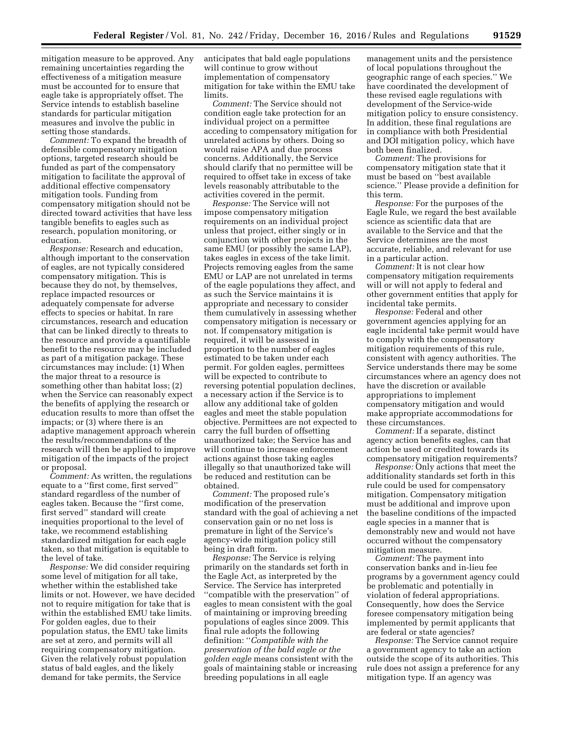mitigation measure to be approved. Any remaining uncertainties regarding the effectiveness of a mitigation measure must be accounted for to ensure that eagle take is appropriately offset. The Service intends to establish baseline standards for particular mitigation measures and involve the public in setting those standards.

*Comment:* To expand the breadth of defensible compensatory mitigation options, targeted research should be funded as part of the compensatory mitigation to facilitate the approval of additional effective compensatory mitigation tools. Funding from compensatory mitigation should not be directed toward activities that have less tangible benefits to eagles such as research, population monitoring, or education.

*Response:* Research and education, although important to the conservation of eagles, are not typically considered compensatory mitigation. This is because they do not, by themselves, replace impacted resources or adequately compensate for adverse effects to species or habitat. In rare circumstances, research and education that can be linked directly to threats to the resource and provide a quantifiable benefit to the resource may be included as part of a mitigation package. These circumstances may include: (1) When the major threat to a resource is something other than habitat loss; (2) when the Service can reasonably expect the benefits of applying the research or education results to more than offset the impacts; or (3) where there is an adaptive management approach wherein the results/recommendations of the research will then be applied to improve mitigation of the impacts of the project or proposal.

*Comment:* As written, the regulations equate to a "first come, first served" standard regardless of the number of eagles taken. Because the "first come, first served" standard will create inequities proportional to the level of take, we recommend establishing standardized mitigation for each eagle taken, so that mitigation is equitable to the level of take.

*Response:* We did consider requiring some level of mitigation for all take, whether within the established take limits or not. However, we have decided not to require mitigation for take that is within the established EMU take limits. For golden eagles, due to their population status, the EMU take limits are set at zero, and permits will all requiring compensatory mitigation. Given the relatively robust population status of bald eagles, and the likely demand for take permits, the Service anticipates that bald eagle populations will continue to grow without implementation of compensatory mitigation for take within the EMU take limits.

*Comment:* The Service should not condition eagle take protection for an individual project on a permittee acceding to compensatory mitigation for unrelated actions by others. Doing so would raise APA and due process concerns. Additionally, the Service should clarify that no permittee will be required to offset take in excess of take levels reasonably attributable to the activities covered in the permit.

*Response:* The Service will not impose compensatory mitigation requirements on an individual project unless that project, either singly or in conjunction with other projects in the same EMU (or possibly the same LAP), takes eagles in excess of the take limit. Projects removing eagles from the same EMU or LAP are not unrelated in terms of the eagle populations they affect, and as such the Service maintains it is appropriate and necessary to consider them cumulatively in assessing whether compensatory mitigation is necessary or not. If compensatory mitigation is required, it will be assessed in proportion to the number of eagles estimated to be taken under each permit. For golden eagles, permittees will be expected to contribute to reversing potential population declines, a necessary action if the Service is to allow any additional take of golden eagles and meet the stable population objective. Permittees are not expected to carry the full burden of offsetting unauthorized take; the Service has and will continue to increase enforcement actions against those taking eagles illegally so that unauthorized take will be reduced and restitution can be obtained.

*Comment:* The proposed rule's modification of the preservation standard with the goal of achieving a net conservation gain or no net loss is premature in light of the Service's agency-wide mitigation policy still being in draft form.

*Response:* The Service is relying primarily on the standards set forth in the Eagle Act, as interpreted by the Service. The Service has interpreted "compatible with the preservation" of eagles to mean consistent with the goal of maintaining or improving breeding populations of eagles since 2009. This final rule adopts the following definition: "*Compatible with the preservation of the bald eagle or the golden eagle* means consistent with the goals of maintaining stable or increasing breeding populations in all eagle management units and the persistence of local populations throughout the geographic range of each species." We have coordinated the development of these revised eagle regulations with development of the Service-wide mitigation policy to ensure consistency. In addition, these final regulations are in compliance with both Presidential and DOI mitigation policy, which have both been finalized.

*Comment:* The provisions for compensatory mitigation state that it must be based on "best available science." Please provide a definition for this term.

*Response:* For the purposes of the Eagle Rule, we regard the best available science as scientific data that are available to the Service and that the Service determines are the most accurate, reliable, and relevant for use in a particular action.

*Comment:* It is not clear how compensatory mitigation requirements will or will not apply to federal and other government entities that apply for incidental take permits.

*Response:* Federal and other government agencies applying for an eagle incidental take permit would have to comply with the compensatory mitigation requirements of this rule, consistent with agency authorities. The Service understands there may be some circumstances where an agency does not have the discretion or available appropriations to implement compensatory mitigation and would make appropriate accommodations for these circumstances.

*Comment:* If a separate, distinct agency action benefits eagles, can that action be used or credited towards its compensatory mitigation requirements?

*Response:* Only actions that meet the additionality standards set forth in this rule could be used for compensatory mitigation. Compensatory mitigation must be additional and improve upon the baseline conditions of the impacted eagle species in a manner that is demonstrably new and would not have occurred without the compensatory mitigation measure.

*Comment:* The payment into conservation banks and in-lieu fee programs by a government agency could be problematic and potentially in violation of federal appropriations. Consequently, how does the Service foresee compensatory mitigation being implemented by permit applicants that are federal or state agencies?

*Response:* The Service cannot require a government agency to take an action outside the scope of its authorities. This rule does not assign a preference for any mitigation type. If an agency was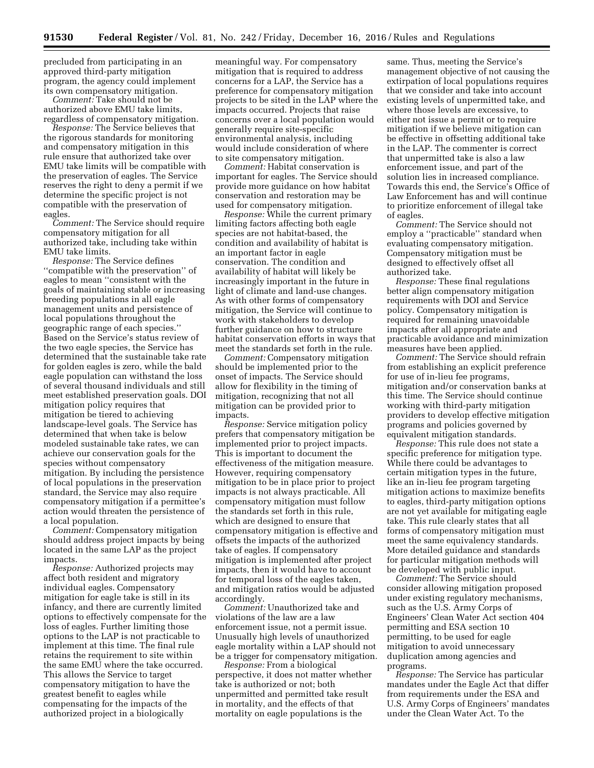precluded from participating in an approved third-party mitigation program, the agency could implement its own compensatory mitigation.

*Comment:* Take should not be authorized above EMU take limits, regardless of compensatory mitigation.

*Response:* The Service believes that the rigorous standards for monitoring and compensatory mitigation in this rule ensure that authorized take over EMU take limits will be compatible with the preservation of eagles. The Service reserves the right to deny a permit if we determine the specific project is not compatible with the preservation of eagles.

*Comment:* The Service should require compensatory mitigation for all authorized take, including take within EMU take limits.

*Response:* The Service defines ''compatible with the preservation'' of eagles to mean ''consistent with the goals of maintaining stable or increasing breeding populations in all eagle management units and persistence of local populations throughout the geographic range of each species.'' Based on the Service's status review of the two eagle species, the Service has determined that the sustainable take rate for golden eagles is zero, while the bald eagle population can withstand the loss of several thousand individuals and still meet established preservation goals. DOI mitigation policy requires that mitigation be tiered to achieving landscape-level goals. The Service has determined that when take is below modeled sustainable take rates, we can achieve our conservation goals for the species without compensatory mitigation. By including the persistence of local populations in the preservation standard, the Service may also require compensatory mitigation if a permittee's action would threaten the persistence of a local population.

*Comment:* Compensatory mitigation should address project impacts by being located in the same LAP as the project impacts.

*Response:* Authorized projects may affect both resident and migratory individual eagles. Compensatory mitigation for eagle take is still in its infancy, and there are currently limited options to effectively compensate for the loss of eagles. Further limiting those options to the LAP is not practicable to implement at this time. The final rule retains the requirement to site within the same EMU where the take occurred. This allows the Service to target compensatory mitigation to have the greatest benefit to eagles while compensating for the impacts of the authorized project in a biologically meaningful way. For compensatory mitigation that is required to address concerns for a LAP, the Service has a preference for compensatory mitigation projects to be sited in the LAP where the impacts occurred. Projects that raise concerns over a local population would generally require site-specific environmental analysis, including would include consideration of where to site compensatory mitigation.

*Comment:* Habitat conservation is important for eagles. The Service should provide more guidance on how habitat conservation and restoration may be used for compensatory mitigation.

*Response:* While the current primary limiting factors affecting both eagle species are not habitat-based, the condition and availability of habitat is an important factor in eagle conservation. The condition and availability of habitat will likely be increasingly important in the future in light of climate and land-use changes. As with other forms of compensatory mitigation, the Service will continue to work with stakeholders to develop further guidance on how to structure habitat conservation efforts in ways that meet the standards set forth in the rule.

*Comment:* Compensatory mitigation should be implemented prior to the onset of impacts. The Service should allow for flexibility in the timing of mitigation, recognizing that not all mitigation can be provided prior to impacts.

*Response:* Service mitigation policy prefers that compensatory mitigation be implemented prior to project impacts. This is important to document the effectiveness of the mitigation measure. However, requiring compensatory mitigation to be in place prior to project impacts is not always practicable. All compensatory mitigation must follow the standards set forth in this rule, which are designed to ensure that compensatory mitigation is effective and offsets the impacts of the authorized take of eagles. If compensatory mitigation is implemented after project impacts, then it would have to account for temporal loss of the eagles taken, and mitigation ratios would be adjusted accordingly.

*Comment:* Unauthorized take and violations of the law are a law enforcement issue, not a permit issue. Unusually high levels of unauthorized eagle mortality within a LAP should not be a trigger for compensatory mitigation.

*Response:* From a biological perspective, it does not matter whether take is authorized or not; both unpermitted and permitted take result in mortality, and the effects of that mortality on eagle populations is the same. Thus, meeting the Service's management objective of not causing the extirpation of local populations requires that we consider and take into account existing levels of unpermitted take, and where those levels are excessive, to either not issue a permit or to require mitigation if we believe mitigation can be effective in offsetting additional take in the LAP. The commenter is correct that unpermitted take is also a law enforcement issue, and part of the solution lies in increased compliance. Towards this end, the Service's Office of Law Enforcement has and will continue to prioritize enforcement of illegal take of eagles.

*Comment:* The Service should not employ a ''practicable'' standard when evaluating compensatory mitigation. Compensatory mitigation must be designed to effectively offset all authorized take.

*Response:* These final regulations better align compensatory mitigation requirements with DOI and Service policy. Compensatory mitigation is required for remaining unavoidable impacts after all appropriate and practicable avoidance and minimization measures have been applied.

*Comment:* The Service should refrain from establishing an explicit preference for use of in-lieu fee programs, mitigation and/or conservation banks at this time. The Service should continue working with third-party mitigation providers to develop effective mitigation programs and policies governed by equivalent mitigation standards.

*Response:* This rule does not state a specific preference for mitigation type. While there could be advantages to certain mitigation types in the future, like an in-lieu fee program targeting mitigation actions to maximize benefits to eagles, third-party mitigation options are not yet available for mitigating eagle take. This rule clearly states that all forms of compensatory mitigation must meet the same equivalency standards. More detailed guidance and standards for particular mitigation methods will be developed with public input.

*Comment:* The Service should consider allowing mitigation proposed under existing regulatory mechanisms, such as the U.S. Army Corps of Engineers' Clean Water Act section 404 permitting and ESA section 10 permitting, to be used for eagle mitigation to avoid unnecessary duplication among agencies and programs.

*Response:* The Service has particular mandates under the Eagle Act that differ from requirements under the ESA and U.S. Army Corps of Engineers' mandates under the Clean Water Act. To the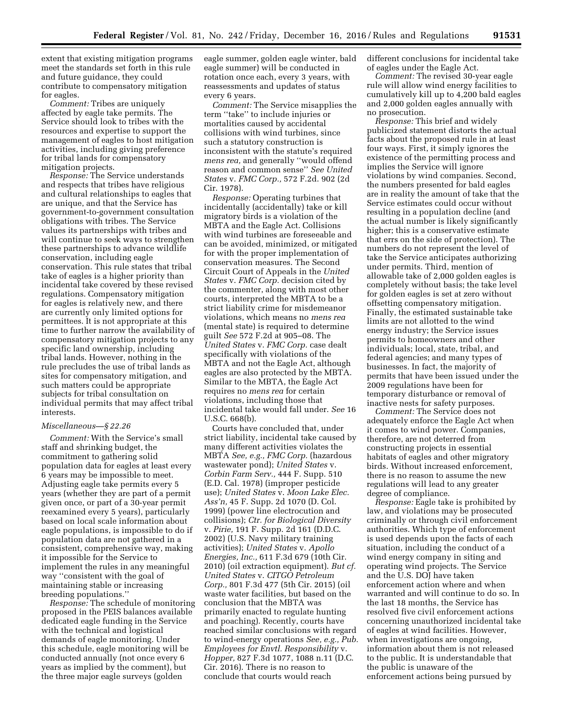extent that existing mitigation programs meet the standards set forth in this rule and future guidance, they could contribute to compensatory mitigation for eagles.

*Comment:* Tribes are uniquely affected by eagle take permits. The Service should look to tribes with the resources and expertise to support the management of eagles to host mitigation activities, including giving preference for tribal lands for compensatory mitigation projects.

*Response:* The Service understands and respects that tribes have religious and cultural relationships to eagles that are unique, and that the Service has government-to-government consultation obligations with tribes. The Service values its partnerships with tribes and will continue to seek ways to strengthen these partnerships to advance wildlife conservation, including eagle conservation. This rule states that tribal take of eagles is a higher priority than incidental take covered by these revised regulations. Compensatory mitigation for eagles is relatively new, and there are currently only limited options for permittees. It is not appropriate at this time to further narrow the availability of compensatory mitigation projects to any specific land ownership, including tribal lands. However, nothing in the rule precludes the use of tribal lands as sites for compensatory mitigation, and such matters could be appropriate subjects for tribal consultation on individual permits that may affect tribal interests.

*Miscellaneous—§ 22.26*

*Comment:* With the Service's small staff and shrinking budget, the commitment to gathering solid population data for eagles at least every 6 years may be impossible to meet. Adjusting eagle take permits every 5 years (whether they are part of a permit given once, or part of a 30-year permit reexamined every 5 years), particularly based on local scale information about eagle populations, is impossible to do if population data are not gathered in a consistent, comprehensive way, making it impossible for the Service to implement the rules in any meaningful way "consistent with the goal of maintaining stable or increasing breeding populations."

*Response:* The schedule of monitoring proposed in the PEIS balances available dedicated eagle funding in the Service with the technical and logistical demands of eagle monitoring. Under this schedule, eagle monitoring will be conducted annually (not once every 6 years as implied by the comment), but the three major eagle surveys (golden eagle summer, golden eagle winter, bald eagle summer) will be conducted in rotation once each, every 3 years, with reassessments and updates of status every 6 years.

*Comment:* The Service misapplies the term "take" to include injuries or mortalities caused by accidental collisions with wind turbines, since such a statutory construction is inconsistent with the statute's required *mens rea,* and generally "would offend reason and common sense" *See United States* v. *FMC Corp.,* 572 F.2d. 902 (2d Cir. 1978).

*Response:* Operating turbines that incidentally (accidentally) take or kill migratory birds is a violation of the MBTA and the Eagle Act. Collisions with wind turbines are foreseeable and can be avoided, minimized, or mitigated for with the proper implementation of conservation measures. The Second Circuit Court of Appeals in the *United States* v. *FMC Corp.* decision cited by the commenter, along with most other courts, interpreted the MBTA to be a strict liability crime for misdemeanor violations, which means no *mens rea* (mental state) is required to determine guilt *See* 572 F.2d at 905–08. The *United States* v. *FMC Corp.* case dealt specifically with violations of the MBTA and not the Eagle Act, although eagles are also protected by the MBTA. Similar to the MBTA, the Eagle Act requires no *mens rea* for certain violations, including those that incidental take would fall under. *See* 16 U.S.C. 668(b).

Courts have concluded that, under strict liability, incidental take caused by many different activities violates the MBTA *See, e.g., FMC Corp.* (hazardous wastewater pond); *United States* v. *Corbin Farm Serv.,* 444 F. Supp. 510 (E.D. Cal. 1978) (improper pesticide use); *United States* v. *Moon Lake Elec. Ass'n,* 45 F. Supp. 2d 1070 (D. Col. 1999) (power line electrocution and collisions); *Ctr. for Biological Diversity* v. *Pirie,* 191 F. Supp. 2d 161 (D.D.C. 2002) (U.S. Navy military training activities); *United States* v. *Apollo Energies, Inc.,* 611 F.3d 679 (10th Cir. 2010) (oil extraction equipment). *But cf. United States* v. *CITGO Petroleum Corp.,* 801 F.3d 477 (5th Cir. 2015) (oil waste water facilities, but based on the conclusion that the MBTA was primarily enacted to regulate hunting and poaching). Recently, courts have reached similar conclusions with regard to wind-energy operations *See, e.g., Pub. Employees for Envtl. Responsibility* v. *Hopper,* 827 F.3d 1077, 1088 n.11 (D.C. Cir. 2016). There is no reason to conclude that courts would reach different conclusions for incidental take of eagles under the Eagle Act.

*Comment:* The revised 30-year eagle rule will allow wind energy facilities to cumulatively kill up to 4,200 bald eagles and 2,000 golden eagles annually with no prosecution.

*Response:* This brief and widely publicized statement distorts the actual facts about the proposed rule in at least four ways. First, it simply ignores the existence of the permitting process and implies the Service will ignore violations by wind companies. Second, the numbers presented for bald eagles are in reality the amount of take that the Service estimates could occur without resulting in a population decline (and the actual number is likely significantly higher; this is a conservative estimate that errs on the side of protection). The numbers do not represent the level of take the Service anticipates authorizing under permits. Third, mention of allowable take of 2,000 golden eagles is completely without basis; the take level for golden eagles is set at zero without offsetting compensatory mitigation. Finally, the estimated sustainable take limits are not allotted to the wind energy industry; the Service issues permits to homeowners and other individuals; local, state, tribal, and federal agencies; and many types of businesses. In fact, the majority of permits that have been issued under the 2009 regulations have been for temporary disturbance or removal of inactive nests for safety purposes.

*Comment:* The Service does not adequately enforce the Eagle Act when it comes to wind power. Companies, therefore, are not deterred from constructing projects in essential habitats of eagles and other migratory birds. Without increased enforcement, there is no reason to assume the new regulations will lead to any greater degree of compliance.

*Response:* Eagle take is prohibited by law, and violations may be prosecuted criminally or through civil enforcement authorities. Which type of enforcement is used depends upon the facts of each situation, including the conduct of a wind energy company in siting and operating wind projects. The Service and the U.S. DOJ have taken enforcement action where and when warranted and will continue to do so. In the last 18 months, the Service has resolved five civil enforcement actions concerning unauthorized incidental take of eagles at wind facilities. However, when investigations are ongoing, information about them is not released to the public. It is understandable that the public is unaware of the enforcement actions being pursued by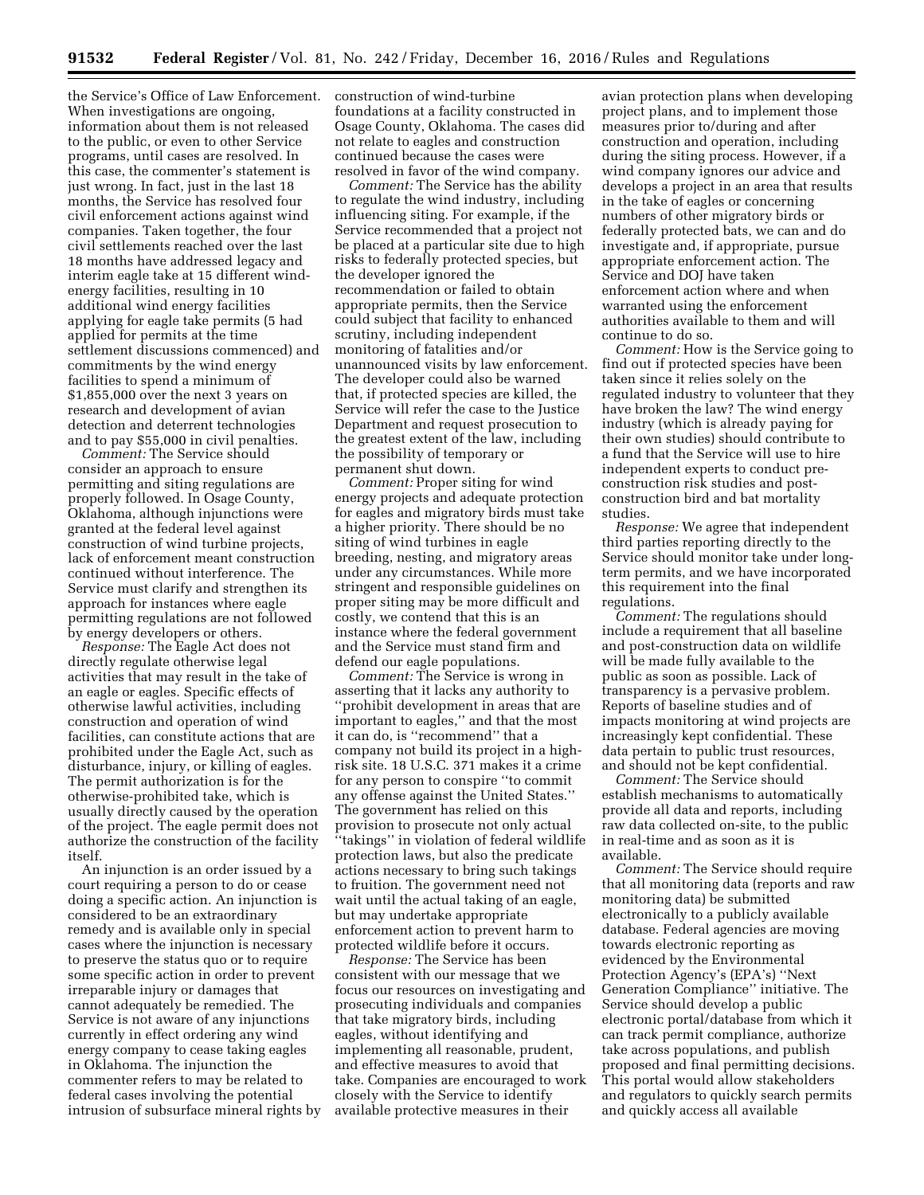the Service's Office of Law Enforcement. When investigations are ongoing, information about them is not released to the public, or even to other Service programs, until cases are resolved. In this case, the commenter's statement is just wrong. In fact, just in the last 18 months, the Service has resolved four civil enforcement actions against wind companies. Taken together, the four civil settlements reached over the last 18 months have addressed legacy and interim eagle take at 15 different wind-energy facilities, resulting in 10 additional wind energy facilities applying for eagle take permits (5 had applied for permits at the time settlement discussions commenced) and commitments by the wind energy facilities to spend a minimum of $1,855,000 over the next 3 years on research and development of avian detection and deterrent technologies and to pay $55,000 in civil penalties.

*Comment:* The Service should consider an approach to ensure permitting and siting regulations are properly followed. In Osage County, Oklahoma, although injunctions were granted at the federal level against construction of wind turbine projects, lack of enforcement meant construction continued without interference. The Service must clarify and strengthen its approach for instances where eagle permitting regulations are not followed by energy developers or others.

*Response:* The Eagle Act does not directly regulate otherwise legal activities that may result in the take of an eagle or eagles. Specific effects of otherwise lawful activities, including construction and operation of wind facilities, can constitute actions that are prohibited under the Eagle Act, such as disturbance, injury, or killing of eagles. The permit authorization is for the otherwise-prohibited take, which is usually directly caused by the operation of the project. The eagle permit does not authorize the construction of the facility itself.

An injunction is an order issued by a court requiring a person to do or cease doing a specific action. An injunction is considered to be an extraordinary remedy and is available only in special cases where the injunction is necessary to preserve the status quo or to require some specific action in order to prevent irreparable injury or damages that cannot adequately be remedied. The Service is not aware of any injunctions currently in effect ordering any wind energy company to cease taking eagles in Oklahoma. The injunction the commenter refers to may be related to federal cases involving the potential intrusion of subsurface mineral rights by construction of wind-turbine foundations at a facility constructed in Osage County, Oklahoma. The cases did not relate to eagles and construction continued because the cases were resolved in favor of the wind company.

*Comment:* The Service has the ability to regulate the wind industry, including influencing siting. For example, if the Service recommended that a project not be placed at a particular site due to high risks to federally protected species, but the developer ignored the recommendation or failed to obtain appropriate permits, then the Service could subject that facility to enhanced scrutiny, including independent monitoring of fatalities and/or unannounced visits by law enforcement. The developer could also be warned that, if protected species are killed, the Service will refer the case to the Justice Department and request prosecution to the greatest extent of the law, including the possibility of temporary or permanent shut down.

*Comment:* Proper siting for wind energy projects and adequate protection for eagles and migratory birds must take a higher priority. There should be no siting of wind turbines in eagle breeding, nesting, and migratory areas under any circumstances. While more stringent and responsible guidelines on proper siting may be more difficult and costly, we contend that this is an instance where the federal government and the Service must stand firm and defend our eagle populations.

*Comment:* The Service is wrong in asserting that it lacks any authority to "prohibit development in areas that are important to eagles," and that the most it can do, is "recommend" that a company not build its project in a high-risk site. 18 U.S.C. 371 makes it a crime for any person to conspire "to commit any offense against the United States." The government has relied on this provision to prosecute not only actual "takings" in violation of federal wildlife protection laws, but also the predicate actions necessary to bring such takings to fruition. The government need not wait until the actual taking of an eagle, but may undertake appropriate enforcement action to prevent harm to protected wildlife before it occurs.

*Response:* The Service has been consistent with our message that we focus our resources on investigating and prosecuting individuals and companies that take migratory birds, including eagles, without identifying and implementing all reasonable, prudent, and effective measures to avoid that take. Companies are encouraged to work closely with the Service to identify available protective measures in their avian protection plans when developing project plans, and to implement those measures prior to/during and after construction and operation, including during the siting process. However, if a wind company ignores our advice and develops a project in an area that results in the take of eagles or concerning numbers of other migratory birds or federally protected bats, we can and do investigate and, if appropriate, pursue appropriate enforcement action. The Service and DOJ have taken enforcement action where and when warranted using the enforcement authorities available to them and will continue to do so.

*Comment:* How is the Service going to find out if protected species have been taken since it relies solely on the regulated industry to volunteer that they have broken the law? The wind energy industry (which is already paying for their own studies) should contribute to a fund that the Service will use to hire independent experts to conduct pre-construction risk studies and post-construction bird and bat mortality studies.

*Response:* We agree that independent third parties reporting directly to the Service should monitor take under long-term permits, and we have incorporated this requirement into the final regulations.

*Comment:* The regulations should include a requirement that all baseline and post-construction data on wildlife will be made fully available to the public as soon as possible. Lack of transparency is a pervasive problem. Reports of baseline studies and of impacts monitoring at wind projects are increasingly kept confidential. These data pertain to public trust resources, and should not be kept confidential.

*Comment:* The Service should establish mechanisms to automatically provide all data and reports, including raw data collected on-site, to the public in real-time and as soon as it is available.

*Comment:* The Service should require that all monitoring data (reports and raw monitoring data) be submitted electronically to a publicly available database. Federal agencies are moving towards electronic reporting as evidenced by the Environmental Protection Agency's (EPA's) "Next Generation Compliance" initiative. The Service should develop a public electronic portal/database from which it can track permit compliance, authorize take across populations, and publish proposed and final permitting decisions. This portal would allow stakeholders and regulators to quickly search permits and quickly access all available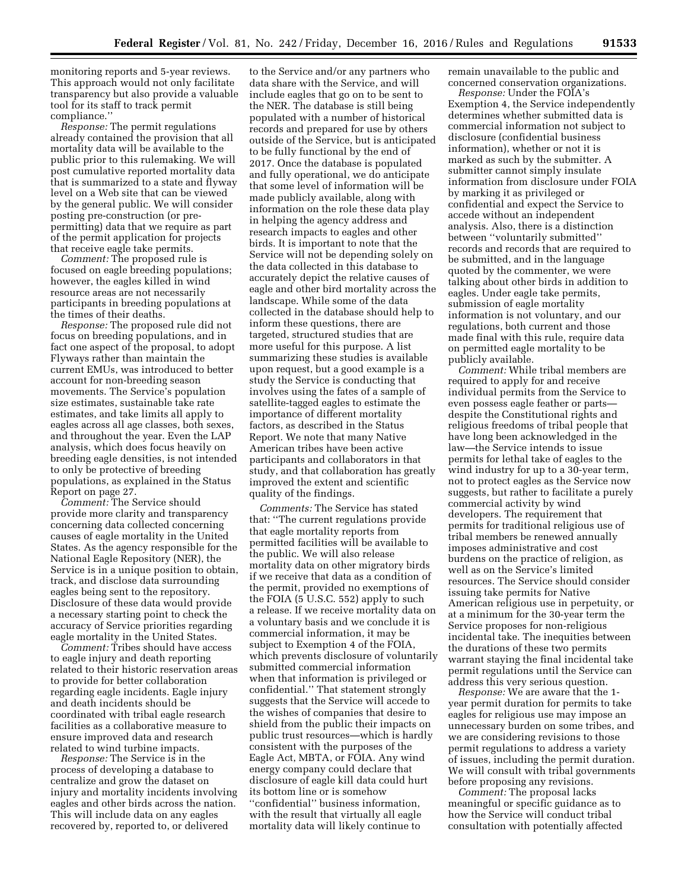monitoring reports and 5-year reviews. This approach would not only facilitate transparency but also provide a valuable tool for its staff to track permit compliance.''

*Response:* The permit regulations already contained the provision that all mortality data will be available to the public prior to this rulemaking. We will post cumulative reported mortality data that is summarized to a state and flyway level on a Web site that can be viewed by the general public. We will consider posting pre-construction (or pre-permitting) data that we require as part of the permit application for projects that receive eagle take permits.

*Comment:* The proposed rule is focused on eagle breeding populations; however, the eagles killed in wind resource areas are not necessarily participants in breeding populations at the times of their deaths.

*Response:* The proposed rule did not focus on breeding populations, and in fact one aspect of the proposal, to adopt Flyways rather than maintain the current EMUs, was introduced to better account for non-breeding season movements. The Service's population size estimates, sustainable take rate estimates, and take limits all apply to eagles across all age classes, both sexes, and throughout the year. Even the LAP analysis, which does focus heavily on breeding eagle densities, is not intended to only be protective of breeding populations, as explained in the Status Report on page 27.

*Comment:* The Service should provide more clarity and transparency concerning data collected concerning causes of eagle mortality in the United States. As the agency responsible for the National Eagle Repository (NER), the Service is in a unique position to obtain, track, and disclose data surrounding eagles being sent to the repository. Disclosure of these data would provide a necessary starting point to check the accuracy of Service priorities regarding eagle mortality in the United States.

*Comment:* Tribes should have access to eagle injury and death reporting related to their historic reservation areas to provide for better collaboration regarding eagle incidents. Eagle injury and death incidents should be coordinated with tribal eagle research facilities as a collaborative measure to ensure improved data and research related to wind turbine impacts.

*Response:* The Service is in the process of developing a database to centralize and grow the dataset on injury and mortality incidents involving eagles and other birds across the nation. This will include data on any eagles recovered by, reported to, or delivered to the Service and/or any partners who data share with the Service, and will include eagles that go on to be sent to the NER. The database is still being populated with a number of historical records and prepared for use by others outside of the Service, but is anticipated to be fully functional by the end of 2017. Once the database is populated and fully operational, we do anticipate that some level of information will be made publicly available, along with information on the role these data play in helping the agency address and research impacts to eagles and other birds. It is important to note that the Service will not be depending solely on the data collected in this database to accurately depict the relative causes of eagle and other bird mortality across the landscape. While some of the data collected in the database should help to inform these questions, there are targeted, structured studies that are more useful for this purpose. A list summarizing these studies is available upon request, but a good example is a study the Service is conducting that involves using the fates of a sample of satellite-tagged eagles to estimate the importance of different mortality factors, as described in the Status Report. We note that many Native American tribes have been active participants and collaborators in that study, and that collaboration has greatly improved the extent and scientific quality of the findings.

*Comments:* The Service has stated that: ''The current regulations provide that eagle mortality reports from permitted facilities will be available to the public. We will also release mortality data on other migratory birds if we receive that data as a condition of the permit, provided no exemptions of the FOIA (5 U.S.C. 552) apply to such a release. If we receive mortality data on a voluntary basis and we conclude it is commercial information, it may be subject to Exemption 4 of the FOIA, which prevents disclosure of voluntarily submitted commercial information when that information is privileged or confidential.'' That statement strongly suggests that the Service will accede to the wishes of companies that desire to shield from the public their impacts on public trust resources—which is hardly consistent with the purposes of the Eagle Act, MBTA, or FOIA. Any wind energy company could declare that disclosure of eagle kill data could hurt its bottom line or is somehow ''confidential'' business information, with the result that virtually all eagle mortality data will likely continue to remain unavailable to the public and concerned conservation organizations.

*Response:* Under the FOIA's Exemption 4, the Service independently determines whether submitted data is commercial information not subject to disclosure (confidential business information), whether or not it is marked as such by the submitter. A submitter cannot simply insulate information from disclosure under FOIA by marking it as privileged or confidential and expect the Service to accede without an independent analysis. Also, there is a distinction between ''voluntarily submitted'' records and records that are required to be submitted, and in the language quoted by the commenter, we were talking about other birds in addition to eagles. Under eagle take permits, submission of eagle mortality information is not voluntary, and our regulations, both current and those made final with this rule, require data on permitted eagle mortality to be publicly available.

*Comment:* While tribal members are required to apply for and receive individual permits from the Service to even possess eagle feather or parts—despite the Constitutional rights and religious freedoms of tribal people that have long been acknowledged in the law—the Service intends to issue permits for lethal take of eagles to the wind industry for up to a 30-year term, not to protect eagles as the Service now suggests, but rather to facilitate a purely commercial activity by wind developers. The requirement that permits for traditional religious use of tribal members be renewed annually imposes administrative and cost burdens on the practice of religion, as well as on the Service's limited resources. The Service should consider issuing take permits for Native American religious use in perpetuity, or at a minimum for the 30-year term the Service proposes for non-religious incidental take. The inequities between the durations of these two permits warrant staying the final incidental take permit regulations until the Service can address this very serious question.

*Response:* We are aware that the 1-year permit duration for permits to take eagles for religious use may impose an unnecessary burden on some tribes, and we are considering revisions to those permit regulations to address a variety of issues, including the permit duration. We will consult with tribal governments before proposing any revisions.

*Comment:* The proposal lacks meaningful or specific guidance as to how the Service will conduct tribal consultation with potentially affected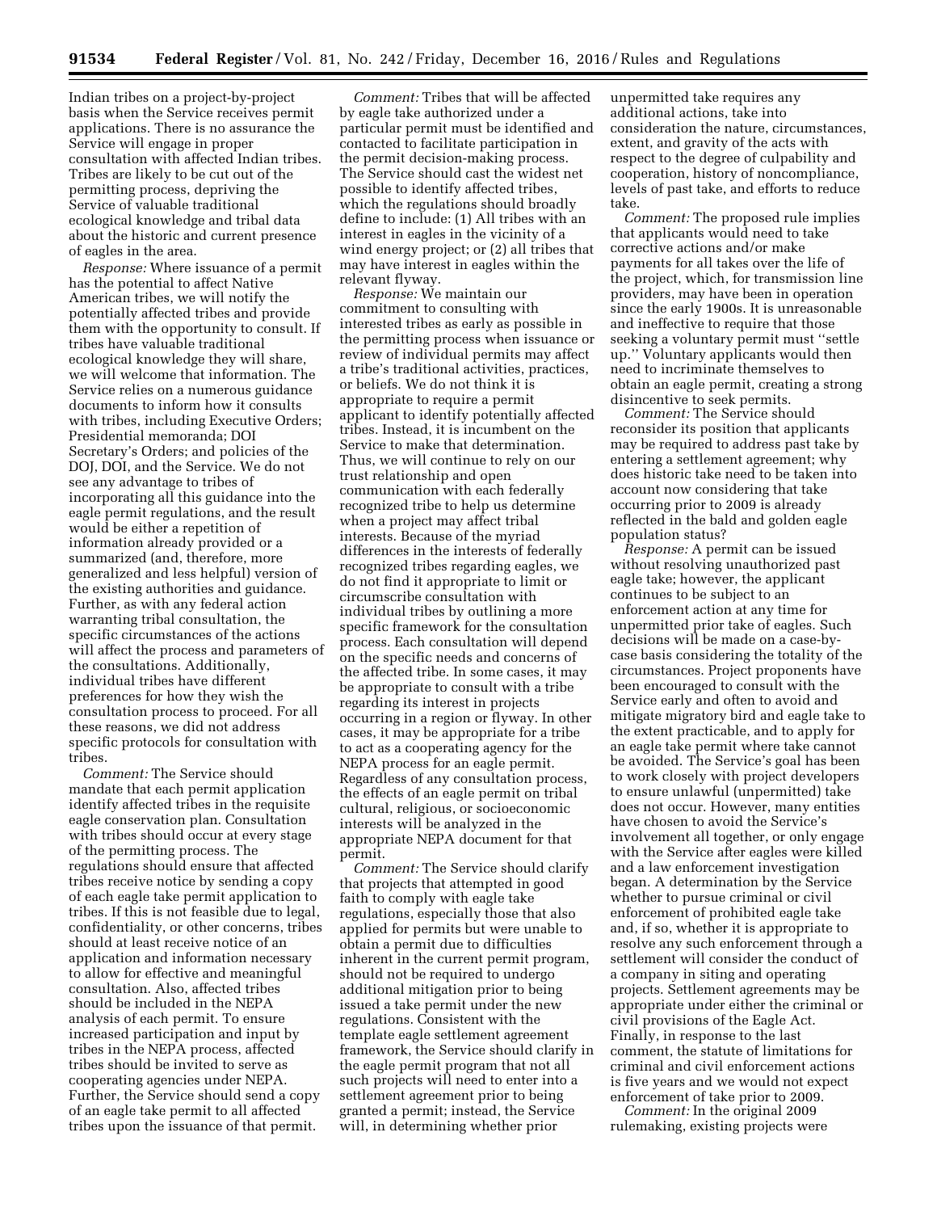Indian tribes on a project-by-project basis when the Service receives permit applications. There is no assurance the Service will engage in proper consultation with affected Indian tribes. Tribes are likely to be cut out of the permitting process, depriving the Service of valuable traditional ecological knowledge and tribal data about the historic and current presence of eagles in the area.

*Response:* Where issuance of a permit has the potential to affect Native American tribes, we will notify the potentially affected tribes and provide them with the opportunity to consult. If tribes have valuable traditional ecological knowledge they will share, we will welcome that information. The Service relies on a numerous guidance documents to inform how it consults with tribes, including Executive Orders; Presidential memoranda; DOI Secretary's Orders; and policies of the DOJ, DOI, and the Service. We do not see any advantage to tribes of incorporating all this guidance into the eagle permit regulations, and the result would be either a repetition of information already provided or a summarized (and, therefore, more generalized and less helpful) version of the existing authorities and guidance. Further, as with any federal action warranting tribal consultation, the specific circumstances of the actions will affect the process and parameters of the consultations. Additionally, individual tribes have different preferences for how they wish the consultation process to proceed. For all these reasons, we did not address specific protocols for consultation with tribes.

*Comment:* The Service should mandate that each permit application identify affected tribes in the requisite eagle conservation plan. Consultation with tribes should occur at every stage of the permitting process. The regulations should ensure that affected tribes receive notice by sending a copy of each eagle take permit application to tribes. If this is not feasible due to legal, confidentiality, or other concerns, tribes should at least receive notice of an application and information necessary to allow for effective and meaningful consultation. Also, affected tribes should be included in the NEPA analysis of each permit. To ensure increased participation and input by tribes in the NEPA process, affected tribes should be invited to serve as cooperating agencies under NEPA. Further, the Service should send a copy of an eagle take permit to all affected tribes upon the issuance of that permit.

*Comment:* Tribes that will be affected by eagle take authorized under a particular permit must be identified and contacted to facilitate participation in the permit decision-making process. The Service should cast the widest net possible to identify affected tribes, which the regulations should broadly define to include: (1) All tribes with an interest in eagles in the vicinity of a wind energy project; or (2) all tribes that may have interest in eagles within the relevant flyway.

*Response:* We maintain our commitment to consulting with interested tribes as early as possible in the permitting process when issuance or review of individual permits may affect a tribe's traditional activities, practices, or beliefs. We do not think it is appropriate to require a permit applicant to identify potentially affected tribes. Instead, it is incumbent on the Service to make that determination. Thus, we will continue to rely on our trust relationship and open communication with each federally recognized tribe to help us determine when a project may affect tribal interests. Because of the myriad differences in the interests of federally recognized tribes regarding eagles, we do not find it appropriate to limit or circumscribe consultation with individual tribes by outlining a more specific framework for the consultation process. Each consultation will depend on the specific needs and concerns of the affected tribe. In some cases, it may be appropriate to consult with a tribe regarding its interest in projects occurring in a region or flyway. In other cases, it may be appropriate for a tribe to act as a cooperating agency for the NEPA process for an eagle permit. Regardless of any consultation process, the effects of an eagle permit on tribal cultural, religious, or socioeconomic interests will be analyzed in the appropriate NEPA document for that permit.

*Comment:* The Service should clarify that projects that attempted in good faith to comply with eagle take regulations, especially those that also applied for permits but were unable to obtain a permit due to difficulties inherent in the current permit program, should not be required to undergo additional mitigation prior to being issued a take permit under the new regulations. Consistent with the template eagle settlement agreement framework, the Service should clarify in the eagle permit program that not all such projects will need to enter into a settlement agreement prior to being granted a permit; instead, the Service will, in determining whether prior unpermitted take requires any additional actions, take into consideration the nature, circumstances, extent, and gravity of the acts with respect to the degree of culpability and cooperation, history of noncompliance, levels of past take, and efforts to reduce take.

*Comment:* The proposed rule implies that applicants would need to take corrective actions and/or make payments for all takes over the life of the project, which, for transmission line providers, may have been in operation since the early 1900s. It is unreasonable and ineffective to require that those seeking a voluntary permit must ''settle up.'' Voluntary applicants would then need to incriminate themselves to obtain an eagle permit, creating a strong disincentive to seek permits.

*Comment:* The Service should reconsider its position that applicants may be required to address past take by entering a settlement agreement; why does historic take need to be taken into account now considering that take occurring prior to 2009 is already reflected in the bald and golden eagle population status?

*Response:* A permit can be issued without resolving unauthorized past eagle take; however, the applicant continues to be subject to an enforcement action at any time for unpermitted prior take of eagles. Such decisions will be made on a case-by-case basis considering the totality of the circumstances. Project proponents have been encouraged to consult with the Service early and often to avoid and mitigate migratory bird and eagle take to the extent practicable, and to apply for an eagle take permit where take cannot be avoided. The Service's goal has been to work closely with project developers to ensure unlawful (unpermitted) take does not occur. However, many entities have chosen to avoid the Service's involvement all together, or only engage with the Service after eagles were killed and a law enforcement investigation began. A determination by the Service whether to pursue criminal or civil enforcement of prohibited eagle take and, if so, whether it is appropriate to resolve any such enforcement through a settlement will consider the conduct of a company in siting and operating projects. Settlement agreements may be appropriate under either the criminal or civil provisions of the Eagle Act. Finally, in response to the last comment, the statute of limitations for criminal and civil enforcement actions is five years and we would not expect enforcement of take prior to 2009.

*Comment:* In the original 2009 rulemaking, existing projects were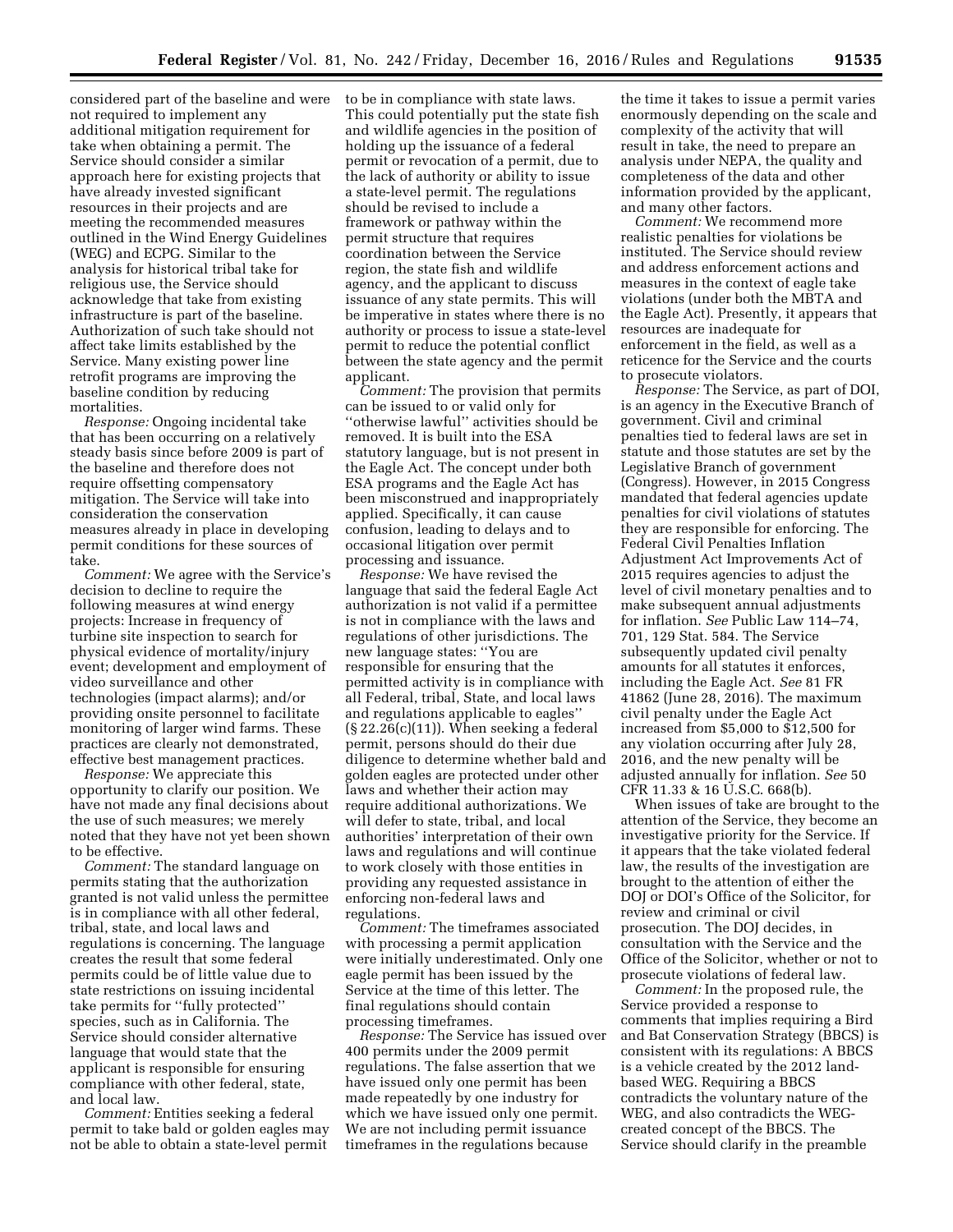considered part of the baseline and were not required to implement any additional mitigation requirement for take when obtaining a permit. The Service should consider a similar approach here for existing projects that have already invested significant resources in their projects and are meeting the recommended measures outlined in the Wind Energy Guidelines (WEG) and ECPG. Similar to the analysis for historical tribal take for religious use, the Service should acknowledge that take from existing infrastructure is part of the baseline. Authorization of such take should not affect take limits established by the Service. Many existing power line retrofit programs are improving the baseline condition by reducing mortalities.

*Response:* Ongoing incidental take that has been occurring on a relatively steady basis since before 2009 is part of the baseline and therefore does not require offsetting compensatory mitigation. The Service will take into consideration the conservation measures already in place in developing permit conditions for these sources of take.

*Comment:* We agree with the Service's decision to decline to require the following measures at wind energy projects: Increase in frequency of turbine site inspection to search for physical evidence of mortality/injury event; development and employment of video surveillance and other technologies (impact alarms); and/or providing onsite personnel to facilitate monitoring of larger wind farms. These practices are clearly not demonstrated, effective best management practices.

*Response:* We appreciate this opportunity to clarify our position. We have not made any final decisions about the use of such measures; we merely noted that they have not yet been shown to be effective.

*Comment:* The standard language on permits stating that the authorization granted is not valid unless the permittee is in compliance with all other federal, tribal, state, and local laws and regulations is concerning. The language creates the result that some federal permits could be of little value due to state restrictions on issuing incidental take permits for ''fully protected'' species, such as in California. The Service should consider alternative language that would state that the applicant is responsible for ensuring compliance with other federal, state, and local law.

*Comment:* Entities seeking a federal permit to take bald or golden eagles may not be able to obtain a state-level permit to be in compliance with state laws. This could potentially put the state fish and wildlife agencies in the position of holding up the issuance of a federal permit or revocation of a permit, due to the lack of authority or ability to issue a state-level permit. The regulations should be revised to include a framework or pathway within the permit structure that requires coordination between the Service region, the state fish and wildlife agency, and the applicant to discuss issuance of any state permits. This will be imperative in states where there is no authority or process to issue a state-level permit to reduce the potential conflict between the state agency and the permit applicant.

*Comment:* The provision that permits can be issued to or valid only for ''otherwise lawful'' activities should be removed. It is built into the ESA statutory language, but is not present in the Eagle Act. The concept under both ESA programs and the Eagle Act has been misconstrued and inappropriately applied. Specifically, it can cause confusion, leading to delays and to occasional litigation over permit processing and issuance.

*Response:* We have revised the language that said the federal Eagle Act authorization is not valid if a permittee is not in compliance with the laws and regulations of other jurisdictions. The new language states: ''You are responsible for ensuring that the permitted activity is in compliance with all Federal, tribal, State, and local laws and regulations applicable to eagles'' (§ 22.26(c)(11)). When seeking a federal permit, persons should do their due diligence to determine whether bald and golden eagles are protected under other laws and whether their action may require additional authorizations. We will defer to state, tribal, and local authorities' interpretation of their own laws and regulations and will continue to work closely with those entities in providing any requested assistance in enforcing non-federal laws and regulations.

*Comment:* The timeframes associated with processing a permit application were initially underestimated. Only one eagle permit has been issued by the Service at the time of this letter. The final regulations should contain processing timeframes.

*Response:* The Service has issued over 400 permits under the 2009 permit regulations. The false assertion that we have issued only one permit has been made repeatedly by one industry for which we have issued only one permit. We are not including permit issuance timeframes in the regulations because the time it takes to issue a permit varies enormously depending on the scale and complexity of the activity that will result in take, the need to prepare an analysis under NEPA, the quality and completeness of the data and other information provided by the applicant, and many other factors.

*Comment:* We recommend more realistic penalties for violations be instituted. The Service should review and address enforcement actions and measures in the context of eagle take violations (under both the MBTA and the Eagle Act). Presently, it appears that resources are inadequate for enforcement in the field, as well as a reticence for the Service and the courts to prosecute violators.

*Response:* The Service, as part of DOI, is an agency in the Executive Branch of government. Civil and criminal penalties tied to federal laws are set in statute and those statutes are set by the Legislative Branch of government (Congress). However, in 2015 Congress mandated that federal agencies update penalties for civil violations of statutes they are responsible for enforcing. The Federal Civil Penalties Inflation Adjustment Act Improvements Act of 2015 requires agencies to adjust the level of civil monetary penalties and to make subsequent annual adjustments for inflation. *See* Public Law 114–74, 701, 129 Stat. 584. The Service subsequently updated civil penalty amounts for all statutes it enforces, including the Eagle Act. *See* 81 FR 41862 (June 28, 2016). The maximum civil penalty under the Eagle Act increased from $5,000 to $12,500 for any violation occurring after July 28, 2016, and the new penalty will be adjusted annually for inflation. *See* 50 CFR 11.33 & 16 U.S.C. 668(b).

When issues of take are brought to the attention of the Service, they become an investigative priority for the Service. If it appears that the take violated federal law, the results of the investigation are brought to the attention of either the DOJ or DOI's Office of the Solicitor, for review and criminal or civil prosecution. The DOJ decides, in consultation with the Service and the Office of the Solicitor, whether or not to prosecute violations of federal law.

*Comment:* In the proposed rule, the Service provided a response to comments that implies requiring a Bird and Bat Conservation Strategy (BBCS) is consistent with its regulations: A BBCS is a vehicle created by the 2012 land-based WEG. Requiring a BBCS contradicts the voluntary nature of the WEG, and also contradicts the WEG-created concept of the BBCS. The Service should clarify in the preamble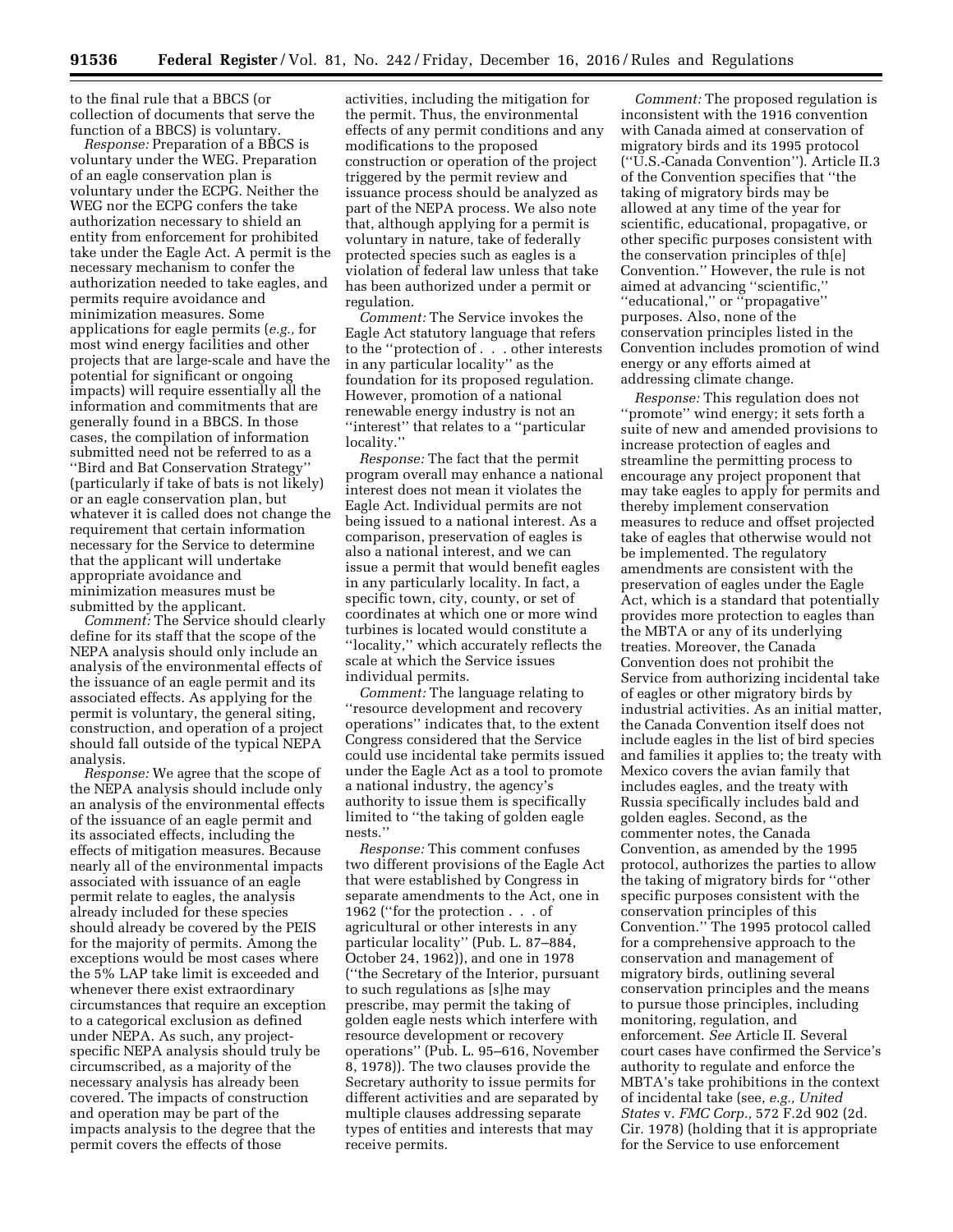to the final rule that a BBCS (or collection of documents that serve the function of a BBCS) is voluntary.

*Response:* Preparation of a BBCS is voluntary under the WEG. Preparation of an eagle conservation plan is voluntary under the ECPG. Neither the WEG nor the ECPG confers the take authorization necessary to shield an entity from enforcement for prohibited take under the Eagle Act. A permit is the necessary mechanism to confer the authorization needed to take eagles, and permits require avoidance and minimization measures. Some applications for eagle permits (*e.g.,* for most wind energy facilities and other projects that are large-scale and have the potential for significant or ongoing impacts) will require essentially all the information and commitments that are generally found in a BBCS. In those cases, the compilation of information submitted need not be referred to as a ''Bird and Bat Conservation Strategy'' (particularly if take of bats is not likely) or an eagle conservation plan, but whatever it is called does not change the requirement that certain information necessary for the Service to determine that the applicant will undertake appropriate avoidance and minimization measures must be submitted by the applicant.

*Comment:* The Service should clearly define for its staff that the scope of the NEPA analysis should only include an analysis of the environmental effects of the issuance of an eagle permit and its associated effects. As applying for the permit is voluntary, the general siting, construction, and operation of a project should fall outside of the typical NEPA analysis.

*Response:* We agree that the scope of the NEPA analysis should include only an analysis of the environmental effects of the issuance of an eagle permit and its associated effects, including the effects of mitigation measures. Because nearly all of the environmental impacts associated with issuance of an eagle permit relate to eagles, the analysis already included for these species should already be covered by the PEIS for the majority of permits. Among the exceptions would be most cases where the 5% LAP take limit is exceeded and whenever there exist extraordinary circumstances that require an exception to a categorical exclusion as defined under NEPA. As such, any project-specific NEPA analysis should truly be circumscribed, as a majority of the necessary analysis has already been covered. The impacts of construction and operation may be part of the impacts analysis to the degree that the permit covers the effects of those activities, including the mitigation for the permit. Thus, the environmental effects of any permit conditions and any modifications to the proposed construction or operation of the project triggered by the permit review and issuance process should be analyzed as part of the NEPA process. We also note that, although applying for a permit is voluntary in nature, take of federally protected species such as eagles is a violation of federal law unless that take has been authorized under a permit or regulation.

*Comment:* The Service invokes the Eagle Act statutory language that refers to the ''protection of . . . other interests in any particular locality'' as the foundation for its proposed regulation. However, promotion of a national renewable energy industry is not an ''interest'' that relates to a ''particular locality.''

*Response:* The fact that the permit program overall may enhance a national interest does not mean it violates the Eagle Act. Individual permits are not being issued to a national interest. As a comparison, preservation of eagles is also a national interest, and we can issue a permit that would benefit eagles in any particularly locality. In fact, a specific town, city, county, or set of coordinates at which one or more wind turbines is located would constitute a ''locality,'' which accurately reflects the scale at which the Service issues individual permits.

*Comment:* The language relating to ''resource development and recovery operations'' indicates that, to the extent Congress considered that the Service could use incidental take permits issued under the Eagle Act as a tool to promote a national industry, the agency's authority to issue them is specifically limited to ''the taking of golden eagle nests.''

*Response:* This comment confuses two different provisions of the Eagle Act that were established by Congress in separate amendments to the Act, one in 1962 (''for the protection . . . of agricultural or other interests in any particular locality'' (Pub. L. 87–884, October 24, 1962)), and one in 1978 (''the Secretary of the Interior, pursuant to such regulations as [s]he may prescribe, may permit the taking of golden eagle nests which interfere with resource development or recovery operations'' (Pub. L. 95–616, November 8, 1978)). The two clauses provide the Secretary authority to issue permits for different activities and are separated by multiple clauses addressing separate types of entities and interests that may receive permits.

*Comment:* The proposed regulation is inconsistent with the 1916 convention with Canada aimed at conservation of migratory birds and its 1995 protocol (''U.S.-Canada Convention''). Article II.3 of the Convention specifies that ''the taking of migratory birds may be allowed at any time of the year for scientific, educational, propagative, or other specific purposes consistent with the conservation principles of th[e] Convention.'' However, the rule is not aimed at advancing ''scientific,'' ''educational,'' or ''propagative'' purposes. Also, none of the conservation principles listed in the Convention includes promotion of wind energy or any efforts aimed at addressing climate change.

*Response:* This regulation does not ''promote'' wind energy; it sets forth a suite of new and amended provisions to increase protection of eagles and streamline the permitting process to encourage any project proponent that may take eagles to apply for permits and thereby implement conservation measures to reduce and offset projected take of eagles that otherwise would not be implemented. The regulatory amendments are consistent with the preservation of eagles under the Eagle Act, which is a standard that potentially provides more protection to eagles than the MBTA or any of its underlying treaties. Moreover, the Canada Convention does not prohibit the Service from authorizing incidental take of eagles or other migratory birds by industrial activities. As an initial matter, the Canada Convention itself does not include eagles in the list of bird species and families it applies to; the treaty with Mexico covers the avian family that includes eagles, and the treaty with Russia specifically includes bald and golden eagles. Second, as the commenter notes, the Canada Convention, as amended by the 1995 protocol, authorizes the parties to allow the taking of migratory birds for ''other specific purposes consistent with the conservation principles of this Convention.'' The 1995 protocol called for a comprehensive approach to the conservation and management of migratory birds, outlining several conservation principles and the means to pursue those principles, including monitoring, regulation, and enforcement. *See* Article II. Several court cases have confirmed the Service's authority to regulate and enforce the MBTA's take prohibitions in the context of incidental take (see, *e.g., United States* v. *FMC Corp.,* 572 F.2d 902 (2d. Cir. 1978) (holding that it is appropriate for the Service to use enforcement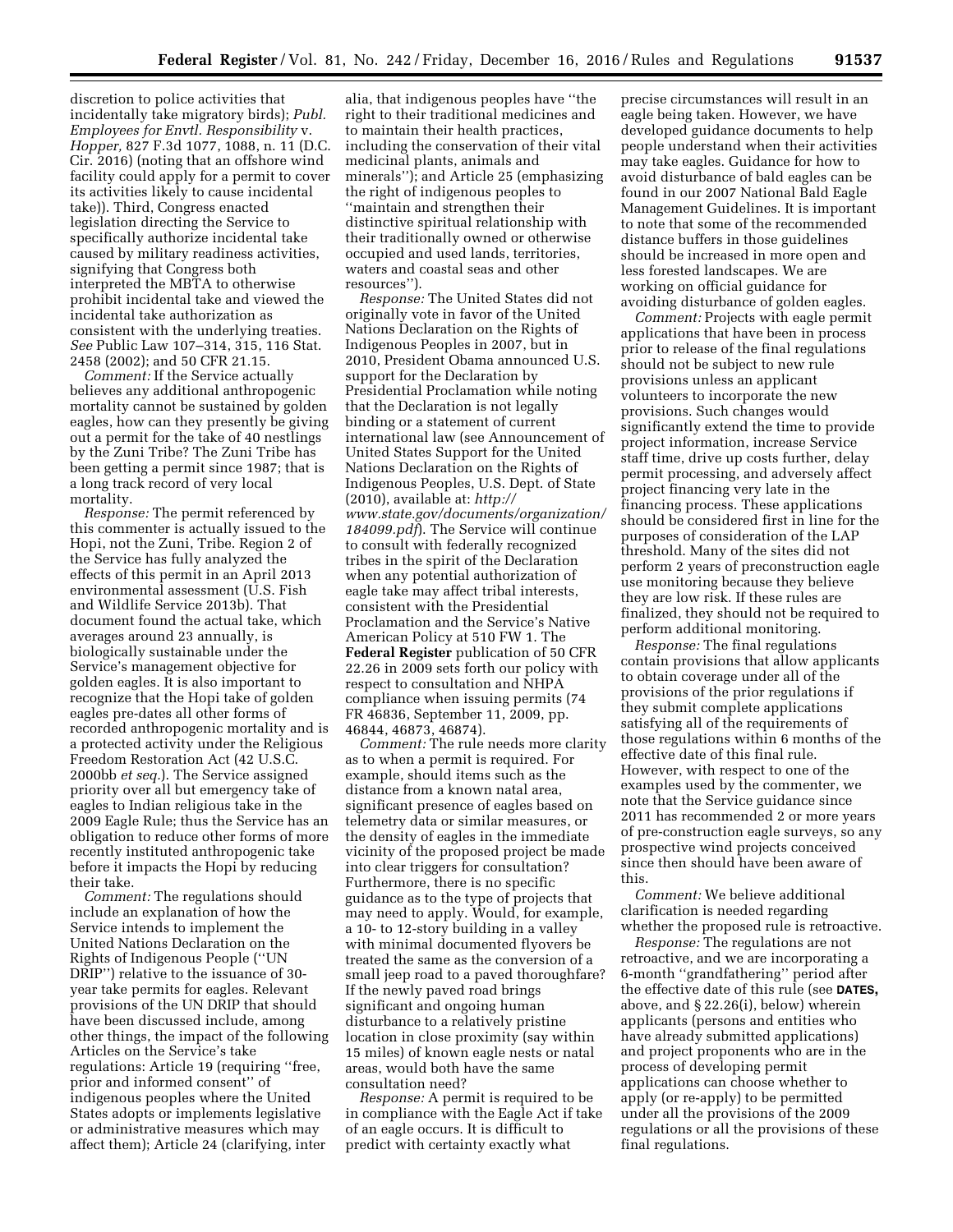discretion to police activities that incidentally take migratory birds); *Publ. Employees for Envtl. Responsibility* v. *Hopper,* 827 F.3d 1077, 1088, n. 11 (D.C. Cir. 2016) (noting that an offshore wind facility could apply for a permit to cover its activities likely to cause incidental take)). Third, Congress enacted legislation directing the Service to specifically authorize incidental take caused by military readiness activities, signifying that Congress both interpreted the MBTA to otherwise prohibit incidental take and viewed the incidental take authorization as consistent with the underlying treaties. *See* Public Law 107–314, 315, 116 Stat. 2458 (2002); and 50 CFR 21.15.

*Comment:* If the Service actually believes any additional anthropogenic mortality cannot be sustained by golden eagles, how can they presently be giving out a permit for the take of 40 nestlings by the Zuni Tribe? The Zuni Tribe has been getting a permit since 1987; that is a long track record of very local mortality.

*Response:* The permit referenced by this commenter is actually issued to the Hopi, not the Zuni, Tribe. Region 2 of the Service has fully analyzed the effects of this permit in an April 2013 environmental assessment (U.S. Fish and Wildlife Service 2013b). That document found the actual take, which averages around 23 annually, is biologically sustainable under the Service's management objective for golden eagles. It is also important to recognize that the Hopi take of golden eagles pre-dates all other forms of recorded anthropogenic mortality and is a protected activity under the Religious Freedom Restoration Act (42 U.S.C. 2000bb *et seq.*). The Service assigned priority over all but emergency take of eagles to Indian religious take in the 2009 Eagle Rule; thus the Service has an obligation to reduce other forms of more recently instituted anthropogenic take before it impacts the Hopi by reducing their take.

*Comment:* The regulations should include an explanation of how the Service intends to implement the United Nations Declaration on the Rights of Indigenous People (''UN DRIP'') relative to the issuance of 30-year take permits for eagles. Relevant provisions of the UN DRIP that should have been discussed include, among other things, the impact of the following Articles on the Service's take regulations: Article 19 (requiring ''free, prior and informed consent'' of indigenous peoples where the United States adopts or implements legislative or administrative measures which may affect them); Article 24 (clarifying, inter alia, that indigenous peoples have ''the right to their traditional medicines and to maintain their health practices, including the conservation of their vital medicinal plants, animals and minerals''); and Article 25 (emphasizing the right of indigenous peoples to ''maintain and strengthen their distinctive spiritual relationship with their traditionally owned or otherwise occupied and used lands, territories, waters and coastal seas and other resources'').

*Response:* The United States did not originally vote in favor of the United Nations Declaration on the Rights of Indigenous Peoples in 2007, but in 2010, President Obama announced U.S. support for the Declaration by Presidential Proclamation while noting that the Declaration is not legally binding or a statement of current international law (see Announcement of United States Support for the United Nations Declaration on the Rights of Indigenous Peoples, U.S. Dept. of State (2010), available at: *http://www.state.gov/documents/organization/184099.pdf*). The Service will continue to consult with federally recognized tribes in the spirit of the Declaration when any potential authorization of eagle take may affect tribal interests, consistent with the Presidential Proclamation and the Service's Native American Policy at 510 FW 1. The **Federal Register** publication of 50 CFR 22.26 in 2009 sets forth our policy with respect to consultation and NHPA compliance when issuing permits (74 FR 46836, September 11, 2009, pp. 46844, 46873, 46874).

*Comment:* The rule needs more clarity as to when a permit is required. For example, should items such as the distance from a known natal area, significant presence of eagles based on telemetry data or similar measures, or the density of eagles in the immediate vicinity of the proposed project be made into clear triggers for consultation? Furthermore, there is no specific guidance as to the type of projects that may need to apply. Would, for example, a 10- to 12-story building in a valley with minimal documented flyovers be treated the same as the conversion of a small jeep road to a paved thoroughfare? If the newly paved road brings significant and ongoing human disturbance to a relatively pristine location in close proximity (say within 15 miles) of known eagle nests or natal areas, would both have the same consultation need?

*Response:* A permit is required to be in compliance with the Eagle Act if take of an eagle occurs. It is difficult to predict with certainty exactly what precise circumstances will result in an eagle being taken. However, we have developed guidance documents to help people understand when their activities may take eagles. Guidance for how to avoid disturbance of bald eagles can be found in our 2007 National Bald Eagle Management Guidelines. It is important to note that some of the recommended distance buffers in those guidelines should be increased in more open and less forested landscapes. We are working on official guidance for avoiding disturbance of golden eagles.

*Comment:* Projects with eagle permit applications that have been in process prior to release of the final regulations should not be subject to new rule provisions unless an applicant volunteers to incorporate the new provisions. Such changes would significantly extend the time to provide project information, increase Service staff time, drive up costs further, delay permit processing, and adversely affect project financing very late in the financing process. These applications should be considered first in line for the purposes of consideration of the LAP threshold. Many of the sites did not perform 2 years of preconstruction eagle use monitoring because they believe they are low risk. If these rules are finalized, they should not be required to perform additional monitoring.

*Response:* The final regulations contain provisions that allow applicants to obtain coverage under all of the provisions of the prior regulations if they submit complete applications satisfying all of the requirements of those regulations within 6 months of the effective date of this final rule. However, with respect to one of the examples used by the commenter, we note that the Service guidance since 2011 has recommended 2 or more years of pre-construction eagle surveys, so any prospective wind projects conceived since then should have been aware of this.

*Comment:* We believe additional clarification is needed regarding whether the proposed rule is retroactive.

*Response:* The regulations are not retroactive, and we are incorporating a 6-month ''grandfathering'' period after the effective date of this rule (see **DATES,** above, and § 22.26(i), below) wherein applicants (persons and entities who have already submitted applications) and project proponents who are in the process of developing permit applications can choose whether to apply (or re-apply) to be permitted under all the provisions of the 2009 regulations or all the provisions of these final regulations.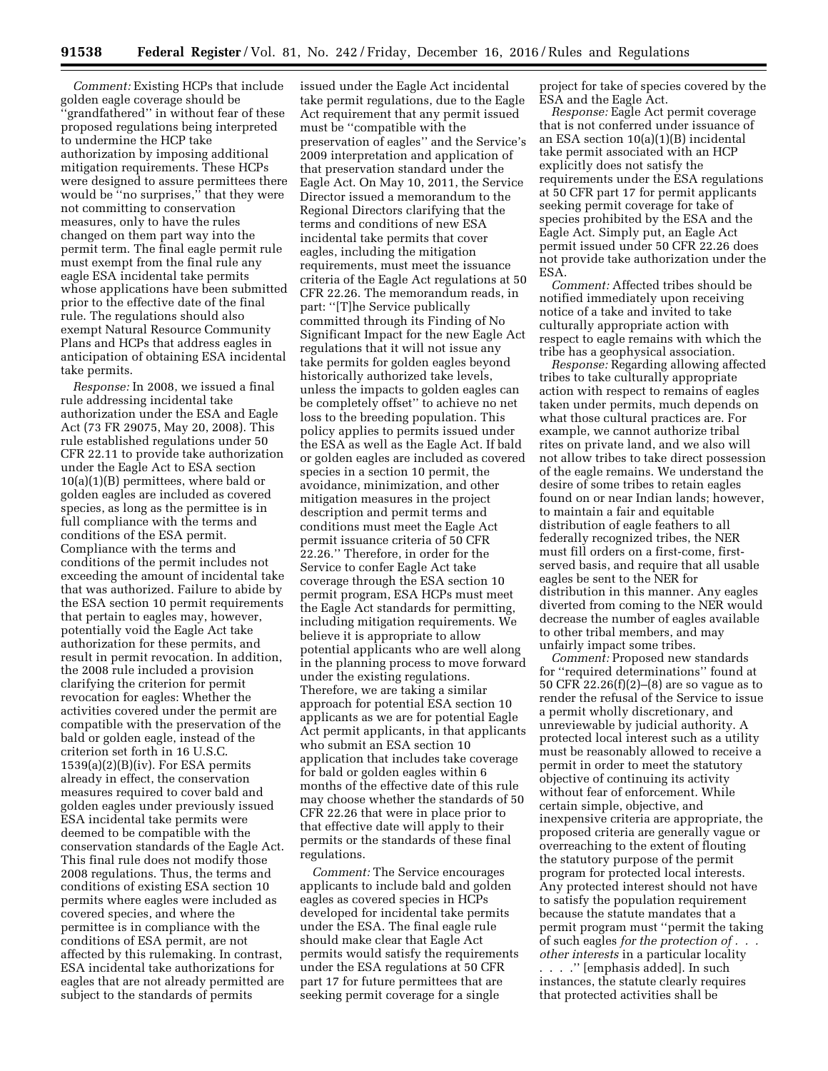*Comment:* Existing HCPs that include golden eagle coverage should be "grandfathered" in without fear of these proposed regulations being interpreted to undermine the HCP take authorization by imposing additional mitigation requirements. These HCPs were designed to assure permittees there would be "no surprises," that they were not committing to conservation measures, only to have the rules changed on them part way into the permit term. The final eagle permit rule must exempt from the final rule any eagle ESA incidental take permits whose applications have been submitted prior to the effective date of the final rule. The regulations should also exempt Natural Resource Community Plans and HCPs that address eagles in anticipation of obtaining ESA incidental take permits.

*Response:* In 2008, we issued a final rule addressing incidental take authorization under the ESA and Eagle Act (73 FR 29075, May 20, 2008). This rule established regulations under 50 CFR 22.11 to provide take authorization under the Eagle Act to ESA section 10(a)(1)(B) permittees, where bald or golden eagles are included as covered species, as long as the permittee is in full compliance with the terms and conditions of the ESA permit. Compliance with the terms and conditions of the permit includes not exceeding the amount of incidental take that was authorized. Failure to abide by the ESA section 10 permit requirements that pertain to eagles may, however, potentially void the Eagle Act take authorization for these permits, and result in permit revocation. In addition, the 2008 rule included a provision clarifying the criterion for permit revocation for eagles: Whether the activities covered under the permit are compatible with the preservation of the bald or golden eagle, instead of the criterion set forth in 16 U.S.C. 1539(a)(2)(B)(iv). For ESA permits already in effect, the conservation measures required to cover bald and golden eagles under previously issued ESA incidental take permits were deemed to be compatible with the conservation standards of the Eagle Act. This final rule does not modify those 2008 regulations. Thus, the terms and conditions of existing ESA section 10 permits where eagles were included as covered species, and where the permittee is in compliance with the conditions of ESA permit, are not affected by this rulemaking. In contrast, ESA incidental take authorizations for eagles that are not already permitted are subject to the standards of permits issued under the Eagle Act incidental take permit regulations, due to the Eagle Act requirement that any permit issued must be "compatible with the preservation of eagles" and the Service's 2009 interpretation and application of that preservation standard under the Eagle Act. On May 10, 2011, the Service Director issued a memorandum to the Regional Directors clarifying that the terms and conditions of new ESA incidental take permits that cover eagles, including the mitigation requirements, must meet the issuance criteria of the Eagle Act regulations at 50 CFR 22.26. The memorandum reads, in part: "[T]he Service publically committed through its Finding of No Significant Impact for the new Eagle Act regulations that it will not issue any take permits for golden eagles beyond historically authorized take levels, unless the impacts to golden eagles can be completely offset" to achieve no net loss to the breeding population. This policy applies to permits issued under the ESA as well as the Eagle Act. If bald or golden eagles are included as covered species in a section 10 permit, the avoidance, minimization, and other mitigation measures in the project description and permit terms and conditions must meet the Eagle Act permit issuance criteria of 50 CFR 22.26." Therefore, in order for the Service to confer Eagle Act take coverage through the ESA section 10 permit program, ESA HCPs must meet the Eagle Act standards for permitting, including mitigation requirements. We believe it is appropriate to allow potential applicants who are well along in the planning process to move forward under the existing regulations. Therefore, we are taking a similar approach for potential ESA section 10 applicants as we are for potential Eagle Act permit applicants, in that applicants who submit an ESA section 10 application that includes take coverage for bald or golden eagles within 6 months of the effective date of this rule may choose whether the standards of 50 CFR 22.26 that were in place prior to that effective date will apply to their permits or the standards of these final regulations.

*Comment:* The Service encourages applicants to include bald and golden eagles as covered species in HCPs developed for incidental take permits under the ESA. The final eagle rule should make clear that Eagle Act permits would satisfy the requirements under the ESA regulations at 50 CFR part 17 for future permittees that are seeking permit coverage for a single project for take of species covered by the ESA and the Eagle Act.

*Response:* Eagle Act permit coverage that is not conferred under issuance of an ESA section 10(a)(1)(B) incidental take permit associated with an HCP explicitly does not satisfy the requirements under the ESA regulations at 50 CFR part 17 for permit applicants seeking permit coverage for take of species prohibited by the ESA and the Eagle Act. Simply put, an Eagle Act permit issued under 50 CFR 22.26 does not provide take authorization under the ESA.

*Comment:* Affected tribes should be notified immediately upon receiving notice of a take and invited to take culturally appropriate action with respect to eagle remains with which the tribe has a geophysical association.

*Response:* Regarding allowing affected tribes to take culturally appropriate action with respect to remains of eagles taken under permits, much depends on what those cultural practices are. For example, we cannot authorize tribal rites on private land, and we also will not allow tribes to take direct possession of the eagle remains. We understand the desire of some tribes to retain eagles found on or near Indian lands; however, to maintain a fair and equitable distribution of eagle feathers to all federally recognized tribes, the NER must fill orders on a first-come, first-served basis, and require that all usable eagles be sent to the NER for distribution in this manner. Any eagles diverted from coming to the NER would decrease the number of eagles available to other tribal members, and may unfairly impact some tribes.

*Comment:* Proposed new standards for "required determinations" found at 50 CFR 22.26(f)(2)–(8) are so vague as to render the refusal of the Service to issue a permit wholly discretionary, and unreviewable by judicial authority. A protected local interest such as a utility must be reasonably allowed to receive a permit in order to meet the statutory objective of continuing its activity without fear of enforcement. While certain simple, objective, and inexpensive criteria are appropriate, the proposed criteria are generally vague or overreaching to the extent of flouting the statutory purpose of the permit program for protected local interests. Any protected interest should not have to satisfy the population requirement because the statute mandates that a permit program must "permit the taking of such eagles *for the protection of . . . other interests* in a particular locality . . . ." [emphasis added]. In such instances, the statute clearly requires that protected activities shall be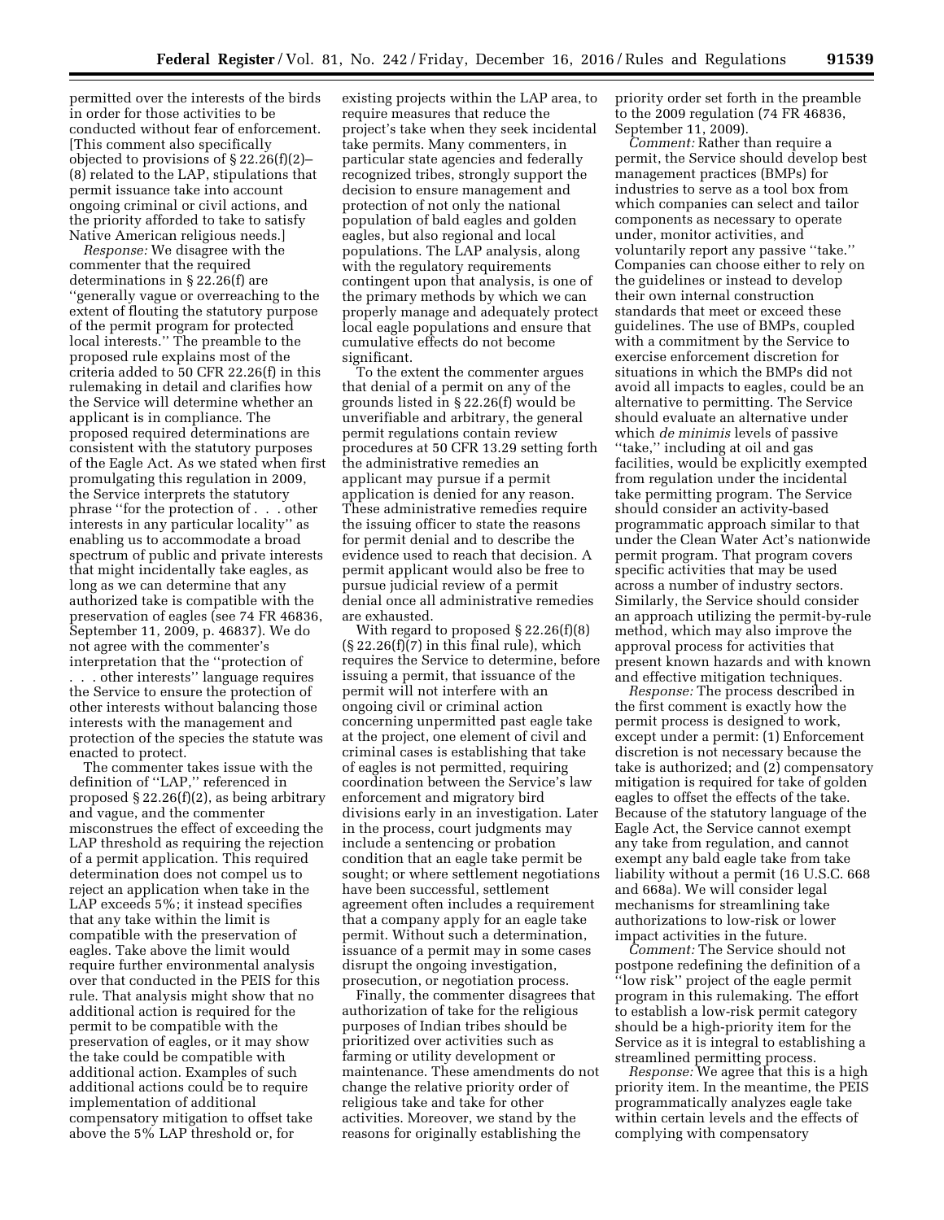permitted over the interests of the birds in order for those activities to be conducted without fear of enforcement. [This comment also specifically objected to provisions of § 22.26(f)(2)–(8) related to the LAP, stipulations that permit issuance take into account ongoing criminal or civil actions, and the priority afforded to take to satisfy Native American religious needs.]

*Response:* We disagree with the commenter that the required determinations in § 22.26(f) are "generally vague or overreaching to the extent of flouting the statutory purpose of the permit program for protected local interests." The preamble to the proposed rule explains most of the criteria added to 50 CFR 22.26(f) in this rulemaking in detail and clarifies how the Service will determine whether an applicant is in compliance. The proposed required determinations are consistent with the statutory purposes of the Eagle Act. As we stated when first promulgating this regulation in 2009, the Service interprets the statutory phrase "for the protection of . . . other interests in any particular locality" as enabling us to accommodate a broad spectrum of public and private interests that might incidentally take eagles, as long as we can determine that any authorized take is compatible with the preservation of eagles (see 74 FR 46836, September 11, 2009, p. 46837). We do not agree with the commenter's interpretation that the "protection of . . . other interests" language requires the Service to ensure the protection of other interests without balancing those interests with the management and protection of the species the statute was enacted to protect.

The commenter takes issue with the definition of "LAP," referenced in proposed § 22.26(f)(2), as being arbitrary and vague, and the commenter misconstrues the effect of exceeding the LAP threshold as requiring the rejection of a permit application. This required determination does not compel us to reject an application when take in the LAP exceeds 5%; it instead specifies that any take within the limit is compatible with the preservation of eagles. Take above the limit would require further environmental analysis over that conducted in the PEIS for this rule. That analysis might show that no additional action is required for the permit to be compatible with the preservation of eagles, or it may show the take could be compatible with additional action. Examples of such additional actions could be to require implementation of additional compensatory mitigation to offset take above the 5% LAP threshold or, for existing projects within the LAP area, to require measures that reduce the project's take when they seek incidental take permits. Many commenters, in particular state agencies and federally recognized tribes, strongly support the decision to ensure management and protection of not only the national population of bald eagles and golden eagles, but also regional and local populations. The LAP analysis, along with the regulatory requirements contingent upon that analysis, is one of the primary methods by which we can properly manage and adequately protect local eagle populations and ensure that cumulative effects do not become significant.

To the extent the commenter argues that denial of a permit on any of the grounds listed in § 22.26(f) would be unverifiable and arbitrary, the general permit regulations contain review procedures at 50 CFR 13.29 setting forth the administrative remedies an applicant may pursue if a permit application is denied for any reason. These administrative remedies require the issuing officer to state the reasons for permit denial and to describe the evidence used to reach that decision. A permit applicant would also be free to pursue judicial review of a permit denial once all administrative remedies are exhausted.

With regard to proposed § 22.26(f)(8) (§ 22.26(f)(7) in this final rule), which requires the Service to determine, before issuing a permit, that issuance of the permit will not interfere with an ongoing civil or criminal action concerning unpermitted past eagle take at the project, one element of civil and criminal cases is establishing that take of eagles is not permitted, requiring coordination between the Service's law enforcement and migratory bird divisions early in an investigation. Later in the process, court judgments may include a sentencing or probation condition that an eagle take permit be sought; or where settlement negotiations have been successful, settlement agreement often includes a requirement that a company apply for an eagle take permit. Without such a determination, issuance of a permit may in some cases disrupt the ongoing investigation, prosecution, or negotiation process.

Finally, the commenter disagrees that authorization of take for the religious purposes of Indian tribes should be prioritized over activities such as farming or utility development or maintenance. These amendments do not change the relative priority order of religious take and take for other activities. Moreover, we stand by the reasons for originally establishing the priority order set forth in the preamble to the 2009 regulation (74 FR 46836, September 11, 2009).

*Comment:* Rather than require a permit, the Service should develop best management practices (BMPs) for industries to serve as a tool box from which companies can select and tailor components as necessary to operate under, monitor activities, and voluntarily report any passive "take." Companies can choose either to rely on the guidelines or instead to develop their own internal construction standards that meet or exceed these guidelines. The use of BMPs, coupled with a commitment by the Service to exercise enforcement discretion for situations in which the BMPs did not avoid all impacts to eagles, could be an alternative to permitting. The Service should evaluate an alternative under which *de minimis* levels of passive "take," including at oil and gas facilities, would be explicitly exempted from regulation under the incidental take permitting program. The Service should consider an activity-based programmatic approach similar to that under the Clean Water Act's nationwide permit program. That program covers specific activities that may be used across a number of industry sectors. Similarly, the Service should consider an approach utilizing the permit-by-rule method, which may also improve the approval process for activities that present known hazards and with known and effective mitigation techniques.

*Response:* The process described in the first comment is exactly how the permit process is designed to work, except under a permit: (1) Enforcement discretion is not necessary because the take is authorized; and (2) compensatory mitigation is required for take of golden eagles to offset the effects of the take. Because of the statutory language of the Eagle Act, the Service cannot exempt any take from regulation, and cannot exempt any bald eagle take from take liability without a permit (16 U.S.C. 668 and 668a). We will consider legal mechanisms for streamlining take authorizations to low-risk or lower impact activities in the future.

*Comment:* The Service should not postpone redefining the definition of a "low risk" project of the eagle permit program in this rulemaking. The effort to establish a low-risk permit category should be a high-priority item for the Service as it is integral to establishing a streamlined permitting process.

*Response:* We agree that this is a high priority item. In the meantime, the PEIS programmatically analyzes eagle take within certain levels and the effects of complying with compensatory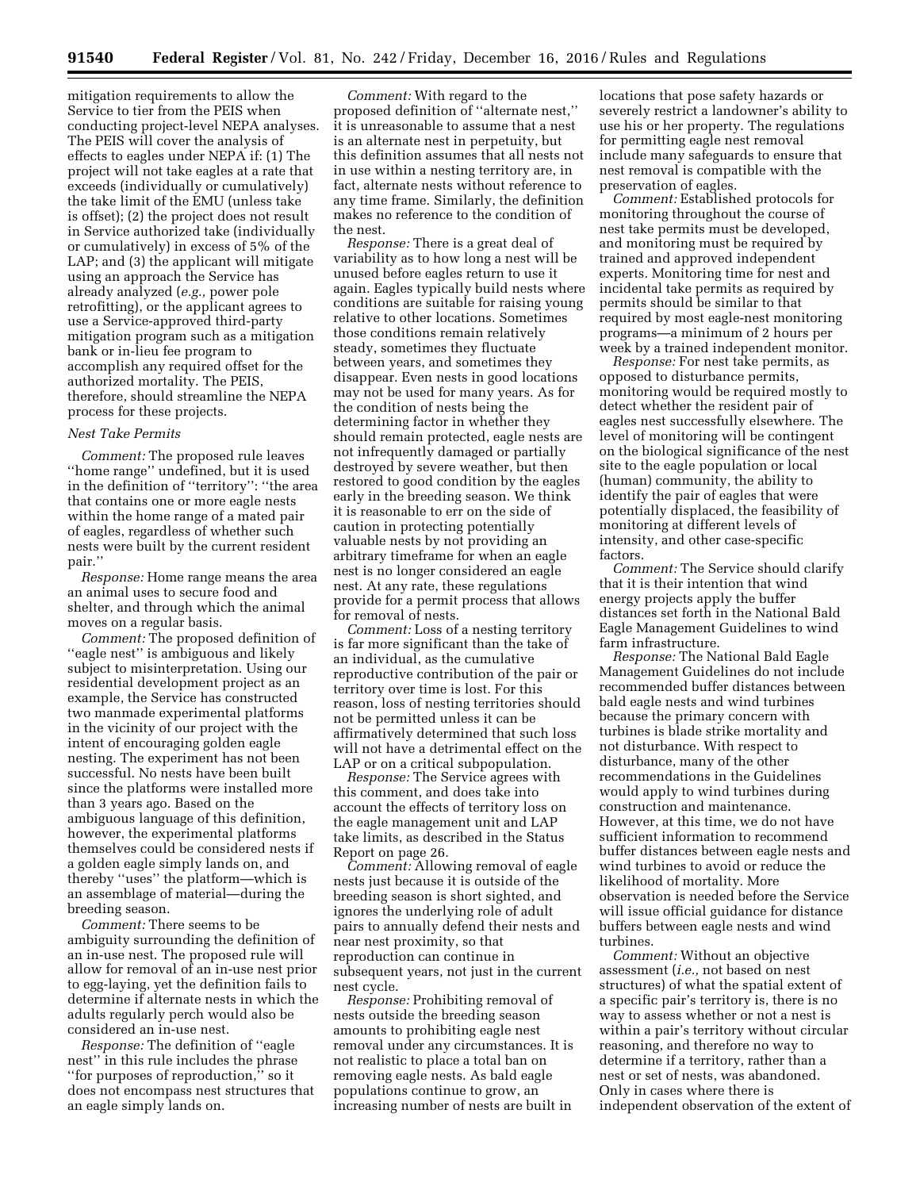mitigation requirements to allow the Service to tier from the PEIS when conducting project-level NEPA analyses. The PEIS will cover the analysis of effects to eagles under NEPA if: (1) The project will not take eagles at a rate that exceeds (individually or cumulatively) the take limit of the EMU (unless take is offset); (2) the project does not result in Service authorized take (individually or cumulatively) in excess of 5% of the LAP; and (3) the applicant will mitigate using an approach the Service has already analyzed (*e.g.,* power pole retrofitting), or the applicant agrees to use a Service-approved third-party mitigation program such as a mitigation bank or in-lieu fee program to accomplish any required offset for the authorized mortality. The PEIS, therefore, should streamline the NEPA process for these projects.

*Nest Take Permits*

*Comment:* The proposed rule leaves ''home range'' undefined, but it is used in the definition of ''territory'': ''the area that contains one or more eagle nests within the home range of a mated pair of eagles, regardless of whether such nests were built by the current resident pair.''

*Response:* Home range means the area an animal uses to secure food and shelter, and through which the animal moves on a regular basis.

*Comment:* The proposed definition of ''eagle nest'' is ambiguous and likely subject to misinterpretation. Using our residential development project as an example, the Service has constructed two manmade experimental platforms in the vicinity of our project with the intent of encouraging golden eagle nesting. The experiment has not been successful. No nests have been built since the platforms were installed more than 3 years ago. Based on the ambiguous language of this definition, however, the experimental platforms themselves could be considered nests if a golden eagle simply lands on, and thereby ''uses'' the platform—which is an assemblage of material—during the breeding season.

*Comment:* There seems to be ambiguity surrounding the definition of an in-use nest. The proposed rule will allow for removal of an in-use nest prior to egg-laying, yet the definition fails to determine if alternate nests in which the adults regularly perch would also be considered an in-use nest.

*Response:* The definition of ''eagle nest'' in this rule includes the phrase ''for purposes of reproduction,'' so it does not encompass nest structures that an eagle simply lands on.

*Comment:* With regard to the proposed definition of ''alternate nest,'' it is unreasonable to assume that a nest is an alternate nest in perpetuity, but this definition assumes that all nests not in use within a nesting territory are, in fact, alternate nests without reference to any time frame. Similarly, the definition makes no reference to the condition of the nest.

*Response:* There is a great deal of variability as to how long a nest will be unused before eagles return to use it again. Eagles typically build nests where conditions are suitable for raising young relative to other locations. Sometimes those conditions remain relatively steady, sometimes they fluctuate between years, and sometimes they disappear. Even nests in good locations may not be used for many years. As for the condition of nests being the determining factor in whether they should remain protected, eagle nests are not infrequently damaged or partially destroyed by severe weather, but then restored to good condition by the eagles early in the breeding season. We think it is reasonable to err on the side of caution in protecting potentially valuable nests by not providing an arbitrary timeframe for when an eagle nest is no longer considered an eagle nest. At any rate, these regulations provide for a permit process that allows for removal of nests.

*Comment:* Loss of a nesting territory is far more significant than the take of an individual, as the cumulative reproductive contribution of the pair or territory over time is lost. For this reason, loss of nesting territories should not be permitted unless it can be affirmatively determined that such loss will not have a detrimental effect on the LAP or on a critical subpopulation.

*Response:* The Service agrees with this comment, and does take into account the effects of territory loss on the eagle management unit and LAP take limits, as described in the Status Report on page 26.

*Comment:* Allowing removal of eagle nests just because it is outside of the breeding season is short sighted, and ignores the underlying role of adult pairs to annually defend their nests and near nest proximity, so that reproduction can continue in subsequent years, not just in the current nest cycle.

*Response:* Prohibiting removal of nests outside the breeding season amounts to prohibiting eagle nest removal under any circumstances. It is not realistic to place a total ban on removing eagle nests. As bald eagle populations continue to grow, an increasing number of nests are built in locations that pose safety hazards or severely restrict a landowner's ability to use his or her property. The regulations for permitting eagle nest removal include many safeguards to ensure that nest removal is compatible with the preservation of eagles.

*Comment:* Established protocols for monitoring throughout the course of nest take permits must be developed, and monitoring must be required by trained and approved independent experts. Monitoring time for nest and incidental take permits as required by permits should be similar to that required by most eagle-nest monitoring programs—a minimum of 2 hours per week by a trained independent monitor.

*Response:* For nest take permits, as opposed to disturbance permits, monitoring would be required mostly to detect whether the resident pair of eagles nest successfully elsewhere. The level of monitoring will be contingent on the biological significance of the nest site to the eagle population or local (human) community, the ability to identify the pair of eagles that were potentially displaced, the feasibility of monitoring at different levels of intensity, and other case-specific factors.

*Comment:* The Service should clarify that it is their intention that wind energy projects apply the buffer distances set forth in the National Bald Eagle Management Guidelines to wind farm infrastructure.

*Response:* The National Bald Eagle Management Guidelines do not include recommended buffer distances between bald eagle nests and wind turbines because the primary concern with turbines is blade strike mortality and not disturbance. With respect to disturbance, many of the other recommendations in the Guidelines would apply to wind turbines during construction and maintenance. However, at this time, we do not have sufficient information to recommend buffer distances between eagle nests and wind turbines to avoid or reduce the likelihood of mortality. More observation is needed before the Service will issue official guidance for distance buffers between eagle nests and wind turbines.

*Comment:* Without an objective assessment (*i.e.,* not based on nest structures) of what the spatial extent of a specific pair's territory is, there is no way to assess whether or not a nest is within a pair's territory without circular reasoning, and therefore no way to determine if a territory, rather than a nest or set of nests, was abandoned. Only in cases where there is independent observation of the extent of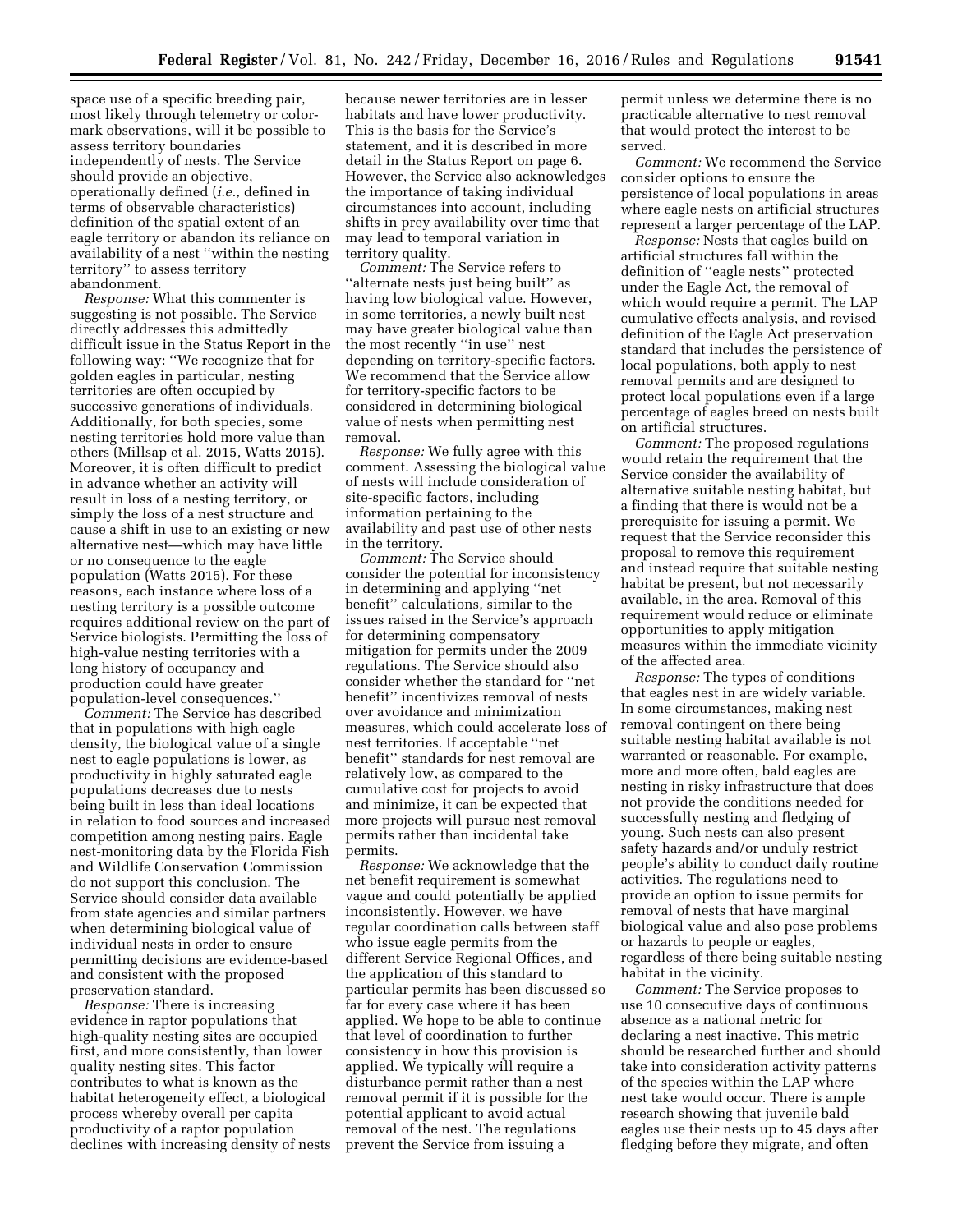space use of a specific breeding pair, most likely through telemetry or color-mark observations, will it be possible to assess territory boundaries independently of nests. The Service should provide an objective, operationally defined (*i.e.,* defined in terms of observable characteristics) definition of the spatial extent of an eagle territory or abandon its reliance on availability of a nest ''within the nesting territory'' to assess territory abandonment.

*Response:* What this commenter is suggesting is not possible. The Service directly addresses this admittedly difficult issue in the Status Report in the following way: ''We recognize that for golden eagles in particular, nesting territories are often occupied by successive generations of individuals. Additionally, for both species, some nesting territories hold more value than others (Millsap et al. 2015, Watts 2015). Moreover, it is often difficult to predict in advance whether an activity will result in loss of a nesting territory, or simply the loss of a nest structure and cause a shift in use to an existing or new alternative nest—which may have little or no consequence to the eagle population (Watts 2015). For these reasons, each instance where loss of a nesting territory is a possible outcome requires additional review on the part of Service biologists. Permitting the loss of high-value nesting territories with a long history of occupancy and production could have greater population-level consequences.''

*Comment:* The Service has described that in populations with high eagle density, the biological value of a single nest to eagle populations is lower, as productivity in highly saturated eagle populations decreases due to nests being built in less than ideal locations in relation to food sources and increased competition among nesting pairs. Eagle nest-monitoring data by the Florida Fish and Wildlife Conservation Commission do not support this conclusion. The Service should consider data available from state agencies and similar partners when determining biological value of individual nests in order to ensure permitting decisions are evidence-based and consistent with the proposed preservation standard.

*Response:* There is increasing evidence in raptor populations that high-quality nesting sites are occupied first, and more consistently, than lower quality nesting sites. This factor contributes to what is known as the habitat heterogeneity effect, a biological process whereby overall per capita productivity of a raptor population declines with increasing density of nests because newer territories are in lesser habitats and have lower productivity. This is the basis for the Service's statement, and it is described in more detail in the Status Report on page 6. However, the Service also acknowledges the importance of taking individual circumstances into account, including shifts in prey availability over time that may lead to temporal variation in territory quality.

*Comment:* The Service refers to ''alternate nests just being built'' as having low biological value. However, in some territories, a newly built nest may have greater biological value than the most recently ''in use'' nest depending on territory-specific factors. We recommend that the Service allow for territory-specific factors to be considered in determining biological value of nests when permitting nest removal.

*Response:* We fully agree with this comment. Assessing the biological value of nests will include consideration of site-specific factors, including information pertaining to the availability and past use of other nests in the territory.

*Comment:* The Service should consider the potential for inconsistency in determining and applying ''net benefit'' calculations, similar to the issues raised in the Service's approach for determining compensatory mitigation for permits under the 2009 regulations. The Service should also consider whether the standard for ''net benefit'' incentivizes removal of nests over avoidance and minimization measures, which could accelerate loss of nest territories. If acceptable ''net benefit'' standards for nest removal are relatively low, as compared to the cumulative cost for projects to avoid and minimize, it can be expected that more projects will pursue nest removal permits rather than incidental take permits.

*Response:* We acknowledge that the net benefit requirement is somewhat vague and could potentially be applied inconsistently. However, we have regular coordination calls between staff who issue eagle permits from the different Service Regional Offices, and the application of this standard to particular permits has been discussed so far for every case where it has been applied. We hope to be able to continue that level of coordination to further consistency in how this provision is applied. We typically will require a disturbance permit rather than a nest removal permit if it is possible for the potential applicant to avoid actual removal of the nest. The regulations prevent the Service from issuing a permit unless we determine there is no practicable alternative to nest removal that would protect the interest to be served.

*Comment:* We recommend the Service consider options to ensure the persistence of local populations in areas where eagle nests on artificial structures represent a larger percentage of the LAP.

*Response:* Nests that eagles build on artificial structures fall within the definition of ''eagle nests'' protected under the Eagle Act, the removal of which would require a permit. The LAP cumulative effects analysis, and revised definition of the Eagle Act preservation standard that includes the persistence of local populations, both apply to nest removal permits and are designed to protect local populations even if a large percentage of eagles breed on nests built on artificial structures.

*Comment:* The proposed regulations would retain the requirement that the Service consider the availability of alternative suitable nesting habitat, but a finding that there is would not be a prerequisite for issuing a permit. We request that the Service reconsider this proposal to remove this requirement and instead require that suitable nesting habitat be present, but not necessarily available, in the area. Removal of this requirement would reduce or eliminate opportunities to apply mitigation measures within the immediate vicinity of the affected area.

*Response:* The types of conditions that eagles nest in are widely variable. In some circumstances, making nest removal contingent on there being suitable nesting habitat available is not warranted or reasonable. For example, more and more often, bald eagles are nesting in risky infrastructure that does not provide the conditions needed for successfully nesting and fledging of young. Such nests can also present safety hazards and/or unduly restrict people's ability to conduct daily routine activities. The regulations need to provide an option to issue permits for removal of nests that have marginal biological value and also pose problems or hazards to people or eagles, regardless of there being suitable nesting habitat in the vicinity.

*Comment:* The Service proposes to use 10 consecutive days of continuous absence as a national metric for declaring a nest inactive. This metric should be researched further and should take into consideration activity patterns of the species within the LAP where nest take would occur. There is ample research showing that juvenile bald eagles use their nests up to 45 days after fledging before they migrate, and often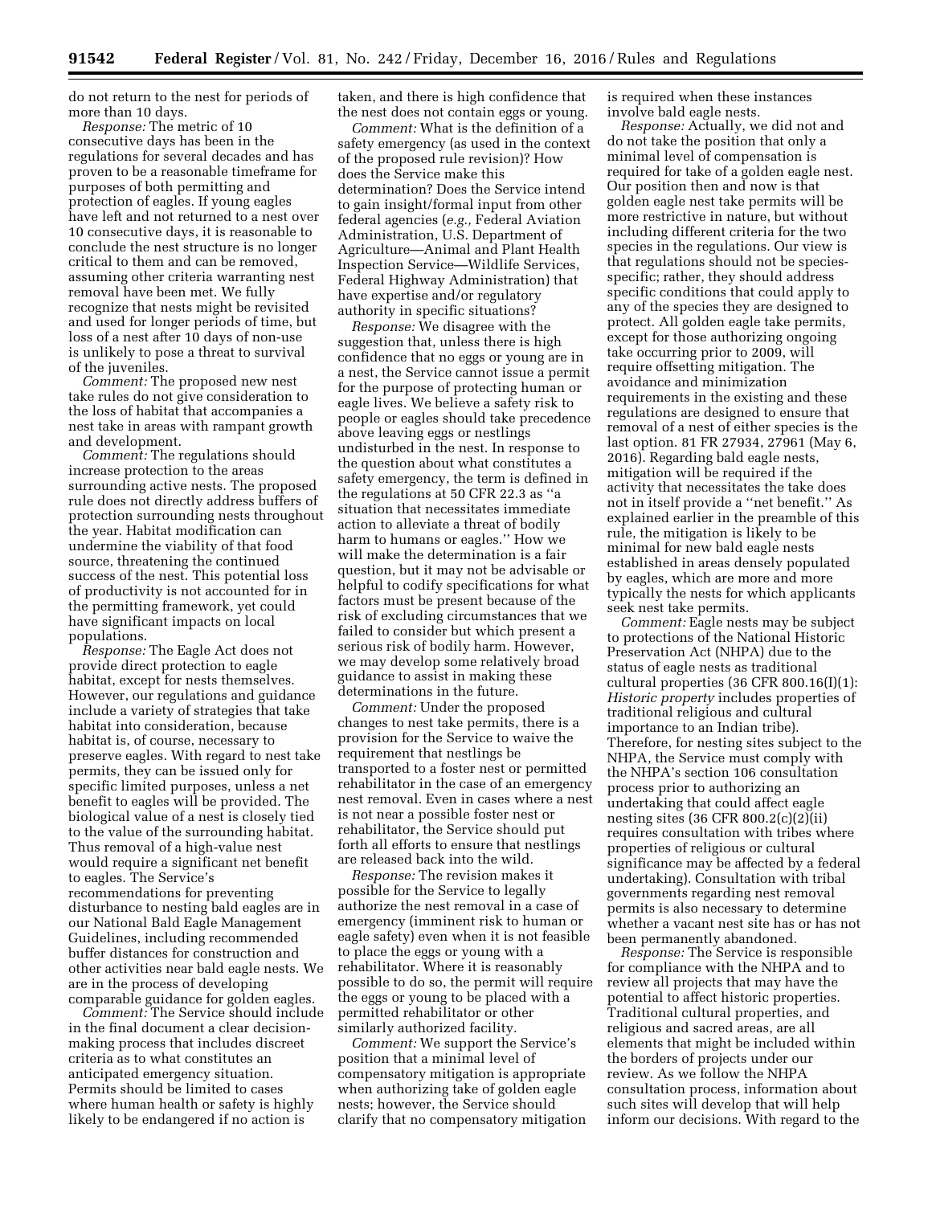do not return to the nest for periods of more than 10 days.

*Response:* The metric of 10 consecutive days has been in the regulations for several decades and has proven to be a reasonable timeframe for purposes of both permitting and protection of eagles. If young eagles have left and not returned to a nest over 10 consecutive days, it is reasonable to conclude the nest structure is no longer critical to them and can be removed, assuming other criteria warranting nest removal have been met. We fully recognize that nests might be revisited and used for longer periods of time, but loss of a nest after 10 days of non-use is unlikely to pose a threat to survival of the juveniles.

*Comment:* The proposed new nest take rules do not give consideration to the loss of habitat that accompanies a nest take in areas with rampant growth and development.

*Comment:* The regulations should increase protection to the areas surrounding active nests. The proposed rule does not directly address buffers of protection surrounding nests throughout the year. Habitat modification can undermine the viability of that food source, threatening the continued success of the nest. This potential loss of productivity is not accounted for in the permitting framework, yet could have significant impacts on local populations.

*Response:* The Eagle Act does not provide direct protection to eagle habitat, except for nests themselves. However, our regulations and guidance include a variety of strategies that take habitat into consideration, because habitat is, of course, necessary to preserve eagles. With regard to nest take permits, they can be issued only for specific limited purposes, unless a net benefit to eagles will be provided. The biological value of a nest is closely tied to the value of the surrounding habitat. Thus removal of a high-value nest would require a significant net benefit to eagles. The Service's recommendations for preventing disturbance to nesting bald eagles are in our National Bald Eagle Management Guidelines, including recommended buffer distances for construction and other activities near bald eagle nests. We are in the process of developing comparable guidance for golden eagles.

*Comment:* The Service should include in the final document a clear decision-making process that includes discreet criteria as to what constitutes an anticipated emergency situation. Permits should be limited to cases where human health or safety is highly likely to be endangered if no action is taken, and there is high confidence that the nest does not contain eggs or young.

*Comment:* What is the definition of a safety emergency (as used in the context of the proposed rule revision)? How does the Service make this determination? Does the Service intend to gain insight/formal input from other federal agencies (*e.g.,* Federal Aviation Administration, U.S. Department of Agriculture—Animal and Plant Health Inspection Service—Wildlife Services, Federal Highway Administration) that have expertise and/or regulatory authority in specific situations?

*Response:* We disagree with the suggestion that, unless there is high confidence that no eggs or young are in a nest, the Service cannot issue a permit for the purpose of protecting human or eagle lives. We believe a safety risk to people or eagles should take precedence above leaving eggs or nestlings undisturbed in the nest. In response to the question about what constitutes a safety emergency, the term is defined in the regulations at 50 CFR 22.3 as ''a situation that necessitates immediate action to alleviate a threat of bodily harm to humans or eagles.'' How we will make the determination is a fair question, but it may not be advisable or helpful to codify specifications for what factors must be present because of the risk of excluding circumstances that we failed to consider but which present a serious risk of bodily harm. However, we may develop some relatively broad guidance to assist in making these determinations in the future.

*Comment:* Under the proposed changes to nest take permits, there is a provision for the Service to waive the requirement that nestlings be transported to a foster nest or permitted rehabilitator in the case of an emergency nest removal. Even in cases where a nest is not near a possible foster nest or rehabilitator, the Service should put forth all efforts to ensure that nestlings are released back into the wild.

*Response:* The revision makes it possible for the Service to legally authorize the nest removal in a case of emergency (imminent risk to human or eagle safety) even when it is not feasible to place the eggs or young with a rehabilitator. Where it is reasonably possible to do so, the permit will require the eggs or young to be placed with a permitted rehabilitator or other similarly authorized facility.

*Comment:* We support the Service's position that a minimal level of compensatory mitigation is appropriate when authorizing take of golden eagle nests; however, the Service should clarify that no compensatory mitigation is required when these instances involve bald eagle nests.

*Response:* Actually, we did not and do not take the position that only a minimal level of compensation is required for take of a golden eagle nest. Our position then and now is that golden eagle nest take permits will be more restrictive in nature, but without including different criteria for the two species in the regulations. Our view is that regulations should not be species-specific; rather, they should address specific conditions that could apply to any of the species they are designed to protect. All golden eagle take permits, except for those authorizing ongoing take occurring prior to 2009, will require offsetting mitigation. The avoidance and minimization requirements in the existing and these regulations are designed to ensure that removal of a nest of either species is the last option. 81 FR 27934, 27961 (May 6, 2016). Regarding bald eagle nests, mitigation will be required if the activity that necessitates the take does not in itself provide a ''net benefit.'' As explained earlier in the preamble of this rule, the mitigation is likely to be minimal for new bald eagle nests established in areas densely populated by eagles, which are more and more typically the nests for which applicants seek nest take permits.

*Comment:* Eagle nests may be subject to protections of the National Historic Preservation Act (NHPA) due to the status of eagle nests as traditional cultural properties (36 CFR 800.16(I)(1): *Historic property* includes properties of traditional religious and cultural importance to an Indian tribe). Therefore, for nesting sites subject to the NHPA, the Service must comply with the NHPA's section 106 consultation process prior to authorizing an undertaking that could affect eagle nesting sites (36 CFR 800.2(c)(2)(ii) requires consultation with tribes where properties of religious or cultural significance may be affected by a federal undertaking). Consultation with tribal governments regarding nest removal permits is also necessary to determine whether a vacant nest site has or has not been permanently abandoned.

*Response:* The Service is responsible for compliance with the NHPA and to review all projects that may have the potential to affect historic properties. Traditional cultural properties, and religious and sacred areas, are all elements that might be included within the borders of projects under our review. As we follow the NHPA consultation process, information about such sites will develop that will help inform our decisions. With regard to the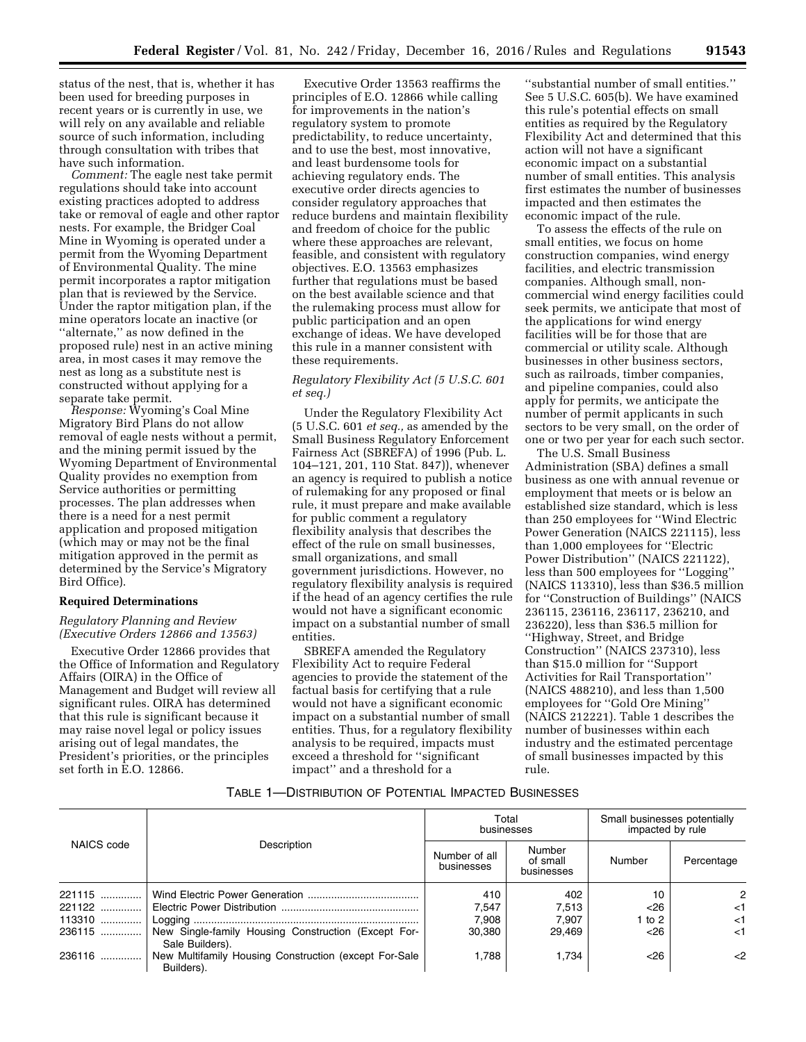status of the nest, that is, whether it has been used for breeding purposes in recent years or is currently in use, we will rely on any available and reliable source of such information, including through consultation with tribes that have such information.

*Comment:* The eagle nest take permit regulations should take into account existing practices adopted to address take or removal of eagle and other raptor nests. For example, the Bridger Coal Mine in Wyoming is operated under a permit from the Wyoming Department of Environmental Quality. The mine permit incorporates a raptor mitigation plan that is reviewed by the Service. Under the raptor mitigation plan, if the mine operators locate an inactive (or ''alternate,'' as now defined in the proposed rule) nest in an active mining area, in most cases it may remove the nest as long as a substitute nest is constructed without applying for a separate take permit.

*Response:* Wyoming's Coal Mine Migratory Bird Plans do not allow removal of eagle nests without a permit, and the mining permit issued by the Wyoming Department of Environmental Quality provides no exemption from Service authorities or permitting processes. The plan addresses when there is a need for a nest permit application and proposed mitigation (which may or may not be the final mitigation approved in the permit as determined by the Service's Migratory Bird Office).

## Required Determinations

### *Regulatory Planning and Review (Executive Orders 12866 and 13563)*

Executive Order 12866 provides that the Office of Information and Regulatory Affairs (OIRA) in the Office of Management and Budget will review all significant rules. OIRA has determined that this rule is significant because it may raise novel legal or policy issues arising out of legal mandates, the President's priorities, or the principles set forth in E.O. 12866.

Executive Order 13563 reaffirms the principles of E.O. 12866 while calling for improvements in the nation's regulatory system to promote predictability, to reduce uncertainty, and to use the best, most innovative, and least burdensome tools for achieving regulatory ends. The executive order directs agencies to consider regulatory approaches that reduce burdens and maintain flexibility and freedom of choice for the public where these approaches are relevant, feasible, and consistent with regulatory objectives. E.O. 13563 emphasizes further that regulations must be based on the best available science and that the rulemaking process must allow for public participation and an open exchange of ideas. We have developed this rule in a manner consistent with these requirements.

### *Regulatory Flexibility Act (5 U.S.C. 601 et seq.)*

Under the Regulatory Flexibility Act (5 U.S.C. 601 *et seq.,* as amended by the Small Business Regulatory Enforcement Fairness Act (SBREFA) of 1996 (Pub. L. 104–121, 201, 110 Stat. 847)), whenever an agency is required to publish a notice of rulemaking for any proposed or final rule, it must prepare and make available for public comment a regulatory flexibility analysis that describes the effect of the rule on small businesses, small organizations, and small government jurisdictions. However, no regulatory flexibility analysis is required if the head of an agency certifies the rule would not have a significant economic impact on a substantial number of small entities.

SBREFA amended the Regulatory Flexibility Act to require Federal agencies to provide the statement of the factual basis for certifying that a rule would not have a significant economic impact on a substantial number of small entities. Thus, for a regulatory flexibility analysis to be required, impacts must exceed a threshold for ''significant impact'' and a threshold for a ''substantial number of small entities.'' See 5 U.S.C. 605(b). We have examined this rule's potential effects on small entities as required by the Regulatory Flexibility Act and determined that this action will not have a significant economic impact on a substantial number of small entities. This analysis first estimates the number of businesses impacted and then estimates the economic impact of the rule.

To assess the effects of the rule on small entities, we focus on home construction companies, wind energy facilities, and electric transmission companies. Although small, non-commercial wind energy facilities could seek permits, we anticipate that most of the applications for wind energy facilities will be for those that are commercial or utility scale. Although businesses in other business sectors, such as railroads, timber companies, and pipeline companies, could also apply for permits, we anticipate the number of permit applicants in such sectors to be very small, on the order of one or two per year for each such sector.

The U.S. Small Business Administration (SBA) defines a small business as one with annual revenue or employment that meets or is below an established size standard, which is less than 250 employees for ''Wind Electric Power Generation (NAICS 221115), less than 1,000 employees for ''Electric Power Distribution'' (NAICS 221122), less than 500 employees for ''Logging'' (NAICS 113310), less than $36.5 million for ''Construction of Buildings'' (NAICS 236115, 236116, 236117, 236210, and 236220), less than $36.5 million for ''Highway, Street, and Bridge Construction'' (NAICS 237310), less than $15.0 million for ''Support Activities for Rail Transportation'' (NAICS 488210), and less than 1,500 employees for ''Gold Ore Mining'' (NAICS 212221). Table 1 describes the number of businesses within each industry and the estimated percentage of small businesses impacted by this rule.

TABLE 1—DISTRIBUTION OF POTENTIAL IMPACTED BUSINESSES

| NAICS code | Description | Total businesses | | Small businesses potentially impacted by rule | |
|---|---|---|---|---|---|
| | | Number of all businesses | Number of small businesses | Number | Percentage |
| 221115 | Wind Electric Power Generation | 410 | 402 | 10 | 2 |
| 221122 | Electric Power Distribution | 7,547 | 7,513 | <26 | <1 |
| 113310 | Logging | 7,908 | 7,907 | 1 to 2 | <1 |
| 236115 | New Single-family Housing Construction (Except For-Sale Builders). | 30,380 | 29,469 | <26 | <1 |
| 236116 | New Multifamily Housing Construction (except For-Sale Builders). | 1,788 | 1,734 | <26 | <2 |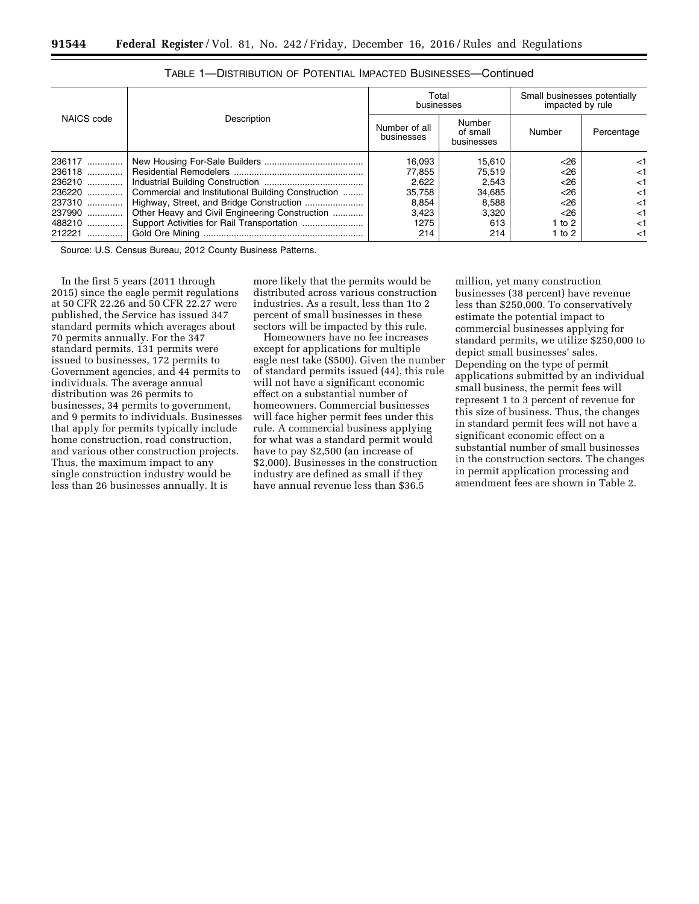TABLE 1—DISTRIBUTION OF POTENTIAL IMPACTED BUSINESSES—Continued

| NAICS code | Description | Total businesses | | Small businesses potentially impacted by rule | |
|---|---|---|---|---|---|
| | | Number of all businesses | Number of small businesses | Number | Percentage |
| 236117 | New Housing For-Sale Builders | 16,093 | 15,610 | <26 | <1 |
| 236118 | Residential Remodelers | 77,855 | 75,519 | <26 | <1 |
| 236210 | Industrial Building Construction | 2,622 | 2,543 | <26 | <1 |
| 236220 | Commercial and Institutional Building Construction | 35,758 | 34,685 | <26 | <1 |
| 237310 | Highway, Street, and Bridge Construction | 8,854 | 8,588 | <26 | <1 |
| 237990 | Other Heavy and Civil Engineering Construction | 3,423 | 3,320 | <26 | <1 |
| 488210 | Support Activities for Rail Transportation | 1275 | 613 | 1 to 2 | <1 |
| 212221 | Gold Ore Mining | 214 | 214 | 1 to 2 | <1 |

Source: U.S. Census Bureau, 2012 County Business Patterns.

In the first 5 years (2011 through 2015) since the eagle permit regulations at 50 CFR 22.26 and 50 CFR 22.27 were published, the Service has issued 347 standard permits which averages about 70 permits annually. For the 347 standard permits, 131 permits were issued to businesses, 172 permits to Government agencies, and 44 permits to individuals. The average annual distribution was 26 permits to businesses, 34 permits to government, and 9 permits to individuals. Businesses that apply for permits typically include home construction, road construction, and various other construction projects. Thus, the maximum impact to any single construction industry would be less than 26 businesses annually. It is more likely that the permits would be distributed across various construction industries. As a result, less than 1to 2 percent of small businesses in these sectors will be impacted by this rule.

Homeowners have no fee increases except for applications for multiple eagle nest take ($500). Given the number of standard permits issued (44), this rule will not have a significant economic effect on a substantial number of homeowners. Commercial businesses will face higher permit fees under this rule. A commercial business applying for what was a standard permit would have to pay $2,500 (an increase of $2,000). Businesses in the construction industry are defined as small if they have annual revenue less than $36.5 million, yet many construction businesses (38 percent) have revenue less than $250,000. To conservatively estimate the potential impact to commercial businesses applying for standard permits, we utilize $250,000 to depict small businesses' sales. Depending on the type of permit applications submitted by an individual small business, the permit fees will represent 1 to 3 percent of revenue for this size of business. Thus, the changes in standard permit fees will not have a significant economic effect on a substantial number of small businesses in the construction sectors. The changes in permit application processing and amendment fees are shown in Table 2.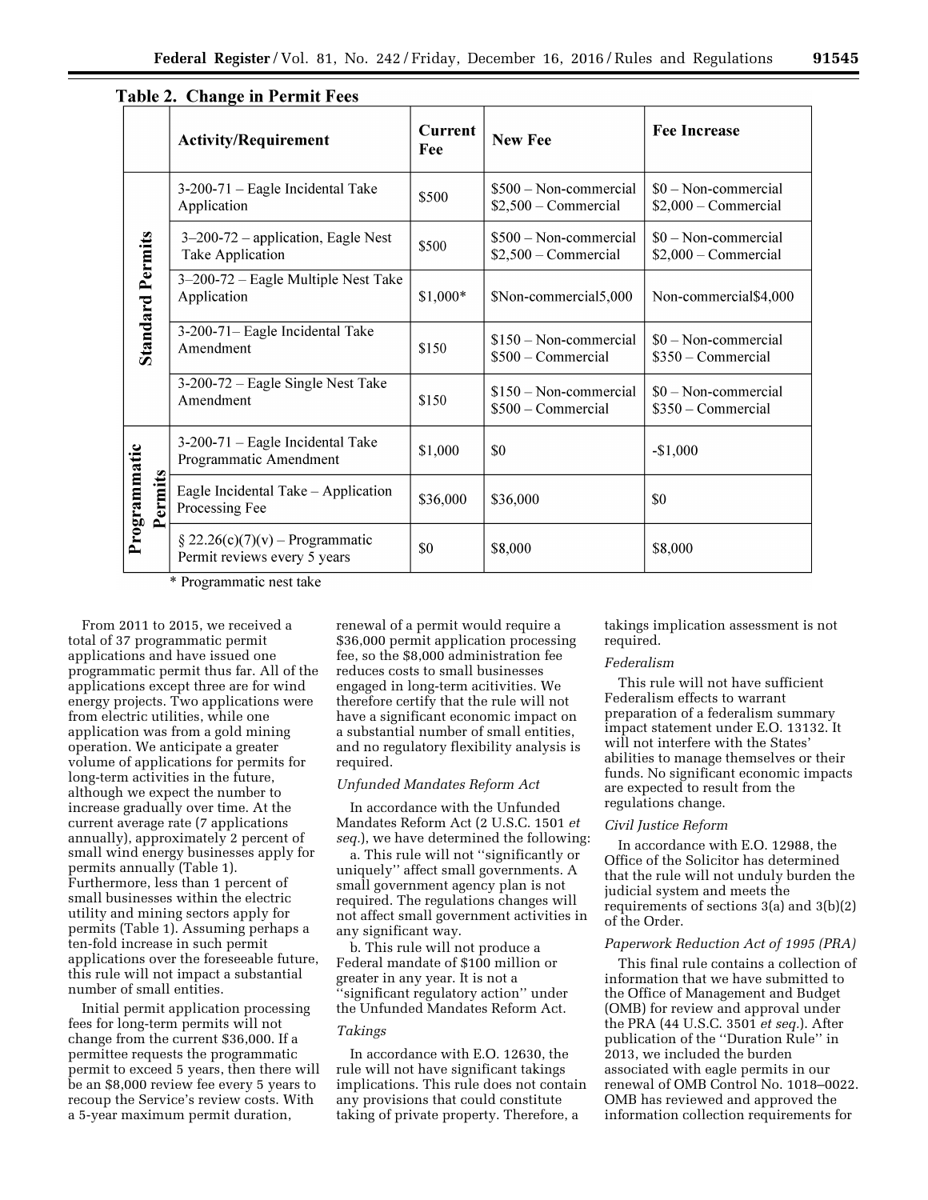**Table 2. Change in Permit Fees**

| | Activity/Requirement | Current Fee | New Fee | Fee Increase |
|---|---|---|---|---|
| Standard Permits | 3-200-71 – Eagle Incidental Take Application | $500 | $500 – Non-commercial<br>$2,500 – Commercial | $0 – Non-commercial<br>$2,000 – Commercial |
| | 3–200-72 – application, Eagle Nest Take Application | $500 | $500 – Non-commercial<br>$2,500 – Commercial | $0 – Non-commercial<br>$2,000 – Commercial |
| | 3–200-72 – Eagle Multiple Nest Take Application | $1,000* | $Non-commercial5,000 | Non-commercial$4,000 |
| | 3-200-71– Eagle Incidental Take Amendment | $150 | $150 – Non-commercial<br>$500 – Commercial | $0 – Non-commercial<br>$350 – Commercial |
| | 3-200-72 – Eagle Single Nest Take Amendment | $150 | $150 – Non-commercial<br>$500 – Commercial | $0 – Non-commercial<br>$350 – Commercial |
| Programmatic Permits | 3-200-71 – Eagle Incidental Take Programmatic Amendment | $1,000 | $0 | -$1,000 |
| | Eagle Incidental Take – Application Processing Fee | $36,000 | $36,000 | $0 |
| | § 22.26(c)(7)(v) – Programmatic Permit reviews every 5 years | $0 | $8,000 | $8,000 |

\* Programmatic nest take

From 2011 to 2015, we received a total of 37 programmatic permit applications and have issued one programmatic permit thus far. All of the applications except three are for wind energy projects. Two applications were from electric utilities, while one application was from a gold mining operation. We anticipate a greater volume of applications for permits for long-term activities in the future, although we expect the number to increase gradually over time. At the current average rate (7 applications annually), approximately 2 percent of small wind energy businesses apply for permits annually (Table 1). Furthermore, less than 1 percent of small businesses within the electric utility and mining sectors apply for permits (Table 1). Assuming perhaps a ten-fold increase in such permit applications over the foreseeable future, this rule will not impact a substantial number of small entities.

Initial permit application processing fees for long-term permits will not change from the current $36,000. If a permittee requests the programmatic permit to exceed 5 years, then there will be an $8,000 review fee every 5 years to recoup the Service's review costs. With a 5-year maximum permit duration, renewal of a permit would require a $36,000 permit application processing fee, so the $8,000 administration fee reduces costs to small businesses engaged in long-term acitivities. We therefore certify that the rule will not have a significant economic impact on a substantial number of small entities, and no regulatory flexibility analysis is required.

*Unfunded Mandates Reform Act*

In accordance with the Unfunded Mandates Reform Act (2 U.S.C. 1501 *et seq.*), we have determined the following:

a. This rule will not ''significantly or uniquely'' affect small governments. A small government agency plan is not required. The regulations changes will not affect small government activities in any significant way.

b. This rule will not produce a Federal mandate of $100 million or greater in any year. It is not a ''significant regulatory action'' under the Unfunded Mandates Reform Act.

*Takings*

In accordance with E.O. 12630, the rule will not have significant takings implications. This rule does not contain any provisions that could constitute taking of private property. Therefore, a takings implication assessment is not required.

*Federalism*

This rule will not have sufficient Federalism effects to warrant preparation of a federalism summary impact statement under E.O. 13132. It will not interfere with the States' abilities to manage themselves or their funds. No significant economic impacts are expected to result from the regulations change.

*Civil Justice Reform*

In accordance with E.O. 12988, the Office of the Solicitor has determined that the rule will not unduly burden the judicial system and meets the requirements of sections 3(a) and 3(b)(2) of the Order.

*Paperwork Reduction Act of 1995 (PRA)*

This final rule contains a collection of information that we have submitted to the Office of Management and Budget (OMB) for review and approval under the PRA (44 U.S.C. 3501 *et seq.*). After publication of the ''Duration Rule'' in 2013, we included the burden associated with eagle permits in our renewal of OMB Control No. 1018–0022. OMB has reviewed and approved the information collection requirements for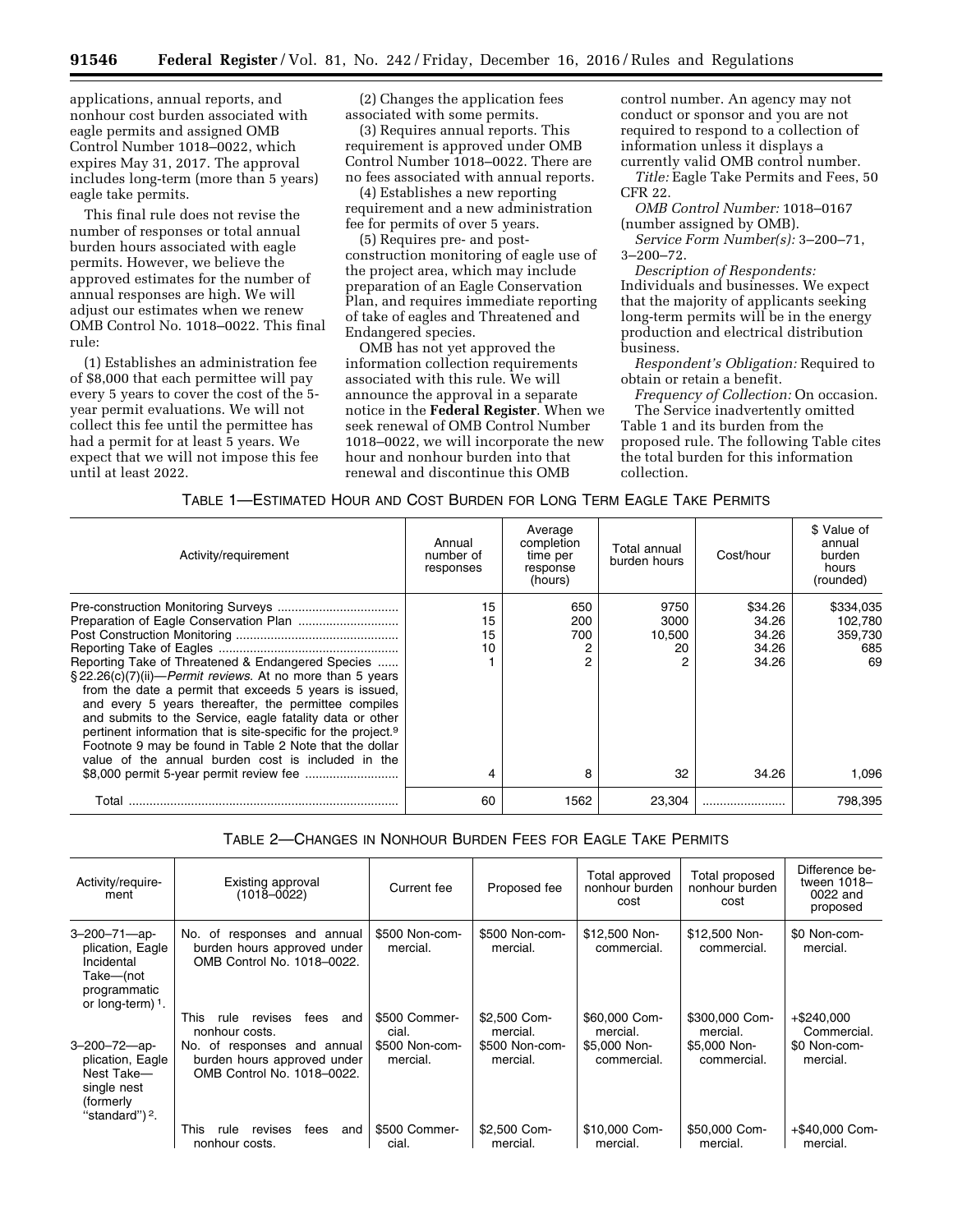applications, annual reports, and nonhour cost burden associated with eagle permits and assigned OMB Control Number 1018–0022, which expires May 31, 2017. The approval includes long-term (more than 5 years) eagle take permits.

This final rule does not revise the number of responses or total annual burden hours associated with eagle permits. However, we believe the approved estimates for the number of annual responses are high. We will adjust our estimates when we renew OMB Control No. 1018–0022. This final rule:

(1) Establishes an administration fee of $8,000 that each permittee will pay every 5 years to cover the cost of the 5-year permit evaluations. We will not collect this fee until the permittee has had a permit for at least 5 years. We expect that we will not impose this fee until at least 2022.

(2) Changes the application fees associated with some permits.

(3) Requires annual reports. This requirement is approved under OMB Control Number 1018–0022. There are no fees associated with annual reports.

(4) Establishes a new reporting requirement and a new administration fee for permits of over 5 years.

(5) Requires pre- and post-construction monitoring of eagle use of the project area, which may include preparation of an Eagle Conservation Plan, and requires immediate reporting of take of eagles and Threatened and Endangered species.

OMB has not yet approved the information collection requirements associated with this rule. We will announce the approval in a separate notice in the **Federal Register**. When we seek renewal of OMB Control Number 1018–0022, we will incorporate the new hour and nonhour burden into that renewal and discontinue this OMB control number. An agency may not conduct or sponsor and you are not required to respond to a collection of information unless it displays a currently valid OMB control number.

*Title:* Eagle Take Permits and Fees, 50 CFR 22.

*OMB Control Number:* 1018–0167 (number assigned by OMB).

*Service Form Number(s):* 3–200–71, 3–200–72.

*Description of Respondents:* Individuals and businesses. We expect that the majority of applicants seeking long-term permits will be in the energy production and electrical distribution business.

*Respondent's Obligation:* Required to obtain or retain a benefit.

*Frequency of Collection:* On occasion.

The Service inadvertently omitted Table 1 and its burden from the proposed rule. The following Table cites the total burden for this information collection.

TABLE 1—ESTIMATED HOUR AND COST BURDEN FOR LONG TERM EAGLE TAKE PERMITS

| Activity/requirement | Annual number of responses | Average completion time per response (hours) | Total annual burden hours | Cost/hour | $ Value of annual burden hours (rounded) |
|---|---|---|---|---|---|
| Pre-construction Monitoring Surveys | 15 | 650 | 9750 | $34.26 | $334,035 |
| Preparation of Eagle Conservation Plan | 15 | 200 | 3000 | 34.26 | 102,780 |
| Post Construction Monitoring | 15 | 700 | 10,500 | 34.26 | 359,730 |
| Reporting Take of Eagles | 10 | 2 | 20 | 34.26 | 685 |
| Reporting Take of Threatened & Endangered Species | 1 | 2 | 2 | 34.26 | 69 |
| § 22.26(c)(7)(ii)—*Permit reviews.* At no more than 5 years from the date a permit that exceeds 5 years is issued, and every 5 years thereafter, the permittee compiles and submits to the Service, eagle fatality data or other pertinent information that is site-specific for the project.[9] Footnote 9 may be found in Table 2 Note that the dollar value of the annual burden cost is included in the $8,000 permit 5-year permit review fee | 4 | 8 | 32 | 34.26 | 1,096 |
| Total | 60 | 1562 | 23,304 | | 798,395 |

TABLE 2—CHANGES IN NONHOUR BURDEN FEES FOR EAGLE TAKE PERMITS

| Activity/requirement | Existing approval (1018–0022) | Current fee | Proposed fee | Total approved nonhour burden cost | Total proposed nonhour burden cost | Difference between 1018–0022 and proposed |
|---|---|---|---|---|---|---|
| 3–200–71—application, Eagle Incidental Take—(not programmatic or long-term)[1]. | No. of responses and annual burden hours approved under OMB Control No. 1018–0022. | $500 Non-commercial. | $500 Non-commercial. | $12,500 Non-commercial. | $12,500 Non-commercial. | $0 Non-commercial. |
| | This rule revises fees and nonhour costs. | $500 Commercial. | $2,500 Commercial. | $60,000 Commercial. | $300,000 Commercial. | +$240,000 Commercial. |
| 3–200–72—application, Eagle Nest Take—single nest (formerly "standard")[2]. | No. of responses and annual burden hours approved under OMB Control No. 1018–0022. | $500 Non-commercial. | $500 Non-commercial. | $5,000 Non-commercial. | $5,000 Non-commercial. | $0 Non-commercial. |
| | This rule revises fees and nonhour costs. | $500 Commercial. | $2,500 Commercial. | $10,000 Commercial. | $50,000 Commercial. | +$40,000 Commercial. |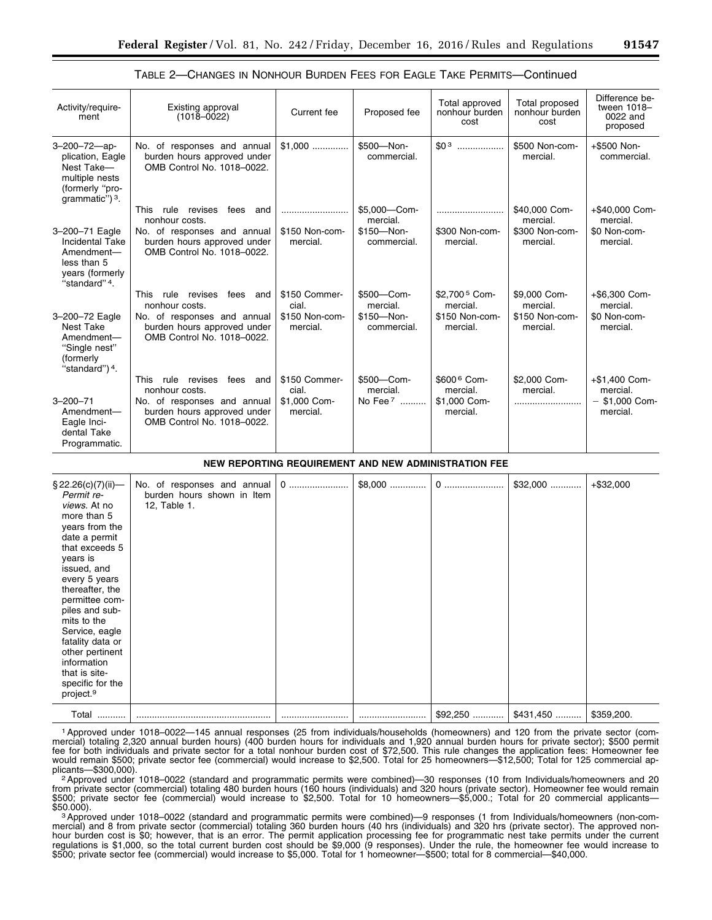TABLE 2—CHANGES IN NONHOUR BURDEN FEES FOR EAGLE TAKE PERMITS—Continued

| Activity/requirement | Existing approval (1018–0022) | Current fee | Proposed fee | Total approved nonhour burden cost | Total proposed nonhour burden cost | Difference between 1018–0022 and proposed |
|---|---|---|---|---|---|---|
| 3–200–72—application, Eagle Nest Take—multiple nests (formerly "programmatic") [3]. | No. of responses and annual burden hours approved under OMB Control No. 1018–0022. | $1,000 .............. | $500—Non-commercial. | $0 [3] .................. | $500 Non-commercial. | +$500 Non-commercial. |
| | This rule revises fees and nonhour costs. | .......................... | $5,000—Commercial. | .......................... | $40,000 Commercial. | +$40,000 Commercial. |
| 3–200–71 Eagle Incidental Take Amendment—less than 5 years (formerly "standard" [4]. | No. of responses and annual burden hours approved under OMB Control No. 1018–0022. | $150 Non-commercial. | $150—Non-commercial. | $300 Non-commercial. | $300 Non-commercial. | $0 Non-commercial. |
| | This rule revises fees and nonhour costs. | $150 Commercial. | $500—Commercial. | $2,700 [5] Commercial. | $9,000 Commercial. | +$6,300 Commercial. |
| 3–200–72 Eagle Nest Take Amendment—"Single nest" (formerly "standard") [4]. | No. of responses and annual burden hours approved under OMB Control No. 1018–0022. | $150 Non-commercial. | $150—Non-commercial. | $150 Non-commercial. | $150 Non-commercial. | $0 Non-commercial. |
| | This rule revises fees and nonhour costs. | $150 Commercial. | $500—Commercial. | $600 [6] Commercial. | $2,000 Commercial. | +$1,400 Commercial. |
| 3–200–71 Amendment—Eagle Incidental Take Programmatic. | No. of responses and annual burden hours approved under OMB Control No. 1018–0022. | $1,000 Commercial. | No Fee [7] .......... | $1,000 Commercial. | .......................... | − $1,000 Commercial. |
| **NEW REPORTING REQUIREMENT AND NEW ADMINISTRATION FEE** | | | | | | |
| § 22.26(c)(7)(ii)—*Permit reviews.* At no more than 5 years from the date a permit that exceeds 5 years is issued, and every 5 years thereafter, the permittee compiles and submits to the Service, eagle fatality data or other pertinent information that is site-specific for the project.[9] | No. of responses and annual burden hours shown in Item 12, Table 1. | 0 ...................... | $8,000 .............. | 0 ...................... | $32,000 ............ | +$32,000 |
| Total ........... | .................................................... | .......................... | .......................... | $92,250 ............ | $431,450 .......... | $359,200. |

[1] Approved under 1018–0022—145 annual responses (25 from individuals/households (homeowners) and 120 from the private sector (commercial) totaling 2,320 annual burden hours) (400 burden hours for individuals and 1,920 annual burden hours for private sector); $500 permit fee for both individuals and private sector for a total nonhour burden cost of $72,500. This rule changes the application fees: Homeowner fee would remain $500; private sector fee (commercial) would increase to $2,500. Total for 25 homeowners—$12,500; Total for 125 commercial applicants—$300,000).

[2] Approved under 1018–0022 (standard and programmatic permits were combined)—30 responses (10 from Individuals/homeowners and 20 from private sector (commercial) totaling 480 burden hours (160 hours (individuals) and 320 hours (private sector). Homeowner fee would remain $500; private sector fee (commercial) would increase to $2,500. Total for 10 homeowners—$5,000.; Total for 20 commercial applicants—$50,000).

[3] Approved under 1018–0022 (standard and programmatic permits were combined)—9 responses (1 from Individuals/homeowners (non-commercial) and 8 from private sector (commercial) totaling 360 burden hours (40 hrs (individuals) and 320 hrs (private sector). The approved nonhour burden cost is $0; however, that is an error. The permit application processing fee for programmatic nest take permits under the current regulations is $1,000, so the total current burden cost should be $9,000 (9 responses). Under the rule, the homeowner fee would increase to $500; private sector fee (commercial) would increase to $5,000. Total for 1 homeowner—$500; total for 8 commercial—$40,000.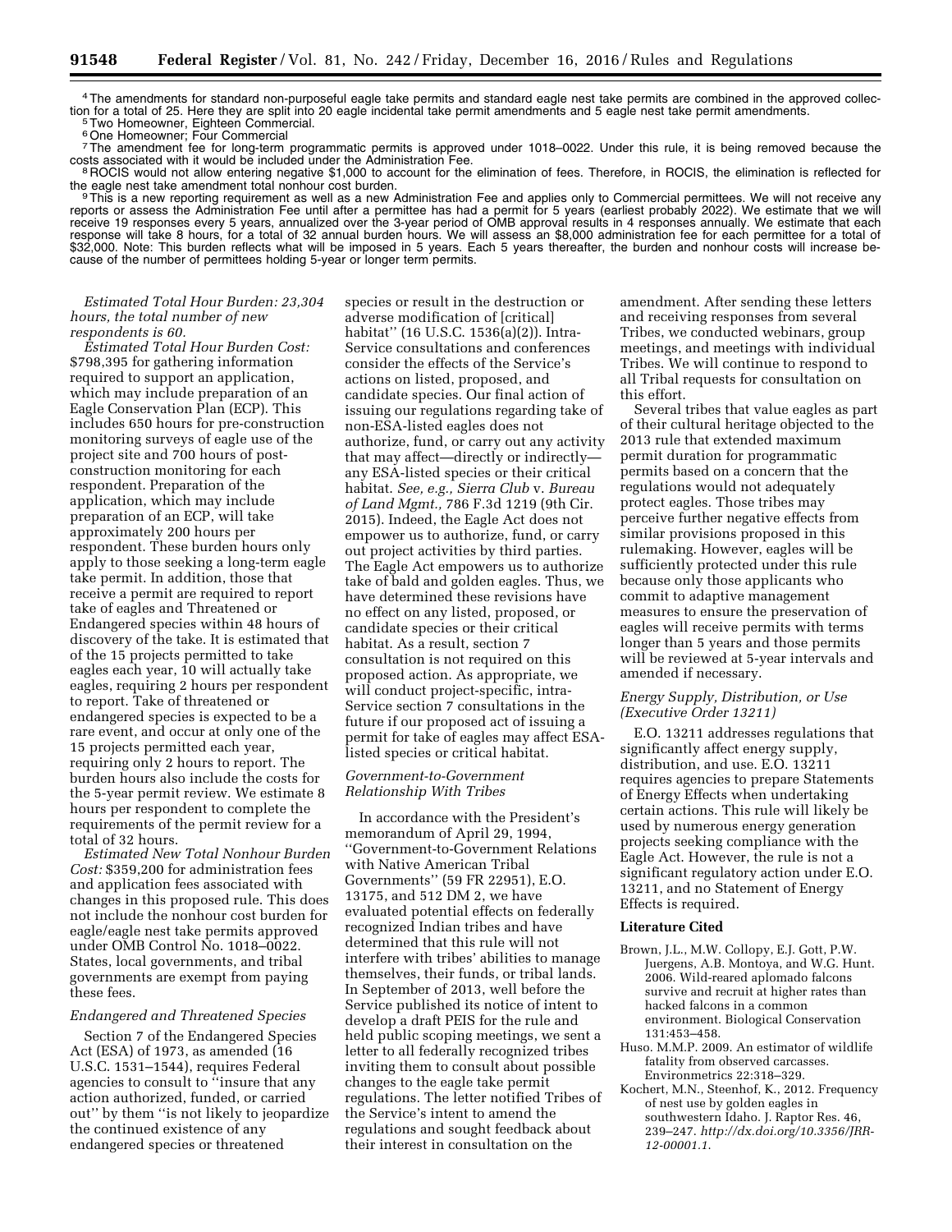[4] The amendments for standard non-purposeful eagle take permits and standard eagle nest take permits are combined in the approved collection for a total of 25. Here they are split into 20 eagle incidental take permit amendments and 5 eagle nest take permit amendments.

[5] Two Homeowner, Eighteen Commercial.

[6] One Homeowner; Four Commercial

[7] The amendment fee for long-term programmatic permits is approved under 1018–0022. Under this rule, it is being removed because the costs associated with it would be included under the Administration Fee.

[8] ROCIS would not allow entering negative $1,000 to account for the elimination of fees. Therefore, in ROCIS, the elimination is reflected for the eagle nest take amendment total nonhour cost burden.

[9] This is a new reporting requirement as well as a new Administration Fee and applies only to Commercial permittees. We will not receive any reports or assess the Administration Fee until after a permittee has had a permit for 5 years (earliest probably 2022). We estimate that we will receive 19 responses every 5 years, annualized over the 3-year period of OMB approval results in 4 responses annually. We estimate that each response will take 8 hours, for a total of 32 annual burden hours. We will assess an $8,000 administration fee for each permittee for a total of $32,000. Note: This burden reflects what will be imposed in 5 years. Each 5 years thereafter, the burden and nonhour costs will increase because of the number of permittees holding 5-year or longer term permits.

*Estimated Total Hour Burden: 23,304 hours, the total number of new respondents is 60.*

*Estimated Total Hour Burden Cost:* $798,395 for gathering information required to support an application, which may include preparation of an Eagle Conservation Plan (ECP). This includes 650 hours for pre-construction monitoring surveys of eagle use of the project site and 700 hours of post-construction monitoring for each respondent. Preparation of the application, which may include preparation of an ECP, will take approximately 200 hours per respondent. These burden hours only apply to those seeking a long-term eagle take permit. In addition, those that receive a permit are required to report take of eagles and Threatened or Endangered species within 48 hours of discovery of the take. It is estimated that of the 15 projects permitted to take eagles each year, 10 will actually take eagles, requiring 2 hours per respondent to report. Take of threatened or endangered species is expected to be a rare event, and occur at only one of the 15 projects permitted each year, requiring only 2 hours to report. The burden hours also include the costs for the 5-year permit review. We estimate 8 hours per respondent to complete the requirements of the permit review for a total of 32 hours.

*Estimated New Total Nonhour Burden Cost:* $359,200 for administration fees and application fees associated with changes in this proposed rule. This does not include the nonhour cost burden for eagle/eagle nest take permits approved under OMB Control No. 1018–0022. States, local governments, and tribal governments are exempt from paying these fees.

### *Endangered and Threatened Species*

Section 7 of the Endangered Species Act (ESA) of 1973, as amended (16 U.S.C. 1531–1544), requires Federal agencies to consult to ''insure that any action authorized, funded, or carried out'' by them ''is not likely to jeopardize the continued existence of any endangered species or threatened species or result in the destruction or adverse modification of [critical] habitat'' (16 U.S.C. 1536(a)(2)). Intra-Service consultations and conferences consider the effects of the Service's actions on listed, proposed, and candidate species. Our final action of issuing our regulations regarding take of non-ESA-listed eagles does not authorize, fund, or carry out any activity that may affect—directly or indirectly—any ESA-listed species or their critical habitat. *See, e.g., Sierra Club* v. *Bureau of Land Mgmt.,* 786 F.3d 1219 (9th Cir. 2015). Indeed, the Eagle Act does not empower us to authorize, fund, or carry out project activities by third parties. The Eagle Act empowers us to authorize take of bald and golden eagles. Thus, we have determined these revisions have no effect on any listed, proposed, or candidate species or their critical habitat. As a result, section 7 consultation is not required on this proposed action. As appropriate, we will conduct project-specific, intra-Service section 7 consultations in the future if our proposed act of issuing a permit for take of eagles may affect ESA-listed species or critical habitat.

### *Government-to-Government Relationship With Tribes*

In accordance with the President's memorandum of April 29, 1994, ''Government-to-Government Relations with Native American Tribal Governments'' (59 FR 22951), E.O. 13175, and 512 DM 2, we have evaluated potential effects on federally recognized Indian tribes and have determined that this rule will not interfere with tribes' abilities to manage themselves, their funds, or tribal lands. In September of 2013, well before the Service published its notice of intent to develop a draft PEIS for the rule and held public scoping meetings, we sent a letter to all federally recognized tribes inviting them to consult about possible changes to the eagle take permit regulations. The letter notified Tribes of the Service's intent to amend the regulations and sought feedback about their interest in consultation on the amendment. After sending these letters and receiving responses from several Tribes, we conducted webinars, group meetings, and meetings with individual Tribes. We will continue to respond to all Tribal requests for consultation on this effort.

Several tribes that value eagles as part of their cultural heritage objected to the 2013 rule that extended maximum permit duration for programmatic permits based on a concern that the regulations would not adequately protect eagles. Those tribes may perceive further negative effects from similar provisions proposed in this rulemaking. However, eagles will be sufficiently protected under this rule because only those applicants who commit to adaptive management measures to ensure the preservation of eagles will receive permits with terms longer than 5 years and those permits will be reviewed at 5-year intervals and amended if necessary.

### *Energy Supply, Distribution, or Use (Executive Order 13211)*

E.O. 13211 addresses regulations that significantly affect energy supply, distribution, and use. E.O. 13211 requires agencies to prepare Statements of Energy Effects when undertaking certain actions. This rule will likely be used by numerous energy generation projects seeking compliance with the Eagle Act. However, the rule is not a significant regulatory action under E.O. 13211, and no Statement of Energy Effects is required.

## Literature Cited

- Brown, J.L., M.W. Collopy, E.J. Gott, P.W. Juergens, A.B. Montoya, and W.G. Hunt. 2006. Wild-reared aplomado falcons survive and recruit at higher rates than hacked falcons in a common environment. Biological Conservation 131:453–458.
- Huso. M.M.P. 2009. An estimator of wildlife fatality from observed carcasses. Environmetrics 22:318–329.
- Kochert, M.N., Steenhof, K., 2012. Frequency of nest use by golden eagles in southwestern Idaho. J. Raptor Res. 46, 239–247. *http://dx.doi.org/10.3356/JRR-12-00001.1.*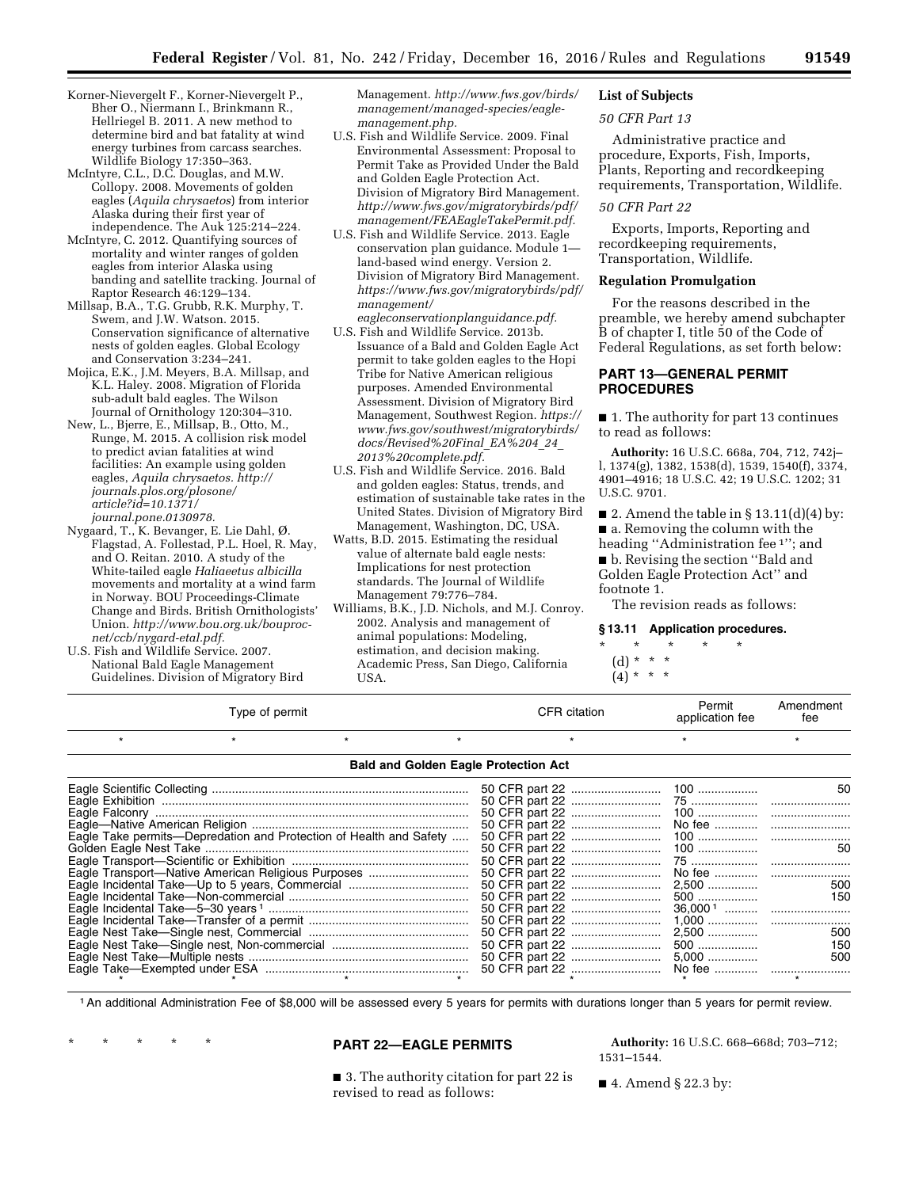Korner-Nievergelt F., Korner-Nievergelt P., Bher O., Niermann I., Brinkmann R., Hellriegel B. 2011. A new method to determine bird and bat fatality at wind energy turbines from carcass searches. Wildlife Biology 17:350–363.

McIntyre, C.L., D.C. Douglas, and M.W. Collopy. 2008. Movements of golden eagles (*Aquila chrysaetos*) from interior Alaska during their first year of independence. The Auk 125:214–224.

McIntyre, C. 2012. Quantifying sources of mortality and winter ranges of golden eagles from interior Alaska using banding and satellite tracking. Journal of Raptor Research 46:129–134.

Millsap, B.A., T.G. Grubb, R.K. Murphy, T. Swem, and J.W. Watson. 2015. Conservation significance of alternative nests of golden eagles. Global Ecology and Conservation 3:234–241.

Mojica, E.K., J.M. Meyers, B.A. Millsap, and K.L. Haley. 2008. Migration of Florida sub-adult bald eagles. The Wilson Journal of Ornithology 120:304–310.

New, L., Bjerre, E., Millsap, B., Otto, M., Runge, M. 2015. A collision risk model to predict avian fatalities at wind facilities: An example using golden eagles, *Aquila chrysaetos. http://journals.plos.org/plosone/article?id=10.1371/journal.pone.0130978.*

Nygaard, T., K. Bevanger, E. Lie Dahl, Ø. Flagstad, A. Follestad, P.L. Hoel, R. May, and O. Reitan. 2010. A study of the White-tailed eagle *Haliaeetus albicilla* movements and mortality at a wind farm in Norway. BOU Proceedings-Climate Change and Birds. British Ornithologists' Union. *http://www.bou.org.uk/bouproc-net/ccb/nygard-etal.pdf.*

U.S. Fish and Wildlife Service. 2007. National Bald Eagle Management Guidelines. Division of Migratory Bird Management. *http://www.fws.gov/birds/management/managed-species/eagle-management.php.*

U.S. Fish and Wildlife Service. 2009. Final Environmental Assessment: Proposal to Permit Take as Provided Under the Bald and Golden Eagle Protection Act. Division of Migratory Bird Management. *http://www.fws.gov/migratorybirds/pdf/management/FEAEagleTakePermit.pdf.*

U.S. Fish and Wildlife Service. 2013. Eagle conservation plan guidance. Module 1—land-based wind energy. Version 2. Division of Migratory Bird Management. *https://www.fws.gov/migratorybirds/pdf/management/eagleconservationplanguidance.pdf.*

U.S. Fish and Wildlife Service. 2013b. Issuance of a Bald and Golden Eagle Act permit to take golden eagles to the Hopi Tribe for Native American religious purposes. Amended Environmental Assessment. Division of Migratory Bird Management, Southwest Region. *https://www.fws.gov/southwest/migratorybirds/docs/Revised%20Final_EA%204_24_2013%20complete.pdf.*

U.S. Fish and Wildlife Service. 2016. Bald and golden eagles: Status, trends, and estimation of sustainable take rates in the United States. Division of Migratory Bird Management, Washington, DC, USA.

Watts, B.D. 2015. Estimating the residual value of alternate bald eagle nests: Implications for nest protection standards. The Journal of Wildlife Management 79:776–784.

Williams, B.K., J.D. Nichols, and M.J. Conroy. 2002. Analysis and management of animal populations: Modeling, estimation, and decision making. Academic Press, San Diego, California USA.

## List of Subjects

*50 CFR Part 13*

Administrative practice and procedure, Exports, Fish, Imports, Plants, Reporting and recordkeeping requirements, Transportation, Wildlife.

*50 CFR Part 22*

Exports, Imports, Reporting and recordkeeping requirements, Transportation, Wildlife.

## Regulation Promulgation

For the reasons described in the preamble, we hereby amend subchapter B of chapter I, title 50 of the Code of Federal Regulations, as set forth below:

## PART 13—GENERAL PERMIT PROCEDURES

■ 1. The authority for part 13 continues to read as follows:

**Authority:** 16 U.S.C. 668a, 704, 712, 742j–l, 1374(g), 1382, 1538(d), 1539, 1540(f), 3374, 4901–4916; 18 U.S.C. 42; 19 U.S.C. 1202; 31 U.S.C. 9701.

■ 2. Amend the table in § 13.11(d)(4) by:

■ a. Removing the column with the heading "Administration fee [1]"; and

■ b. Revising the section "Bald and Golden Eagle Protection Act" and footnote 1.

The revision reads as follows:

### § 13.11 Application procedures.

\* \* \* \* \*

(d) \* \* \*

(4) \* \* \*

| Type of permit | CFR citation | Permit application fee | Amendment fee |
|---|---|---|---|
| \* \* \* \* | \* | \* | \* |
| **Bald and Golden Eagle Protection Act** | | | |
| Eagle Scientific Collecting | 50 CFR part 22 | 100 | 50 |
| Eagle Exhibition | 50 CFR part 22 | 75 | |
| Eagle Falconry | 50 CFR part 22 | 100 | |
| Eagle—Native American Religion | 50 CFR part 22 | No fee | |
| Eagle Take permits—Depredation and Protection of Health and Safety | 50 CFR part 22 | 100 | |
| Golden Eagle Nest Take | 50 CFR part 22 | 100 | 50 |
| Eagle Transport—Scientific or Exhibition | 50 CFR part 22 | 75 | |
| Eagle Transport—Native American Religious Purposes | 50 CFR part 22 | No fee | |
| Eagle Incidental Take—Up to 5 years, Commercial | 50 CFR part 22 | 2,500 | 500 |
| Eagle Incidental Take—Non-commercial | 50 CFR part 22 | 500 | 150 |
| Eagle Incidental Take—5–30 years [1] | 50 CFR part 22 | 36,000 [1] | |
| Eagle Incidental Take—Transfer of a permit | 50 CFR part 22 | 1,000 | |
| Eagle Nest Take—Single nest, Commercial | 50 CFR part 22 | 2,500 | 500 |
| Eagle Nest Take—Single nest, Non-commercial | 50 CFR part 22 | 500 | 150 |
| Eagle Nest Take—Multiple nests | 50 CFR part 22 | 5,000 | 500 |
| Eagle Take—Exempted under ESA | 50 CFR part 22 | No fee | |
| \* \* \* \* | \* | \* | \* |

[1] An additional Administration Fee of $8,000 will be assessed every 5 years for permits with durations longer than 5 years for permit review.

\* \* \* \* \*

## PART 22—EAGLE PERMITS

■ 3. The authority citation for part 22 is revised to read as follows:

**Authority:** 16 U.S.C. 668–668d; 703–712; 1531–1544.

■ 4. Amend § 22.3 by: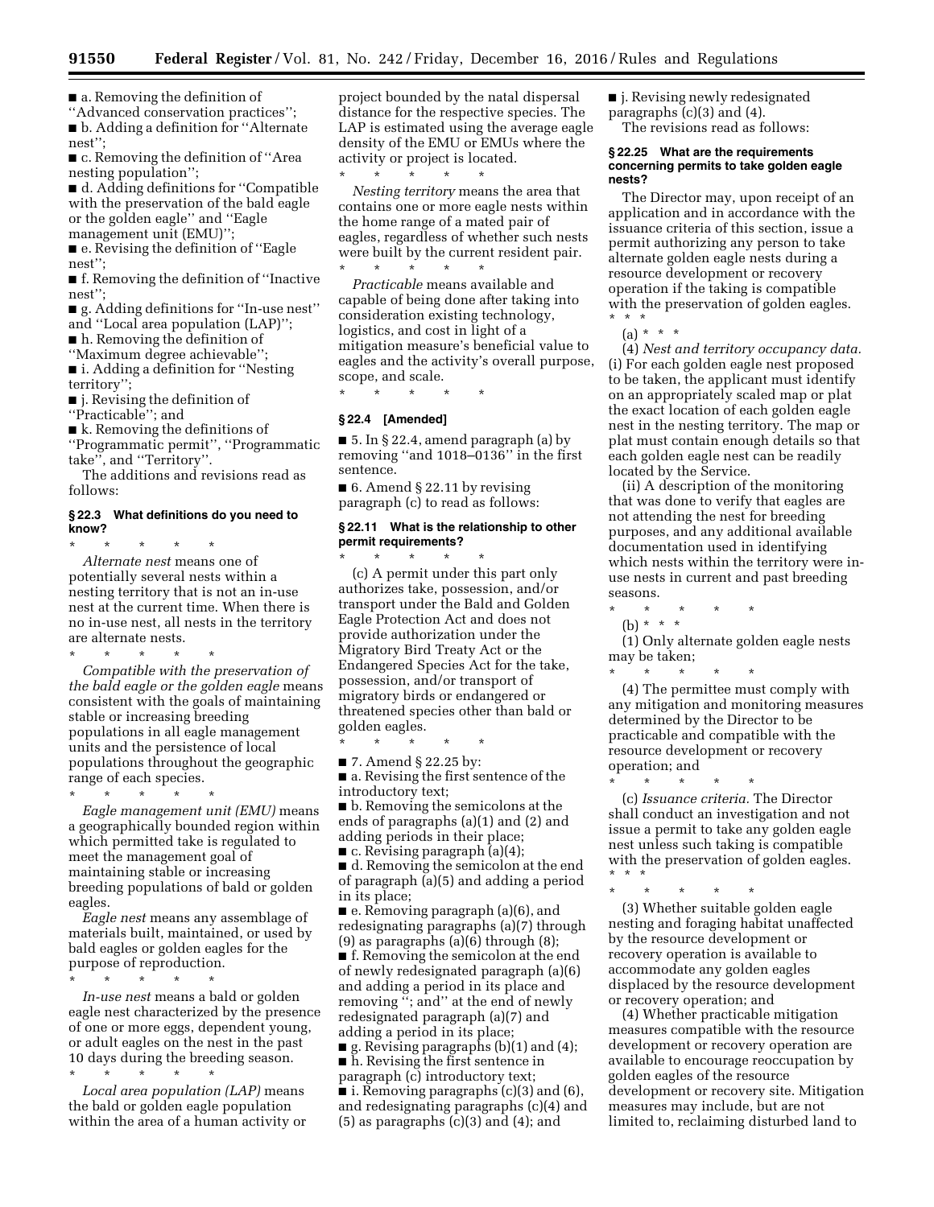■ a. Removing the definition of ''Advanced conservation practices'';

■ b. Adding a definition for ''Alternate nest'';

■ c. Removing the definition of ''Area nesting population'';

■ d. Adding definitions for ''Compatible with the preservation of the bald eagle or the golden eagle'' and ''Eagle management unit (EMU)'';

■ e. Revising the definition of ''Eagle nest'';

■ f. Removing the definition of ''Inactive nest'';

■ g. Adding definitions for ''In-use nest'' and ''Local area population (LAP)'';

■ h. Removing the definition of ''Maximum degree achievable'';

■ i. Adding a definition for ''Nesting territory'';

■ j. Revising the definition of ''Practicable''; and

■ k. Removing the definitions of ''Programmatic permit'', ''Programmatic take'', and ''Territory''.

The additions and revisions read as follows:

**§ 22.3 What definitions do you need to know?**

\* \* \* \* \*

*Alternate nest* means one of potentially several nests within a nesting territory that is not an in-use nest at the current time. When there is no in-use nest, all nests in the territory are alternate nests.

\* \* \* \* \*

*Compatible with the preservation of the bald eagle or the golden eagle* means consistent with the goals of maintaining stable or increasing breeding populations in all eagle management units and the persistence of local populations throughout the geographic range of each species.

\* \* \* \* \*

*Eagle management unit (EMU)* means a geographically bounded region within which permitted take is regulated to meet the management goal of maintaining stable or increasing breeding populations of bald or golden eagles.

*Eagle nest* means any assemblage of materials built, maintained, or used by bald eagles or golden eagles for the purpose of reproduction.

\* \* \* \* \*

*In-use nest* means a bald or golden eagle nest characterized by the presence of one or more eggs, dependent young, or adult eagles on the nest in the past 10 days during the breeding season.

\* \* \* \* \*

*Local area population (LAP)* means the bald or golden eagle population within the area of a human activity or project bounded by the natal dispersal distance for the respective species. The LAP is estimated using the average eagle density of the EMU or EMUs where the activity or project is located.

\* \* \* \* \*

*Nesting territory* means the area that contains one or more eagle nests within the home range of a mated pair of eagles, regardless of whether such nests were built by the current resident pair.

\* \* \* \* \*

*Practicable* means available and capable of being done after taking into consideration existing technology, logistics, and cost in light of a mitigation measure's beneficial value to eagles and the activity's overall purpose, scope, and scale.

\* \* \* \* \*

**§ 22.4 [Amended]**

■ 5. In § 22.4, amend paragraph (a) by removing ''and 1018–0136'' in the first sentence.

■ 6. Amend § 22.11 by revising paragraph (c) to read as follows:

**§ 22.11 What is the relationship to other permit requirements?**

\* \* \* \* \*

(c) A permit under this part only authorizes take, possession, and/or transport under the Bald and Golden Eagle Protection Act and does not provide authorization under the Migratory Bird Treaty Act or the Endangered Species Act for the take, possession, and/or transport of migratory birds or endangered or threatened species other than bald or golden eagles.

\* \* \* \* \*

■ 7. Amend § 22.25 by:

■ a. Revising the first sentence of the introductory text;

■ b. Removing the semicolons at the ends of paragraphs (a)(1) and (2) and adding periods in their place;

■ c. Revising paragraph (a)(4);

■ d. Removing the semicolon at the end of paragraph (a)(5) and adding a period in its place;

■ e. Removing paragraph (a)(6), and redesignating paragraphs (a)(7) through (9) as paragraphs (a)(6) through (8);

■ f. Removing the semicolon at the end of newly redesignated paragraph (a)(6) and adding a period in its place and removing ''; and'' at the end of newly redesignated paragraph (a)(7) and adding a period in its place;

■ g. Revising paragraphs (b)(1) and (4);

■ h. Revising the first sentence in paragraph (c) introductory text;

■ i. Removing paragraphs (c)(3) and (6), and redesignating paragraphs (c)(4) and (5) as paragraphs (c)(3) and (4); and

■ j. Revising newly redesignated paragraphs (c)(3) and (4).

The revisions read as follows:

**§ 22.25 What are the requirements concerning permits to take golden eagle nests?**

The Director may, upon receipt of an application and in accordance with the issuance criteria of this section, issue a permit authorizing any person to take alternate golden eagle nests during a resource development or recovery operation if the taking is compatible with the preservation of golden eagles. \* \* \*

(a) \* \* \*

(4) *Nest and territory occupancy data.* (i) For each golden eagle nest proposed to be taken, the applicant must identify on an appropriately scaled map or plat the exact location of each golden eagle nest in the nesting territory. The map or plat must contain enough details so that each golden eagle nest can be readily located by the Service.

(ii) A description of the monitoring that was done to verify that eagles are not attending the nest for breeding purposes, and any additional available documentation used in identifying which nests within the territory were in-use nests in current and past breeding seasons.

\* \* \* \* \*

(b) \* \* \*

(1) Only alternate golden eagle nests may be taken;

\* \* \* \* \*

(4) The permittee must comply with any mitigation and monitoring measures determined by the Director to be practicable and compatible with the resource development or recovery operation; and

\* \* \* \* \*

(c) *Issuance criteria.* The Director shall conduct an investigation and not issue a permit to take any golden eagle nest unless such taking is compatible with the preservation of golden eagles. \* \* \*

\* \* \* \* \*

(3) Whether suitable golden eagle nesting and foraging habitat unaffected by the resource development or recovery operation is available to accommodate any golden eagles displaced by the resource development or recovery operation; and

(4) Whether practicable mitigation measures compatible with the resource development or recovery operation are available to encourage reoccupation by golden eagles of the resource development or recovery site. Mitigation measures may include, but are not limited to, reclaiming disturbed land to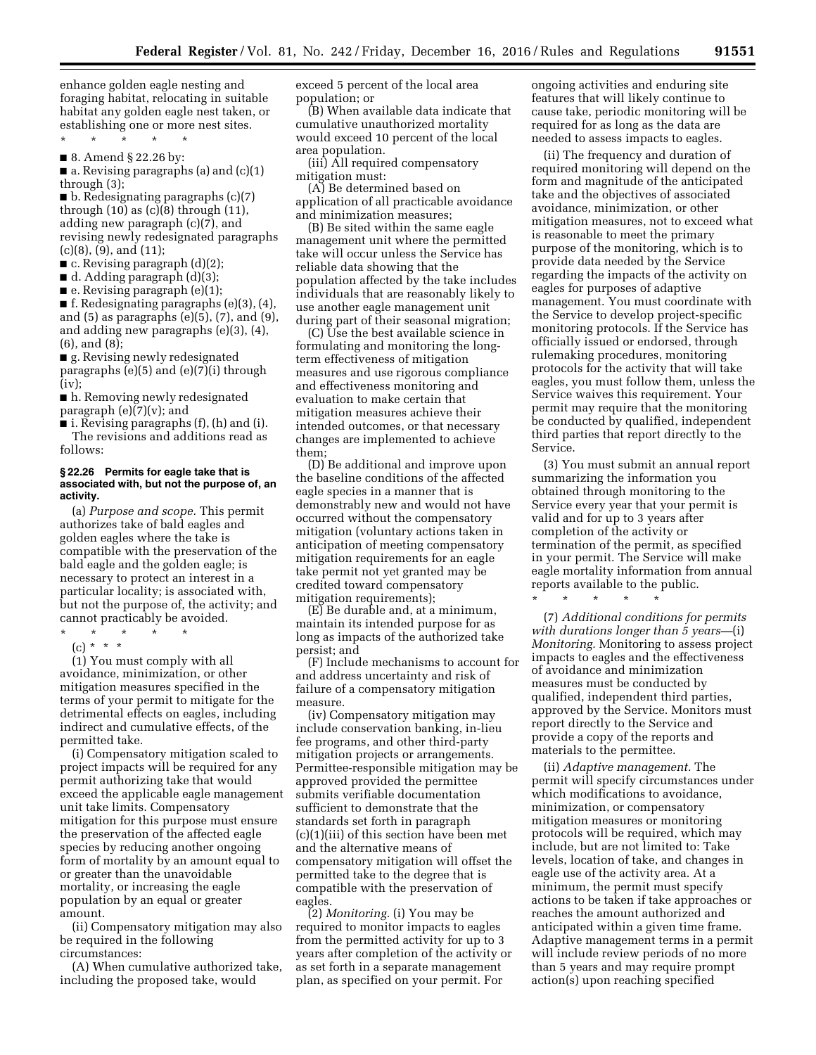enhance golden eagle nesting and foraging habitat, relocating in suitable habitat any golden eagle nest taken, or establishing one or more nest sites.

\* \* \* \* \*

■ 8. Amend § 22.26 by:

■ a. Revising paragraphs (a) and (c)(1) through (3);

■ b. Redesignating paragraphs (c)(7) through (10) as (c)(8) through (11), adding new paragraph (c)(7), and revising newly redesignated paragraphs (c)(8), (9), and (11);

■ c. Revising paragraph (d)(2);

■ d. Adding paragraph (d)(3);

■ e. Revising paragraph (e)(1);

■ f. Redesignating paragraphs (e)(3), (4), and (5) as paragraphs (e)(5), (7), and (9), and adding new paragraphs (e)(3), (4), (6), and (8);

■ g. Revising newly redesignated paragraphs (e)(5) and (e)(7)(i) through (iv);

■ h. Removing newly redesignated paragraph (e)(7)(v); and

■ i. Revising paragraphs (f), (h) and (i).

The revisions and additions read as follows:

**§ 22.26 Permits for eagle take that is associated with, but not the purpose of, an activity.**

(a) *Purpose and scope.* This permit authorizes take of bald eagles and golden eagles where the take is compatible with the preservation of the bald eagle and the golden eagle; is necessary to protect an interest in a particular locality; is associated with, but not the purpose of, the activity; and cannot practicably be avoided.

\* \* \* \* \*

(c) \* \* \*

(1) You must comply with all avoidance, minimization, or other mitigation measures specified in the terms of your permit to mitigate for the detrimental effects on eagles, including indirect and cumulative effects, of the permitted take.

(i) Compensatory mitigation scaled to project impacts will be required for any permit authorizing take that would exceed the applicable eagle management unit take limits. Compensatory mitigation for this purpose must ensure the preservation of the affected eagle species by reducing another ongoing form of mortality by an amount equal to or greater than the unavoidable mortality, or increasing the eagle population by an equal or greater amount.

(ii) Compensatory mitigation may also be required in the following circumstances:

(A) When cumulative authorized take, including the proposed take, would exceed 5 percent of the local area population; or

(B) When available data indicate that cumulative unauthorized mortality would exceed 10 percent of the local area population.

(iii) All required compensatory mitigation must:

(A) Be determined based on application of all practicable avoidance and minimization measures;

(B) Be sited within the same eagle management unit where the permitted take will occur unless the Service has reliable data showing that the population affected by the take includes individuals that are reasonably likely to use another eagle management unit during part of their seasonal migration;

(C) Use the best available science in formulating and monitoring the long-term effectiveness of mitigation measures and use rigorous compliance and effectiveness monitoring and evaluation to make certain that mitigation measures achieve their intended outcomes, or that necessary changes are implemented to achieve them;

(D) Be additional and improve upon the baseline conditions of the affected eagle species in a manner that is demonstrably new and would not have occurred without the compensatory mitigation (voluntary actions taken in anticipation of meeting compensatory mitigation requirements for an eagle take permit not yet granted may be credited toward compensatory mitigation requirements);

(E) Be durable and, at a minimum, maintain its intended purpose for as long as impacts of the authorized take persist; and

(F) Include mechanisms to account for and address uncertainty and risk of failure of a compensatory mitigation measure.

(iv) Compensatory mitigation may include conservation banking, in-lieu fee programs, and other third-party mitigation projects or arrangements. Permittee-responsible mitigation may be approved provided the permittee submits verifiable documentation sufficient to demonstrate that the standards set forth in paragraph (c)(1)(iii) of this section have been met and the alternative means of compensatory mitigation will offset the permitted take to the degree that is compatible with the preservation of eagles.

(2) *Monitoring.* (i) You may be required to monitor impacts to eagles from the permitted activity for up to 3 years after completion of the activity or as set forth in a separate management plan, as specified on your permit. For ongoing activities and enduring site features that will likely continue to cause take, periodic monitoring will be required for as long as the data are needed to assess impacts to eagles.

(ii) The frequency and duration of required monitoring will depend on the form and magnitude of the anticipated take and the objectives of associated avoidance, minimization, or other mitigation measures, not to exceed what is reasonable to meet the primary purpose of the monitoring, which is to provide data needed by the Service regarding the impacts of the activity on eagles for purposes of adaptive management. You must coordinate with the Service to develop project-specific monitoring protocols. If the Service has officially issued or endorsed, through rulemaking procedures, monitoring protocols for the activity that will take eagles, you must follow them, unless the Service waives this requirement. Your permit may require that the monitoring be conducted by qualified, independent third parties that report directly to the Service.

(3) You must submit an annual report summarizing the information you obtained through monitoring to the Service every year that your permit is valid and for up to 3 years after completion of the activity or termination of the permit, as specified in your permit. The Service will make eagle mortality information from annual reports available to the public.

\* \* \* \* \*

(7) *Additional conditions for permits with durations longer than 5 years*—(i) *Monitoring.* Monitoring to assess project impacts to eagles and the effectiveness of avoidance and minimization measures must be conducted by qualified, independent third parties, approved by the Service. Monitors must report directly to the Service and provide a copy of the reports and materials to the permittee.

(ii) *Adaptive management.* The permit will specify circumstances under which modifications to avoidance, minimization, or compensatory mitigation measures or monitoring protocols will be required, which may include, but are not limited to: Take levels, location of take, and changes in eagle use of the activity area. At a minimum, the permit must specify actions to be taken if take approaches or reaches the amount authorized and anticipated within a given time frame. Adaptive management terms in a permit will include review periods of no more than 5 years and may require prompt action(s) upon reaching specified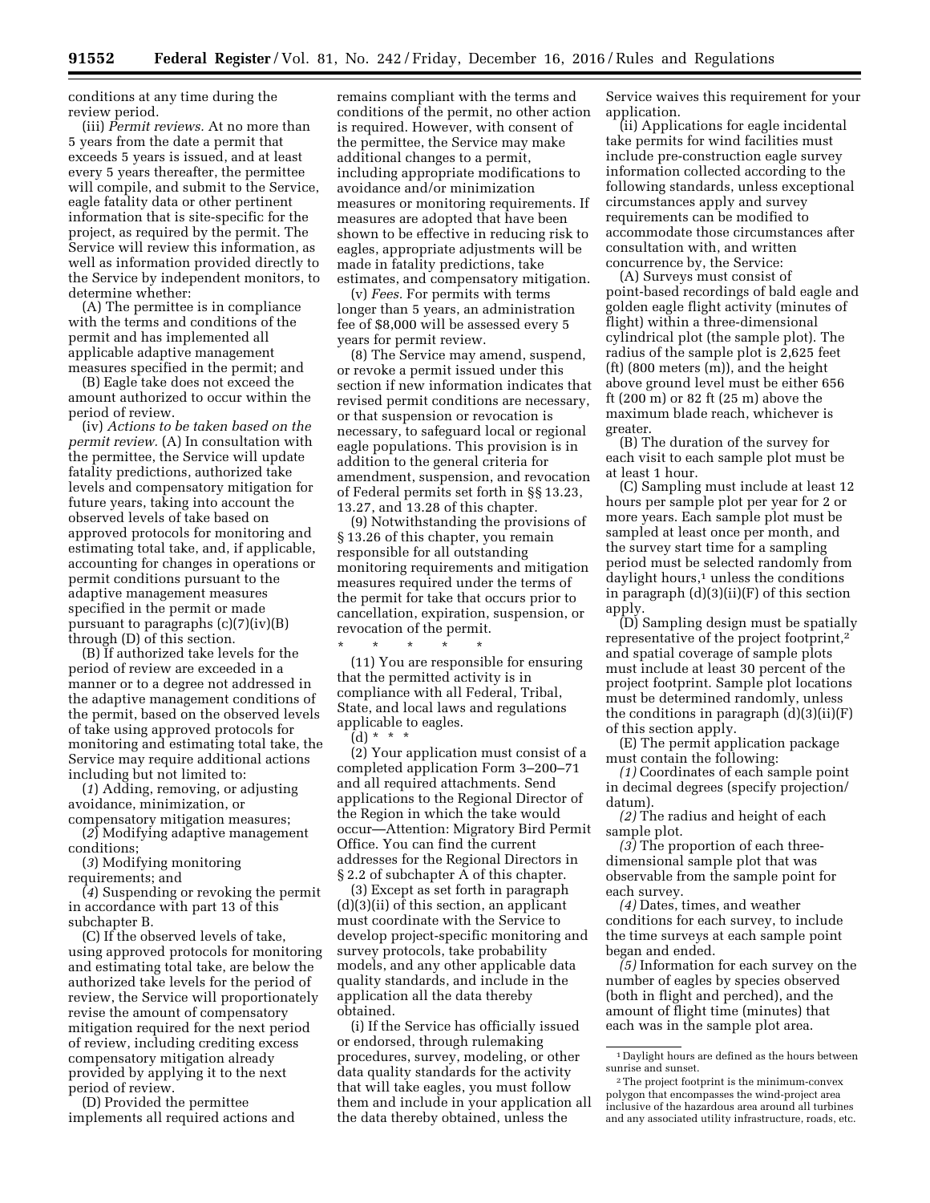conditions at any time during the review period.

(iii) *Permit reviews.* At no more than 5 years from the date a permit that exceeds 5 years is issued, and at least every 5 years thereafter, the permittee will compile, and submit to the Service, eagle fatality data or other pertinent information that is site-specific for the project, as required by the permit. The Service will review this information, as well as information provided directly to the Service by independent monitors, to determine whether:

(A) The permittee is in compliance with the terms and conditions of the permit and has implemented all applicable adaptive management measures specified in the permit; and

(B) Eagle take does not exceed the amount authorized to occur within the period of review.

(iv) *Actions to be taken based on the permit review.* (A) In consultation with the permittee, the Service will update fatality predictions, authorized take levels and compensatory mitigation for future years, taking into account the observed levels of take based on approved protocols for monitoring and estimating total take, and, if applicable, accounting for changes in operations or permit conditions pursuant to the adaptive management measures specified in the permit or made pursuant to paragraphs (c)(7)(iv)(B) through (D) of this section.

(B) If authorized take levels for the period of review are exceeded in a manner or to a degree not addressed in the adaptive management conditions of the permit, based on the observed levels of take using approved protocols for monitoring and estimating total take, the Service may require additional actions including but not limited to:

(*1*) Adding, removing, or adjusting avoidance, minimization, or compensatory mitigation measures;

(*2*) Modifying adaptive management conditions;

(*3*) Modifying monitoring requirements; and

(*4*) Suspending or revoking the permit in accordance with part 13 of this subchapter B.

(C) If the observed levels of take, using approved protocols for monitoring and estimating total take, are below the authorized take levels for the period of review, the Service will proportionately revise the amount of compensatory mitigation required for the next period of review, including crediting excess compensatory mitigation already provided by applying it to the next period of review.

(D) Provided the permittee implements all required actions and remains compliant with the terms and conditions of the permit, no other action is required. However, with consent of the permittee, the Service may make additional changes to a permit, including appropriate modifications to avoidance and/or minimization measures or monitoring requirements. If measures are adopted that have been shown to be effective in reducing risk to eagles, appropriate adjustments will be made in fatality predictions, take estimates, and compensatory mitigation.

(v) *Fees.* For permits with terms longer than 5 years, an administration fee of $8,000 will be assessed every 5 years for permit review.

(8) The Service may amend, suspend, or revoke a permit issued under this section if new information indicates that revised permit conditions are necessary, or that suspension or revocation is necessary, to safeguard local or regional eagle populations. This provision is in addition to the general criteria for amendment, suspension, and revocation of Federal permits set forth in §§ 13.23, 13.27, and 13.28 of this chapter.

(9) Notwithstanding the provisions of § 13.26 of this chapter, you remain responsible for all outstanding monitoring requirements and mitigation measures required under the terms of the permit for take that occurs prior to cancellation, expiration, suspension, or revocation of the permit.

\* \* \* \* \*

(11) You are responsible for ensuring that the permitted activity is in compliance with all Federal, Tribal, State, and local laws and regulations applicable to eagles.

(d) \* \* \*

(2) Your application must consist of a completed application Form 3–200–71 and all required attachments. Send applications to the Regional Director of the Region in which the take would occur—Attention: Migratory Bird Permit Office. You can find the current addresses for the Regional Directors in § 2.2 of subchapter A of this chapter.

(3) Except as set forth in paragraph (d)(3)(ii) of this section, an applicant must coordinate with the Service to develop project-specific monitoring and survey protocols, take probability models, and any other applicable data quality standards, and include in the application all the data thereby obtained.

(i) If the Service has officially issued or endorsed, through rulemaking procedures, survey, modeling, or other data quality standards for the activity that will take eagles, you must follow them and include in your application all the data thereby obtained, unless the Service waives this requirement for your application.

(ii) Applications for eagle incidental take permits for wind facilities must include pre-construction eagle survey information collected according to the following standards, unless exceptional circumstances apply and survey requirements can be modified to accommodate those circumstances after consultation with, and written concurrence by, the Service:

(A) Surveys must consist of point-based recordings of bald eagle and golden eagle flight activity (minutes of flight) within a three-dimensional cylindrical plot (the sample plot). The radius of the sample plot is 2,625 feet (ft) (800 meters (m)), and the height above ground level must be either 656 ft (200 m) or 82 ft (25 m) above the maximum blade reach, whichever is greater.

(B) The duration of the survey for each visit to each sample plot must be at least 1 hour.

(C) Sampling must include at least 12 hours per sample plot per year for 2 or more years. Each sample plot must be sampled at least once per month, and the survey start time for a sampling period must be selected randomly from daylight hours,[1] unless the conditions in paragraph (d)(3)(ii)(F) of this section apply.

(D) Sampling design must be spatially representative of the project footprint,[2] and spatial coverage of sample plots must include at least 30 percent of the project footprint. Sample plot locations must be determined randomly, unless the conditions in paragraph (d)(3)(ii)(F) of this section apply.

(E) The permit application package must contain the following:

*(1)* Coordinates of each sample point in decimal degrees (specify projection/datum).

*(2)* The radius and height of each sample plot.

*(3)* The proportion of each three-dimensional sample plot that was observable from the sample point for each survey.

*(4)* Dates, times, and weather conditions for each survey, to include the time surveys at each sample point began and ended.

*(5)* Information for each survey on the number of eagles by species observed (both in flight and perched), and the amount of flight time (minutes) that each was in the sample plot area.

---

[1] Daylight hours are defined as the hours between sunrise and sunset.

[2] The project footprint is the minimum-convex polygon that encompasses the wind-project area inclusive of the hazardous area around all turbines and any associated utility infrastructure, roads, etc.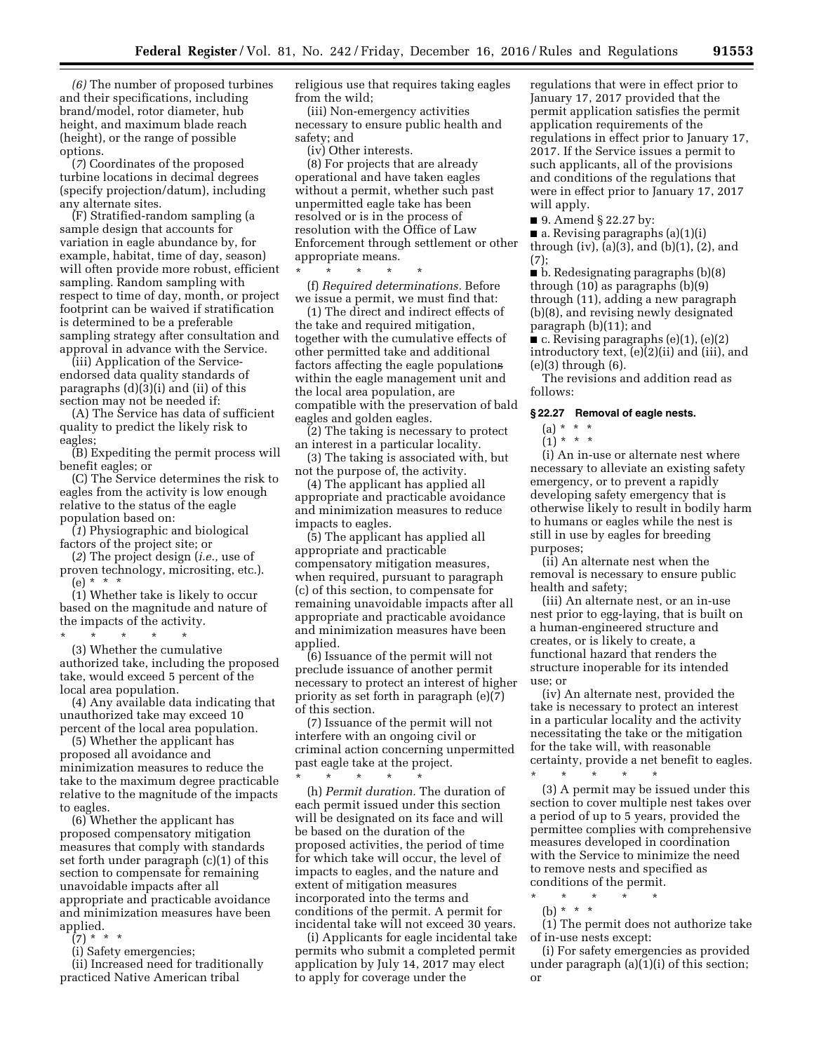*(6)* The number of proposed turbines and their specifications, including brand/model, rotor diameter, hub height, and maximum blade reach (height), or the range of possible options.

(*7*) Coordinates of the proposed turbine locations in decimal degrees (specify projection/datum), including any alternate sites.

(F) Stratified-random sampling (a sample design that accounts for variation in eagle abundance by, for example, habitat, time of day, season) will often provide more robust, efficient sampling. Random sampling with respect to time of day, month, or project footprint can be waived if stratification is determined to be a preferable sampling strategy after consultation and approval in advance with the Service.

(iii) Application of the Service-endorsed data quality standards of paragraphs (d)(3)(i) and (ii) of this section may not be needed if:

(A) The Service has data of sufficient quality to predict the likely risk to eagles;

(B) Expediting the permit process will benefit eagles; or

(C) The Service determines the risk to eagles from the activity is low enough relative to the status of the eagle population based on:

(*1*) Physiographic and biological factors of the project site; or

(*2*) The project design (*i.e.,* use of proven technology, micrositing, etc.).

(e) * * *

(1) Whether take is likely to occur based on the magnitude and nature of the impacts of the activity.

\* \* \* \* \*

(3) Whether the cumulative authorized take, including the proposed take, would exceed 5 percent of the local area population.

(4) Any available data indicating that unauthorized take may exceed 10 percent of the local area population.

(5) Whether the applicant has proposed all avoidance and minimization measures to reduce the take to the maximum degree practicable relative to the magnitude of the impacts to eagles.

(6) Whether the applicant has proposed compensatory mitigation measures that comply with standards set forth under paragraph (c)(1) of this section to compensate for remaining unavoidable impacts after all appropriate and practicable avoidance and minimization measures have been applied.

(7) * * *

(i) Safety emergencies;

(ii) Increased need for traditionally practiced Native American tribal religious use that requires taking eagles from the wild;

(iii) Non-emergency activities necessary to ensure public health and safety; and

(iv) Other interests.

(8) For projects that are already operational and have taken eagles without a permit, whether such past unpermitted eagle take has been resolved or is in the process of resolution with the Office of Law Enforcement through settlement or other appropriate means.

\* \* \* \* \*

(f) *Required determinations.* Before we issue a permit, we must find that:

(1) The direct and indirect effects of the take and required mitigation, together with the cumulative effects of other permitted take and additional factors affecting the eagle populations within the eagle management unit and the local area population, are compatible with the preservation of bald eagles and golden eagles.

(2) The taking is necessary to protect an interest in a particular locality.

(3) The taking is associated with, but not the purpose of, the activity.

(4) The applicant has applied all appropriate and practicable avoidance and minimization measures to reduce impacts to eagles.

(5) The applicant has applied all appropriate and practicable compensatory mitigation measures, when required, pursuant to paragraph (c) of this section, to compensate for remaining unavoidable impacts after all appropriate and practicable avoidance and minimization measures have been applied.

(6) Issuance of the permit will not preclude issuance of another permit necessary to protect an interest of higher priority as set forth in paragraph (e)(7) of this section.

(7) Issuance of the permit will not interfere with an ongoing civil or criminal action concerning unpermitted past eagle take at the project.

\* \* \* \* \*

(h) *Permit duration.* The duration of each permit issued under this section will be designated on its face and will be based on the duration of the proposed activities, the period of time for which take will occur, the level of impacts to eagles, and the nature and extent of mitigation measures incorporated into the terms and conditions of the permit. A permit for incidental take will not exceed 30 years.

(i) Applicants for eagle incidental take permits who submit a completed permit application by July 14, 2017 may elect to apply for coverage under the regulations that were in effect prior to January 17, 2017 provided that the permit application satisfies the permit application requirements of the regulations in effect prior to January 17, 2017. If the Service issues a permit to such applicants, all of the provisions and conditions of the regulations that were in effect prior to January 17, 2017 will apply.

■ 9. Amend § 22.27 by:

■ a. Revising paragraphs (a)(1)(i) through (iv), (a)(3), and (b)(1), (2), and (7);

■ b. Redesignating paragraphs (b)(8) through (10) as paragraphs (b)(9) through (11), adding a new paragraph (b)(8), and revising newly designated paragraph (b)(11); and

■ c. Revising paragraphs (e)(1), (e)(2) introductory text, (e)(2)(ii) and (iii), and (e)(3) through (6).

The revisions and addition read as follows:

### § 22.27 Removal of eagle nests.

(a) * * *

(1) * * *

(i) An in-use or alternate nest where necessary to alleviate an existing safety emergency, or to prevent a rapidly developing safety emergency that is otherwise likely to result in bodily harm to humans or eagles while the nest is still in use by eagles for breeding purposes;

(ii) An alternate nest when the removal is necessary to ensure public health and safety;

(iii) An alternate nest, or an in-use nest prior to egg-laying, that is built on a human-engineered structure and creates, or is likely to create, a functional hazard that renders the structure inoperable for its intended use; or

(iv) An alternate nest, provided the take is necessary to protect an interest in a particular locality and the activity necessitating the take or the mitigation for the take will, with reasonable certainty, provide a net benefit to eagles.

\* \* \* \* \*

(3) A permit may be issued under this section to cover multiple nest takes over a period of up to 5 years, provided the permittee complies with comprehensive measures developed in coordination with the Service to minimize the need to remove nests and specified as conditions of the permit.

\* \* \* \* \*

(b) * * *

(1) The permit does not authorize take of in-use nests except:

(i) For safety emergencies as provided under paragraph (a)(1)(i) of this section; or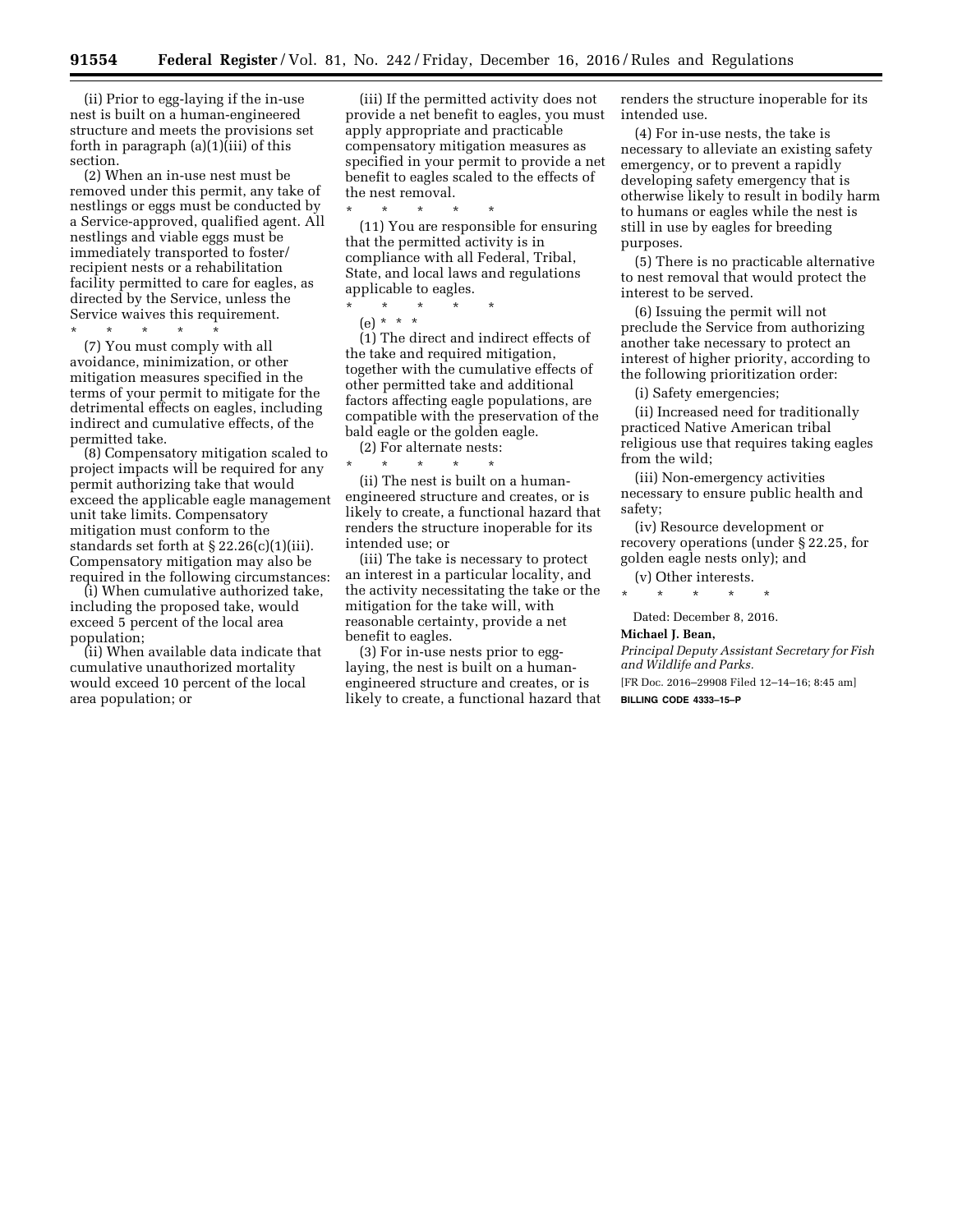(ii) Prior to egg-laying if the in-use nest is built on a human-engineered structure and meets the provisions set forth in paragraph (a)(1)(iii) of this section.

(2) When an in-use nest must be removed under this permit, any take of nestlings or eggs must be conducted by a Service-approved, qualified agent. All nestlings and viable eggs must be immediately transported to foster/recipient nests or a rehabilitation facility permitted to care for eggles, as directed by the Service, unless the Service waives this requirement.

\* \* \* \* \*

(7) You must comply with all avoidance, minimization, or other mitigation measures specified in the terms of your permit to mitigate for the detrimental effects on eagles, including indirect and cumulative effects, of the permitted take.

(8) Compensatory mitigation scaled to project impacts will be required for any permit authorizing take that would exceed the applicable eagle management unit take limits. Compensatory mitigation must conform to the standards set forth at § 22.26(c)(1)(iii). Compensatory mitigation may also be required in the following circumstances:

(i) When cumulative authorized take, including the proposed take, would exceed 5 percent of the local area population;

(ii) When available data indicate that cumulative unauthorized mortality would exceed 10 percent of the local area population; or

(iii) If the permitted activity does not provide a net benefit to eagles, you must apply appropriate and practicable compensatory mitigation measures as specified in your permit to provide a net benefit to eagles scaled to the effects of the nest removal.

\* \* \* \* \*

(11) You are responsible for ensuring that the permitted activity is in compliance with all Federal, Tribal, State, and local laws and regulations applicable to eagles.

\* \* \* \* \*

(e) \* \* \*

(1) The direct and indirect effects of the take and required mitigation, together with the cumulative effects of other permitted take and additional factors affecting eagle populations, are compatible with the preservation of the bald eagle or the golden eagle.

(2) For alternate nests:

\* \* \* \* \*

(ii) The nest is built on a human-engineered structure and creates, or is likely to create, a functional hazard that renders the structure inoperable for its intended use; or

(iii) The take is necessary to protect an interest in a particular locality, and the activity necessitating the take or the mitigation for the take will, with reasonable certainty, provide a net benefit to eagles.

(3) For in-use nests prior to egg-laying, the nest is built on a human-engineered structure and creates, or is likely to create, a functional hazard that renders the structure inoperable for its intended use.

(4) For in-use nests, the take is necessary to alleviate an existing safety emergency, or to prevent a rapidly developing safety emergency that is otherwise likely to result in bodily harm to humans or eagles while the nest is still in use by eagles for breeding purposes.

(5) There is no practicable alternative to nest removal that would protect the interest to be served.

(6) Issuing the permit will not preclude the Service from authorizing another take necessary to protect an interest of higher priority, according to the following prioritization order:

(i) Safety emergencies;

(ii) Increased need for traditionally practiced Native American tribal religious use that requires taking eagles from the wild;

(iii) Non-emergency activities necessary to ensure public health and safety;

(iv) Resource development or recovery operations (under § 22.25, for golden eagle nests only); and

(v) Other interests.

\* \* \* \* \*

Dated: December 8, 2016.

**Michael J. Bean,**

*Principal Deputy Assistant Secretary for Fish and Wildlife and Parks.*

[FR Doc. 2016–29908 Filed 12–14–16; 8:45 am]

**BILLING CODE 4333–15–P**